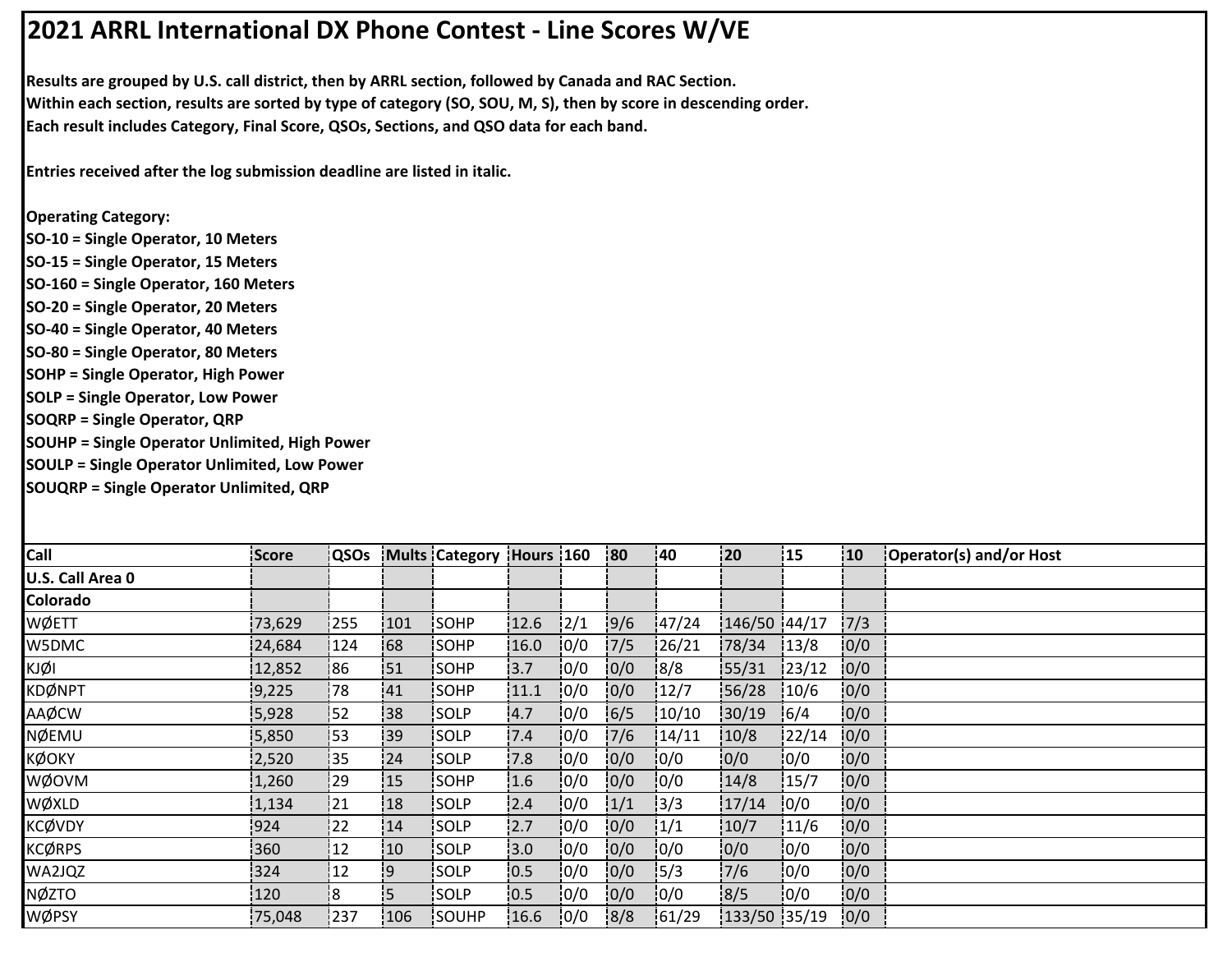# 2021 ARRL International DX Phone Contest - Line Scores W/VE

**Results are grouped by U.S. call district, then by ARRL section, followed by Canada and RAC Section.**
**Within each section, results are sorted by type of category (SO, SOU, M, S), then by score in descending order.**
**Each result includes Category, Final Score, QSOs, Sections, and QSO data for each band.**

**Entries received after the log submission deadline are listed in italic.**

**Operating Category:**
**SO-10 = Single Operator, 10 Meters**
**SO-15 = Single Operator, 15 Meters**
**SO-160 = Single Operator, 160 Meters**
**SO-20 = Single Operator, 20 Meters**
**SO-40 = Single Operator, 40 Meters**
**SO-80 = Single Operator, 80 Meters**
**SOHP = Single Operator, High Power**
**SOLP = Single Operator, Low Power**
**SOQRP = Single Operator, QRP**
**SOUHP = Single Operator Unlimited, High Power**
**SOULP = Single Operator Unlimited, Low Power**
**SOUQRP = Single Operator Unlimited, QRP**

| Call | Score | QSOs | Mults | Category | Hours | 160 | 80 | 40 | 20 | 15 | 10 | Operator(s) and/or Host |
|---|---|---|---|---|---|---|---|---|---|---|---|---|
| **U.S. Call Area 0** | | | | | | | | | | | | |
| **Colorado** | | | | | | | | | | | | |
| WØETT | 73,629 | 255 | 101 | SOHP | 12.6 | 2/1 | 9/6 | 47/24 | 146/50 | 44/17 | 7/3 | |
| W5DMC | 24,684 | 124 | 68 | SOHP | 16.0 | 0/0 | 7/5 | 26/21 | 78/34 | 13/8 | 0/0 | |
| KJØI | 12,852 | 86 | 51 | SOHP | 3.7 | 0/0 | 0/0 | 8/8 | 55/31 | 23/12 | 0/0 | |
| KDØNPT | 9,225 | 78 | 41 | SOHP | 11.1 | 0/0 | 0/0 | 12/7 | 56/28 | 10/6 | 0/0 | |
| AAØCW | 5,928 | 52 | 38 | SOLP | 4.7 | 0/0 | 6/5 | 10/10 | 30/19 | 6/4 | 0/0 | |
| NØEMU | 5,850 | 53 | 39 | SOLP | 7.4 | 0/0 | 7/6 | 14/11 | 10/8 | 22/14 | 0/0 | |
| KØOKY | 2,520 | 35 | 24 | SOLP | 7.8 | 0/0 | 0/0 | 0/0 | 0/0 | 0/0 | 0/0 | |
| WØOVM | 1,260 | 29 | 15 | SOHP | 1.6 | 0/0 | 0/0 | 0/0 | 14/8 | 15/7 | 0/0 | |
| WØXLD | 1,134 | 21 | 18 | SOLP | 2.4 | 0/0 | 1/1 | 3/3 | 17/14 | 0/0 | 0/0 | |
| KCØVDY | 924 | 22 | 14 | SOLP | 2.7 | 0/0 | 0/0 | 1/1 | 10/7 | 11/6 | 0/0 | |
| KCØRPS | 360 | 12 | 10 | SOLP | 3.0 | 0/0 | 0/0 | 0/0 | 0/0 | 0/0 | 0/0 | |
| WA2JQZ | 324 | 12 | 9 | SOLP | 0.5 | 0/0 | 0/0 | 5/3 | 7/6 | 0/0 | 0/0 | |
| NØZTO | 120 | 8 | 5 | SOLP | 0.5 | 0/0 | 0/0 | 0/0 | 8/5 | 0/0 | 0/0 | |
| WØPSY | 75,048 | 237 | 106 | SOUHP | 16.6 | 0/0 | 8/8 | 61/29 | 133/50 | 35/19 | 0/0 | |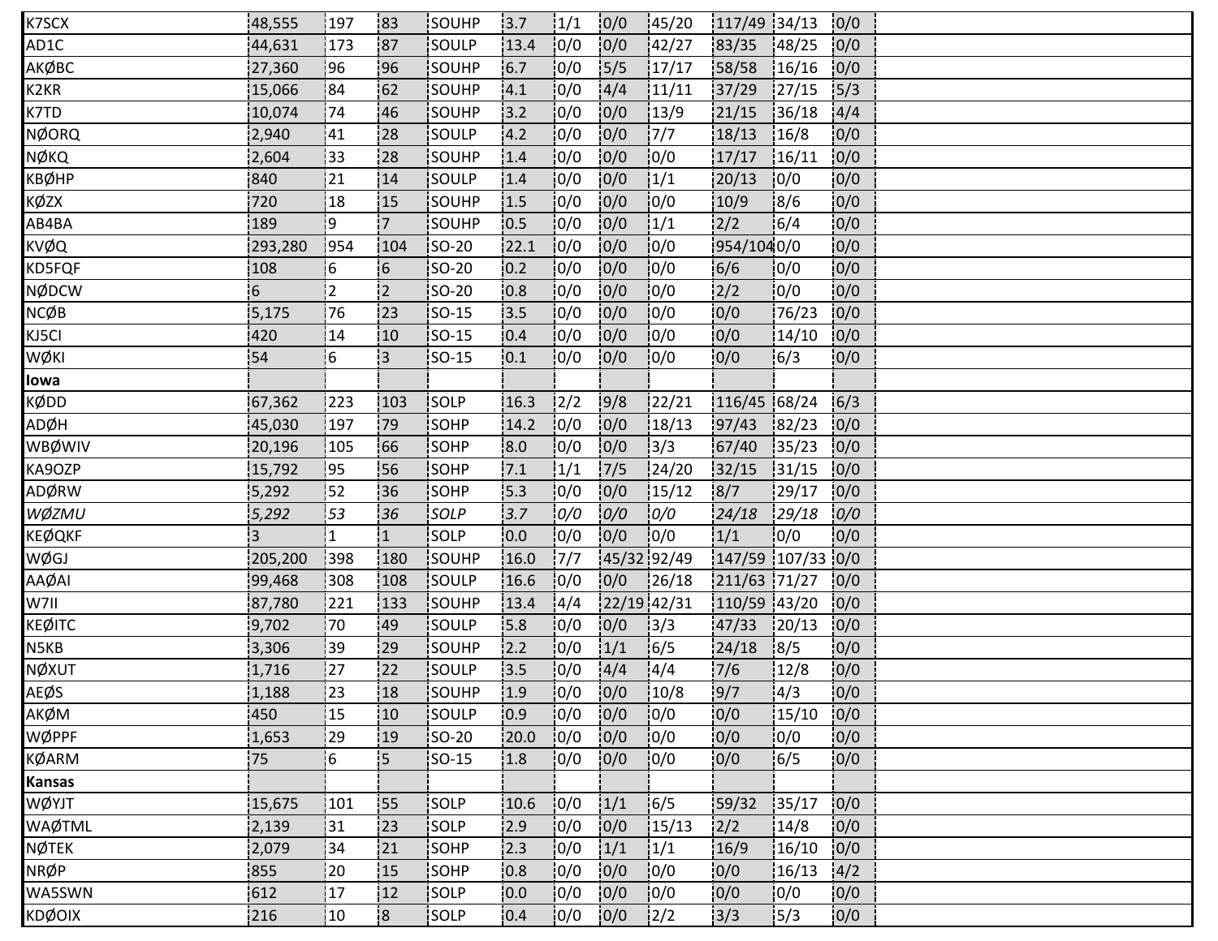| | | | | | | | | | | | | |
|---|---|---|---|---|---|---|---|---|---|---|---|---|
| K7SCX | 48,555 | 197 | 83 | SOUHP | 3.7 | 1/1 | 0/0 | 45/20 | 117/49 | 34/13 | 0/0 | |
| AD1C | 44,631 | 173 | 87 | SOULP | 13.4 | 0/0 | 0/0 | 42/27 | 83/35 | 48/25 | 0/0 | |
| AKØBC | 27,360 | 96 | 96 | SOUHP | 6.7 | 0/0 | 5/5 | 17/17 | 58/58 | 16/16 | 0/0 | |
| K2KR | 15,066 | 84 | 62 | SOUHP | 4.1 | 0/0 | 4/4 | 11/11 | 37/29 | 27/15 | 5/3 | |
| K7TD | 10,074 | 74 | 46 | SOUHP | 3.2 | 0/0 | 0/0 | 13/9 | 21/15 | 36/18 | 4/4 | |
| NØORQ | 2,940 | 41 | 28 | SOULP | 4.2 | 0/0 | 0/0 | 7/7 | 18/13 | 16/8 | 0/0 | |
| NØKQ | 2,604 | 33 | 28 | SOUHP | 1.4 | 0/0 | 0/0 | 0/0 | 17/17 | 16/11 | 0/0 | |
| KBØHP | 840 | 21 | 14 | SOULP | 1.4 | 0/0 | 0/0 | 1/1 | 20/13 | 0/0 | 0/0 | |
| KØZX | 720 | 18 | 15 | SOUHP | 1.5 | 0/0 | 0/0 | 0/0 | 10/9 | 8/6 | 0/0 | |
| AB4BA | 189 | 9 | 7 | SOUHP | 0.5 | 0/0 | 0/0 | 1/1 | 2/2 | 6/4 | 0/0 | |
| KVØQ | 293,280 | 954 | 104 | SO-20 | 22.1 | 0/0 | 0/0 | 0/0 | 954/104 | 0/0 | 0/0 | |
| KD5FQF | 108 | 6 | 6 | SO-20 | 0.2 | 0/0 | 0/0 | 0/0 | 6/6 | 0/0 | 0/0 | |
| NØDCW | 6 | 2 | 2 | SO-20 | 0.8 | 0/0 | 0/0 | 0/0 | 2/2 | 0/0 | 0/0 | |
| NCØB | 5,175 | 76 | 23 | SO-15 | 3.5 | 0/0 | 0/0 | 0/0 | 0/0 | 76/23 | 0/0 | |
| KJ5CI | 420 | 14 | 10 | SO-15 | 0.4 | 0/0 | 0/0 | 0/0 | 0/0 | 14/10 | 0/0 | |
| WØKI | 54 | 6 | 3 | SO-15 | 0.1 | 0/0 | 0/0 | 0/0 | 0/0 | 6/3 | 0/0 | |
| **Iowa** | | | | | | | | | | | | |
| KØDD | 67,362 | 223 | 103 | SOLP | 16.3 | 2/2 | 9/8 | 22/21 | 116/45 | 68/24 | 6/3 | |
| ADØH | 45,030 | 197 | 79 | SOHP | 14.2 | 0/0 | 0/0 | 18/13 | 97/43 | 82/23 | 0/0 | |
| WBØWIV | 20,196 | 105 | 66 | SOHP | 8.0 | 0/0 | 0/0 | 3/3 | 67/40 | 35/23 | 0/0 | |
| KA9OZP | 15,792 | 95 | 56 | SOHP | 7.1 | 1/1 | 7/5 | 24/20 | 32/15 | 31/15 | 0/0 | |
| ADØRW | 5,292 | 52 | 36 | SOHP | 5.3 | 0/0 | 0/0 | 15/12 | 8/7 | 29/17 | 0/0 | |
| *WØZMU* | *5,292* | *53* | *36* | *SOLP* | *3.7* | *0/0* | *0/0* | *0/0* | *24/18* | *29/18* | *0/0* | |
| KEØQKF | 3 | 1 | 1 | SOLP | 0.0 | 0/0 | 0/0 | 0/0 | 1/1 | 0/0 | 0/0 | |
| WØGJ | 205,200 | 398 | 180 | SOUHP | 16.0 | 7/7 | 45/32 | 92/49 | 147/59 | 107/33 | 0/0 | |
| AAØAI | 99,468 | 308 | 108 | SOULP | 16.6 | 0/0 | 0/0 | 26/18 | 211/63 | 71/27 | 0/0 | |
| W7II | 87,780 | 221 | 133 | SOUHP | 13.4 | 4/4 | 22/19 | 42/31 | 110/59 | 43/20 | 0/0 | |
| KEØITC | 9,702 | 70 | 49 | SOULP | 5.8 | 0/0 | 0/0 | 3/3 | 47/33 | 20/13 | 0/0 | |
| N5KB | 3,306 | 39 | 29 | SOUHP | 2.2 | 0/0 | 1/1 | 6/5 | 24/18 | 8/5 | 0/0 | |
| NØXUT | 1,716 | 27 | 22 | SOULP | 3.5 | 0/0 | 4/4 | 4/4 | 7/6 | 12/8 | 0/0 | |
| AEØS | 1,188 | 23 | 18 | SOUHP | 1.9 | 0/0 | 0/0 | 10/8 | 9/7 | 4/3 | 0/0 | |
| AKØM | 450 | 15 | 10 | SOULP | 0.9 | 0/0 | 0/0 | 0/0 | 0/0 | 15/10 | 0/0 | |
| WØPPF | 1,653 | 29 | 19 | SO-20 | 20.0 | 0/0 | 0/0 | 0/0 | 0/0 | 0/0 | 0/0 | |
| KØARM | 75 | 6 | 5 | SO-15 | 1.8 | 0/0 | 0/0 | 0/0 | 0/0 | 6/5 | 0/0 | |
| **Kansas** | | | | | | | | | | | | |
| WØYJT | 15,675 | 101 | 55 | SOLP | 10.6 | 0/0 | 1/1 | 6/5 | 59/32 | 35/17 | 0/0 | |
| WAØTML | 2,139 | 31 | 23 | SOLP | 2.9 | 0/0 | 0/0 | 15/13 | 2/2 | 14/8 | 0/0 | |
| NØTEK | 2,079 | 34 | 21 | SOHP | 2.3 | 0/0 | 1/1 | 1/1 | 16/9 | 16/10 | 0/0 | |
| NRØP | 855 | 20 | 15 | SOHP | 0.8 | 0/0 | 0/0 | 0/0 | 0/0 | 16/13 | 4/2 | |
| WA5SWN | 612 | 17 | 12 | SOLP | 0.0 | 0/0 | 0/0 | 0/0 | 0/0 | 0/0 | 0/0 | |
| KDØOIX | 216 | 10 | 8 | SOLP | 0.4 | 0/0 | 0/0 | 2/2 | 3/3 | 5/3 | 0/0 | |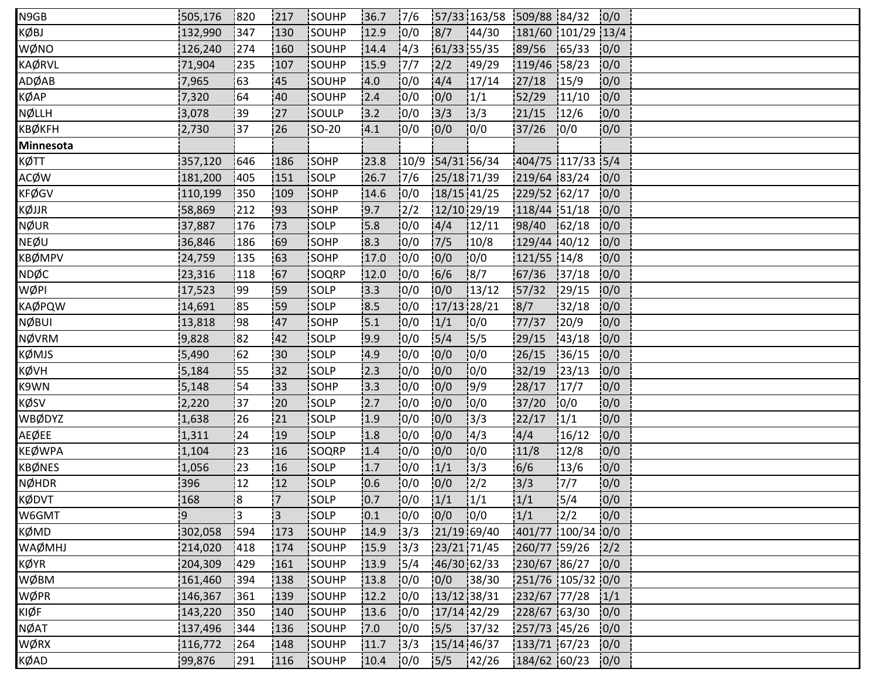| | | | | | | | | | | | | |
|---|---|---|---|---|---|---|---|---|---|---|---|---|
| N9GB | 505,176 | 820 | 217 | SOUHP | 36.7 | 7/6 | 57/33 | 163/58 | 509/88 | 84/32 | 0/0 | |
| KØBJ | 132,990 | 347 | 130 | SOUHP | 12.9 | 0/0 | 8/7 | 44/30 | 181/60 | 101/29 | 13/4 | |
| WØNO | 126,240 | 274 | 160 | SOUHP | 14.4 | 4/3 | 61/33 | 55/35 | 89/56 | 65/33 | 0/0 | |
| KAØRVL | 71,904 | 235 | 107 | SOUHP | 15.9 | 7/7 | 2/2 | 49/29 | 119/46 | 58/23 | 0/0 | |
| ADØAB | 7,965 | 63 | 45 | SOUHP | 4.0 | 0/0 | 4/4 | 17/14 | 27/18 | 15/9 | 0/0 | |
| KØAP | 7,320 | 64 | 40 | SOUHP | 2.4 | 0/0 | 0/0 | 1/1 | 52/29 | 11/10 | 0/0 | |
| NØLLH | 3,078 | 39 | 27 | SOULP | 3.2 | 0/0 | 3/3 | 3/3 | 21/15 | 12/6 | 0/0 | |
| KBØKFH | 2,730 | 37 | 26 | SO-20 | 4.1 | 0/0 | 0/0 | 0/0 | 37/26 | 0/0 | 0/0 | |
| **Minnesota** | | | | | | | | | | | | |
| KØTT | 357,120 | 646 | 186 | SOHP | 23.8 | 10/9 | 54/31 | 56/34 | 404/75 | 117/33 | 5/4 | |
| ACØW | 181,200 | 405 | 151 | SOLP | 26.7 | 7/6 | 25/18 | 71/39 | 219/64 | 83/24 | 0/0 | |
| KFØGV | 110,199 | 350 | 109 | SOHP | 14.6 | 0/0 | 18/15 | 41/25 | 229/52 | 62/17 | 0/0 | |
| KØJJR | 58,869 | 212 | 93 | SOHP | 9.7 | 2/2 | 12/10 | 29/19 | 118/44 | 51/18 | 0/0 | |
| NØUR | 37,887 | 176 | 73 | SOLP | 5.8 | 0/0 | 4/4 | 12/11 | 98/40 | 62/18 | 0/0 | |
| NEØU | 36,846 | 186 | 69 | SOHP | 8.3 | 0/0 | 7/5 | 10/8 | 129/44 | 40/12 | 0/0 | |
| KBØMPV | 24,759 | 135 | 63 | SOHP | 17.0 | 0/0 | 0/0 | 0/0 | 121/55 | 14/8 | 0/0 | |
| NDØC | 23,316 | 118 | 67 | SOQRP | 12.0 | 0/0 | 6/6 | 8/7 | 67/36 | 37/18 | 0/0 | |
| WØPI | 17,523 | 99 | 59 | SOLP | 3.3 | 0/0 | 0/0 | 13/12 | 57/32 | 29/15 | 0/0 | |
| KAØPQW | 14,691 | 85 | 59 | SOLP | 8.5 | 0/0 | 17/13 | 28/21 | 8/7 | 32/18 | 0/0 | |
| NØBUI | 13,818 | 98 | 47 | SOHP | 5.1 | 0/0 | 1/1 | 0/0 | 77/37 | 20/9 | 0/0 | |
| NØVRM | 9,828 | 82 | 42 | SOLP | 9.9 | 0/0 | 5/4 | 5/5 | 29/15 | 43/18 | 0/0 | |
| KØMJS | 5,490 | 62 | 30 | SOLP | 4.9 | 0/0 | 0/0 | 0/0 | 26/15 | 36/15 | 0/0 | |
| KØVH | 5,184 | 55 | 32 | SOLP | 2.3 | 0/0 | 0/0 | 0/0 | 32/19 | 23/13 | 0/0 | |
| K9WN | 5,148 | 54 | 33 | SOHP | 3.3 | 0/0 | 0/0 | 9/9 | 28/17 | 17/7 | 0/0 | |
| KØSV | 2,220 | 37 | 20 | SOLP | 2.7 | 0/0 | 0/0 | 0/0 | 37/20 | 0/0 | 0/0 | |
| WBØDYZ | 1,638 | 26 | 21 | SOLP | 1.9 | 0/0 | 0/0 | 3/3 | 22/17 | 1/1 | 0/0 | |
| AEØEE | 1,311 | 24 | 19 | SOLP | 1.8 | 0/0 | 0/0 | 4/3 | 4/4 | 16/12 | 0/0 | |
| KEØWPA | 1,104 | 23 | 16 | SOQRP | 1.4 | 0/0 | 0/0 | 0/0 | 11/8 | 12/8 | 0/0 | |
| KBØNES | 1,056 | 23 | 16 | SOLP | 1.7 | 0/0 | 1/1 | 3/3 | 6/6 | 13/6 | 0/0 | |
| NØHDR | 396 | 12 | 12 | SOLP | 0.6 | 0/0 | 0/0 | 2/2 | 3/3 | 7/7 | 0/0 | |
| KØDVT | 168 | 8 | 7 | SOLP | 0.7 | 0/0 | 1/1 | 1/1 | 1/1 | 5/4 | 0/0 | |
| W6GMT | 9 | 3 | 3 | SOLP | 0.1 | 0/0 | 0/0 | 0/0 | 1/1 | 2/2 | 0/0 | |
| KØMD | 302,058 | 594 | 173 | SOUHP | 14.9 | 3/3 | 21/19 | 69/40 | 401/77 | 100/34 | 0/0 | |
| WAØMHJ | 214,020 | 418 | 174 | SOUHP | 15.9 | 3/3 | 23/21 | 71/45 | 260/77 | 59/26 | 2/2 | |
| KØYR | 204,309 | 429 | 161 | SOUHP | 13.9 | 5/4 | 46/30 | 62/33 | 230/67 | 86/27 | 0/0 | |
| WØBM | 161,460 | 394 | 138 | SOUHP | 13.8 | 0/0 | 0/0 | 38/30 | 251/76 | 105/32 | 0/0 | |
| WØPR | 146,367 | 361 | 139 | SOUHP | 12.2 | 0/0 | 13/12 | 38/31 | 232/67 | 77/28 | 1/1 | |
| KIØF | 143,220 | 350 | 140 | SOUHP | 13.6 | 0/0 | 17/14 | 42/29 | 228/67 | 63/30 | 0/0 | |
| NØAT | 137,496 | 344 | 136 | SOUHP | 7.0 | 0/0 | 5/5 | 37/32 | 257/73 | 45/26 | 0/0 | |
| WØRX | 116,772 | 264 | 148 | SOUHP | 11.7 | 3/3 | 15/14 | 46/37 | 133/71 | 67/23 | 0/0 | |
| KØAD | 99,876 | 291 | 116 | SOUHP | 10.4 | 0/0 | 5/5 | 42/26 | 184/62 | 60/23 | 0/0 | |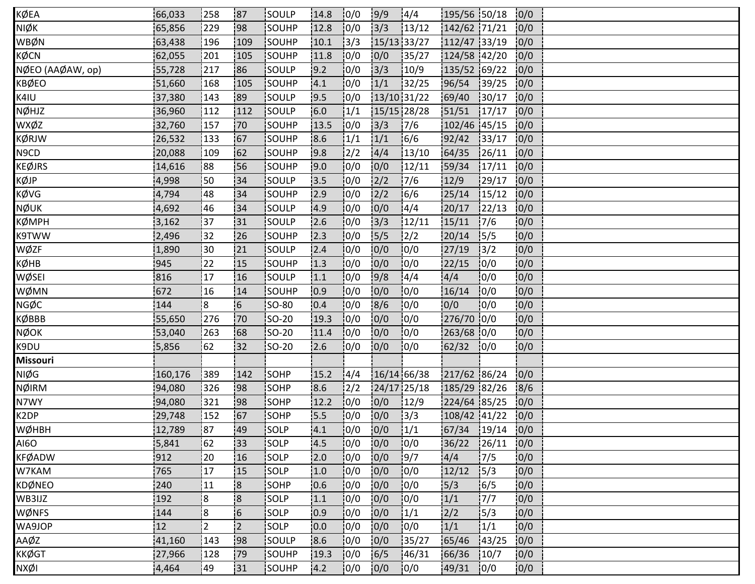| | | | | | | | | | | | | |
|---|---|---|---|---|---|---|---|---|---|---|---|---|
| KØEA | 66,033 | 258 | 87 | SOULP | 14.8 | 0/0 | 9/9 | 4/4 | 195/56 | 50/18 | 0/0 | |
| NIØK | 65,856 | 229 | 98 | SOUHP | 12.8 | 0/0 | 3/3 | 13/12 | 142/62 | 71/21 | 0/0 | |
| WBØN | 63,438 | 196 | 109 | SOUHP | 10.1 | 3/3 | 15/13 | 33/27 | 112/47 | 33/19 | 0/0 | |
| KØCN | 62,055 | 201 | 105 | SOUHP | 11.8 | 0/0 | 0/0 | 35/27 | 124/58 | 42/20 | 0/0 | |
| NØEO (AAØAW, op) | 55,728 | 217 | 86 | SOULP | 9.2 | 0/0 | 3/3 | 10/9 | 135/52 | 69/22 | 0/0 | |
| KBØEO | 51,660 | 168 | 105 | SOUHP | 4.1 | 0/0 | 1/1 | 32/25 | 96/54 | 39/25 | 0/0 | |
| K4IU | 37,380 | 143 | 89 | SOULP | 9.5 | 0/0 | 13/10 | 31/22 | 69/40 | 30/17 | 0/0 | |
| NØHJZ | 36,960 | 112 | 112 | SOULP | 6.0 | 1/1 | 15/15 | 28/28 | 51/51 | 17/17 | 0/0 | |
| WXØZ | 32,760 | 157 | 70 | SOUHP | 13.5 | 0/0 | 3/3 | 7/6 | 102/46 | 45/15 | 0/0 | |
| KØRJW | 26,532 | 133 | 67 | SOUHP | 8.6 | 1/1 | 1/1 | 6/6 | 92/42 | 33/17 | 0/0 | |
| N9CD | 20,088 | 109 | 62 | SOUHP | 9.8 | 2/2 | 4/4 | 13/10 | 64/35 | 26/11 | 0/0 | |
| KEØJRS | 14,616 | 88 | 56 | SOUHP | 9.0 | 0/0 | 0/0 | 12/11 | 59/34 | 17/11 | 0/0 | |
| KØJP | 4,998 | 50 | 34 | SOULP | 3.5 | 0/0 | 2/2 | 7/6 | 12/9 | 29/17 | 0/0 | |
| KØVG | 4,794 | 48 | 34 | SOUHP | 2.9 | 0/0 | 2/2 | 6/6 | 25/14 | 15/12 | 0/0 | |
| NØUK | 4,692 | 46 | 34 | SOULP | 4.9 | 0/0 | 0/0 | 4/4 | 20/17 | 22/13 | 0/0 | |
| KØMPH | 3,162 | 37 | 31 | SOULP | 2.6 | 0/0 | 3/3 | 12/11 | 15/11 | 7/6 | 0/0 | |
| K9TWW | 2,496 | 32 | 26 | SOUHP | 2.3 | 0/0 | 5/5 | 2/2 | 20/14 | 5/5 | 0/0 | |
| WØZF | 1,890 | 30 | 21 | SOULP | 2.4 | 0/0 | 0/0 | 0/0 | 27/19 | 3/2 | 0/0 | |
| KØHB | 945 | 22 | 15 | SOUHP | 1.3 | 0/0 | 0/0 | 0/0 | 22/15 | 0/0 | 0/0 | |
| WØSEI | 816 | 17 | 16 | SOULP | 1.1 | 0/0 | 9/8 | 4/4 | 4/4 | 0/0 | 0/0 | |
| WØMN | 672 | 16 | 14 | SOUHP | 0.9 | 0/0 | 0/0 | 0/0 | 16/14 | 0/0 | 0/0 | |
| NGØC | 144 | 8 | 6 | SO-80 | 0.4 | 0/0 | 8/6 | 0/0 | 0/0 | 0/0 | 0/0 | |
| KØBBB | 55,650 | 276 | 70 | SO-20 | 19.3 | 0/0 | 0/0 | 0/0 | 276/70 | 0/0 | 0/0 | |
| NØOK | 53,040 | 263 | 68 | SO-20 | 11.4 | 0/0 | 0/0 | 0/0 | 263/68 | 0/0 | 0/0 | |
| K9DU | 5,856 | 62 | 32 | SO-20 | 2.6 | 0/0 | 0/0 | 0/0 | 62/32 | 0/0 | 0/0 | |
| **Missouri** | | | | | | | | | | | | |
| NIØG | 160,176 | 389 | 142 | SOHP | 15.2 | 4/4 | 16/14 | 66/38 | 217/62 | 86/24 | 0/0 | |
| NØIRM | 94,080 | 326 | 98 | SOHP | 8.6 | 2/2 | 24/17 | 25/18 | 185/29 | 82/26 | 8/6 | |
| N7WY | 94,080 | 321 | 98 | SOHP | 12.2 | 0/0 | 0/0 | 12/9 | 224/64 | 85/25 | 0/0 | |
| K2DP | 29,748 | 152 | 67 | SOHP | 5.5 | 0/0 | 0/0 | 3/3 | 108/42 | 41/22 | 0/0 | |
| WØHBH | 12,789 | 87 | 49 | SOLP | 4.1 | 0/0 | 0/0 | 1/1 | 67/34 | 19/14 | 0/0 | |
| AI6O | 5,841 | 62 | 33 | SOLP | 4.5 | 0/0 | 0/0 | 0/0 | 36/22 | 26/11 | 0/0 | |
| KFØADW | 912 | 20 | 16 | SOLP | 2.0 | 0/0 | 0/0 | 9/7 | 4/4 | 7/5 | 0/0 | |
| W7KAM | 765 | 17 | 15 | SOLP | 1.0 | 0/0 | 0/0 | 0/0 | 12/12 | 5/3 | 0/0 | |
| KDØNEO | 240 | 11 | 8 | SOHP | 0.6 | 0/0 | 0/0 | 0/0 | 5/3 | 6/5 | 0/0 | |
| WB3IJZ | 192 | 8 | 8 | SOLP | 1.1 | 0/0 | 0/0 | 0/0 | 1/1 | 7/7 | 0/0 | |
| WØNFS | 144 | 8 | 6 | SOLP | 0.9 | 0/0 | 0/0 | 1/1 | 2/2 | 5/3 | 0/0 | |
| WA9JOP | 12 | 2 | 2 | SOLP | 0.0 | 0/0 | 0/0 | 0/0 | 1/1 | 1/1 | 0/0 | |
| AAØZ | 41,160 | 143 | 98 | SOULP | 8.6 | 0/0 | 0/0 | 35/27 | 65/46 | 43/25 | 0/0 | |
| KKØGT | 27,966 | 128 | 79 | SOUHP | 19.3 | 0/0 | 6/5 | 46/31 | 66/36 | 10/7 | 0/0 | |
| NXØI | 4,464 | 49 | 31 | SOUHP | 4.2 | 0/0 | 0/0 | 0/0 | 49/31 | 0/0 | 0/0 | |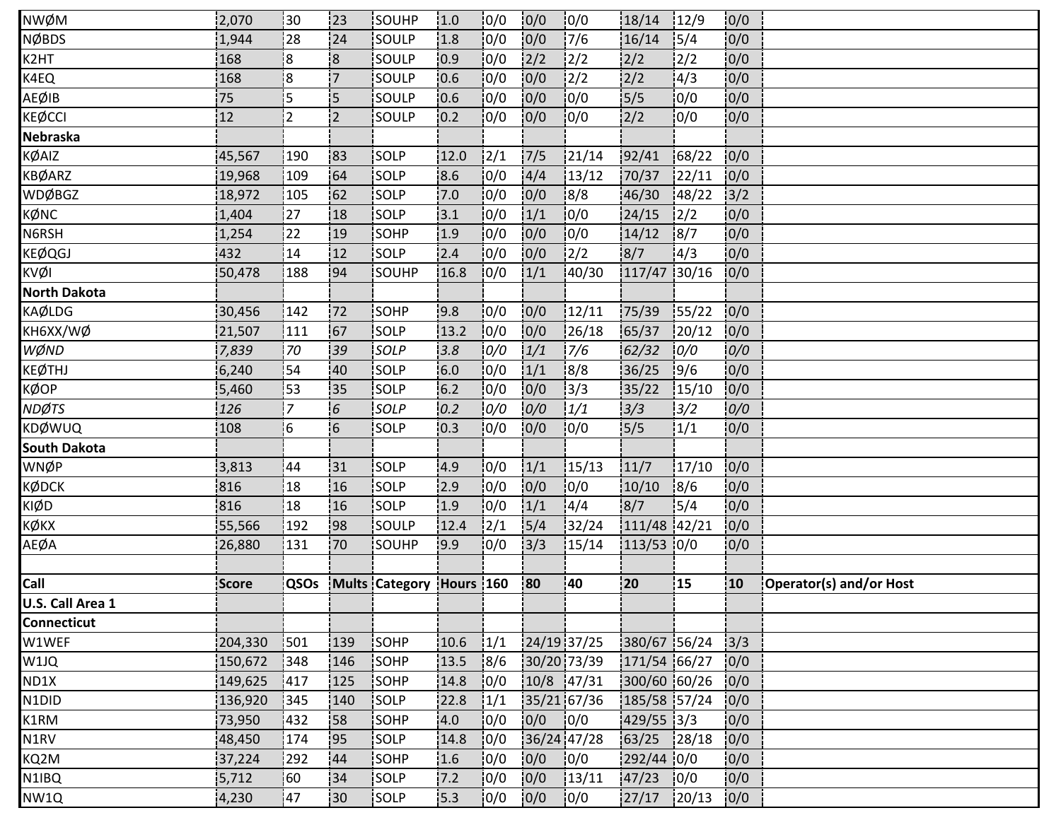| NWØM | 2,070 | 30 | 23 | SOUHP | 1.0 | 0/0 | 0/0 | 0/0 | 18/14 | 12/9 | 0/0 | |
|---|---|---|---|---|---|---|---|---|---|---|---|---|
| NØBDS | 1,944 | 28 | 24 | SOULP | 1.8 | 0/0 | 0/0 | 7/6 | 16/14 | 5/4 | 0/0 | |
| K2HT | 168 | 8 | 8 | SOULP | 0.9 | 0/0 | 2/2 | 2/2 | 2/2 | 2/2 | 0/0 | |
| K4EQ | 168 | 8 | 7 | SOULP | 0.6 | 0/0 | 0/0 | 2/2 | 2/2 | 4/3 | 0/0 | |
| AEØIB | 75 | 5 | 5 | SOULP | 0.6 | 0/0 | 0/0 | 0/0 | 5/5 | 0/0 | 0/0 | |
| KEØCCI | 12 | 2 | 2 | SOULP | 0.2 | 0/0 | 0/0 | 0/0 | 2/2 | 0/0 | 0/0 | |
| **Nebraska** | | | | | | | | | | | | |
| KØAIZ | 45,567 | 190 | 83 | SOLP | 12.0 | 2/1 | 7/5 | 21/14 | 92/41 | 68/22 | 0/0 | |
| KBØARZ | 19,968 | 109 | 64 | SOLP | 8.6 | 0/0 | 4/4 | 13/12 | 70/37 | 22/11 | 0/0 | |
| WDØBGZ | 18,972 | 105 | 62 | SOLP | 7.0 | 0/0 | 0/0 | 8/8 | 46/30 | 48/22 | 3/2 | |
| KØNC | 1,404 | 27 | 18 | SOLP | 3.1 | 0/0 | 1/1 | 0/0 | 24/15 | 2/2 | 0/0 | |
| N6RSH | 1,254 | 22 | 19 | SOHP | 1.9 | 0/0 | 0/0 | 0/0 | 14/12 | 8/7 | 0/0 | |
| KEØQGJ | 432 | 14 | 12 | SOLP | 2.4 | 0/0 | 0/0 | 2/2 | 8/7 | 4/3 | 0/0 | |
| KVØI | 50,478 | 188 | 94 | SOUHP | 16.8 | 0/0 | 1/1 | 40/30 | 117/47 | 30/16 | 0/0 | |
| **North Dakota** | | | | | | | | | | | | |
| KAØLDG | 30,456 | 142 | 72 | SOHP | 9.8 | 0/0 | 0/0 | 12/11 | 75/39 | 55/22 | 0/0 | |
| KH6XX/WØ | 21,507 | 111 | 67 | SOLP | 13.2 | 0/0 | 0/0 | 26/18 | 65/37 | 20/12 | 0/0 | |
| *WØND* | *7,839* | *70* | *39* | *SOLP* | *3.8* | *0/0* | *1/1* | *7/6* | *62/32* | *0/0* | *0/0* | |
| KEØTHJ | 6,240 | 54 | 40 | SOLP | 6.0 | 0/0 | 1/1 | 8/8 | 36/25 | 9/6 | 0/0 | |
| KØOP | 5,460 | 53 | 35 | SOLP | 6.2 | 0/0 | 0/0 | 3/3 | 35/22 | 15/10 | 0/0 | |
| *NDØTS* | *126* | *7* | *6* | *SOLP* | *0.2* | *0/0* | *0/0* | *1/1* | *3/3* | *3/2* | *0/0* | |
| KDØWUQ | 108 | 6 | 6 | SOLP | 0.3 | 0/0 | 0/0 | 0/0 | 5/5 | 1/1 | 0/0 | |
| **South Dakota** | | | | | | | | | | | | |
| WNØP | 3,813 | 44 | 31 | SOLP | 4.9 | 0/0 | 1/1 | 15/13 | 11/7 | 17/10 | 0/0 | |
| KØDCK | 816 | 18 | 16 | SOLP | 2.9 | 0/0 | 0/0 | 0/0 | 10/10 | 8/6 | 0/0 | |
| KIØD | 816 | 18 | 16 | SOLP | 1.9 | 0/0 | 1/1 | 4/4 | 8/7 | 5/4 | 0/0 | |
| KØKX | 55,566 | 192 | 98 | SOULP | 12.4 | 2/1 | 5/4 | 32/24 | 111/48 | 42/21 | 0/0 | |
| AEØA | 26,880 | 131 | 70 | SOUHP | 9.9 | 0/0 | 3/3 | 15/14 | 113/53 | 0/0 | 0/0 | |

| Call | Score | QSOs | Mults | Category | Hours | 160 | 80 | 40 | 20 | 15 | 10 | Operator(s) and/or Host |
|---|---|---|---|---|---|---|---|---|---|---|---|---|
| **U.S. Call Area 1** | | | | | | | | | | | | |
| **Connecticut** | | | | | | | | | | | | |
| W1WEF | 204,330 | 501 | 139 | SOHP | 10.6 | 1/1 | 24/19 | 37/25 | 380/67 | 56/24 | 3/3 | |
| W1JQ | 150,672 | 348 | 146 | SOHP | 13.5 | 8/6 | 30/20 | 73/39 | 171/54 | 66/27 | 0/0 | |
| ND1X | 149,625 | 417 | 125 | SOHP | 14.8 | 0/0 | 10/8 | 47/31 | 300/60 | 60/26 | 0/0 | |
| N1DID | 136,920 | 345 | 140 | SOLP | 22.8 | 1/1 | 35/21 | 67/36 | 185/58 | 57/24 | 0/0 | |
| K1RM | 73,950 | 432 | 58 | SOHP | 4.0 | 0/0 | 0/0 | 0/0 | 429/55 | 3/3 | 0/0 | |
| N1RV | 48,450 | 174 | 95 | SOLP | 14.8 | 0/0 | 36/24 | 47/28 | 63/25 | 28/18 | 0/0 | |
| KQ2M | 37,224 | 292 | 44 | SOHP | 1.6 | 0/0 | 0/0 | 0/0 | 292/44 | 0/0 | 0/0 | |
| N1IBQ | 5,712 | 60 | 34 | SOLP | 7.2 | 0/0 | 0/0 | 13/11 | 47/23 | 0/0 | 0/0 | |
| NW1Q | 4,230 | 47 | 30 | SOLP | 5.3 | 0/0 | 0/0 | 0/0 | 27/17 | 20/13 | 0/0 | |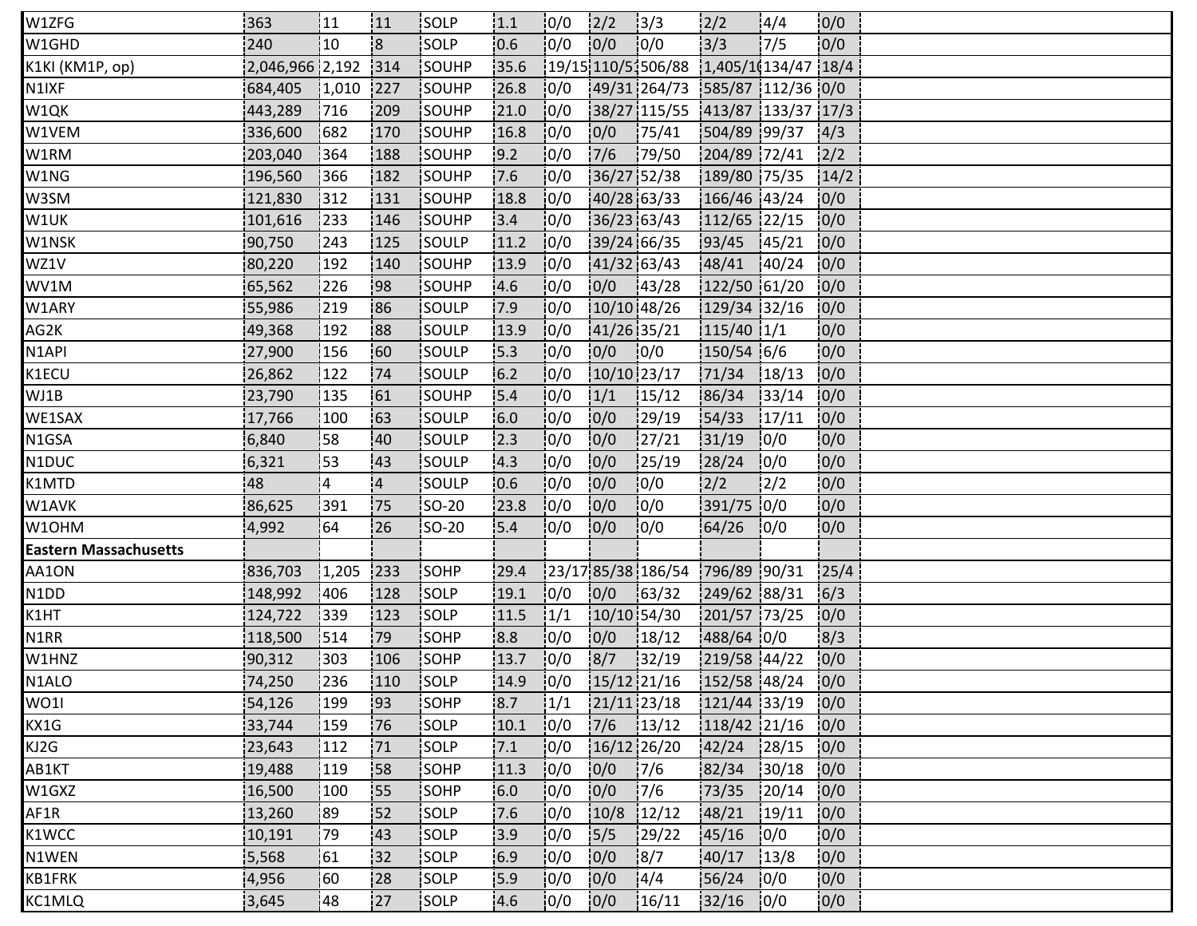| W1ZFG | 363 | 11 | 11 | SOLP | 1.1 | 0/0 | 2/2 | 3/3 | 2/2 | 4/4 | 0/0 |
|---|---|---|---|---|---|---|---|---|---|---|---|
| W1GHD | 240 | 10 | 8 | SOLP | 0.6 | 0/0 | 0/0 | 0/0 | 3/3 | 7/5 | 0/0 |
| K1KI (KM1P, op) | 2,046,966 | 2,192 | 314 | SOUHP | 35.6 | 19/15 | 110/5 | 506/88 | 1,405/1( | 134/47 | 18/4 |
| N1IXF | 684,405 | 1,010 | 227 | SOUHP | 26.8 | 0/0 | 49/31 | 264/73 | 585/87 | 112/36 | 0/0 |
| W1QK | 443,289 | 716 | 209 | SOUHP | 21.0 | 0/0 | 38/27 | 115/55 | 413/87 | 133/37 | 17/3 |
| W1VEM | 336,600 | 682 | 170 | SOUHP | 16.8 | 0/0 | 0/0 | 75/41 | 504/89 | 99/37 | 4/3 |
| W1RM | 203,040 | 364 | 188 | SOUHP | 9.2 | 0/0 | 7/6 | 79/50 | 204/89 | 72/41 | 2/2 |
| W1NG | 196,560 | 366 | 182 | SOUHP | 7.6 | 0/0 | 36/27 | 52/38 | 189/80 | 75/35 | 14/2 |
| W3SM | 121,830 | 312 | 131 | SOUHP | 18.8 | 0/0 | 40/28 | 63/33 | 166/46 | 43/24 | 0/0 |
| W1UK | 101,616 | 233 | 146 | SOUHP | 3.4 | 0/0 | 36/23 | 63/43 | 112/65 | 22/15 | 0/0 |
| W1NSK | 90,750 | 243 | 125 | SOULP | 11.2 | 0/0 | 39/24 | 66/35 | 93/45 | 45/21 | 0/0 |
| WZ1V | 80,220 | 192 | 140 | SOUHP | 13.9 | 0/0 | 41/32 | 63/43 | 48/41 | 40/24 | 0/0 |
| WV1M | 65,562 | 226 | 98 | SOUHP | 4.6 | 0/0 | 0/0 | 43/28 | 122/50 | 61/20 | 0/0 |
| W1ARY | 55,986 | 219 | 86 | SOULP | 7.9 | 0/0 | 10/10 | 48/26 | 129/34 | 32/16 | 0/0 |
| AG2K | 49,368 | 192 | 88 | SOULP | 13.9 | 0/0 | 41/26 | 35/21 | 115/40 | 1/1 | 0/0 |
| N1API | 27,900 | 156 | 60 | SOULP | 5.3 | 0/0 | 0/0 | 0/0 | 150/54 | 6/6 | 0/0 |
| K1ECU | 26,862 | 122 | 74 | SOULP | 6.2 | 0/0 | 10/10 | 23/17 | 71/34 | 18/13 | 0/0 |
| WJ1B | 23,790 | 135 | 61 | SOUHP | 5.4 | 0/0 | 1/1 | 15/12 | 86/34 | 33/14 | 0/0 |
| WE1SAX | 17,766 | 100 | 63 | SOULP | 6.0 | 0/0 | 0/0 | 29/19 | 54/33 | 17/11 | 0/0 |
| N1GSA | 6,840 | 58 | 40 | SOULP | 2.3 | 0/0 | 0/0 | 27/21 | 31/19 | 0/0 | 0/0 |
| N1DUC | 6,321 | 53 | 43 | SOULP | 4.3 | 0/0 | 0/0 | 25/19 | 28/24 | 0/0 | 0/0 |
| K1MTD | 48 | 4 | 4 | SOULP | 0.6 | 0/0 | 0/0 | 0/0 | 2/2 | 2/2 | 0/0 |
| W1AVK | 86,625 | 391 | 75 | SO-20 | 23.8 | 0/0 | 0/0 | 0/0 | 391/75 | 0/0 | 0/0 |
| W1OHM | 4,992 | 64 | 26 | SO-20 | 5.4 | 0/0 | 0/0 | 0/0 | 64/26 | 0/0 | 0/0 |
| **Eastern Massachusetts** | | | | | | | | | | | |
| AA1ON | 836,703 | 1,205 | 233 | SOHP | 29.4 | 23/17 | 85/38 | 186/54 | 796/89 | 90/31 | 25/4 |
| N1DD | 148,992 | 406 | 128 | SOLP | 19.1 | 0/0 | 0/0 | 63/32 | 249/62 | 88/31 | 6/3 |
| K1HT | 124,722 | 339 | 123 | SOLP | 11.5 | 1/1 | 10/10 | 54/30 | 201/57 | 73/25 | 0/0 |
| N1RR | 118,500 | 514 | 79 | SOHP | 8.8 | 0/0 | 0/0 | 18/12 | 488/64 | 0/0 | 8/3 |
| W1HNZ | 90,312 | 303 | 106 | SOHP | 13.7 | 0/0 | 8/7 | 32/19 | 219/58 | 44/22 | 0/0 |
| N1ALO | 74,250 | 236 | 110 | SOLP | 14.9 | 0/0 | 15/12 | 21/16 | 152/58 | 48/24 | 0/0 |
| WO1I | 54,126 | 199 | 93 | SOHP | 8.7 | 1/1 | 21/11 | 23/18 | 121/44 | 33/19 | 0/0 |
| KX1G | 33,744 | 159 | 76 | SOLP | 10.1 | 0/0 | 7/6 | 13/12 | 118/42 | 21/16 | 0/0 |
| KJ2G | 23,643 | 112 | 71 | SOLP | 7.1 | 0/0 | 16/12 | 26/20 | 42/24 | 28/15 | 0/0 |
| AB1KT | 19,488 | 119 | 58 | SOHP | 11.3 | 0/0 | 0/0 | 7/6 | 82/34 | 30/18 | 0/0 |
| W1GXZ | 16,500 | 100 | 55 | SOHP | 6.0 | 0/0 | 0/0 | 7/6 | 73/35 | 20/14 | 0/0 |
| AF1R | 13,260 | 89 | 52 | SOLP | 7.6 | 0/0 | 10/8 | 12/12 | 48/21 | 19/11 | 0/0 |
| K1WCC | 10,191 | 79 | 43 | SOLP | 3.9 | 0/0 | 5/5 | 29/22 | 45/16 | 0/0 | 0/0 |
| N1WEN | 5,568 | 61 | 32 | SOLP | 6.9 | 0/0 | 0/0 | 8/7 | 40/17 | 13/8 | 0/0 |
| KB1FRK | 4,956 | 60 | 28 | SOLP | 5.9 | 0/0 | 0/0 | 4/4 | 56/24 | 0/0 | 0/0 |
| KC1MLQ | 3,645 | 48 | 27 | SOLP | 4.6 | 0/0 | 0/0 | 16/11 | 32/16 | 0/0 | 0/0 |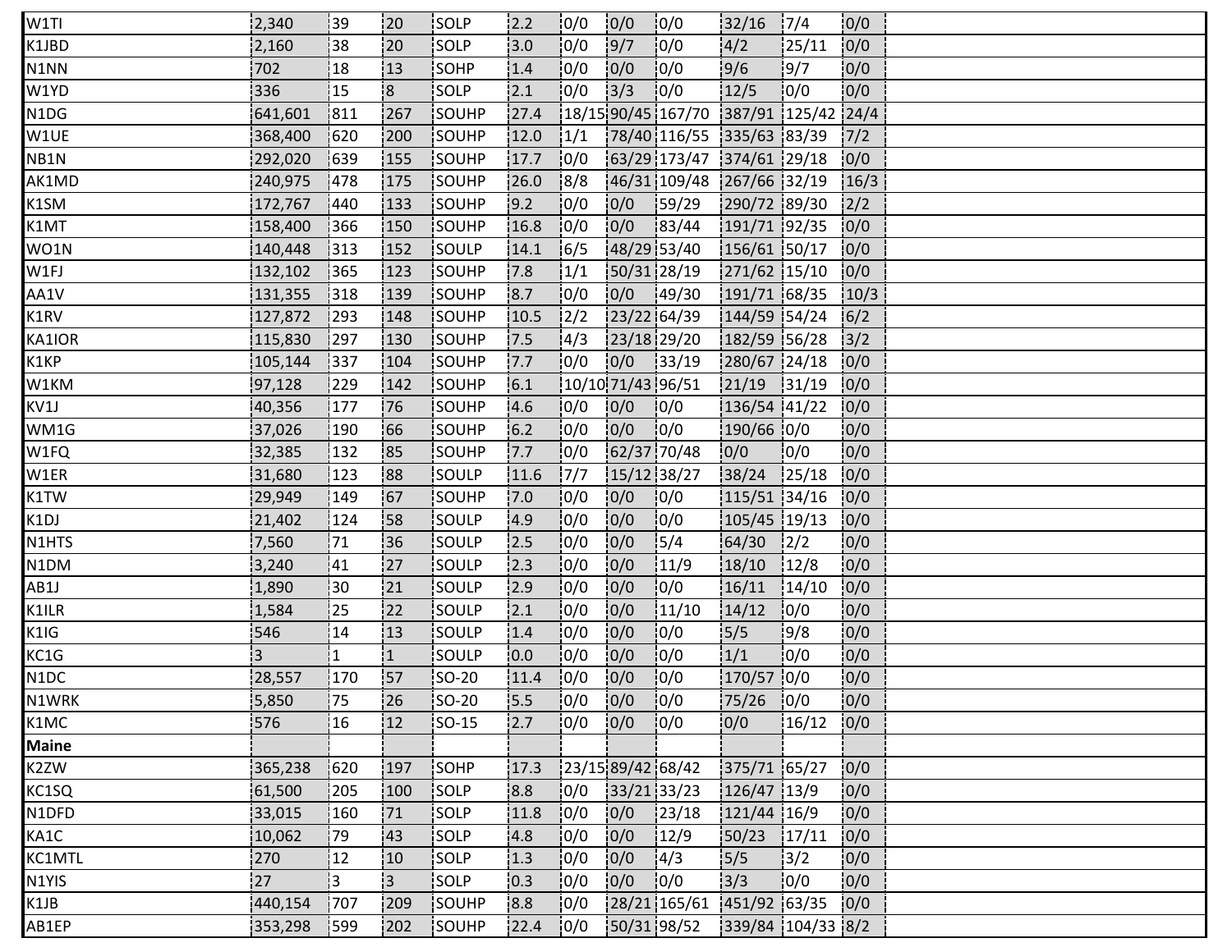| | | | | | | | | | | | | |
|---|---|---|---|---|---|---|---|---|---|---|---|---|
| W1TI | 2,340 | 39 | 20 | SOLP | 2.2 | 0/0 | 0/0 | 0/0 | 32/16 | 7/4 | 0/0 | |
| K1JBD | 2,160 | 38 | 20 | SOLP | 3.0 | 0/0 | 9/7 | 0/0 | 4/2 | 25/11 | 0/0 | |
| N1NN | 702 | 18 | 13 | SOHP | 1.4 | 0/0 | 0/0 | 0/0 | 9/6 | 9/7 | 0/0 | |
| W1YD | 336 | 15 | 8 | SOLP | 2.1 | 0/0 | 3/3 | 0/0 | 12/5 | 0/0 | 0/0 | |
| N1DG | 641,601 | 811 | 267 | SOUHP | 27.4 | 18/15 | 90/45 | 167/70 | 387/91 | 125/42 | 24/4 | |
| W1UE | 368,400 | 620 | 200 | SOUHP | 12.0 | 1/1 | 78/40 | 116/55 | 335/63 | 83/39 | 7/2 | |
| NB1N | 292,020 | 639 | 155 | SOUHP | 17.7 | 0/0 | 63/29 | 173/47 | 374/61 | 29/18 | 0/0 | |
| AK1MD | 240,975 | 478 | 175 | SOUHP | 26.0 | 8/8 | 46/31 | 109/48 | 267/66 | 32/19 | 16/3 | |
| K1SM | 172,767 | 440 | 133 | SOUHP | 9.2 | 0/0 | 0/0 | 59/29 | 290/72 | 89/30 | 2/2 | |
| K1MT | 158,400 | 366 | 150 | SOUHP | 16.8 | 0/0 | 0/0 | 83/44 | 191/71 | 92/35 | 0/0 | |
| WO1N | 140,448 | 313 | 152 | SOULP | 14.1 | 6/5 | 48/29 | 53/40 | 156/61 | 50/17 | 0/0 | |
| W1FJ | 132,102 | 365 | 123 | SOUHP | 7.8 | 1/1 | 50/31 | 28/19 | 271/62 | 15/10 | 0/0 | |
| AA1V | 131,355 | 318 | 139 | SOUHP | 8.7 | 0/0 | 0/0 | 49/30 | 191/71 | 68/35 | 10/3 | |
| K1RV | 127,872 | 293 | 148 | SOUHP | 10.5 | 2/2 | 23/22 | 64/39 | 144/59 | 54/24 | 6/2 | |
| KA1IOR | 115,830 | 297 | 130 | SOUHP | 7.5 | 4/3 | 23/18 | 29/20 | 182/59 | 56/28 | 3/2 | |
| K1KP | 105,144 | 337 | 104 | SOUHP | 7.7 | 0/0 | 0/0 | 33/19 | 280/67 | 24/18 | 0/0 | |
| W1KM | 97,128 | 229 | 142 | SOUHP | 6.1 | 10/10 | 71/43 | 96/51 | 21/19 | 31/19 | 0/0 | |
| KV1J | 40,356 | 177 | 76 | SOUHP | 4.6 | 0/0 | 0/0 | 0/0 | 136/54 | 41/22 | 0/0 | |
| WM1G | 37,026 | 190 | 66 | SOUHP | 6.2 | 0/0 | 0/0 | 0/0 | 190/66 | 0/0 | 0/0 | |
| W1FQ | 32,385 | 132 | 85 | SOUHP | 7.7 | 0/0 | 62/37 | 70/48 | 0/0 | 0/0 | 0/0 | |
| W1ER | 31,680 | 123 | 88 | SOULP | 11.6 | 7/7 | 15/12 | 38/27 | 38/24 | 25/18 | 0/0 | |
| K1TW | 29,949 | 149 | 67 | SOUHP | 7.0 | 0/0 | 0/0 | 0/0 | 115/51 | 34/16 | 0/0 | |
| K1DJ | 21,402 | 124 | 58 | SOULP | 4.9 | 0/0 | 0/0 | 0/0 | 105/45 | 19/13 | 0/0 | |
| N1HTS | 7,560 | 71 | 36 | SOULP | 2.5 | 0/0 | 0/0 | 5/4 | 64/30 | 2/2 | 0/0 | |
| N1DM | 3,240 | 41 | 27 | SOULP | 2.3 | 0/0 | 0/0 | 11/9 | 18/10 | 12/8 | 0/0 | |
| AB1J | 1,890 | 30 | 21 | SOULP | 2.9 | 0/0 | 0/0 | 0/0 | 16/11 | 14/10 | 0/0 | |
| K1ILR | 1,584 | 25 | 22 | SOULP | 2.1 | 0/0 | 0/0 | 11/10 | 14/12 | 0/0 | 0/0 | |
| K1IG | 546 | 14 | 13 | SOULP | 1.4 | 0/0 | 0/0 | 0/0 | 5/5 | 9/8 | 0/0 | |
| KC1G | 3 | 1 | 1 | SOULP | 0.0 | 0/0 | 0/0 | 0/0 | 1/1 | 0/0 | 0/0 | |
| N1DC | 28,557 | 170 | 57 | SO-20 | 11.4 | 0/0 | 0/0 | 0/0 | 170/57 | 0/0 | 0/0 | |
| N1WRK | 5,850 | 75 | 26 | SO-20 | 5.5 | 0/0 | 0/0 | 0/0 | 75/26 | 0/0 | 0/0 | |
| K1MC | 576 | 16 | 12 | SO-15 | 2.7 | 0/0 | 0/0 | 0/0 | 0/0 | 16/12 | 0/0 | |
| **Maine** | | | | | | | | | | | | |
| K2ZW | 365,238 | 620 | 197 | SOHP | 17.3 | 23/15 | 89/42 | 68/42 | 375/71 | 65/27 | 0/0 | |
| KC1SQ | 61,500 | 205 | 100 | SOLP | 8.8 | 0/0 | 33/21 | 33/23 | 126/47 | 13/9 | 0/0 | |
| N1DFD | 33,015 | 160 | 71 | SOLP | 11.8 | 0/0 | 0/0 | 23/18 | 121/44 | 16/9 | 0/0 | |
| KA1C | 10,062 | 79 | 43 | SOLP | 4.8 | 0/0 | 0/0 | 12/9 | 50/23 | 17/11 | 0/0 | |
| KC1MTL | 270 | 12 | 10 | SOLP | 1.3 | 0/0 | 0/0 | 4/3 | 5/5 | 3/2 | 0/0 | |
| N1YIS | 27 | 3 | 3 | SOLP | 0.3 | 0/0 | 0/0 | 0/0 | 3/3 | 0/0 | 0/0 | |
| K1JB | 440,154 | 707 | 209 | SOUHP | 8.8 | 0/0 | 28/21 | 165/61 | 451/92 | 63/35 | 0/0 | |
| AB1EP | 353,298 | 599 | 202 | SOUHP | 22.4 | 0/0 | 50/31 | 98/52 | 339/84 | 104/33 | 8/2 | |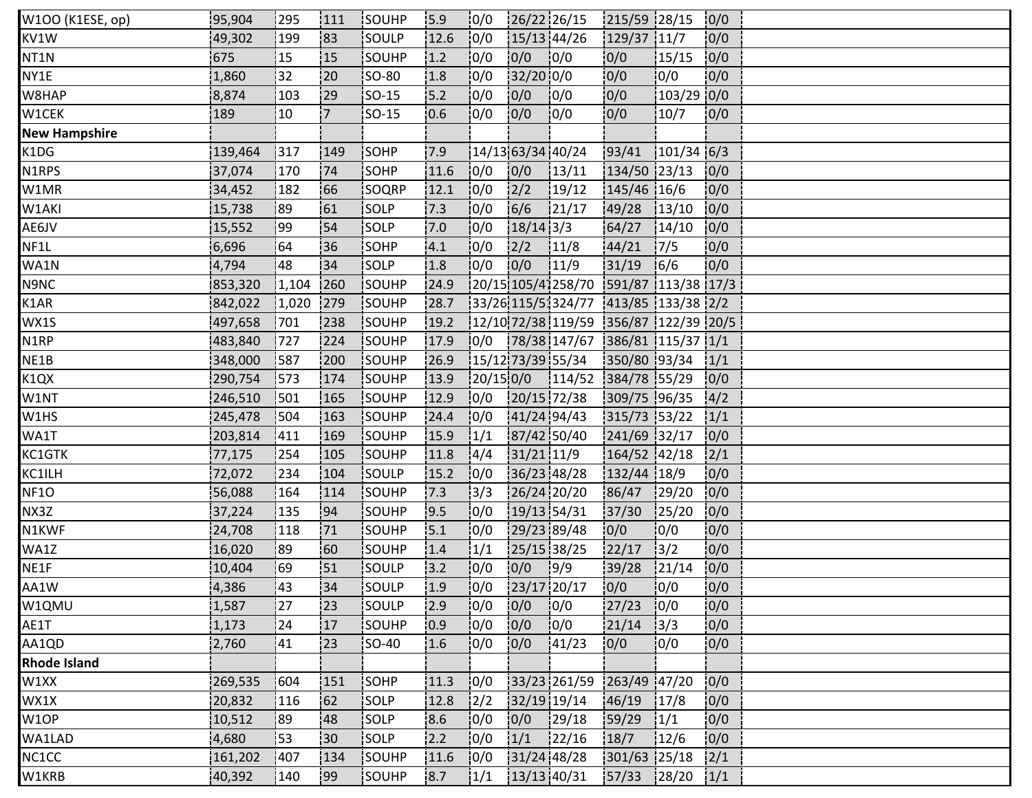| | | | | | | | | | | | | |
|---|---|---|---|---|---|---|---|---|---|---|---|---|
| W1OO (K1ESE, op) | 95,904 | 295 | 111 | SOUHP | 5.9 | 0/0 | 26/22 | 26/15 | 215/59 | 28/15 | 0/0 | |
| KV1W | 49,302 | 199 | 83 | SOULP | 12.6 | 0/0 | 15/13 | 44/26 | 129/37 | 11/7 | 0/0 | |
| NT1N | 675 | 15 | 15 | SOUHP | 1.2 | 0/0 | 0/0 | 0/0 | 0/0 | 15/15 | 0/0 | |
| NY1E | 1,860 | 32 | 20 | SO-80 | 1.8 | 0/0 | 32/20 | 0/0 | 0/0 | 0/0 | 0/0 | |
| W8HAP | 8,874 | 103 | 29 | SO-15 | 5.2 | 0/0 | 0/0 | 0/0 | 0/0 | 103/29 | 0/0 | |
| W1CEK | 189 | 10 | 7 | SO-15 | 0.6 | 0/0 | 0/0 | 0/0 | 0/0 | 10/7 | 0/0 | |
| **New Hampshire** | | | | | | | | | | | | |
| K1DG | 139,464 | 317 | 149 | SOHP | 7.9 | 14/13 | 63/34 | 40/24 | 93/41 | 101/34 | 6/3 | |
| N1RPS | 37,074 | 170 | 74 | SOHP | 11.6 | 0/0 | 0/0 | 13/11 | 134/50 | 23/13 | 0/0 | |
| W1MR | 34,452 | 182 | 66 | SOQRP | 12.1 | 0/0 | 2/2 | 19/12 | 145/46 | 16/6 | 0/0 | |
| W1AKI | 15,738 | 89 | 61 | SOLP | 7.3 | 0/0 | 6/6 | 21/17 | 49/28 | 13/10 | 0/0 | |
| AE6JV | 15,552 | 99 | 54 | SOLP | 7.0 | 0/0 | 18/14 | 3/3 | 64/27 | 14/10 | 0/0 | |
| NF1L | 6,696 | 64 | 36 | SOHP | 4.1 | 0/0 | 2/2 | 11/8 | 44/21 | 7/5 | 0/0 | |
| WA1N | 4,794 | 48 | 34 | SOLP | 1.8 | 0/0 | 0/0 | 11/9 | 31/19 | 6/6 | 0/0 | |
| N9NC | 853,320 | 1,104 | 260 | SOUHP | 24.9 | 20/15 | 105/47 | 258/70 | 591/87 | 113/38 | 17/3 | |
| K1AR | 842,022 | 1,020 | 279 | SOUHP | 28.7 | 33/26 | 115/51 | 324/77 | 413/85 | 133/38 | 2/2 | |
| WX1S | 497,658 | 701 | 238 | SOUHP | 19.2 | 12/10 | 72/38 | 119/59 | 356/87 | 122/39 | 20/5 | |
| N1RP | 483,840 | 727 | 224 | SOUHP | 17.9 | 0/0 | 78/38 | 147/67 | 386/81 | 115/37 | 1/1 | |
| NE1B | 348,000 | 587 | 200 | SOUHP | 26.9 | 15/12 | 73/39 | 55/34 | 350/80 | 93/34 | 1/1 | |
| K1QX | 290,754 | 573 | 174 | SOUHP | 13.9 | 20/15 | 0/0 | 114/52 | 384/78 | 55/29 | 0/0 | |
| W1NT | 246,510 | 501 | 165 | SOUHP | 12.9 | 0/0 | 20/15 | 72/38 | 309/75 | 96/35 | 4/2 | |
| W1HS | 245,478 | 504 | 163 | SOUHP | 24.4 | 0/0 | 41/24 | 94/43 | 315/73 | 53/22 | 1/1 | |
| WA1T | 203,814 | 411 | 169 | SOUHP | 15.9 | 1/1 | 87/42 | 50/40 | 241/69 | 32/17 | 0/0 | |
| KC1GTK | 77,175 | 254 | 105 | SOUHP | 11.8 | 4/4 | 31/21 | 11/9 | 164/52 | 42/18 | 2/1 | |
| KC1ILH | 72,072 | 234 | 104 | SOULP | 15.2 | 0/0 | 36/23 | 48/28 | 132/44 | 18/9 | 0/0 | |
| NF1O | 56,088 | 164 | 114 | SOUHP | 7.3 | 3/3 | 26/24 | 20/20 | 86/47 | 29/20 | 0/0 | |
| NX3Z | 37,224 | 135 | 94 | SOUHP | 9.5 | 0/0 | 19/13 | 54/31 | 37/30 | 25/20 | 0/0 | |
| N1KWF | 24,708 | 118 | 71 | SOUHP | 5.1 | 0/0 | 29/23 | 89/48 | 0/0 | 0/0 | 0/0 | |
| WA1Z | 16,020 | 89 | 60 | SOUHP | 1.4 | 1/1 | 25/15 | 38/25 | 22/17 | 3/2 | 0/0 | |
| NE1F | 10,404 | 69 | 51 | SOULP | 3.2 | 0/0 | 0/0 | 9/9 | 39/28 | 21/14 | 0/0 | |
| AA1W | 4,386 | 43 | 34 | SOULP | 1.9 | 0/0 | 23/17 | 20/17 | 0/0 | 0/0 | 0/0 | |
| W1QMU | 1,587 | 27 | 23 | SOULP | 2.9 | 0/0 | 0/0 | 0/0 | 27/23 | 0/0 | 0/0 | |
| AE1T | 1,173 | 24 | 17 | SOUHP | 0.9 | 0/0 | 0/0 | 0/0 | 21/14 | 3/3 | 0/0 | |
| AA1QD | 2,760 | 41 | 23 | SO-40 | 1.6 | 0/0 | 0/0 | 41/23 | 0/0 | 0/0 | 0/0 | |
| **Rhode Island** | | | | | | | | | | | | |
| W1XX | 269,535 | 604 | 151 | SOHP | 11.3 | 0/0 | 33/23 | 261/59 | 263/49 | 47/20 | 0/0 | |
| WX1X | 20,832 | 116 | 62 | SOLP | 12.8 | 2/2 | 32/19 | 19/14 | 46/19 | 17/8 | 0/0 | |
| W1OP | 10,512 | 89 | 48 | SOLP | 8.6 | 0/0 | 0/0 | 29/18 | 59/29 | 1/1 | 0/0 | |
| WA1LAD | 4,680 | 53 | 30 | SOLP | 2.2 | 0/0 | 1/1 | 22/16 | 18/7 | 12/6 | 0/0 | |
| NC1CC | 161,202 | 407 | 134 | SOUHP | 11.6 | 0/0 | 31/24 | 48/28 | 301/63 | 25/18 | 2/1 | |
| W1KRB | 40,392 | 140 | 99 | SOUHP | 8.7 | 1/1 | 13/13 | 40/31 | 57/33 | 28/20 | 1/1 | |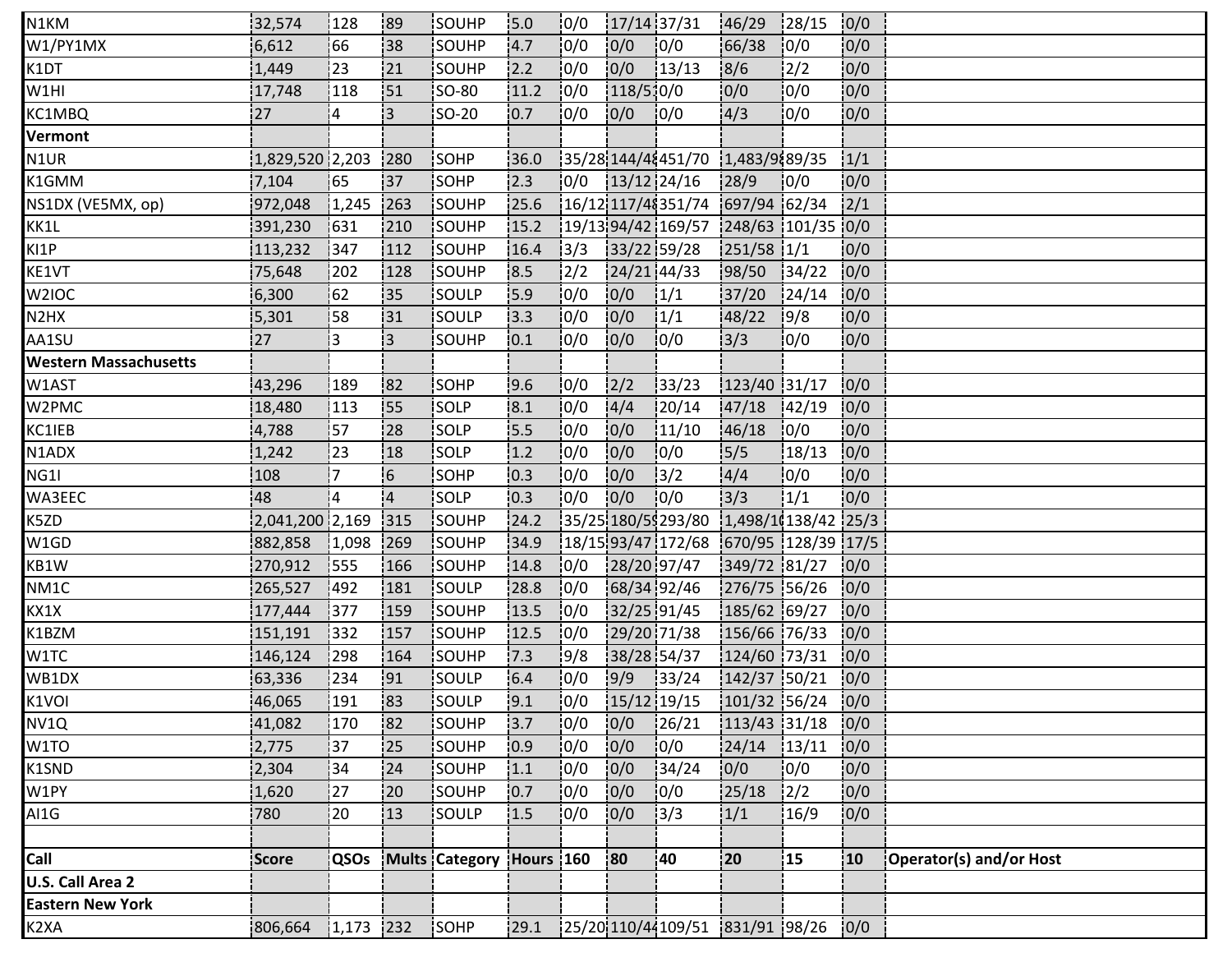| N1KM | 32,574 | 128 | 89 | SOUHP | 5.0 | 0/0 | 17/14 | 37/31 | 46/29 | 28/15 | 0/0 | |
|---|---|---|---|---|---|---|---|---|---|---|---|---|
| W1/PY1MX | 6,612 | 66 | 38 | SOUHP | 4.7 | 0/0 | 0/0 | 0/0 | 66/38 | 0/0 | 0/0 | |
| K1DT | 1,449 | 23 | 21 | SOUHP | 2.2 | 0/0 | 0/0 | 13/13 | 8/6 | 2/2 | 0/0 | |
| W1HI | 17,748 | 118 | 51 | SO-80 | 11.2 | 0/0 | 118/5 | 0/0 | 0/0 | 0/0 | 0/0 | |
| KC1MBQ | 27 | 4 | 3 | SO-20 | 0.7 | 0/0 | 0/0 | 0/0 | 4/3 | 0/0 | 0/0 | |
| **Vermont** | | | | | | | | | | | | |
| N1UR | 1,829,520 | 2,203 | 280 | SOHP | 36.0 | 35/28 | 144/4 | 451/70 | 1,483/9 | 89/35 | 1/1 | |
| K1GMM | 7,104 | 65 | 37 | SOHP | 2.3 | 0/0 | 13/12 | 24/16 | 28/9 | 0/0 | 0/0 | |
| NS1DX (VE5MX, op) | 972,048 | 1,245 | 263 | SOUHP | 25.6 | 16/12 | 117/4 | 351/74 | 697/94 | 62/34 | 2/1 | |
| KK1L | 391,230 | 631 | 210 | SOUHP | 15.2 | 19/13 | 94/42 | 169/57 | 248/63 | 101/35 | 0/0 | |
| KI1P | 113,232 | 347 | 112 | SOUHP | 16.4 | 3/3 | 33/22 | 59/28 | 251/58 | 1/1 | 0/0 | |
| KE1VT | 75,648 | 202 | 128 | SOUHP | 8.5 | 2/2 | 24/21 | 44/33 | 98/50 | 34/22 | 0/0 | |
| W2IOC | 6,300 | 62 | 35 | SOULP | 5.9 | 0/0 | 0/0 | 1/1 | 37/20 | 24/14 | 0/0 | |
| N2HX | 5,301 | 58 | 31 | SOULP | 3.3 | 0/0 | 0/0 | 1/1 | 48/22 | 9/8 | 0/0 | |
| AA1SU | 27 | 3 | 3 | SOUHP | 0.1 | 0/0 | 0/0 | 0/0 | 3/3 | 0/0 | 0/0 | |
| **Western Massachusetts** | | | | | | | | | | | | |
| W1AST | 43,296 | 189 | 82 | SOHP | 9.6 | 0/0 | 2/2 | 33/23 | 123/40 | 31/17 | 0/0 | |
| W2PMC | 18,480 | 113 | 55 | SOLP | 8.1 | 0/0 | 4/4 | 20/14 | 47/18 | 42/19 | 0/0 | |
| KC1IEB | 4,788 | 57 | 28 | SOLP | 5.5 | 0/0 | 0/0 | 11/10 | 46/18 | 0/0 | 0/0 | |
| N1ADX | 1,242 | 23 | 18 | SOLP | 1.2 | 0/0 | 0/0 | 0/0 | 5/5 | 18/13 | 0/0 | |
| NG1I | 108 | 7 | 6 | SOHP | 0.3 | 0/0 | 0/0 | 3/2 | 4/4 | 0/0 | 0/0 | |
| WA3EEC | 48 | 4 | 4 | SOLP | 0.3 | 0/0 | 0/0 | 0/0 | 3/3 | 1/1 | 0/0 | |
| K5ZD | 2,041,200 | 2,169 | 315 | SOUHP | 24.2 | 35/25 | 180/5 | 293/80 | 1,498/1 | 138/42 | 25/3 | |
| W1GD | 882,858 | 1,098 | 269 | SOUHP | 34.9 | 18/15 | 93/47 | 172/68 | 670/95 | 128/39 | 17/5 | |
| KB1W | 270,912 | 555 | 166 | SOUHP | 14.8 | 0/0 | 28/20 | 97/47 | 349/72 | 81/27 | 0/0 | |
| NM1C | 265,527 | 492 | 181 | SOULP | 28.8 | 0/0 | 68/34 | 92/46 | 276/75 | 56/26 | 0/0 | |
| KX1X | 177,444 | 377 | 159 | SOUHP | 13.5 | 0/0 | 32/25 | 91/45 | 185/62 | 69/27 | 0/0 | |
| K1BZM | 151,191 | 332 | 157 | SOUHP | 12.5 | 0/0 | 29/20 | 71/38 | 156/66 | 76/33 | 0/0 | |
| W1TC | 146,124 | 298 | 164 | SOUHP | 7.3 | 9/8 | 38/28 | 54/37 | 124/60 | 73/31 | 0/0 | |
| WB1DX | 63,336 | 234 | 91 | SOULP | 6.4 | 0/0 | 9/9 | 33/24 | 142/37 | 50/21 | 0/0 | |
| K1VOI | 46,065 | 191 | 83 | SOULP | 9.1 | 0/0 | 15/12 | 19/15 | 101/32 | 56/24 | 0/0 | |
| NV1Q | 41,082 | 170 | 82 | SOUHP | 3.7 | 0/0 | 0/0 | 26/21 | 113/43 | 31/18 | 0/0 | |
| W1TO | 2,775 | 37 | 25 | SOUHP | 0.9 | 0/0 | 0/0 | 0/0 | 24/14 | 13/11 | 0/0 | |
| K1SND | 2,304 | 34 | 24 | SOUHP | 1.1 | 0/0 | 0/0 | 34/24 | 0/0 | 0/0 | 0/0 | |
| W1PY | 1,620 | 27 | 20 | SOUHP | 0.7 | 0/0 | 0/0 | 0/0 | 25/18 | 2/2 | 0/0 | |
| AI1G | 780 | 20 | 13 | SOULP | 1.5 | 0/0 | 0/0 | 3/3 | 1/1 | 16/9 | 0/0 | |
| | | | | | | | | | | | | |
| **Call** | **Score** | **QSOs** | **Mults** | **Category** | **Hours** | **160** | **80** | **40** | **20** | **15** | **10** | **Operator(s) and/or Host** |
| **U.S. Call Area 2** | | | | | | | | | | | | |
| **Eastern New York** | | | | | | | | | | | | |
| K2XA | 806,664 | 1,173 | 232 | SOHP | 29.1 | 25/20 | 110/4 | 109/51 | 831/91 | 98/26 | 0/0 | |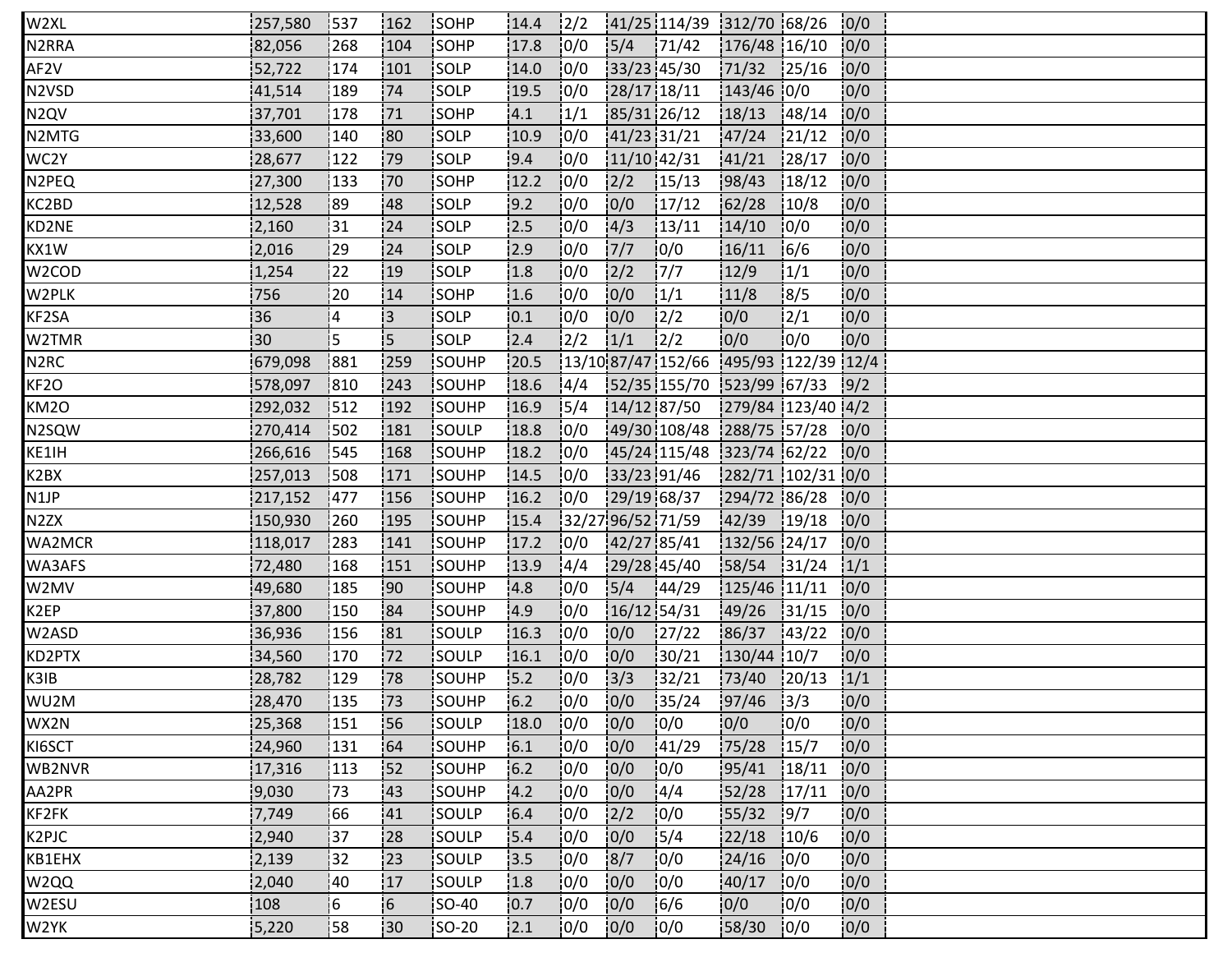| | | | | | | | | | | | | |
|---|---|---|---|---|---|---|---|---|---|---|---|---|
| W2XL | 257,580 | 537 | 162 | SOHP | 14.4 | 2/2 | 41/25 | 114/39 | 312/70 | 68/26 | 0/0 | |
| N2RRA | 82,056 | 268 | 104 | SOHP | 17.8 | 0/0 | 5/4 | 71/42 | 176/48 | 16/10 | 0/0 | |
| AF2V | 52,722 | 174 | 101 | SOLP | 14.0 | 0/0 | 33/23 | 45/30 | 71/32 | 25/16 | 0/0 | |
| N2VSD | 41,514 | 189 | 74 | SOLP | 19.5 | 0/0 | 28/17 | 18/11 | 143/46 | 0/0 | 0/0 | |
| N2QV | 37,701 | 178 | 71 | SOHP | 4.1 | 1/1 | 85/31 | 26/12 | 18/13 | 48/14 | 0/0 | |
| N2MTG | 33,600 | 140 | 80 | SOLP | 10.9 | 0/0 | 41/23 | 31/21 | 47/24 | 21/12 | 0/0 | |
| WC2Y | 28,677 | 122 | 79 | SOLP | 9.4 | 0/0 | 11/10 | 42/31 | 41/21 | 28/17 | 0/0 | |
| N2PEQ | 27,300 | 133 | 70 | SOHP | 12.2 | 0/0 | 2/2 | 15/13 | 98/43 | 18/12 | 0/0 | |
| KC2BD | 12,528 | 89 | 48 | SOLP | 9.2 | 0/0 | 0/0 | 17/12 | 62/28 | 10/8 | 0/0 | |
| KD2NE | 2,160 | 31 | 24 | SOLP | 2.5 | 0/0 | 4/3 | 13/11 | 14/10 | 0/0 | 0/0 | |
| KX1W | 2,016 | 29 | 24 | SOLP | 2.9 | 0/0 | 7/7 | 0/0 | 16/11 | 6/6 | 0/0 | |
| W2COD | 1,254 | 22 | 19 | SOLP | 1.8 | 0/0 | 2/2 | 7/7 | 12/9 | 1/1 | 0/0 | |
| W2PLK | 756 | 20 | 14 | SOHP | 1.6 | 0/0 | 0/0 | 1/1 | 11/8 | 8/5 | 0/0 | |
| KF2SA | 36 | 4 | 3 | SOLP | 0.1 | 0/0 | 0/0 | 2/2 | 0/0 | 2/1 | 0/0 | |
| W2TMR | 30 | 5 | 5 | SOLP | 2.4 | 2/2 | 1/1 | 2/2 | 0/0 | 0/0 | 0/0 | |
| N2RC | 679,098 | 881 | 259 | SOUHP | 20.5 | 13/10 | 87/47 | 152/66 | 495/93 | 122/39 | 12/4 | |
| KF2O | 578,097 | 810 | 243 | SOUHP | 18.6 | 4/4 | 52/35 | 155/70 | 523/99 | 67/33 | 9/2 | |
| KM2O | 292,032 | 512 | 192 | SOUHP | 16.9 | 5/4 | 14/12 | 87/50 | 279/84 | 123/40 | 4/2 | |
| N2SQW | 270,414 | 502 | 181 | SOULP | 18.8 | 0/0 | 49/30 | 108/48 | 288/75 | 57/28 | 0/0 | |
| KE1IH | 266,616 | 545 | 168 | SOUHP | 18.2 | 0/0 | 45/24 | 115/48 | 323/74 | 62/22 | 0/0 | |
| K2BX | 257,013 | 508 | 171 | SOUHP | 14.5 | 0/0 | 33/23 | 91/46 | 282/71 | 102/31 | 0/0 | |
| N1JP | 217,152 | 477 | 156 | SOUHP | 16.2 | 0/0 | 29/19 | 68/37 | 294/72 | 86/28 | 0/0 | |
| N2ZX | 150,930 | 260 | 195 | SOUHP | 15.4 | 32/27 | 96/52 | 71/59 | 42/39 | 19/18 | 0/0 | |
| WA2MCR | 118,017 | 283 | 141 | SOUHP | 17.2 | 0/0 | 42/27 | 85/41 | 132/56 | 24/17 | 0/0 | |
| WA3AFS | 72,480 | 168 | 151 | SOUHP | 13.9 | 4/4 | 29/28 | 45/40 | 58/54 | 31/24 | 1/1 | |
| W2MV | 49,680 | 185 | 90 | SOUHP | 4.8 | 0/0 | 5/4 | 44/29 | 125/46 | 11/11 | 0/0 | |
| K2EP | 37,800 | 150 | 84 | SOUHP | 4.9 | 0/0 | 16/12 | 54/31 | 49/26 | 31/15 | 0/0 | |
| W2ASD | 36,936 | 156 | 81 | SOULP | 16.3 | 0/0 | 0/0 | 27/22 | 86/37 | 43/22 | 0/0 | |
| KD2PTX | 34,560 | 170 | 72 | SOULP | 16.1 | 0/0 | 0/0 | 30/21 | 130/44 | 10/7 | 0/0 | |
| K3IB | 28,782 | 129 | 78 | SOUHP | 5.2 | 0/0 | 3/3 | 32/21 | 73/40 | 20/13 | 1/1 | |
| WU2M | 28,470 | 135 | 73 | SOUHP | 6.2 | 0/0 | 0/0 | 35/24 | 97/46 | 3/3 | 0/0 | |
| WX2N | 25,368 | 151 | 56 | SOULP | 18.0 | 0/0 | 0/0 | 0/0 | 0/0 | 0/0 | 0/0 | |
| KI6SCT | 24,960 | 131 | 64 | SOUHP | 6.1 | 0/0 | 0/0 | 41/29 | 75/28 | 15/7 | 0/0 | |
| WB2NVR | 17,316 | 113 | 52 | SOUHP | 6.2 | 0/0 | 0/0 | 0/0 | 95/41 | 18/11 | 0/0 | |
| AA2PR | 9,030 | 73 | 43 | SOUHP | 4.2 | 0/0 | 0/0 | 4/4 | 52/28 | 17/11 | 0/0 | |
| KF2FK | 7,749 | 66 | 41 | SOULP | 6.4 | 0/0 | 2/2 | 0/0 | 55/32 | 9/7 | 0/0 | |
| K2PJC | 2,940 | 37 | 28 | SOULP | 5.4 | 0/0 | 0/0 | 5/4 | 22/18 | 10/6 | 0/0 | |
| KB1EHX | 2,139 | 32 | 23 | SOULP | 3.5 | 0/0 | 8/7 | 0/0 | 24/16 | 0/0 | 0/0 | |
| W2QQ | 2,040 | 40 | 17 | SOULP | 1.8 | 0/0 | 0/0 | 0/0 | 40/17 | 0/0 | 0/0 | |
| W2ESU | 108 | 6 | 6 | SO-40 | 0.7 | 0/0 | 0/0 | 6/6 | 0/0 | 0/0 | 0/0 | |
| W2YK | 5,220 | 58 | 30 | SO-20 | 2.1 | 0/0 | 0/0 | 0/0 | 58/30 | 0/0 | 0/0 | |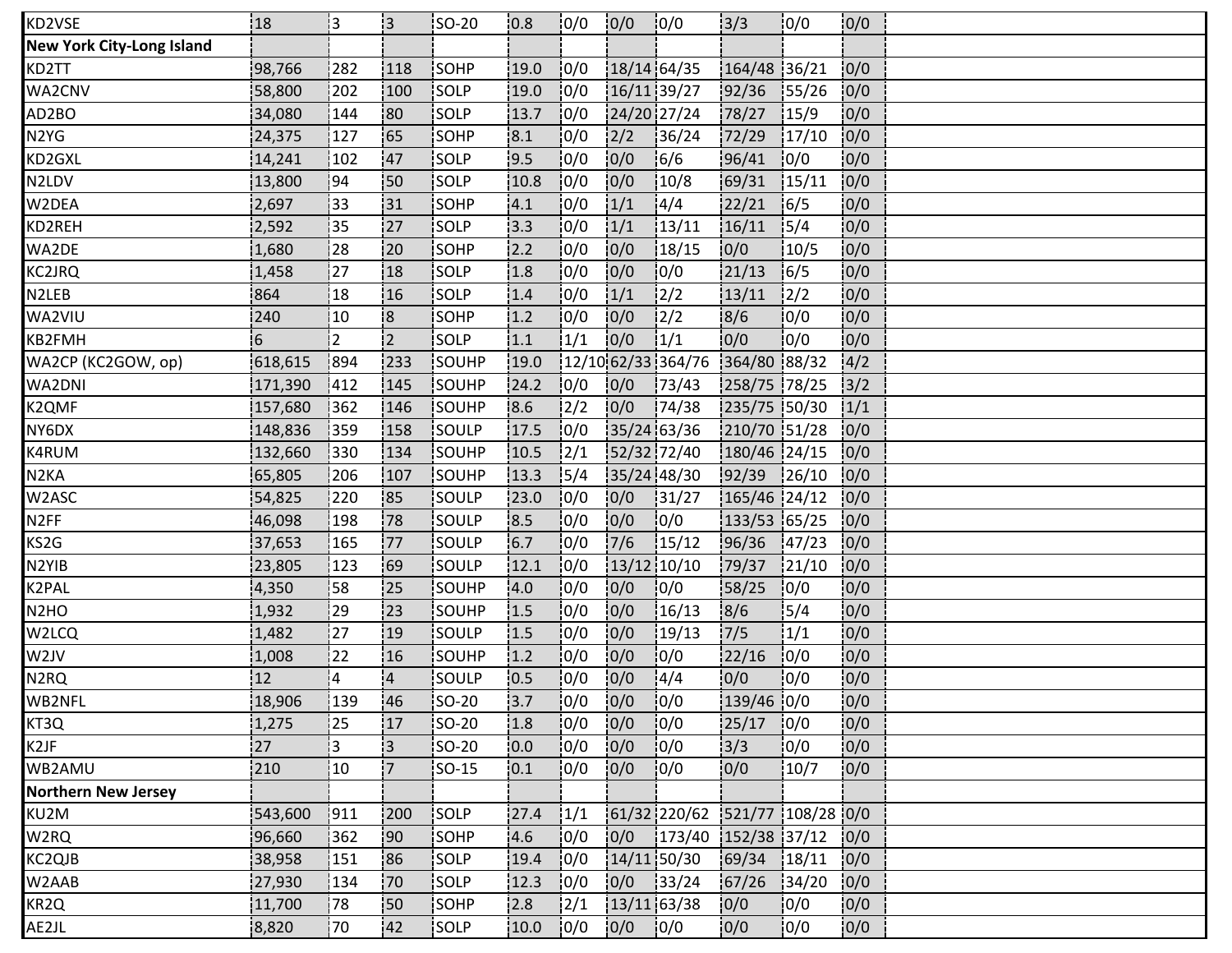| | | | | | | | | | | | |
|---|---|---|---|---|---|---|---|---|---|---|---|
| KD2VSE | 18 | 3 | 3 | SO-20 | 0.8 | 0/0 | 0/0 | 0/0 | 3/3 | 0/0 | 0/0 |
| **New York City-Long Island** | | | | | | | | | | | |
| KD2TT | 98,766 | 282 | 118 | SOHP | 19.0 | 0/0 | 18/14 | 64/35 | 164/48 | 36/21 | 0/0 |
| WA2CNV | 58,800 | 202 | 100 | SOLP | 19.0 | 0/0 | 16/11 | 39/27 | 92/36 | 55/26 | 0/0 |
| AD2BO | 34,080 | 144 | 80 | SOLP | 13.7 | 0/0 | 24/20 | 27/24 | 78/27 | 15/9 | 0/0 |
| N2YG | 24,375 | 127 | 65 | SOHP | 8.1 | 0/0 | 2/2 | 36/24 | 72/29 | 17/10 | 0/0 |
| KD2GXL | 14,241 | 102 | 47 | SOLP | 9.5 | 0/0 | 0/0 | 6/6 | 96/41 | 0/0 | 0/0 |
| N2LDV | 13,800 | 94 | 50 | SOLP | 10.8 | 0/0 | 0/0 | 10/8 | 69/31 | 15/11 | 0/0 |
| W2DEA | 2,697 | 33 | 31 | SOHP | 4.1 | 0/0 | 1/1 | 4/4 | 22/21 | 6/5 | 0/0 |
| KD2REH | 2,592 | 35 | 27 | SOLP | 3.3 | 0/0 | 1/1 | 13/11 | 16/11 | 5/4 | 0/0 |
| WA2DE | 1,680 | 28 | 20 | SOHP | 2.2 | 0/0 | 0/0 | 18/15 | 0/0 | 10/5 | 0/0 |
| KC2JRQ | 1,458 | 27 | 18 | SOLP | 1.8 | 0/0 | 0/0 | 0/0 | 21/13 | 6/5 | 0/0 |
| N2LEB | 864 | 18 | 16 | SOLP | 1.4 | 0/0 | 1/1 | 2/2 | 13/11 | 2/2 | 0/0 |
| WA2VIU | 240 | 10 | 8 | SOHP | 1.2 | 0/0 | 0/0 | 2/2 | 8/6 | 0/0 | 0/0 |
| KB2FMH | 6 | 2 | 2 | SOLP | 1.1 | 1/1 | 0/0 | 1/1 | 0/0 | 0/0 | 0/0 |
| WA2CP (KC2GOW, op) | 618,615 | 894 | 233 | SOUHP | 19.0 | 12/10 | 62/33 | 364/76 | 364/80 | 88/32 | 4/2 |
| WA2DNI | 171,390 | 412 | 145 | SOUHP | 24.2 | 0/0 | 0/0 | 73/43 | 258/75 | 78/25 | 3/2 |
| K2QMF | 157,680 | 362 | 146 | SOUHP | 8.6 | 2/2 | 0/0 | 74/38 | 235/75 | 50/30 | 1/1 |
| NY6DX | 148,836 | 359 | 158 | SOULP | 17.5 | 0/0 | 35/24 | 63/36 | 210/70 | 51/28 | 0/0 |
| K4RUM | 132,660 | 330 | 134 | SOUHP | 10.5 | 2/1 | 52/32 | 72/40 | 180/46 | 24/15 | 0/0 |
| N2KA | 65,805 | 206 | 107 | SOUHP | 13.3 | 5/4 | 35/24 | 48/30 | 92/39 | 26/10 | 0/0 |
| W2ASC | 54,825 | 220 | 85 | SOULP | 23.0 | 0/0 | 0/0 | 31/27 | 165/46 | 24/12 | 0/0 |
| N2FF | 46,098 | 198 | 78 | SOULP | 8.5 | 0/0 | 0/0 | 0/0 | 133/53 | 65/25 | 0/0 |
| KS2G | 37,653 | 165 | 77 | SOULP | 6.7 | 0/0 | 7/6 | 15/12 | 96/36 | 47/23 | 0/0 |
| N2YIB | 23,805 | 123 | 69 | SOULP | 12.1 | 0/0 | 13/12 | 10/10 | 79/37 | 21/10 | 0/0 |
| K2PAL | 4,350 | 58 | 25 | SOUHP | 4.0 | 0/0 | 0/0 | 0/0 | 58/25 | 0/0 | 0/0 |
| N2HO | 1,932 | 29 | 23 | SOUHP | 1.5 | 0/0 | 0/0 | 16/13 | 8/6 | 5/4 | 0/0 |
| W2LCQ | 1,482 | 27 | 19 | SOULP | 1.5 | 0/0 | 0/0 | 19/13 | 7/5 | 1/1 | 0/0 |
| W2JV | 1,008 | 22 | 16 | SOUHP | 1.2 | 0/0 | 0/0 | 0/0 | 22/16 | 0/0 | 0/0 |
| N2RQ | 12 | 4 | 4 | SOULP | 0.5 | 0/0 | 0/0 | 4/4 | 0/0 | 0/0 | 0/0 |
| WB2NFL | 18,906 | 139 | 46 | SO-20 | 3.7 | 0/0 | 0/0 | 0/0 | 139/46 | 0/0 | 0/0 |
| KT3Q | 1,275 | 25 | 17 | SO-20 | 1.8 | 0/0 | 0/0 | 0/0 | 25/17 | 0/0 | 0/0 |
| K2JF | 27 | 3 | 3 | SO-20 | 0.0 | 0/0 | 0/0 | 0/0 | 3/3 | 0/0 | 0/0 |
| WB2AMU | 210 | 10 | 7 | SO-15 | 0.1 | 0/0 | 0/0 | 0/0 | 0/0 | 10/7 | 0/0 |
| **Northern New Jersey** | | | | | | | | | | | |
| KU2M | 543,600 | 911 | 200 | SOLP | 27.4 | 1/1 | 61/32 | 220/62 | 521/77 | 108/28 | 0/0 |
| W2RQ | 96,660 | 362 | 90 | SOHP | 4.6 | 0/0 | 0/0 | 173/40 | 152/38 | 37/12 | 0/0 |
| KC2QJB | 38,958 | 151 | 86 | SOLP | 19.4 | 0/0 | 14/11 | 50/30 | 69/34 | 18/11 | 0/0 |
| W2AAB | 27,930 | 134 | 70 | SOLP | 12.3 | 0/0 | 0/0 | 33/24 | 67/26 | 34/20 | 0/0 |
| KR2Q | 11,700 | 78 | 50 | SOHP | 2.8 | 2/1 | 13/11 | 63/38 | 0/0 | 0/0 | 0/0 |
| AE2JL | 8,820 | 70 | 42 | SOLP | 10.0 | 0/0 | 0/0 | 0/0 | 0/0 | 0/0 | 0/0 |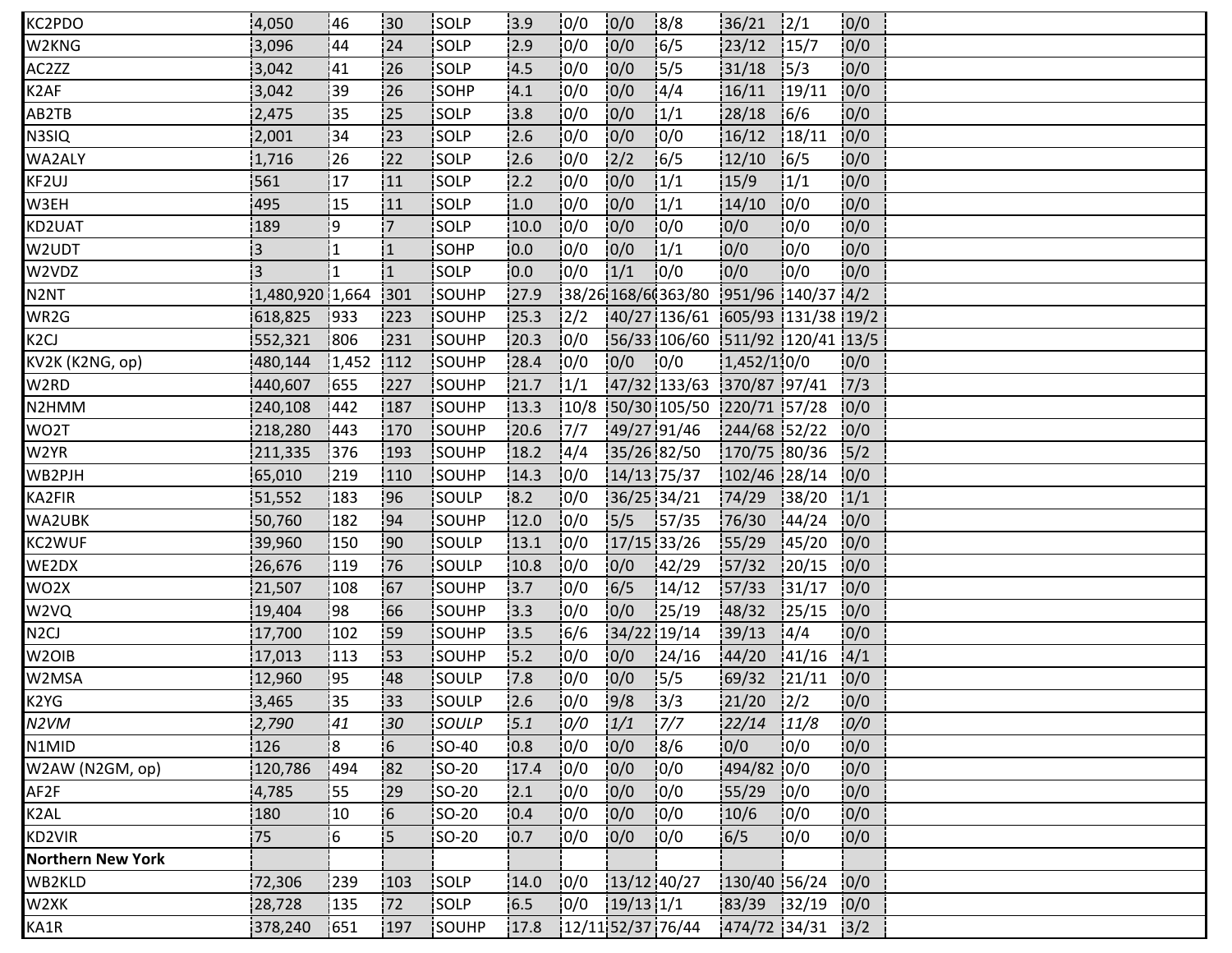| | | | | | | | | | | | |
|---|---|---|---|---|---|---|---|---|---|---|---|
| KC2PDO | 4,050 | 46 | 30 | SOLP | 3.9 | 0/0 | 0/0 | 8/8 | 36/21 | 2/1 | 0/0 |
| W2KNG | 3,096 | 44 | 24 | SOLP | 2.9 | 0/0 | 0/0 | 6/5 | 23/12 | 15/7 | 0/0 |
| AC2ZZ | 3,042 | 41 | 26 | SOLP | 4.5 | 0/0 | 0/0 | 5/5 | 31/18 | 5/3 | 0/0 |
| K2AF | 3,042 | 39 | 26 | SOHP | 4.1 | 0/0 | 0/0 | 4/4 | 16/11 | 19/11 | 0/0 |
| AB2TB | 2,475 | 35 | 25 | SOLP | 3.8 | 0/0 | 0/0 | 1/1 | 28/18 | 6/6 | 0/0 |
| N3SIQ | 2,001 | 34 | 23 | SOLP | 2.6 | 0/0 | 0/0 | 0/0 | 16/12 | 18/11 | 0/0 |
| WA2ALY | 1,716 | 26 | 22 | SOLP | 2.6 | 0/0 | 2/2 | 6/5 | 12/10 | 6/5 | 0/0 |
| KF2UJ | 561 | 17 | 11 | SOLP | 2.2 | 0/0 | 0/0 | 1/1 | 15/9 | 1/1 | 0/0 |
| W3EH | 495 | 15 | 11 | SOLP | 1.0 | 0/0 | 0/0 | 1/1 | 14/10 | 0/0 | 0/0 |
| KD2UAT | 189 | 9 | 7 | SOLP | 10.0 | 0/0 | 0/0 | 0/0 | 0/0 | 0/0 | 0/0 |
| W2UDT | 3 | 1 | 1 | SOHP | 0.0 | 0/0 | 0/0 | 1/1 | 0/0 | 0/0 | 0/0 |
| W2VDZ | 3 | 1 | 1 | SOLP | 0.0 | 0/0 | 1/1 | 0/0 | 0/0 | 0/0 | 0/0 |
| N2NT | 1,480,920 | 1,664 | 301 | SOUHP | 27.9 | 38/26 | 168/60 | 363/80 | 951/96 | 140/37 | 4/2 |
| WR2G | 618,825 | 933 | 223 | SOUHP | 25.3 | 2/2 | 40/27 | 136/61 | 605/93 | 131/38 | 19/2 |
| K2CJ | 552,321 | 806 | 231 | SOUHP | 20.3 | 0/0 | 56/33 | 106/60 | 511/92 | 120/41 | 13/5 |
| KV2K (K2NG, op) | 480,144 | 1,452 | 112 | SOUHP | 28.4 | 0/0 | 0/0 | 0/0 | 1,452/1 | 0/0 | 0/0 |
| W2RD | 440,607 | 655 | 227 | SOUHP | 21.7 | 1/1 | 47/32 | 133/63 | 370/87 | 97/41 | 7/3 |
| N2HMM | 240,108 | 442 | 187 | SOUHP | 13.3 | 10/8 | 50/30 | 105/50 | 220/71 | 57/28 | 0/0 |
| WO2T | 218,280 | 443 | 170 | SOUHP | 20.6 | 7/7 | 49/27 | 91/46 | 244/68 | 52/22 | 0/0 |
| W2YR | 211,335 | 376 | 193 | SOUHP | 18.2 | 4/4 | 35/26 | 82/50 | 170/75 | 80/36 | 5/2 |
| WB2PJH | 65,010 | 219 | 110 | SOUHP | 14.3 | 0/0 | 14/13 | 75/37 | 102/46 | 28/14 | 0/0 |
| KA2FIR | 51,552 | 183 | 96 | SOULP | 8.2 | 0/0 | 36/25 | 34/21 | 74/29 | 38/20 | 1/1 |
| WA2UBK | 50,760 | 182 | 94 | SOUHP | 12.0 | 0/0 | 5/5 | 57/35 | 76/30 | 44/24 | 0/0 |
| KC2WUF | 39,960 | 150 | 90 | SOULP | 13.1 | 0/0 | 17/15 | 33/26 | 55/29 | 45/20 | 0/0 |
| WE2DX | 26,676 | 119 | 76 | SOULP | 10.8 | 0/0 | 0/0 | 42/29 | 57/32 | 20/15 | 0/0 |
| WO2X | 21,507 | 108 | 67 | SOUHP | 3.7 | 0/0 | 6/5 | 14/12 | 57/33 | 31/17 | 0/0 |
| W2VQ | 19,404 | 98 | 66 | SOUHP | 3.3 | 0/0 | 0/0 | 25/19 | 48/32 | 25/15 | 0/0 |
| N2CJ | 17,700 | 102 | 59 | SOUHP | 3.5 | 6/6 | 34/22 | 19/14 | 39/13 | 4/4 | 0/0 |
| W2OIB | 17,013 | 113 | 53 | SOUHP | 5.2 | 0/0 | 0/0 | 24/16 | 44/20 | 41/16 | 4/1 |
| W2MSA | 12,960 | 95 | 48 | SOULP | 7.8 | 0/0 | 0/0 | 5/5 | 69/32 | 21/11 | 0/0 |
| K2YG | 3,465 | 35 | 33 | SOULP | 2.6 | 0/0 | 9/8 | 3/3 | 21/20 | 2/2 | 0/0 |
| *N2VM* | *2,790* | *41* | *30* | *SOULP* | *5.1* | *0/0* | *1/1* | *7/7* | *22/14* | *11/8* | *0/0* |
| N1MID | 126 | 8 | 6 | SO-40 | 0.8 | 0/0 | 0/0 | 8/6 | 0/0 | 0/0 | 0/0 |
| W2AW (N2GM, op) | 120,786 | 494 | 82 | SO-20 | 17.4 | 0/0 | 0/0 | 0/0 | 494/82 | 0/0 | 0/0 |
| AF2F | 4,785 | 55 | 29 | SO-20 | 2.1 | 0/0 | 0/0 | 0/0 | 55/29 | 0/0 | 0/0 |
| K2AL | 180 | 10 | 6 | SO-20 | 0.4 | 0/0 | 0/0 | 0/0 | 10/6 | 0/0 | 0/0 |
| KD2VIR | 75 | 6 | 5 | SO-20 | 0.7 | 0/0 | 0/0 | 0/0 | 6/5 | 0/0 | 0/0 |
| **Northern New York** | | | | | | | | | | | |
| WB2KLD | 72,306 | 239 | 103 | SOLP | 14.0 | 0/0 | 13/12 | 40/27 | 130/40 | 56/24 | 0/0 |
| W2XK | 28,728 | 135 | 72 | SOLP | 6.5 | 0/0 | 19/13 | 1/1 | 83/39 | 32/19 | 0/0 |
| KA1R | 378,240 | 651 | 197 | SOUHP | 17.8 | 12/11 | 52/37 | 76/44 | 474/72 | 34/31 | 3/2 |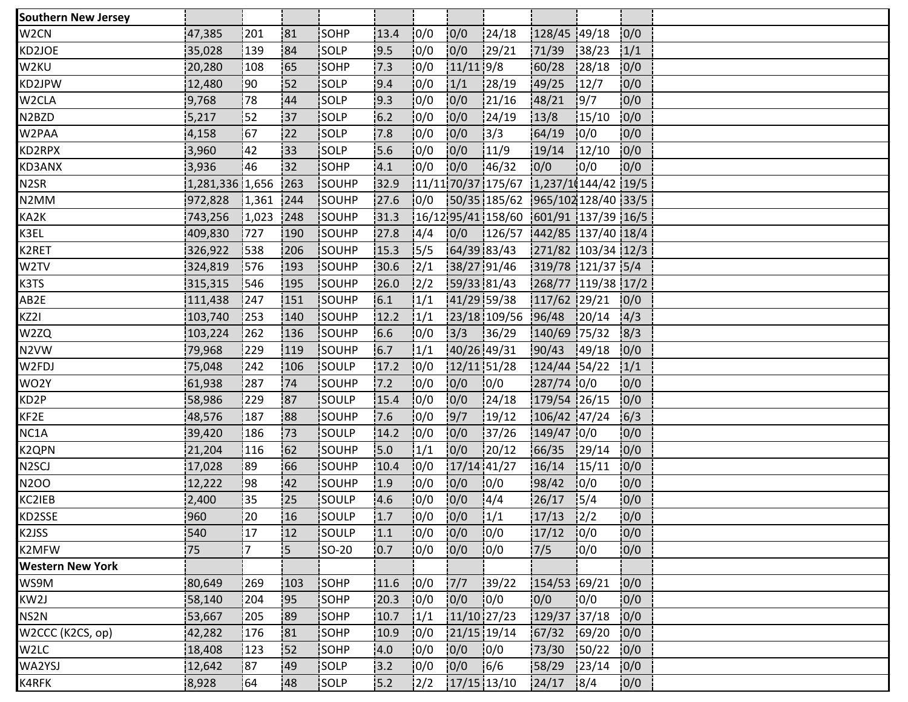| Southern New Jersey | | | | | | | | | | | | |
|---|---|---|---|---|---|---|---|---|---|---|---|---|
| W2CN | 47,385 | 201 | 81 | SOHP | 13.4 | 0/0 | 0/0 | 24/18 | 128/45 | 49/18 | 0/0 | |
| KD2JOE | 35,028 | 139 | 84 | SOLP | 9.5 | 0/0 | 0/0 | 29/21 | 71/39 | 38/23 | 1/1 | |
| W2KU | 20,280 | 108 | 65 | SOHP | 7.3 | 0/0 | 11/11 | 9/8 | 60/28 | 28/18 | 0/0 | |
| KD2JPW | 12,480 | 90 | 52 | SOLP | 9.4 | 0/0 | 1/1 | 28/19 | 49/25 | 12/7 | 0/0 | |
| W2CLA | 9,768 | 78 | 44 | SOLP | 9.3 | 0/0 | 0/0 | 21/16 | 48/21 | 9/7 | 0/0 | |
| N2BZD | 5,217 | 52 | 37 | SOLP | 6.2 | 0/0 | 0/0 | 24/19 | 13/8 | 15/10 | 0/0 | |
| W2PAA | 4,158 | 67 | 22 | SOLP | 7.8 | 0/0 | 0/0 | 3/3 | 64/19 | 0/0 | 0/0 | |
| KD2RPX | 3,960 | 42 | 33 | SOLP | 5.6 | 0/0 | 0/0 | 11/9 | 19/14 | 12/10 | 0/0 | |
| KD3ANX | 3,936 | 46 | 32 | SOHP | 4.1 | 0/0 | 0/0 | 46/32 | 0/0 | 0/0 | 0/0 | |
| N2SR | 1,281,336 | 1,656 | 263 | SOUHP | 32.9 | 11/11 | 70/37 | 175/67 | 1,237/10 | 144/42 | 19/5 | |
| N2MM | 972,828 | 1,361 | 244 | SOUHP | 27.6 | 0/0 | 50/35 | 185/62 | 965/102 | 128/40 | 33/5 | |
| KA2K | 743,256 | 1,023 | 248 | SOUHP | 31.3 | 16/12 | 95/41 | 158/60 | 601/91 | 137/39 | 16/5 | |
| K3EL | 409,830 | 727 | 190 | SOUHP | 27.8 | 4/4 | 0/0 | 126/57 | 442/85 | 137/40 | 18/4 | |
| K2RET | 326,922 | 538 | 206 | SOUHP | 15.3 | 5/5 | 64/39 | 83/43 | 271/82 | 103/34 | 12/3 | |
| W2TV | 324,819 | 576 | 193 | SOUHP | 30.6 | 2/1 | 38/27 | 91/46 | 319/78 | 121/37 | 5/4 | |
| K3TS | 315,315 | 546 | 195 | SOUHP | 26.0 | 2/2 | 59/33 | 81/43 | 268/77 | 119/38 | 17/2 | |
| AB2E | 111,438 | 247 | 151 | SOUHP | 6.1 | 1/1 | 41/29 | 59/38 | 117/62 | 29/21 | 0/0 | |
| KZ2I | 103,740 | 253 | 140 | SOUHP | 12.2 | 1/1 | 23/18 | 109/56 | 96/48 | 20/14 | 4/3 | |
| W2ZQ | 103,224 | 262 | 136 | SOUHP | 6.6 | 0/0 | 3/3 | 36/29 | 140/69 | 75/32 | 8/3 | |
| N2VW | 79,968 | 229 | 119 | SOUHP | 6.7 | 1/1 | 40/26 | 49/31 | 90/43 | 49/18 | 0/0 | |
| W2FDJ | 75,048 | 242 | 106 | SOULP | 17.2 | 0/0 | 12/11 | 51/28 | 124/44 | 54/22 | 1/1 | |
| WO2Y | 61,938 | 287 | 74 | SOUHP | 7.2 | 0/0 | 0/0 | 0/0 | 287/74 | 0/0 | 0/0 | |
| KD2P | 58,986 | 229 | 87 | SOULP | 15.4 | 0/0 | 0/0 | 24/18 | 179/54 | 26/15 | 0/0 | |
| KF2E | 48,576 | 187 | 88 | SOUHP | 7.6 | 0/0 | 9/7 | 19/12 | 106/42 | 47/24 | 6/3 | |
| NC1A | 39,420 | 186 | 73 | SOULP | 14.2 | 0/0 | 0/0 | 37/26 | 149/47 | 0/0 | 0/0 | |
| K2QPN | 21,204 | 116 | 62 | SOUHP | 5.0 | 1/1 | 0/0 | 20/12 | 66/35 | 29/14 | 0/0 | |
| N2SCJ | 17,028 | 89 | 66 | SOUHP | 10.4 | 0/0 | 17/14 | 41/27 | 16/14 | 15/11 | 0/0 | |
| N2OO | 12,222 | 98 | 42 | SOUHP | 1.9 | 0/0 | 0/0 | 0/0 | 98/42 | 0/0 | 0/0 | |
| KC2IEB | 2,400 | 35 | 25 | SOULP | 4.6 | 0/0 | 0/0 | 4/4 | 26/17 | 5/4 | 0/0 | |
| KD2SSE | 960 | 20 | 16 | SOULP | 1.7 | 0/0 | 0/0 | 1/1 | 17/13 | 2/2 | 0/0 | |
| K2JSS | 540 | 17 | 12 | SOULP | 1.1 | 0/0 | 0/0 | 0/0 | 17/12 | 0/0 | 0/0 | |
| K2MFW | 75 | 7 | 5 | SO-20 | 0.7 | 0/0 | 0/0 | 0/0 | 7/5 | 0/0 | 0/0 | |
| **Western New York** | | | | | | | | | | | | |
| WS9M | 80,649 | 269 | 103 | SOHP | 11.6 | 0/0 | 7/7 | 39/22 | 154/53 | 69/21 | 0/0 | |
| KW2J | 58,140 | 204 | 95 | SOHP | 20.3 | 0/0 | 0/0 | 0/0 | 0/0 | 0/0 | 0/0 | |
| NS2N | 53,667 | 205 | 89 | SOHP | 10.7 | 1/1 | 11/10 | 27/23 | 129/37 | 37/18 | 0/0 | |
| W2CCC (K2CS, op) | 42,282 | 176 | 81 | SOHP | 10.9 | 0/0 | 21/15 | 19/14 | 67/32 | 69/20 | 0/0 | |
| W2LC | 18,408 | 123 | 52 | SOHP | 4.0 | 0/0 | 0/0 | 0/0 | 73/30 | 50/22 | 0/0 | |
| WA2YSJ | 12,642 | 87 | 49 | SOLP | 3.2 | 0/0 | 0/0 | 6/6 | 58/29 | 23/14 | 0/0 | |
| K4RFK | 8,928 | 64 | 48 | SOLP | 5.2 | 2/2 | 17/15 | 13/10 | 24/17 | 8/4 | 0/0 | |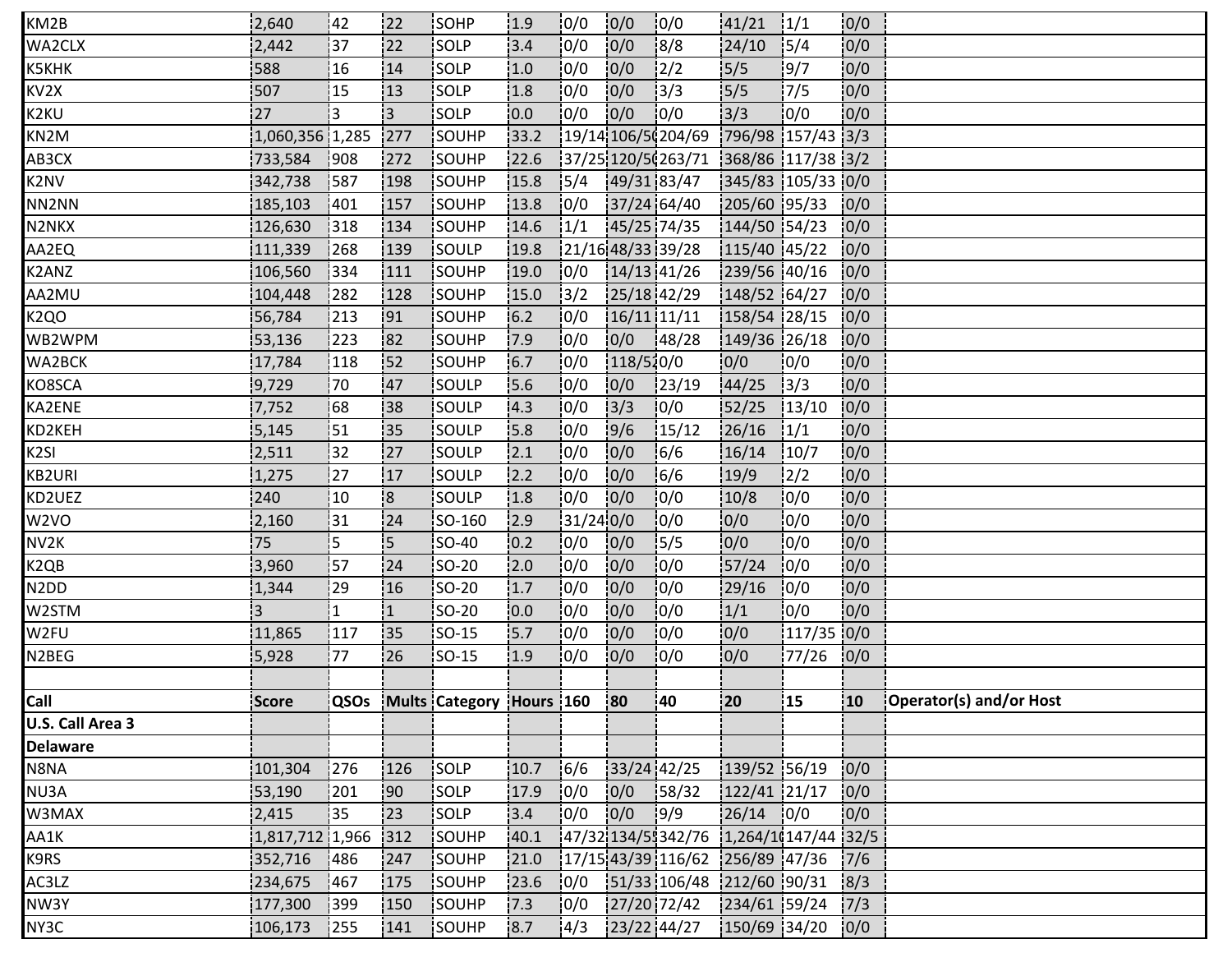| KM2B | 2,640 | 42 | 22 | SOHP | 1.9 | 0/0 | 0/0 | 0/0 | 41/21 | 1/1 | 0/0 | |
|---|---|---|---|---|---|---|---|---|---|---|---|---|
| WA2CLX | 2,442 | 37 | 22 | SOLP | 3.4 | 0/0 | 0/0 | 8/8 | 24/10 | 5/4 | 0/0 | |
| K5KHK | 588 | 16 | 14 | SOLP | 1.0 | 0/0 | 0/0 | 2/2 | 5/5 | 9/7 | 0/0 | |
| KV2X | 507 | 15 | 13 | SOLP | 1.8 | 0/0 | 0/0 | 3/3 | 5/5 | 7/5 | 0/0 | |
| K2KU | 27 | 3 | 3 | SOLP | 0.0 | 0/0 | 0/0 | 0/0 | 3/3 | 0/0 | 0/0 | |
| KN2M | 1,060,356 | 1,285 | 277 | SOUHP | 33.2 | 19/14 | 106/5( | 204/69 | 796/98 | 157/43 | 3/3 | |
| AB3CX | 733,584 | 908 | 272 | SOUHP | 22.6 | 37/25 | 120/5( | 263/71 | 368/86 | 117/38 | 3/2 | |
| K2NV | 342,738 | 587 | 198 | SOUHP | 15.8 | 5/4 | 49/31 | 83/47 | 345/83 | 105/33 | 0/0 | |
| NN2NN | 185,103 | 401 | 157 | SOUHP | 13.8 | 0/0 | 37/24 | 64/40 | 205/60 | 95/33 | 0/0 | |
| N2NKX | 126,630 | 318 | 134 | SOUHP | 14.6 | 1/1 | 45/25 | 74/35 | 144/50 | 54/23 | 0/0 | |
| AA2EQ | 111,339 | 268 | 139 | SOULP | 19.8 | 21/16 | 48/33 | 39/28 | 115/40 | 45/22 | 0/0 | |
| K2ANZ | 106,560 | 334 | 111 | SOUHP | 19.0 | 0/0 | 14/13 | 41/26 | 239/56 | 40/16 | 0/0 | |
| AA2MU | 104,448 | 282 | 128 | SOUHP | 15.0 | 3/2 | 25/18 | 42/29 | 148/52 | 64/27 | 0/0 | |
| K2QO | 56,784 | 213 | 91 | SOUHP | 6.2 | 0/0 | 16/11 | 11/11 | 158/54 | 28/15 | 0/0 | |
| WB2WPM | 53,136 | 223 | 82 | SOUHP | 7.9 | 0/0 | 0/0 | 48/28 | 149/36 | 26/18 | 0/0 | |
| WA2BCK | 17,784 | 118 | 52 | SOUHP | 6.7 | 0/0 | 118/52 | 0/0 | 0/0 | 0/0 | 0/0 | |
| KO8SCA | 9,729 | 70 | 47 | SOULP | 5.6 | 0/0 | 0/0 | 23/19 | 44/25 | 3/3 | 0/0 | |
| KA2ENE | 7,752 | 68 | 38 | SOULP | 4.3 | 0/0 | 3/3 | 0/0 | 52/25 | 13/10 | 0/0 | |
| KD2KEH | 5,145 | 51 | 35 | SOULP | 5.8 | 0/0 | 9/6 | 15/12 | 26/16 | 1/1 | 0/0 | |
| K2SI | 2,511 | 32 | 27 | SOULP | 2.1 | 0/0 | 0/0 | 6/6 | 16/14 | 10/7 | 0/0 | |
| KB2URI | 1,275 | 27 | 17 | SOULP | 2.2 | 0/0 | 0/0 | 6/6 | 19/9 | 2/2 | 0/0 | |
| KD2UEZ | 240 | 10 | 8 | SOULP | 1.8 | 0/0 | 0/0 | 0/0 | 10/8 | 0/0 | 0/0 | |
| W2VO | 2,160 | 31 | 24 | SO-160 | 2.9 | 31/24 | 0/0 | 0/0 | 0/0 | 0/0 | 0/0 | |
| NV2K | 75 | 5 | 5 | SO-40 | 0.2 | 0/0 | 0/0 | 5/5 | 0/0 | 0/0 | 0/0 | |
| K2QB | 3,960 | 57 | 24 | SO-20 | 2.0 | 0/0 | 0/0 | 0/0 | 57/24 | 0/0 | 0/0 | |
| N2DD | 1,344 | 29 | 16 | SO-20 | 1.7 | 0/0 | 0/0 | 0/0 | 29/16 | 0/0 | 0/0 | |
| W2STM | 3 | 1 | 1 | SO-20 | 0.0 | 0/0 | 0/0 | 0/0 | 1/1 | 0/0 | 0/0 | |
| W2FU | 11,865 | 117 | 35 | SO-15 | 5.7 | 0/0 | 0/0 | 0/0 | 0/0 | 117/35 | 0/0 | |
| N2BEG | 5,928 | 77 | 26 | SO-15 | 1.9 | 0/0 | 0/0 | 0/0 | 0/0 | 77/26 | 0/0 | |
| | | | | | | | | | | | | |
| **Call** | **Score** | **QSOs** | **Mults** | **Category** | **Hours** | **160** | **80** | **40** | **20** | **15** | **10** | **Operator(s) and/or Host** |
| **U.S. Call Area 3** | | | | | | | | | | | | |
| **Delaware** | | | | | | | | | | | | |
| N8NA | 101,304 | 276 | 126 | SOLP | 10.7 | 6/6 | 33/24 | 42/25 | 139/52 | 56/19 | 0/0 | |
| NU3A | 53,190 | 201 | 90 | SOLP | 17.9 | 0/0 | 0/0 | 58/32 | 122/41 | 21/17 | 0/0 | |
| W3MAX | 2,415 | 35 | 23 | SOLP | 3.4 | 0/0 | 0/0 | 9/9 | 26/14 | 0/0 | 0/0 | |
| AA1K | 1,817,712 | 1,966 | 312 | SOUHP | 40.1 | 47/32 | 134/5 | 342/76 | 1,264/1( | 147/44 | 32/5 | |
| K9RS | 352,716 | 486 | 247 | SOUHP | 21.0 | 17/15 | 43/39 | 116/62 | 256/89 | 47/36 | 7/6 | |
| AC3LZ | 234,675 | 467 | 175 | SOUHP | 23.6 | 0/0 | 51/33 | 106/48 | 212/60 | 90/31 | 8/3 | |
| NW3Y | 177,300 | 399 | 150 | SOUHP | 7.3 | 0/0 | 27/20 | 72/42 | 234/61 | 59/24 | 7/3 | |
| NY3C | 106,173 | 255 | 141 | SOUHP | 8.7 | 4/3 | 23/22 | 44/27 | 150/69 | 34/20 | 0/0 | |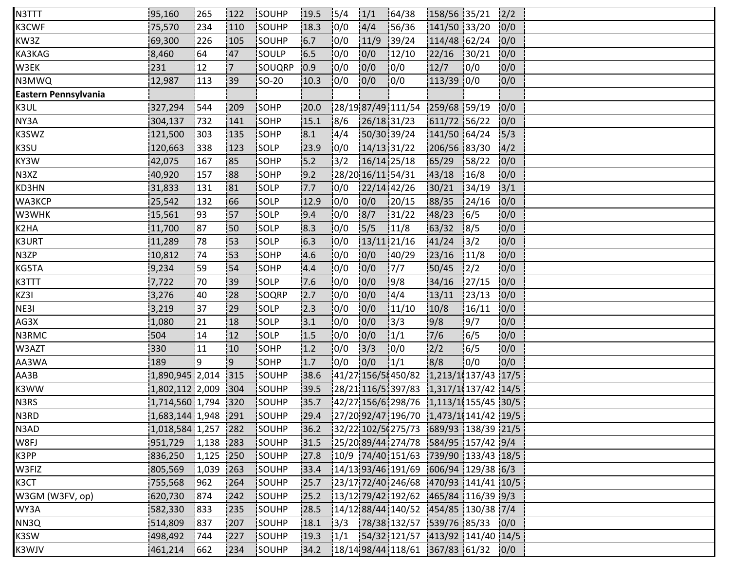| | | | | | | | | | | | |
|---|---|---|---|---|---|---|---|---|---|---|---|
| N3TTT | 95,160 | 265 | 122 | SOUHP | 19.5 | 5/4 | 1/1 | 64/38 | 158/56 | 35/21 | 2/2 |
| K3CWF | 75,570 | 234 | 110 | SOUHP | 18.3 | 0/0 | 4/4 | 56/36 | 141/50 | 33/20 | 0/0 |
| KW3Z | 69,300 | 226 | 105 | SOUHP | 6.7 | 0/0 | 11/9 | 39/24 | 114/48 | 62/24 | 0/0 |
| KA3KAG | 8,460 | 64 | 47 | SOULP | 6.5 | 0/0 | 0/0 | 12/10 | 22/16 | 30/21 | 0/0 |
| W3EK | 231 | 12 | 7 | SOUQRP | 0.9 | 0/0 | 0/0 | 0/0 | 12/7 | 0/0 | 0/0 |
| N3MWQ | 12,987 | 113 | 39 | SO-20 | 10.3 | 0/0 | 0/0 | 0/0 | 113/39 | 0/0 | 0/0 |
| **Eastern Pennsylvania** | | | | | | | | | | | |
| K3UL | 327,294 | 544 | 209 | SOHP | 20.0 | 28/19 | 87/49 | 111/54 | 259/68 | 59/19 | 0/0 |
| NY3A | 304,137 | 732 | 141 | SOHP | 15.1 | 8/6 | 26/18 | 31/23 | 611/72 | 56/22 | 0/0 |
| K3SWZ | 121,500 | 303 | 135 | SOHP | 8.1 | 4/4 | 50/30 | 39/24 | 141/50 | 64/24 | 5/3 |
| K3SU | 120,663 | 338 | 123 | SOLP | 23.9 | 0/0 | 14/13 | 31/22 | 206/56 | 83/30 | 4/2 |
| KY3W | 42,075 | 167 | 85 | SOHP | 5.2 | 3/2 | 16/14 | 25/18 | 65/29 | 58/22 | 0/0 |
| N3XZ | 40,920 | 157 | 88 | SOHP | 9.2 | 28/20 | 16/11 | 54/31 | 43/18 | 16/8 | 0/0 |
| KD3HN | 31,833 | 131 | 81 | SOLP | 7.7 | 0/0 | 22/14 | 42/26 | 30/21 | 34/19 | 3/1 |
| WA3KCP | 25,542 | 132 | 66 | SOLP | 12.9 | 0/0 | 0/0 | 20/15 | 88/35 | 24/16 | 0/0 |
| W3WHK | 15,561 | 93 | 57 | SOLP | 9.4 | 0/0 | 8/7 | 31/22 | 48/23 | 6/5 | 0/0 |
| K2HA | 11,700 | 87 | 50 | SOLP | 8.3 | 0/0 | 5/5 | 11/8 | 63/32 | 8/5 | 0/0 |
| K3URT | 11,289 | 78 | 53 | SOLP | 6.3 | 0/0 | 13/11 | 21/16 | 41/24 | 3/2 | 0/0 |
| N3ZP | 10,812 | 74 | 53 | SOHP | 4.6 | 0/0 | 0/0 | 40/29 | 23/16 | 11/8 | 0/0 |
| KG5TA | 9,234 | 59 | 54 | SOHP | 4.4 | 0/0 | 0/0 | 7/7 | 50/45 | 2/2 | 0/0 |
| K3TTT | 7,722 | 70 | 39 | SOLP | 7.6 | 0/0 | 0/0 | 9/8 | 34/16 | 27/15 | 0/0 |
| KZ3I | 3,276 | 40 | 28 | SOQRP | 2.7 | 0/0 | 0/0 | 4/4 | 13/11 | 23/13 | 0/0 |
| NE3I | 3,219 | 37 | 29 | SOLP | 2.3 | 0/0 | 0/0 | 11/10 | 10/8 | 16/11 | 0/0 |
| AG3X | 1,080 | 21 | 18 | SOLP | 3.1 | 0/0 | 0/0 | 3/3 | 9/8 | 9/7 | 0/0 |
| N3RMC | 504 | 14 | 12 | SOLP | 1.5 | 0/0 | 0/0 | 1/1 | 7/6 | 6/5 | 0/0 |
| W3AZT | 330 | 11 | 10 | SOHP | 1.2 | 0/0 | 3/3 | 0/0 | 2/2 | 6/5 | 0/0 |
| AA3WA | 189 | 9 | 9 | SOHP | 1.7 | 0/0 | 0/0 | 1/1 | 8/8 | 0/0 | 0/0 |
| AA3B | 1,890,945 | 2,014 | 315 | SOUHP | 38.6 | 41/27 | 156/5 | 450/82 | 1,213/1 | 137/43 | 17/5 |
| K3WW | 1,802,112 | 2,009 | 304 | SOUHP | 39.5 | 28/21 | 116/5 | 397/83 | 1,317/1 | 137/42 | 14/5 |
| N3RS | 1,714,560 | 1,794 | 320 | SOUHP | 35.7 | 42/27 | 156/6 | 298/76 | 1,113/1 | 155/45 | 30/5 |
| N3RD | 1,683,144 | 1,948 | 291 | SOUHP | 29.4 | 27/20 | 92/47 | 196/70 | 1,473/1 | 141/42 | 19/5 |
| N3AD | 1,018,584 | 1,257 | 282 | SOUHP | 36.2 | 32/22 | 102/5 | 275/73 | 689/93 | 138/39 | 21/5 |
| W8FJ | 951,729 | 1,138 | 283 | SOUHP | 31.5 | 25/20 | 89/44 | 274/78 | 584/95 | 157/42 | 9/4 |
| K3PP | 836,250 | 1,125 | 250 | SOUHP | 27.8 | 10/9 | 74/40 | 151/63 | 739/90 | 133/43 | 18/5 |
| W3FIZ | 805,569 | 1,039 | 263 | SOUHP | 33.4 | 14/13 | 93/46 | 191/69 | 606/94 | 129/38 | 6/3 |
| K3CT | 755,568 | 962 | 264 | SOUHP | 25.7 | 23/17 | 72/40 | 246/68 | 470/93 | 141/41 | 10/5 |
| W3GM (W3FV, op) | 620,730 | 874 | 242 | SOUHP | 25.2 | 13/12 | 79/42 | 192/62 | 465/84 | 116/39 | 9/3 |
| WY3A | 582,330 | 833 | 235 | SOUHP | 28.5 | 14/12 | 88/44 | 140/52 | 454/85 | 130/38 | 7/4 |
| NN3Q | 514,809 | 837 | 207 | SOUHP | 18.1 | 3/3 | 78/38 | 132/57 | 539/76 | 85/33 | 0/0 |
| K3SW | 498,492 | 744 | 227 | SOUHP | 19.3 | 1/1 | 54/32 | 121/57 | 413/92 | 141/40 | 14/5 |
| K3WJV | 461,214 | 662 | 234 | SOUHP | 34.2 | 18/14 | 98/44 | 118/61 | 367/83 | 61/32 | 0/0 |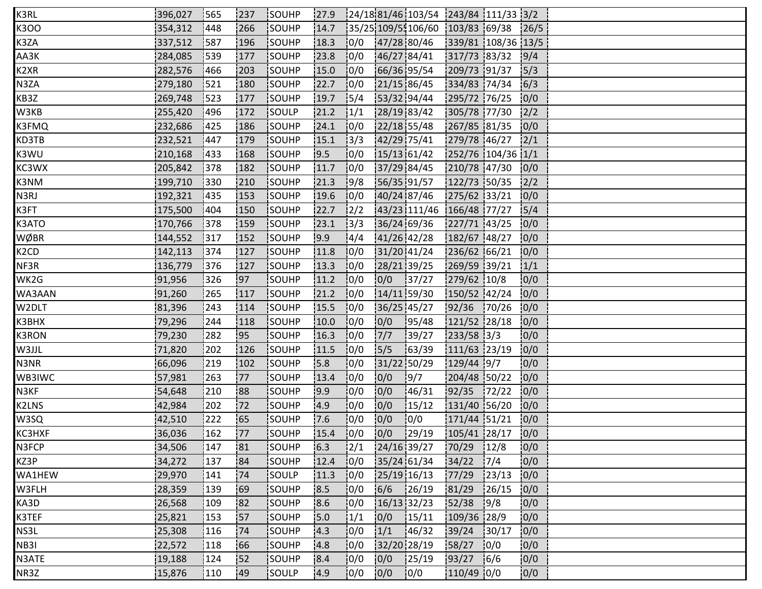|  |  |  |  |  |  |  |  |  |  |  |  |  |
|---|---|---|---|---|---|---|---|---|---|---|---|---|
| K3RL | 396,027 | 565 | 237 | SOUHP | 27.9 | 24/18 | 81/46 | 103/54 | 243/84 | 111/33 | 3/2 |  |
| K3OO | 354,312 | 448 | 266 | SOUHP | 14.7 | 35/25 | 109/55 | 106/60 | 103/83 | 69/38 | 26/5 |  |
| K3ZA | 337,512 | 587 | 196 | SOUHP | 18.3 | 0/0 | 47/28 | 80/46 | 339/81 | 108/36 | 13/5 |  |
| AA3K | 284,085 | 539 | 177 | SOUHP | 23.8 | 0/0 | 46/27 | 84/41 | 317/73 | 83/32 | 9/4 |  |
| K2XR | 282,576 | 466 | 203 | SOUHP | 15.0 | 0/0 | 66/36 | 95/54 | 209/73 | 91/37 | 5/3 |  |
| N3ZA | 279,180 | 521 | 180 | SOUHP | 22.7 | 0/0 | 21/15 | 86/45 | 334/83 | 74/34 | 6/3 |  |
| KB3Z | 269,748 | 523 | 177 | SOUHP | 19.7 | 5/4 | 53/32 | 94/44 | 295/72 | 76/25 | 0/0 |  |
| W3KB | 255,420 | 496 | 172 | SOULP | 21.2 | 1/1 | 28/19 | 83/42 | 305/78 | 77/30 | 2/2 |  |
| K3FMQ | 232,686 | 425 | 186 | SOUHP | 24.1 | 0/0 | 22/18 | 55/48 | 267/85 | 81/35 | 0/0 |  |
| KD3TB | 232,521 | 447 | 179 | SOUHP | 15.1 | 3/3 | 42/29 | 75/41 | 279/78 | 46/27 | 2/1 |  |
| K3WU | 210,168 | 433 | 168 | SOUHP | 9.5 | 0/0 | 15/13 | 61/42 | 252/76 | 104/36 | 1/1 |  |
| KC3WX | 205,842 | 378 | 182 | SOUHP | 11.7 | 0/0 | 37/29 | 84/45 | 210/78 | 47/30 | 0/0 |  |
| K3NM | 199,710 | 330 | 210 | SOUHP | 21.3 | 9/8 | 56/35 | 91/57 | 122/73 | 50/35 | 2/2 |  |
| N3RJ | 192,321 | 435 | 153 | SOUHP | 19.6 | 0/0 | 40/24 | 87/46 | 275/62 | 33/21 | 0/0 |  |
| K3FT | 175,500 | 404 | 150 | SOUHP | 22.7 | 2/2 | 43/23 | 111/46 | 166/48 | 77/27 | 5/4 |  |
| K3ATO | 170,766 | 378 | 159 | SOUHP | 23.1 | 3/3 | 36/24 | 69/36 | 227/71 | 43/25 | 0/0 |  |
| WØBR | 144,552 | 317 | 152 | SOUHP | 9.9 | 4/4 | 41/26 | 42/28 | 182/67 | 48/27 | 0/0 |  |
| K2CD | 142,113 | 374 | 127 | SOUHP | 11.8 | 0/0 | 31/20 | 41/24 | 236/62 | 66/21 | 0/0 |  |
| NF3R | 136,779 | 376 | 127 | SOUHP | 13.3 | 0/0 | 28/21 | 39/25 | 269/59 | 39/21 | 1/1 |  |
| WK2G | 91,956 | 326 | 97 | SOUHP | 11.2 | 0/0 | 0/0 | 37/27 | 279/62 | 10/8 | 0/0 |  |
| WA3AAN | 91,260 | 265 | 117 | SOUHP | 21.2 | 0/0 | 14/11 | 59/30 | 150/52 | 42/24 | 0/0 |  |
| W2DLT | 81,396 | 243 | 114 | SOUHP | 15.5 | 0/0 | 36/25 | 45/27 | 92/36 | 70/26 | 0/0 |  |
| K3BHX | 79,296 | 244 | 118 | SOUHP | 10.0 | 0/0 | 0/0 | 95/48 | 121/52 | 28/18 | 0/0 |  |
| K3RON | 79,230 | 282 | 95 | SOUHP | 16.3 | 0/0 | 7/7 | 39/27 | 233/58 | 3/3 | 0/0 |  |
| W3JJL | 71,820 | 202 | 126 | SOUHP | 11.5 | 0/0 | 5/5 | 63/39 | 111/63 | 23/19 | 0/0 |  |
| N3NR | 66,096 | 219 | 102 | SOUHP | 5.8 | 0/0 | 31/22 | 50/29 | 129/44 | 9/7 | 0/0 |  |
| WB3IWC | 57,981 | 263 | 77 | SOUHP | 13.4 | 0/0 | 0/0 | 9/7 | 204/48 | 50/22 | 0/0 |  |
| N3KF | 54,648 | 210 | 88 | SOUHP | 9.9 | 0/0 | 0/0 | 46/31 | 92/35 | 72/22 | 0/0 |  |
| K2LNS | 42,984 | 202 | 72 | SOUHP | 4.9 | 0/0 | 0/0 | 15/12 | 131/40 | 56/20 | 0/0 |  |
| W3SQ | 42,510 | 222 | 65 | SOUHP | 7.6 | 0/0 | 0/0 | 0/0 | 171/44 | 51/21 | 0/0 |  |
| KC3HXF | 36,036 | 162 | 77 | SOUHP | 15.4 | 0/0 | 0/0 | 29/19 | 105/41 | 28/17 | 0/0 |  |
| N3FCP | 34,506 | 147 | 81 | SOUHP | 6.3 | 2/1 | 24/16 | 39/27 | 70/29 | 12/8 | 0/0 |  |
| KZ3P | 34,272 | 137 | 84 | SOUHP | 12.4 | 0/0 | 35/24 | 61/34 | 34/22 | 7/4 | 0/0 |  |
| WA1HEW | 29,970 | 141 | 74 | SOULP | 11.3 | 0/0 | 25/19 | 16/13 | 77/29 | 23/13 | 0/0 |  |
| W3FLH | 28,359 | 139 | 69 | SOUHP | 8.5 | 0/0 | 6/6 | 26/19 | 81/29 | 26/15 | 0/0 |  |
| KA3D | 26,568 | 109 | 82 | SOUHP | 8.6 | 0/0 | 16/13 | 32/23 | 52/38 | 9/8 | 0/0 |  |
| K3TEF | 25,821 | 153 | 57 | SOUHP | 5.0 | 1/1 | 0/0 | 15/11 | 109/36 | 28/9 | 0/0 |  |
| NS3L | 25,308 | 116 | 74 | SOUHP | 4.3 | 0/0 | 1/1 | 46/32 | 39/24 | 30/17 | 0/0 |  |
| NB3I | 22,572 | 118 | 66 | SOUHP | 4.8 | 0/0 | 32/20 | 28/19 | 58/27 | 0/0 | 0/0 |  |
| N3ATE | 19,188 | 124 | 52 | SOUHP | 8.4 | 0/0 | 0/0 | 25/19 | 93/27 | 6/6 | 0/0 |  |
| NR3Z | 15,876 | 110 | 49 | SOULP | 4.9 | 0/0 | 0/0 | 0/0 | 110/49 | 0/0 | 0/0 |  |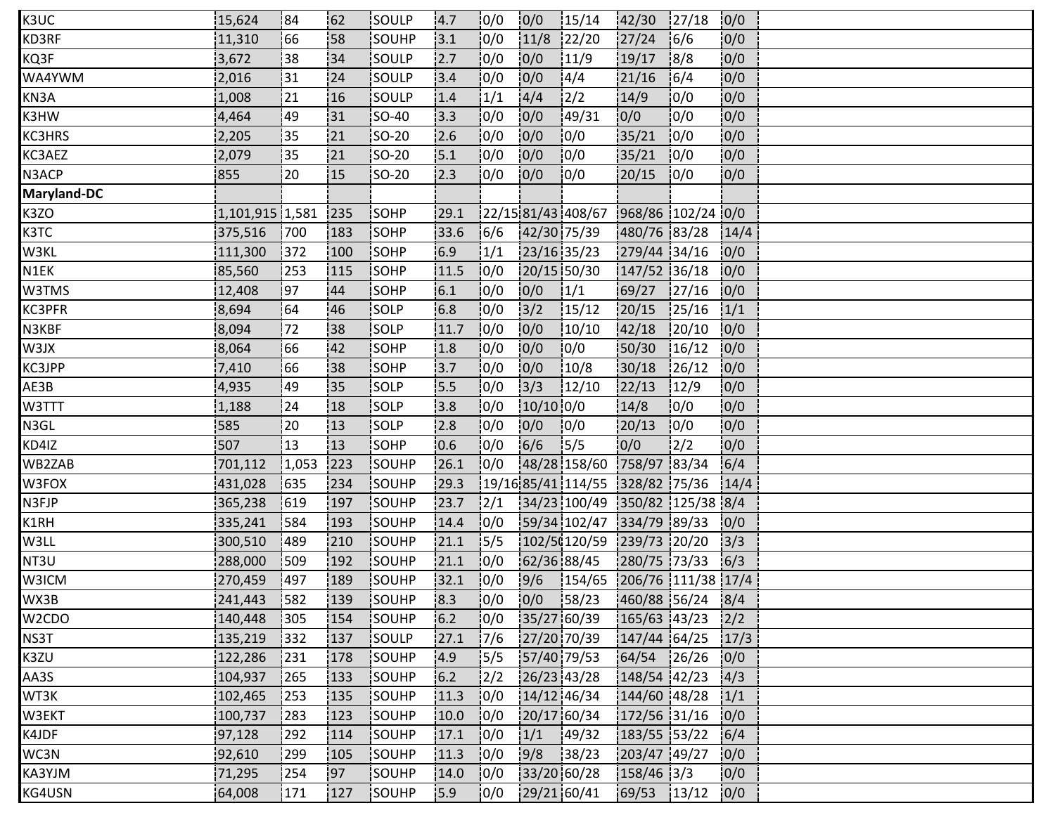| | | | | | | | | | | | | |
|---|---|---|---|---|---|---|---|---|---|---|---|---|
| K3UC | 15,624 | 84 | 62 | SOULP | 4.7 | 0/0 | 0/0 | 15/14 | 42/30 | 27/18 | 0/0 | |
| KD3RF | 11,310 | 66 | 58 | SOUHP | 3.1 | 0/0 | 11/8 | 22/20 | 27/24 | 6/6 | 0/0 | |
| KQ3F | 3,672 | 38 | 34 | SOULP | 2.7 | 0/0 | 0/0 | 11/9 | 19/17 | 8/8 | 0/0 | |
| WA4YWM | 2,016 | 31 | 24 | SOULP | 3.4 | 0/0 | 0/0 | 4/4 | 21/16 | 6/4 | 0/0 | |
| KN3A | 1,008 | 21 | 16 | SOULP | 1.4 | 1/1 | 4/4 | 2/2 | 14/9 | 0/0 | 0/0 | |
| K3HW | 4,464 | 49 | 31 | SO-40 | 3.3 | 0/0 | 0/0 | 49/31 | 0/0 | 0/0 | 0/0 | |
| KC3HRS | 2,205 | 35 | 21 | SO-20 | 2.6 | 0/0 | 0/0 | 0/0 | 35/21 | 0/0 | 0/0 | |
| KC3AEZ | 2,079 | 35 | 21 | SO-20 | 5.1 | 0/0 | 0/0 | 0/0 | 35/21 | 0/0 | 0/0 | |
| N3ACP | 855 | 20 | 15 | SO-20 | 2.3 | 0/0 | 0/0 | 0/0 | 20/15 | 0/0 | 0/0 | |
| **Maryland-DC** | | | | | | | | | | | | |
| K3ZO | 1,101,915 | 1,581 | 235 | SOHP | 29.1 | 22/15 | 81/43 | 408/67 | 968/86 | 102/24 | 0/0 | |
| K3TC | 375,516 | 700 | 183 | SOHP | 33.6 | 6/6 | 42/30 | 75/39 | 480/76 | 83/28 | 14/4 | |
| W3KL | 111,300 | 372 | 100 | SOHP | 6.9 | 1/1 | 23/16 | 35/23 | 279/44 | 34/16 | 0/0 | |
| N1EK | 85,560 | 253 | 115 | SOHP | 11.5 | 0/0 | 20/15 | 50/30 | 147/52 | 36/18 | 0/0 | |
| W3TMS | 12,408 | 97 | 44 | SOHP | 6.1 | 0/0 | 0/0 | 1/1 | 69/27 | 27/16 | 0/0 | |
| KC3PFR | 8,694 | 64 | 46 | SOLP | 6.8 | 0/0 | 3/2 | 15/12 | 20/15 | 25/16 | 1/1 | |
| N3KBF | 8,094 | 72 | 38 | SOLP | 11.7 | 0/0 | 0/0 | 10/10 | 42/18 | 20/10 | 0/0 | |
| W3JX | 8,064 | 66 | 42 | SOHP | 1.8 | 0/0 | 0/0 | 0/0 | 50/30 | 16/12 | 0/0 | |
| KC3JPP | 7,410 | 66 | 38 | SOHP | 3.7 | 0/0 | 0/0 | 10/8 | 30/18 | 26/12 | 0/0 | |
| AE3B | 4,935 | 49 | 35 | SOLP | 5.5 | 0/0 | 3/3 | 12/10 | 22/13 | 12/9 | 0/0 | |
| W3TTT | 1,188 | 24 | 18 | SOLP | 3.8 | 0/0 | 10/10 | 0/0 | 14/8 | 0/0 | 0/0 | |
| N3GL | 585 | 20 | 13 | SOLP | 2.8 | 0/0 | 0/0 | 0/0 | 20/13 | 0/0 | 0/0 | |
| KD4IZ | 507 | 13 | 13 | SOHP | 0.6 | 0/0 | 6/6 | 5/5 | 0/0 | 2/2 | 0/0 | |
| WB2ZAB | 701,112 | 1,053 | 223 | SOUHP | 26.1 | 0/0 | 48/28 | 158/60 | 758/97 | 83/34 | 6/4 | |
| W3FOX | 431,028 | 635 | 234 | SOUHP | 29.3 | 19/16 | 85/41 | 114/55 | 328/82 | 75/36 | 14/4 | |
| N3FJP | 365,238 | 619 | 197 | SOUHP | 23.7 | 2/1 | 34/23 | 100/49 | 350/82 | 125/38 | 8/4 | |
| K1RH | 335,241 | 584 | 193 | SOUHP | 14.4 | 0/0 | 59/34 | 102/47 | 334/79 | 89/33 | 0/0 | |
| W3LL | 300,510 | 489 | 210 | SOUHP | 21.1 | 5/5 | 102/50 | 120/59 | 239/73 | 20/20 | 3/3 | |
| NT3U | 288,000 | 509 | 192 | SOUHP | 21.1 | 0/0 | 62/36 | 88/45 | 280/75 | 73/33 | 6/3 | |
| W3ICM | 270,459 | 497 | 189 | SOUHP | 32.1 | 0/0 | 9/6 | 154/65 | 206/76 | 111/38 | 17/4 | |
| WX3B | 241,443 | 582 | 139 | SOUHP | 8.3 | 0/0 | 0/0 | 58/23 | 460/88 | 56/24 | 8/4 | |
| W2CDO | 140,448 | 305 | 154 | SOUHP | 6.2 | 0/0 | 35/27 | 60/39 | 165/63 | 43/23 | 2/2 | |
| NS3T | 135,219 | 332 | 137 | SOULP | 27.1 | 7/6 | 27/20 | 70/39 | 147/44 | 64/25 | 17/3 | |
| K3ZU | 122,286 | 231 | 178 | SOUHP | 4.9 | 5/5 | 57/40 | 79/53 | 64/54 | 26/26 | 0/0 | |
| AA3S | 104,937 | 265 | 133 | SOUHP | 6.2 | 2/2 | 26/23 | 43/28 | 148/54 | 42/23 | 4/3 | |
| WT3K | 102,465 | 253 | 135 | SOUHP | 11.3 | 0/0 | 14/12 | 46/34 | 144/60 | 48/28 | 1/1 | |
| W3EKT | 100,737 | 283 | 123 | SOUHP | 10.0 | 0/0 | 20/17 | 60/34 | 172/56 | 31/16 | 0/0 | |
| K4JDF | 97,128 | 292 | 114 | SOUHP | 17.1 | 0/0 | 1/1 | 49/32 | 183/55 | 53/22 | 6/4 | |
| WC3N | 92,610 | 299 | 105 | SOUHP | 11.3 | 0/0 | 9/8 | 38/23 | 203/47 | 49/27 | 0/0 | |
| KA3YJM | 71,295 | 254 | 97 | SOUHP | 14.0 | 0/0 | 33/20 | 60/28 | 158/46 | 3/3 | 0/0 | |
| KG4USN | 64,008 | 171 | 127 | SOUHP | 5.9 | 0/0 | 29/21 | 60/41 | 69/53 | 13/12 | 0/0 | |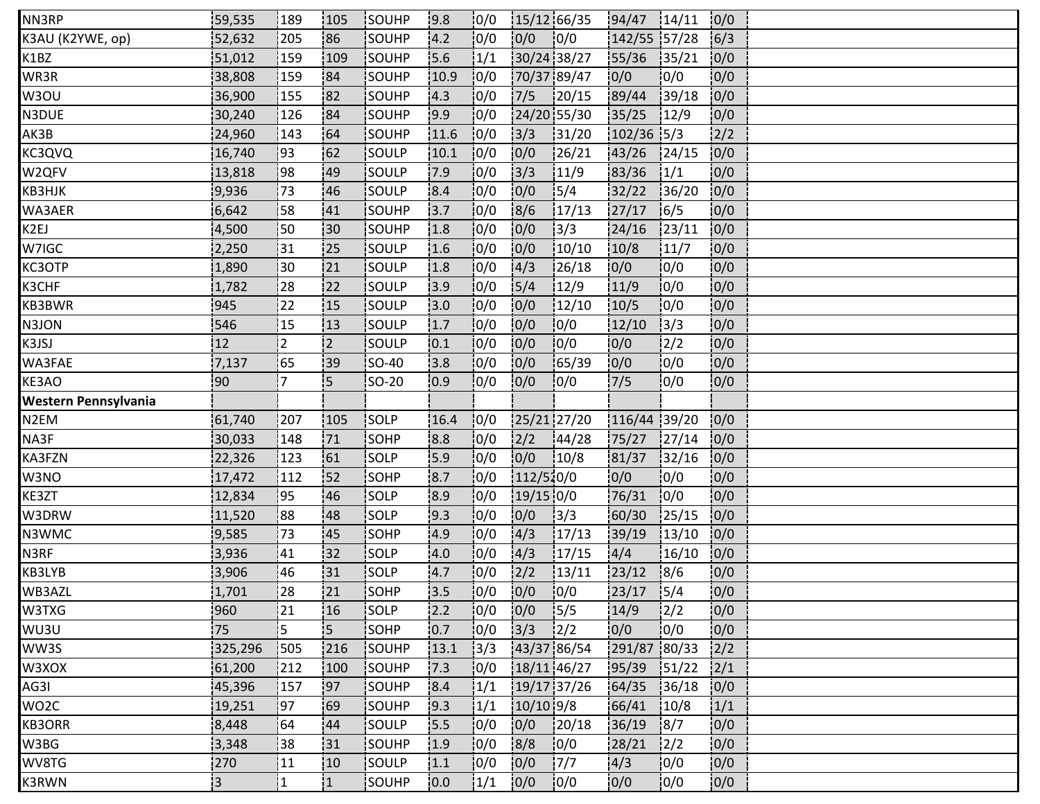| | | | | | | | | | | | | |
|---|---|---|---|---|---|---|---|---|---|---|---|---|
| NN3RP | 59,535 | 189 | 105 | SOUHP | 9.8 | 0/0 | 15/12 | 66/35 | 94/47 | 14/11 | 0/0 | |
| K3AU (K2YWE, op) | 52,632 | 205 | 86 | SOUHP | 4.2 | 0/0 | 0/0 | 0/0 | 142/55 | 57/28 | 6/3 | |
| K1BZ | 51,012 | 159 | 109 | SOUHP | 5.6 | 1/1 | 30/24 | 38/27 | 55/36 | 35/21 | 0/0 | |
| WR3R | 38,808 | 159 | 84 | SOUHP | 10.9 | 0/0 | 70/37 | 89/47 | 0/0 | 0/0 | 0/0 | |
| W3OU | 36,900 | 155 | 82 | SOUHP | 4.3 | 0/0 | 7/5 | 20/15 | 89/44 | 39/18 | 0/0 | |
| N3DUE | 30,240 | 126 | 84 | SOUHP | 9.9 | 0/0 | 24/20 | 55/30 | 35/25 | 12/9 | 0/0 | |
| AK3B | 24,960 | 143 | 64 | SOUHP | 11.6 | 0/0 | 3/3 | 31/20 | 102/36 | 5/3 | 2/2 | |
| KC3QVQ | 16,740 | 93 | 62 | SOULP | 10.1 | 0/0 | 0/0 | 26/21 | 43/26 | 24/15 | 0/0 | |
| W2QFV | 13,818 | 98 | 49 | SOULP | 7.9 | 0/0 | 3/3 | 11/9 | 83/36 | 1/1 | 0/0 | |
| KB3HJK | 9,936 | 73 | 46 | SOULP | 8.4 | 0/0 | 0/0 | 5/4 | 32/22 | 36/20 | 0/0 | |
| WA3AER | 6,642 | 58 | 41 | SOUHP | 3.7 | 0/0 | 8/6 | 17/13 | 27/17 | 6/5 | 0/0 | |
| K2EJ | 4,500 | 50 | 30 | SOUHP | 1.8 | 0/0 | 0/0 | 3/3 | 24/16 | 23/11 | 0/0 | |
| W7IGC | 2,250 | 31 | 25 | SOULP | 1.6 | 0/0 | 0/0 | 10/10 | 10/8 | 11/7 | 0/0 | |
| KC3OTP | 1,890 | 30 | 21 | SOULP | 1.8 | 0/0 | 4/3 | 26/18 | 0/0 | 0/0 | 0/0 | |
| K3CHF | 1,782 | 28 | 22 | SOULP | 3.9 | 0/0 | 5/4 | 12/9 | 11/9 | 0/0 | 0/0 | |
| KB3BWR | 945 | 22 | 15 | SOULP | 3.0 | 0/0 | 0/0 | 12/10 | 10/5 | 0/0 | 0/0 | |
| N3JON | 546 | 15 | 13 | SOULP | 1.7 | 0/0 | 0/0 | 0/0 | 12/10 | 3/3 | 0/0 | |
| K3JSJ | 12 | 2 | 2 | SOULP | 0.1 | 0/0 | 0/0 | 0/0 | 0/0 | 2/2 | 0/0 | |
| WA3FAE | 7,137 | 65 | 39 | SO-40 | 3.8 | 0/0 | 0/0 | 65/39 | 0/0 | 0/0 | 0/0 | |
| KE3AO | 90 | 7 | 5 | SO-20 | 0.9 | 0/0 | 0/0 | 0/0 | 7/5 | 0/0 | 0/0 | |
| **Western Pennsylvania** | | | | | | | | | | | | |
| N2EM | 61,740 | 207 | 105 | SOLP | 16.4 | 0/0 | 25/21 | 27/20 | 116/44 | 39/20 | 0/0 | |
| NA3F | 30,033 | 148 | 71 | SOHP | 8.8 | 0/0 | 2/2 | 44/28 | 75/27 | 27/14 | 0/0 | |
| KA3FZN | 22,326 | 123 | 61 | SOLP | 5.9 | 0/0 | 0/0 | 10/8 | 81/37 | 32/16 | 0/0 | |
| W3NO | 17,472 | 112 | 52 | SOHP | 8.7 | 0/0 | 112/52 | 0/0 | 0/0 | 0/0 | 0/0 | |
| KE3ZT | 12,834 | 95 | 46 | SOLP | 8.9 | 0/0 | 19/15 | 0/0 | 76/31 | 0/0 | 0/0 | |
| W3DRW | 11,520 | 88 | 48 | SOLP | 9.3 | 0/0 | 0/0 | 3/3 | 60/30 | 25/15 | 0/0 | |
| N3WMC | 9,585 | 73 | 45 | SOHP | 4.9 | 0/0 | 4/3 | 17/13 | 39/19 | 13/10 | 0/0 | |
| N3RF | 3,936 | 41 | 32 | SOLP | 4.0 | 0/0 | 4/3 | 17/15 | 4/4 | 16/10 | 0/0 | |
| KB3LYB | 3,906 | 46 | 31 | SOLP | 4.7 | 0/0 | 2/2 | 13/11 | 23/12 | 8/6 | 0/0 | |
| WB3AZL | 1,701 | 28 | 21 | SOHP | 3.5 | 0/0 | 0/0 | 0/0 | 23/17 | 5/4 | 0/0 | |
| W3TXG | 960 | 21 | 16 | SOLP | 2.2 | 0/0 | 0/0 | 5/5 | 14/9 | 2/2 | 0/0 | |
| WU3U | 75 | 5 | 5 | SOHP | 0.7 | 0/0 | 3/3 | 2/2 | 0/0 | 0/0 | 0/0 | |
| WW3S | 325,296 | 505 | 216 | SOUHP | 13.1 | 3/3 | 43/37 | 86/54 | 291/87 | 80/33 | 2/2 | |
| W3XOX | 61,200 | 212 | 100 | SOUHP | 7.3 | 0/0 | 18/11 | 46/27 | 95/39 | 51/22 | 2/1 | |
| AG3I | 45,396 | 157 | 97 | SOUHP | 8.4 | 1/1 | 19/17 | 37/26 | 64/35 | 36/18 | 0/0 | |
| WO2C | 19,251 | 97 | 69 | SOUHP | 9.3 | 1/1 | 10/10 | 9/8 | 66/41 | 10/8 | 1/1 | |
| KB3ORR | 8,448 | 64 | 44 | SOULP | 5.5 | 0/0 | 0/0 | 20/18 | 36/19 | 8/7 | 0/0 | |
| W3BG | 3,348 | 38 | 31 | SOUHP | 1.9 | 0/0 | 8/8 | 0/0 | 28/21 | 2/2 | 0/0 | |
| WV8TG | 270 | 11 | 10 | SOULP | 1.1 | 0/0 | 0/0 | 7/7 | 4/3 | 0/0 | 0/0 | |
| K3RWN | 3 | 1 | 1 | SOUHP | 0.0 | 1/1 | 0/0 | 0/0 | 0/0 | 0/0 | 0/0 | |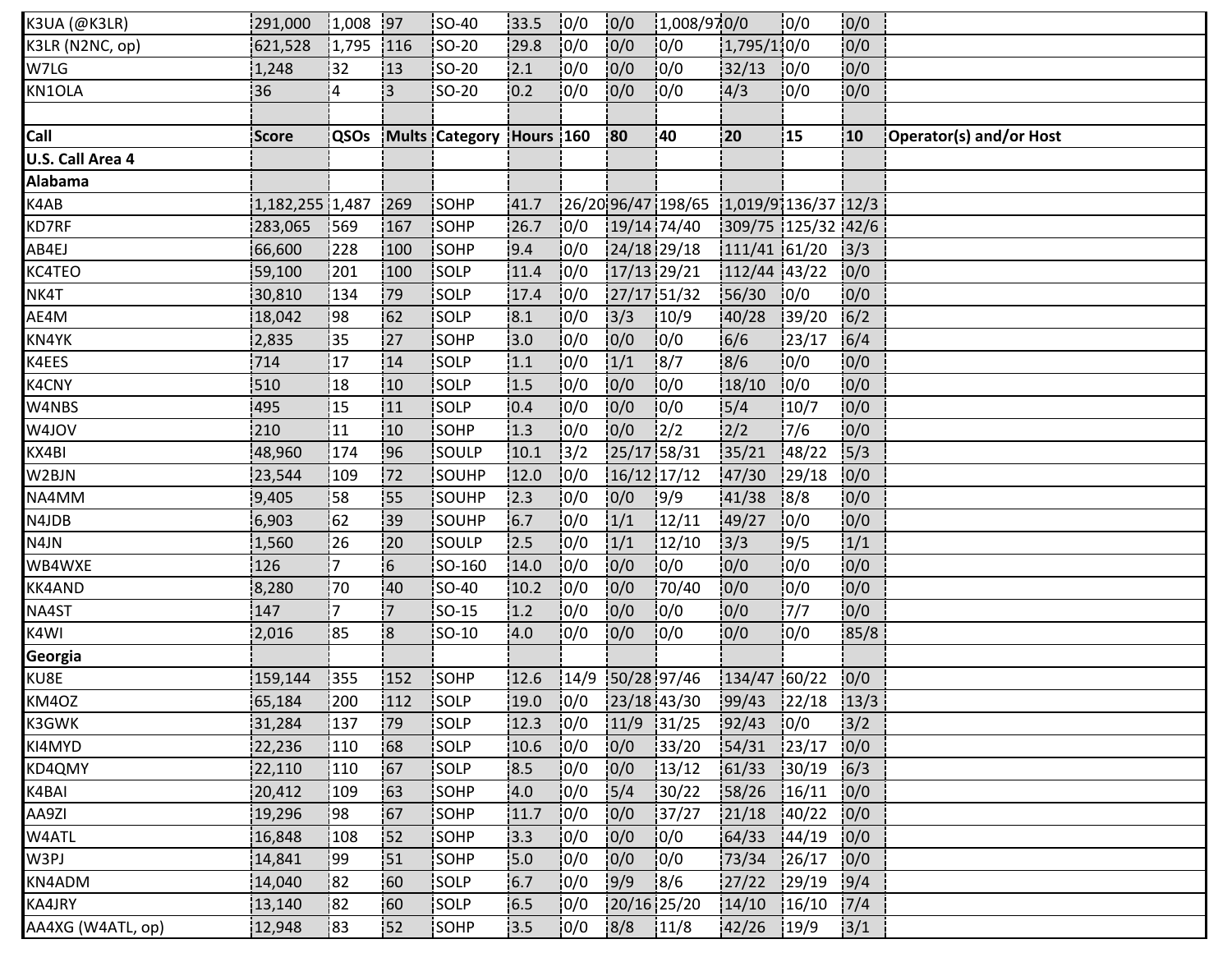| K3UA (@K3LR) | 291,000 | 1,008 | 97 | SO-40 | 33.5 | 0/0 | 0/0 | 1,008/97 | 0/0 | 0/0 | 0/0 | |
|---|---|---|---|---|---|---|---|---|---|---|---|---|
| K3LR (N2NC, op) | 621,528 | 1,795 | 116 | SO-20 | 29.8 | 0/0 | 0/0 | 0/0 | 1,795/1 | 0/0 | 0/0 | |
| W7LG | 1,248 | 32 | 13 | SO-20 | 2.1 | 0/0 | 0/0 | 0/0 | 32/13 | 0/0 | 0/0 | |
| KN1OLA | 36 | 4 | 3 | SO-20 | 0.2 | 0/0 | 0/0 | 0/0 | 4/3 | 0/0 | 0/0 | |
| | | | | | | | | | | | | |
| **Call** | **Score** | **QSOs** | **Mults** | **Category** | **Hours** | **160** | **80** | **40** | **20** | **15** | **10** | **Operator(s) and/or Host** |
| **U.S. Call Area 4** | | | | | | | | | | | | |
| **Alabama** | | | | | | | | | | | | |
| K4AB | 1,182,255 | 1,487 | 269 | SOHP | 41.7 | 26/20 | 96/47 | 198/65 | 1,019/9 | 136/37 | 12/3 | |
| KD7RF | 283,065 | 569 | 167 | SOHP | 26.7 | 0/0 | 19/14 | 74/40 | 309/75 | 125/32 | 42/6 | |
| AB4EJ | 66,600 | 228 | 100 | SOHP | 9.4 | 0/0 | 24/18 | 29/18 | 111/41 | 61/20 | 3/3 | |
| KC4TEO | 59,100 | 201 | 100 | SOLP | 11.4 | 0/0 | 17/13 | 29/21 | 112/44 | 43/22 | 0/0 | |
| NK4T | 30,810 | 134 | 79 | SOLP | 17.4 | 0/0 | 27/17 | 51/32 | 56/30 | 0/0 | 0/0 | |
| AE4M | 18,042 | 98 | 62 | SOLP | 8.1 | 0/0 | 3/3 | 10/9 | 40/28 | 39/20 | 6/2 | |
| KN4YK | 2,835 | 35 | 27 | SOHP | 3.0 | 0/0 | 0/0 | 0/0 | 6/6 | 23/17 | 6/4 | |
| K4EES | 714 | 17 | 14 | SOLP | 1.1 | 0/0 | 1/1 | 8/7 | 8/6 | 0/0 | 0/0 | |
| K4CNY | 510 | 18 | 10 | SOLP | 1.5 | 0/0 | 0/0 | 0/0 | 18/10 | 0/0 | 0/0 | |
| W4NBS | 495 | 15 | 11 | SOLP | 0.4 | 0/0 | 0/0 | 0/0 | 5/4 | 10/7 | 0/0 | |
| W4JOV | 210 | 11 | 10 | SOHP | 1.3 | 0/0 | 0/0 | 2/2 | 2/2 | 7/6 | 0/0 | |
| KX4BI | 48,960 | 174 | 96 | SOULP | 10.1 | 3/2 | 25/17 | 58/31 | 35/21 | 48/22 | 5/3 | |
| W2BJN | 23,544 | 109 | 72 | SOUHP | 12.0 | 0/0 | 16/12 | 17/12 | 47/30 | 29/18 | 0/0 | |
| NA4MM | 9,405 | 58 | 55 | SOUHP | 2.3 | 0/0 | 0/0 | 9/9 | 41/38 | 8/8 | 0/0 | |
| N4JDB | 6,903 | 62 | 39 | SOUHP | 6.7 | 0/0 | 1/1 | 12/11 | 49/27 | 0/0 | 0/0 | |
| N4JN | 1,560 | 26 | 20 | SOULP | 2.5 | 0/0 | 1/1 | 12/10 | 3/3 | 9/5 | 1/1 | |
| WB4WXE | 126 | 7 | 6 | SO-160 | 14.0 | 0/0 | 0/0 | 0/0 | 0/0 | 0/0 | 0/0 | |
| KK4AND | 8,280 | 70 | 40 | SO-40 | 10.2 | 0/0 | 0/0 | 70/40 | 0/0 | 0/0 | 0/0 | |
| NA4ST | 147 | 7 | 7 | SO-15 | 1.2 | 0/0 | 0/0 | 0/0 | 0/0 | 7/7 | 0/0 | |
| K4WI | 2,016 | 85 | 8 | SO-10 | 4.0 | 0/0 | 0/0 | 0/0 | 0/0 | 0/0 | 85/8 | |
| **Georgia** | | | | | | | | | | | | |
| KU8E | 159,144 | 355 | 152 | SOHP | 12.6 | 14/9 | 50/28 | 97/46 | 134/47 | 60/22 | 0/0 | |
| KM4OZ | 65,184 | 200 | 112 | SOLP | 19.0 | 0/0 | 23/18 | 43/30 | 99/43 | 22/18 | 13/3 | |
| K3GWK | 31,284 | 137 | 79 | SOLP | 12.3 | 0/0 | 11/9 | 31/25 | 92/43 | 0/0 | 3/2 | |
| KI4MYD | 22,236 | 110 | 68 | SOLP | 10.6 | 0/0 | 0/0 | 33/20 | 54/31 | 23/17 | 0/0 | |
| KD4QMY | 22,110 | 110 | 67 | SOLP | 8.5 | 0/0 | 0/0 | 13/12 | 61/33 | 30/19 | 6/3 | |
| K4BAI | 20,412 | 109 | 63 | SOHP | 4.0 | 0/0 | 5/4 | 30/22 | 58/26 | 16/11 | 0/0 | |
| AA9ZI | 19,296 | 98 | 67 | SOHP | 11.7 | 0/0 | 0/0 | 37/27 | 21/18 | 40/22 | 0/0 | |
| W4ATL | 16,848 | 108 | 52 | SOHP | 3.3 | 0/0 | 0/0 | 0/0 | 64/33 | 44/19 | 0/0 | |
| W3PJ | 14,841 | 99 | 51 | SOHP | 5.0 | 0/0 | 0/0 | 0/0 | 73/34 | 26/17 | 0/0 | |
| KN4ADM | 14,040 | 82 | 60 | SOLP | 6.7 | 0/0 | 9/9 | 8/6 | 27/22 | 29/19 | 9/4 | |
| KA4JRY | 13,140 | 82 | 60 | SOLP | 6.5 | 0/0 | 20/16 | 25/20 | 14/10 | 16/10 | 7/4 | |
| AA4XG (W4ATL, op) | 12,948 | 83 | 52 | SOHP | 3.5 | 0/0 | 8/8 | 11/8 | 42/26 | 19/9 | 3/1 | |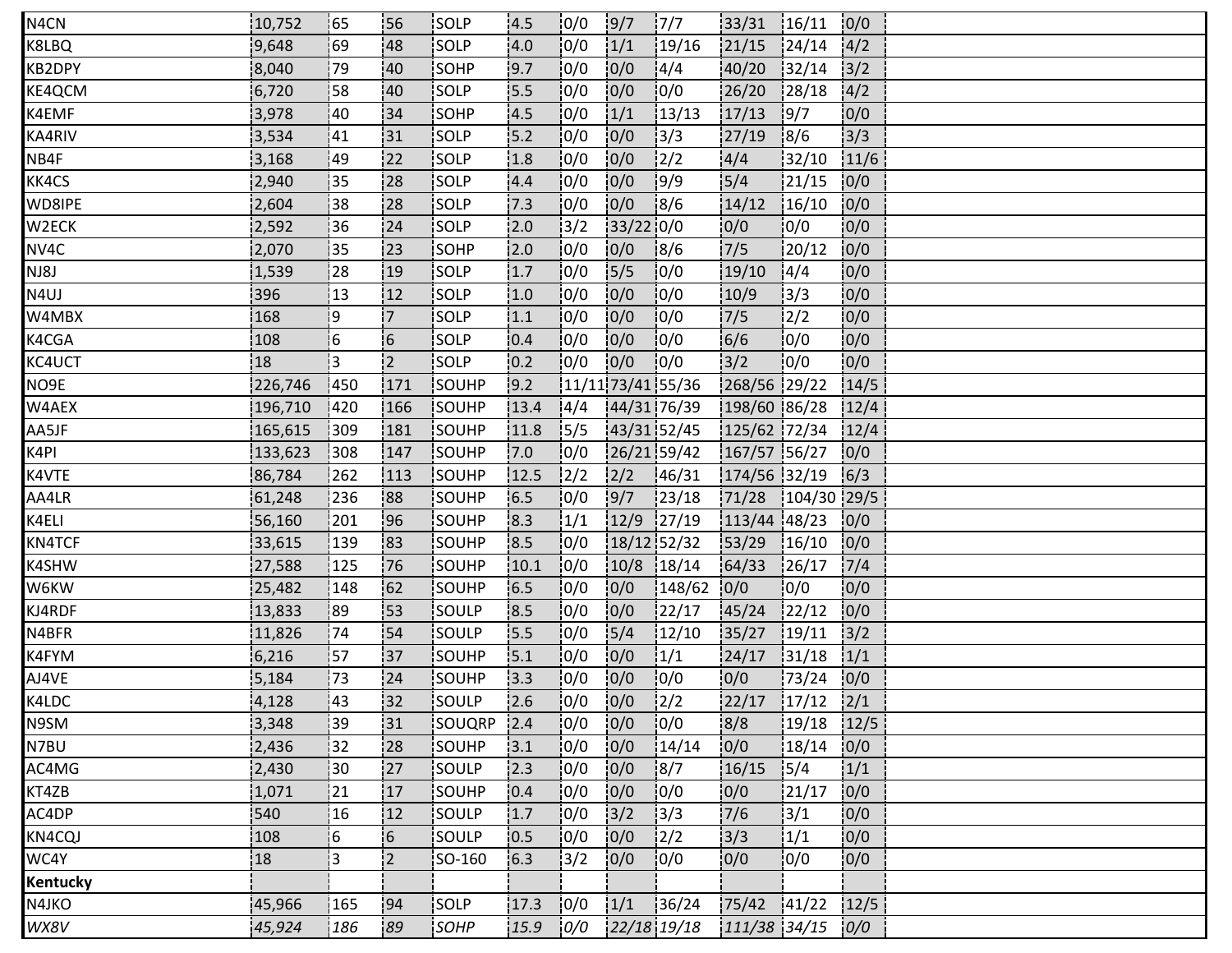| | | | | | | | | | | | | |
|---|---|---|---|---|---|---|---|---|---|---|---|---|
| N4CN | 10,752 | 65 | 56 | SOLP | 4.5 | 0/0 | 9/7 | 7/7 | 33/31 | 16/11 | 0/0 | |
| K8LBQ | 9,648 | 69 | 48 | SOLP | 4.0 | 0/0 | 1/1 | 19/16 | 21/15 | 24/14 | 4/2 | |
| KB2DPY | 8,040 | 79 | 40 | SOHP | 9.7 | 0/0 | 0/0 | 4/4 | 40/20 | 32/14 | 3/2 | |
| KE4QCM | 6,720 | 58 | 40 | SOLP | 5.5 | 0/0 | 0/0 | 0/0 | 26/20 | 28/18 | 4/2 | |
| K4EMF | 3,978 | 40 | 34 | SOHP | 4.5 | 0/0 | 1/1 | 13/13 | 17/13 | 9/7 | 0/0 | |
| KA4RIV | 3,534 | 41 | 31 | SOLP | 5.2 | 0/0 | 0/0 | 3/3 | 27/19 | 8/6 | 3/3 | |
| NB4F | 3,168 | 49 | 22 | SOLP | 1.8 | 0/0 | 0/0 | 2/2 | 4/4 | 32/10 | 11/6 | |
| KK4CS | 2,940 | 35 | 28 | SOLP | 4.4 | 0/0 | 0/0 | 9/9 | 5/4 | 21/15 | 0/0 | |
| WD8IPE | 2,604 | 38 | 28 | SOLP | 7.3 | 0/0 | 0/0 | 8/6 | 14/12 | 16/10 | 0/0 | |
| W2ECK | 2,592 | 36 | 24 | SOLP | 2.0 | 3/2 | 33/22 | 0/0 | 0/0 | 0/0 | 0/0 | |
| NV4C | 2,070 | 35 | 23 | SOHP | 2.0 | 0/0 | 0/0 | 8/6 | 7/5 | 20/12 | 0/0 | |
| NJ8J | 1,539 | 28 | 19 | SOLP | 1.7 | 0/0 | 5/5 | 0/0 | 19/10 | 4/4 | 0/0 | |
| N4UJ | 396 | 13 | 12 | SOLP | 1.0 | 0/0 | 0/0 | 0/0 | 10/9 | 3/3 | 0/0 | |
| W4MBX | 168 | 9 | 7 | SOLP | 1.1 | 0/0 | 0/0 | 0/0 | 7/5 | 2/2 | 0/0 | |
| K4CGA | 108 | 6 | 6 | SOLP | 0.4 | 0/0 | 0/0 | 0/0 | 6/6 | 0/0 | 0/0 | |
| KC4UCT | 18 | 3 | 2 | SOLP | 0.2 | 0/0 | 0/0 | 0/0 | 3/2 | 0/0 | 0/0 | |
| NO9E | 226,746 | 450 | 171 | SOUHP | 9.2 | 11/11 | 73/41 | 55/36 | 268/56 | 29/22 | 14/5 | |
| W4AEX | 196,710 | 420 | 166 | SOUHP | 13.4 | 4/4 | 44/31 | 76/39 | 198/60 | 86/28 | 12/4 | |
| AA5JF | 165,615 | 309 | 181 | SOUHP | 11.8 | 5/5 | 43/31 | 52/45 | 125/62 | 72/34 | 12/4 | |
| K4PI | 133,623 | 308 | 147 | SOUHP | 7.0 | 0/0 | 26/21 | 59/42 | 167/57 | 56/27 | 0/0 | |
| K4VTE | 86,784 | 262 | 113 | SOUHP | 12.5 | 2/2 | 2/2 | 46/31 | 174/56 | 32/19 | 6/3 | |
| AA4LR | 61,248 | 236 | 88 | SOUHP | 6.5 | 0/0 | 9/7 | 23/18 | 71/28 | 104/30 | 29/5 | |
| K4ELI | 56,160 | 201 | 96 | SOUHP | 8.3 | 1/1 | 12/9 | 27/19 | 113/44 | 48/23 | 0/0 | |
| KN4TCF | 33,615 | 139 | 83 | SOUHP | 8.5 | 0/0 | 18/12 | 52/32 | 53/29 | 16/10 | 0/0 | |
| K4SHW | 27,588 | 125 | 76 | SOUHP | 10.1 | 0/0 | 10/8 | 18/14 | 64/33 | 26/17 | 7/4 | |
| W6KW | 25,482 | 148 | 62 | SOUHP | 6.5 | 0/0 | 0/0 | 148/62 | 0/0 | 0/0 | 0/0 | |
| KJ4RDF | 13,833 | 89 | 53 | SOULP | 8.5 | 0/0 | 0/0 | 22/17 | 45/24 | 22/12 | 0/0 | |
| N4BFR | 11,826 | 74 | 54 | SOULP | 5.5 | 0/0 | 5/4 | 12/10 | 35/27 | 19/11 | 3/2 | |
| K4FYM | 6,216 | 57 | 37 | SOUHP | 5.1 | 0/0 | 0/0 | 1/1 | 24/17 | 31/18 | 1/1 | |
| AJ4VE | 5,184 | 73 | 24 | SOUHP | 3.3 | 0/0 | 0/0 | 0/0 | 0/0 | 73/24 | 0/0 | |
| K4LDC | 4,128 | 43 | 32 | SOULP | 2.6 | 0/0 | 0/0 | 2/2 | 22/17 | 17/12 | 2/1 | |
| N9SM | 3,348 | 39 | 31 | SOUQRP | 2.4 | 0/0 | 0/0 | 0/0 | 8/8 | 19/18 | 12/5 | |
| N7BU | 2,436 | 32 | 28 | SOUHP | 3.1 | 0/0 | 0/0 | 14/14 | 0/0 | 18/14 | 0/0 | |
| AC4MG | 2,430 | 30 | 27 | SOULP | 2.3 | 0/0 | 0/0 | 8/7 | 16/15 | 5/4 | 1/1 | |
| KT4ZB | 1,071 | 21 | 17 | SOUHP | 0.4 | 0/0 | 0/0 | 0/0 | 0/0 | 21/17 | 0/0 | |
| AC4DP | 540 | 16 | 12 | SOULP | 1.7 | 0/0 | 3/2 | 3/3 | 7/6 | 3/1 | 0/0 | |
| KN4CQJ | 108 | 6 | 6 | SOULP | 0.5 | 0/0 | 0/0 | 2/2 | 3/3 | 1/1 | 0/0 | |
| WC4Y | 18 | 3 | 2 | SO-160 | 6.3 | 3/2 | 0/0 | 0/0 | 0/0 | 0/0 | 0/0 | |
| **Kentucky** | | | | | | | | | | | | |
| N4JKO | 45,966 | 165 | 94 | SOLP | 17.3 | 0/0 | 1/1 | 36/24 | 75/42 | 41/22 | 12/5 | |
| *WX8V* | *45,924* | *186* | *89* | *SOHP* | *15.9* | *0/0* | *22/18* | *19/18* | *111/38* | *34/15* | *0/0* | |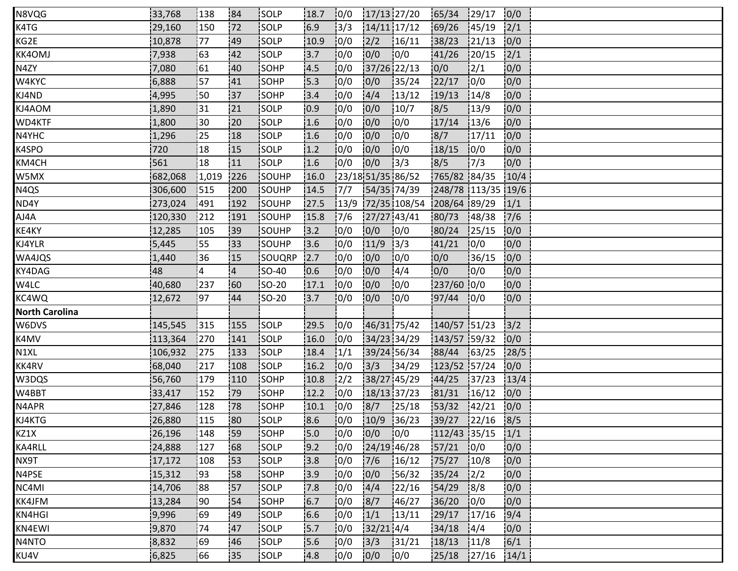| | | | | | | | | | | | | |
|---|---|---|---|---|---|---|---|---|---|---|---|---|
| N8VQG | 33,768 | 138 | 84 | SOLP | 18.7 | 0/0 | 17/13 | 27/20 | 65/34 | 29/17 | 0/0 | |
| K4TG | 29,160 | 150 | 72 | SOLP | 6.9 | 3/3 | 14/11 | 17/12 | 69/26 | 45/19 | 2/1 | |
| KG2E | 10,878 | 77 | 49 | SOLP | 10.9 | 0/0 | 2/2 | 16/11 | 38/23 | 21/13 | 0/0 | |
| KK4OMJ | 7,938 | 63 | 42 | SOLP | 3.7 | 0/0 | 0/0 | 0/0 | 41/26 | 20/15 | 2/1 | |
| N4ZY | 7,080 | 61 | 40 | SOHP | 4.5 | 0/0 | 37/26 | 22/13 | 0/0 | 2/1 | 0/0 | |
| W4KYC | 6,888 | 57 | 41 | SOHP | 5.3 | 0/0 | 0/0 | 35/24 | 22/17 | 0/0 | 0/0 | |
| KJ4ND | 4,995 | 50 | 37 | SOHP | 3.4 | 0/0 | 4/4 | 13/12 | 19/13 | 14/8 | 0/0 | |
| KJ4AOM | 1,890 | 31 | 21 | SOLP | 0.9 | 0/0 | 0/0 | 10/7 | 8/5 | 13/9 | 0/0 | |
| WD4KTF | 1,800 | 30 | 20 | SOLP | 1.6 | 0/0 | 0/0 | 0/0 | 17/14 | 13/6 | 0/0 | |
| N4YHC | 1,296 | 25 | 18 | SOLP | 1.6 | 0/0 | 0/0 | 0/0 | 8/7 | 17/11 | 0/0 | |
| K4SPO | 720 | 18 | 15 | SOLP | 1.2 | 0/0 | 0/0 | 0/0 | 18/15 | 0/0 | 0/0 | |
| KM4CH | 561 | 18 | 11 | SOLP | 1.6 | 0/0 | 0/0 | 3/3 | 8/5 | 7/3 | 0/0 | |
| W5MX | 682,068 | 1,019 | 226 | SOUHP | 16.0 | 23/18 | 51/35 | 86/52 | 765/82 | 84/35 | 10/4 | |
| N4QS | 306,600 | 515 | 200 | SOUHP | 14.5 | 7/7 | 54/35 | 74/39 | 248/78 | 113/35 | 19/6 | |
| ND4Y | 273,024 | 491 | 192 | SOUHP | 27.5 | 13/9 | 72/35 | 108/54 | 208/64 | 89/29 | 1/1 | |
| AJ4A | 120,330 | 212 | 191 | SOUHP | 15.8 | 7/6 | 27/27 | 43/41 | 80/73 | 48/38 | 7/6 | |
| KE4KY | 12,285 | 105 | 39 | SOUHP | 3.2 | 0/0 | 0/0 | 0/0 | 80/24 | 25/15 | 0/0 | |
| KJ4YLR | 5,445 | 55 | 33 | SOUHP | 3.6 | 0/0 | 11/9 | 3/3 | 41/21 | 0/0 | 0/0 | |
| WA4JQS | 1,440 | 36 | 15 | SOUQRP | 2.7 | 0/0 | 0/0 | 0/0 | 0/0 | 36/15 | 0/0 | |
| KY4DAG | 48 | 4 | 4 | SO-40 | 0.6 | 0/0 | 0/0 | 4/4 | 0/0 | 0/0 | 0/0 | |
| W4LC | 40,680 | 237 | 60 | SO-20 | 17.1 | 0/0 | 0/0 | 0/0 | 237/60 | 0/0 | 0/0 | |
| KC4WQ | 12,672 | 97 | 44 | SO-20 | 3.7 | 0/0 | 0/0 | 0/0 | 97/44 | 0/0 | 0/0 | |
| **North Carolina** | | | | | | | | | | | | |
| W6DVS | 145,545 | 315 | 155 | SOLP | 29.5 | 0/0 | 46/31 | 75/42 | 140/57 | 51/23 | 3/2 | |
| K4MV | 113,364 | 270 | 141 | SOLP | 16.0 | 0/0 | 34/23 | 34/29 | 143/57 | 59/32 | 0/0 | |
| N1XL | 106,932 | 275 | 133 | SOLP | 18.4 | 1/1 | 39/24 | 56/34 | 88/44 | 63/25 | 28/5 | |
| KK4RV | 68,040 | 217 | 108 | SOLP | 16.2 | 0/0 | 3/3 | 34/29 | 123/52 | 57/24 | 0/0 | |
| W3DQS | 56,760 | 179 | 110 | SOHP | 10.8 | 2/2 | 38/27 | 45/29 | 44/25 | 37/23 | 13/4 | |
| W4BBT | 33,417 | 152 | 79 | SOHP | 12.2 | 0/0 | 18/13 | 37/23 | 81/31 | 16/12 | 0/0 | |
| N4APR | 27,846 | 128 | 78 | SOHP | 10.1 | 0/0 | 8/7 | 25/18 | 53/32 | 42/21 | 0/0 | |
| KJ4KTG | 26,880 | 115 | 80 | SOLP | 8.6 | 0/0 | 10/9 | 36/23 | 39/27 | 22/16 | 8/5 | |
| KZ1X | 26,196 | 148 | 59 | SOHP | 5.0 | 0/0 | 0/0 | 0/0 | 112/43 | 35/15 | 1/1 | |
| KA4RLL | 24,888 | 127 | 68 | SOLP | 9.2 | 0/0 | 24/19 | 46/28 | 57/21 | 0/0 | 0/0 | |
| NX9T | 17,172 | 108 | 53 | SOLP | 3.8 | 0/0 | 7/6 | 16/12 | 75/27 | 10/8 | 0/0 | |
| N4PSE | 15,312 | 93 | 58 | SOHP | 3.9 | 0/0 | 0/0 | 56/32 | 35/24 | 2/2 | 0/0 | |
| NC4MI | 14,706 | 88 | 57 | SOLP | 7.8 | 0/0 | 4/4 | 22/16 | 54/29 | 8/8 | 0/0 | |
| KK4JFM | 13,284 | 90 | 54 | SOHP | 6.7 | 0/0 | 8/7 | 46/27 | 36/20 | 0/0 | 0/0 | |
| KN4HGI | 9,996 | 69 | 49 | SOLP | 6.6 | 0/0 | 1/1 | 13/11 | 29/17 | 17/16 | 9/4 | |
| KN4EWI | 9,870 | 74 | 47 | SOLP | 5.7 | 0/0 | 32/21 | 4/4 | 34/18 | 4/4 | 0/0 | |
| N4NTO | 8,832 | 69 | 46 | SOLP | 5.6 | 0/0 | 3/3 | 31/21 | 18/13 | 11/8 | 6/1 | |
| KU4V | 6,825 | 66 | 35 | SOLP | 4.8 | 0/0 | 0/0 | 0/0 | 25/18 | 27/16 | 14/1 | |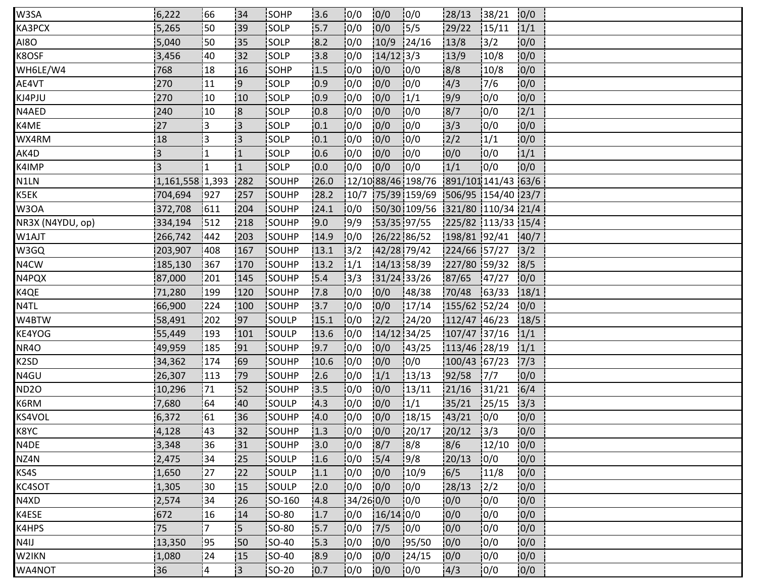| | | | | | | | | | | | |
|---|---|---|---|---|---|---|---|---|---|---|---|
| W3SA | 6,222 | 66 | 34 | SOHP | 3.6 | 0/0 | 0/0 | 0/0 | 28/13 | 38/21 | 0/0 |
| KA3PCX | 5,265 | 50 | 39 | SOLP | 5.7 | 0/0 | 0/0 | 5/5 | 29/22 | 15/11 | 1/1 |
| AI8O | 5,040 | 50 | 35 | SOLP | 8.2 | 0/0 | 10/9 | 24/16 | 13/8 | 3/2 | 0/0 |
| K8OSF | 3,456 | 40 | 32 | SOLP | 3.8 | 0/0 | 14/12 | 3/3 | 13/9 | 10/8 | 0/0 |
| WH6LE/W4 | 768 | 18 | 16 | SOHP | 1.5 | 0/0 | 0/0 | 0/0 | 8/8 | 10/8 | 0/0 |
| AE4VT | 270 | 11 | 9 | SOLP | 0.9 | 0/0 | 0/0 | 0/0 | 4/3 | 7/6 | 0/0 |
| KJ4PJU | 270 | 10 | 10 | SOLP | 0.9 | 0/0 | 0/0 | 1/1 | 9/9 | 0/0 | 0/0 |
| N4AED | 240 | 10 | 8 | SOLP | 0.8 | 0/0 | 0/0 | 0/0 | 8/7 | 0/0 | 2/1 |
| K4ME | 27 | 3 | 3 | SOLP | 0.1 | 0/0 | 0/0 | 0/0 | 3/3 | 0/0 | 0/0 |
| WX4RM | 18 | 3 | 3 | SOLP | 0.1 | 0/0 | 0/0 | 0/0 | 2/2 | 1/1 | 0/0 |
| AK4D | 3 | 1 | 1 | SOLP | 0.6 | 0/0 | 0/0 | 0/0 | 0/0 | 0/0 | 1/1 |
| K4IMP | 3 | 1 | 1 | SOLP | 0.0 | 0/0 | 0/0 | 0/0 | 1/1 | 0/0 | 0/0 |
| N1LN | 1,161,558 | 1,393 | 282 | SOUHP | 26.0 | 12/10 | 88/46 | 198/76 | 891/101 | 141/43 | 63/6 |
| K5EK | 704,694 | 927 | 257 | SOUHP | 28.2 | 10/7 | 75/39 | 159/69 | 506/95 | 154/40 | 23/7 |
| W3OA | 372,708 | 611 | 204 | SOUHP | 24.1 | 0/0 | 50/30 | 109/56 | 321/80 | 110/34 | 21/4 |
| NR3X (N4YDU, op) | 334,194 | 512 | 218 | SOUHP | 9.0 | 9/9 | 53/35 | 97/55 | 225/82 | 113/33 | 15/4 |
| W1AJT | 266,742 | 442 | 203 | SOUHP | 14.9 | 0/0 | 26/22 | 86/52 | 198/81 | 92/41 | 40/7 |
| W3GQ | 203,907 | 408 | 167 | SOUHP | 13.1 | 3/2 | 42/28 | 79/42 | 224/66 | 57/27 | 3/2 |
| N4CW | 185,130 | 367 | 170 | SOUHP | 13.2 | 1/1 | 14/13 | 58/39 | 227/80 | 59/32 | 8/5 |
| N4PQX | 87,000 | 201 | 145 | SOUHP | 5.4 | 3/3 | 31/24 | 33/26 | 87/65 | 47/27 | 0/0 |
| K4QE | 71,280 | 199 | 120 | SOUHP | 7.8 | 0/0 | 0/0 | 48/38 | 70/48 | 63/33 | 18/1 |
| N4TL | 66,900 | 224 | 100 | SOUHP | 3.7 | 0/0 | 0/0 | 17/14 | 155/62 | 52/24 | 0/0 |
| W4BTW | 58,491 | 202 | 97 | SOULP | 15.1 | 0/0 | 2/2 | 24/20 | 112/47 | 46/23 | 18/5 |
| KE4YOG | 55,449 | 193 | 101 | SOULP | 13.6 | 0/0 | 14/12 | 34/25 | 107/47 | 37/16 | 1/1 |
| NR4O | 49,959 | 185 | 91 | SOUHP | 9.7 | 0/0 | 0/0 | 43/25 | 113/46 | 28/19 | 1/1 |
| K2SD | 34,362 | 174 | 69 | SOUHP | 10.6 | 0/0 | 0/0 | 0/0 | 100/43 | 67/23 | 7/3 |
| N4GU | 26,307 | 113 | 79 | SOUHP | 2.6 | 0/0 | 1/1 | 13/13 | 92/58 | 7/7 | 0/0 |
| ND2O | 10,296 | 71 | 52 | SOUHP | 3.5 | 0/0 | 0/0 | 13/11 | 21/16 | 31/21 | 6/4 |
| K6RM | 7,680 | 64 | 40 | SOULP | 4.3 | 0/0 | 0/0 | 1/1 | 35/21 | 25/15 | 3/3 |
| KS4VOL | 6,372 | 61 | 36 | SOUHP | 4.0 | 0/0 | 0/0 | 18/15 | 43/21 | 0/0 | 0/0 |
| K8YC | 4,128 | 43 | 32 | SOUHP | 1.3 | 0/0 | 0/0 | 20/17 | 20/12 | 3/3 | 0/0 |
| N4DE | 3,348 | 36 | 31 | SOUHP | 3.0 | 0/0 | 8/7 | 8/8 | 8/6 | 12/10 | 0/0 |
| NZ4N | 2,475 | 34 | 25 | SOULP | 1.6 | 0/0 | 5/4 | 9/8 | 20/13 | 0/0 | 0/0 |
| KS4S | 1,650 | 27 | 22 | SOULP | 1.1 | 0/0 | 0/0 | 10/9 | 6/5 | 11/8 | 0/0 |
| KC4SOT | 1,305 | 30 | 15 | SOULP | 2.0 | 0/0 | 0/0 | 0/0 | 28/13 | 2/2 | 0/0 |
| N4XD | 2,574 | 34 | 26 | SO-160 | 4.8 | 34/26 | 0/0 | 0/0 | 0/0 | 0/0 | 0/0 |
| K4ESE | 672 | 16 | 14 | SO-80 | 1.7 | 0/0 | 16/14 | 0/0 | 0/0 | 0/0 | 0/0 |
| K4HPS | 75 | 7 | 5 | SO-80 | 5.7 | 0/0 | 7/5 | 0/0 | 0/0 | 0/0 | 0/0 |
| N4IJ | 13,350 | 95 | 50 | SO-40 | 5.3 | 0/0 | 0/0 | 95/50 | 0/0 | 0/0 | 0/0 |
| W2IKN | 1,080 | 24 | 15 | SO-40 | 8.9 | 0/0 | 0/0 | 24/15 | 0/0 | 0/0 | 0/0 |
| WA4NOT | 36 | 4 | 3 | SO-20 | 0.7 | 0/0 | 0/0 | 0/0 | 4/3 | 0/0 | 0/0 |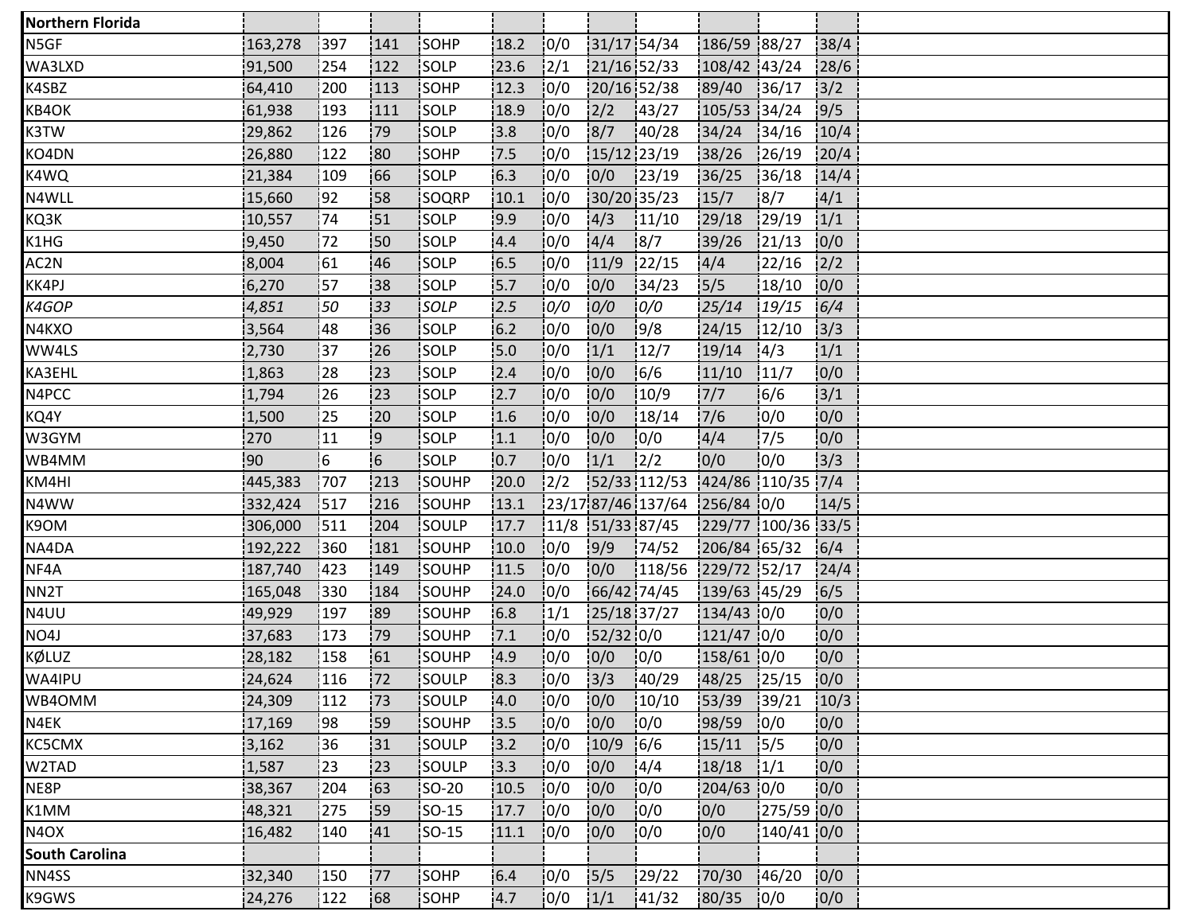| Northern Florida | | | | | | | | | | | |
|---|---|---|---|---|---|---|---|---|---|---|---|
| N5GF | 163,278 | 397 | 141 | SOHP | 18.2 | 0/0 | 31/17 | 54/34 | 186/59 | 88/27 | 38/4 |
| WA3LXD | 91,500 | 254 | 122 | SOLP | 23.6 | 2/1 | 21/16 | 52/33 | 108/42 | 43/24 | 28/6 |
| K4SBZ | 64,410 | 200 | 113 | SOHP | 12.3 | 0/0 | 20/16 | 52/38 | 89/40 | 36/17 | 3/2 |
| KB4OK | 61,938 | 193 | 111 | SOLP | 18.9 | 0/0 | 2/2 | 43/27 | 105/53 | 34/24 | 9/5 |
| K3TW | 29,862 | 126 | 79 | SOLP | 3.8 | 0/0 | 8/7 | 40/28 | 34/24 | 34/16 | 10/4 |
| KO4DN | 26,880 | 122 | 80 | SOHP | 7.5 | 0/0 | 15/12 | 23/19 | 38/26 | 26/19 | 20/4 |
| K4WQ | 21,384 | 109 | 66 | SOLP | 6.3 | 0/0 | 0/0 | 23/19 | 36/25 | 36/18 | 14/4 |
| N4WLL | 15,660 | 92 | 58 | SOQRP | 10.1 | 0/0 | 30/20 | 35/23 | 15/7 | 8/7 | 4/1 |
| KQ3K | 10,557 | 74 | 51 | SOLP | 9.9 | 0/0 | 4/3 | 11/10 | 29/18 | 29/19 | 1/1 |
| K1HG | 9,450 | 72 | 50 | SOLP | 4.4 | 0/0 | 4/4 | 8/7 | 39/26 | 21/13 | 0/0 |
| AC2N | 8,004 | 61 | 46 | SOLP | 6.5 | 0/0 | 11/9 | 22/15 | 4/4 | 22/16 | 2/2 |
| KK4PJ | 6,270 | 57 | 38 | SOLP | 5.7 | 0/0 | 0/0 | 34/23 | 5/5 | 18/10 | 0/0 |
| *K4GOP* | *4,851* | *50* | *33* | *SOLP* | *2.5* | *0/0* | *0/0* | *0/0* | *25/14* | *19/15* | *6/4* |
| N4KXO | 3,564 | 48 | 36 | SOLP | 6.2 | 0/0 | 0/0 | 9/8 | 24/15 | 12/10 | 3/3 |
| WW4LS | 2,730 | 37 | 26 | SOLP | 5.0 | 0/0 | 1/1 | 12/7 | 19/14 | 4/3 | 1/1 |
| KA3EHL | 1,863 | 28 | 23 | SOLP | 2.4 | 0/0 | 0/0 | 6/6 | 11/10 | 11/7 | 0/0 |
| N4PCC | 1,794 | 26 | 23 | SOLP | 2.7 | 0/0 | 0/0 | 10/9 | 7/7 | 6/6 | 3/1 |
| KQ4Y | 1,500 | 25 | 20 | SOLP | 1.6 | 0/0 | 0/0 | 18/14 | 7/6 | 0/0 | 0/0 |
| W3GYM | 270 | 11 | 9 | SOLP | 1.1 | 0/0 | 0/0 | 0/0 | 4/4 | 7/5 | 0/0 |
| WB4MM | 90 | 6 | 6 | SOLP | 0.7 | 0/0 | 1/1 | 2/2 | 0/0 | 0/0 | 3/3 |
| KM4HI | 445,383 | 707 | 213 | SOUHP | 20.0 | 2/2 | 52/33 | 112/53 | 424/86 | 110/35 | 7/4 |
| N4WW | 332,424 | 517 | 216 | SOUHP | 13.1 | 23/17 | 87/46 | 137/64 | 256/84 | 0/0 | 14/5 |
| K9OM | 306,000 | 511 | 204 | SOULP | 17.7 | 11/8 | 51/33 | 87/45 | 229/77 | 100/36 | 33/5 |
| NA4DA | 192,222 | 360 | 181 | SOUHP | 10.0 | 0/0 | 9/9 | 74/52 | 206/84 | 65/32 | 6/4 |
| NF4A | 187,740 | 423 | 149 | SOUHP | 11.5 | 0/0 | 0/0 | 118/56 | 229/72 | 52/17 | 24/4 |
| NN2T | 165,048 | 330 | 184 | SOUHP | 24.0 | 0/0 | 66/42 | 74/45 | 139/63 | 45/29 | 6/5 |
| N4UU | 49,929 | 197 | 89 | SOUHP | 6.8 | 1/1 | 25/18 | 37/27 | 134/43 | 0/0 | 0/0 |
| NO4J | 37,683 | 173 | 79 | SOUHP | 7.1 | 0/0 | 52/32 | 0/0 | 121/47 | 0/0 | 0/0 |
| KØLUZ | 28,182 | 158 | 61 | SOUHP | 4.9 | 0/0 | 0/0 | 0/0 | 158/61 | 0/0 | 0/0 |
| WA4IPU | 24,624 | 116 | 72 | SOULP | 8.3 | 0/0 | 3/3 | 40/29 | 48/25 | 25/15 | 0/0 |
| WB4OMM | 24,309 | 112 | 73 | SOULP | 4.0 | 0/0 | 0/0 | 10/10 | 53/39 | 39/21 | 10/3 |
| N4EK | 17,169 | 98 | 59 | SOUHP | 3.5 | 0/0 | 0/0 | 0/0 | 98/59 | 0/0 | 0/0 |
| KC5CMX | 3,162 | 36 | 31 | SOULP | 3.2 | 0/0 | 10/9 | 6/6 | 15/11 | 5/5 | 0/0 |
| W2TAD | 1,587 | 23 | 23 | SOULP | 3.3 | 0/0 | 0/0 | 4/4 | 18/18 | 1/1 | 0/0 |
| NE8P | 38,367 | 204 | 63 | SO-20 | 10.5 | 0/0 | 0/0 | 0/0 | 204/63 | 0/0 | 0/0 |
| K1MM | 48,321 | 275 | 59 | SO-15 | 17.7 | 0/0 | 0/0 | 0/0 | 0/0 | 275/59 | 0/0 |
| N4OX | 16,482 | 140 | 41 | SO-15 | 11.1 | 0/0 | 0/0 | 0/0 | 0/0 | 140/41 | 0/0 |
| **South Carolina** | | | | | | | | | | | |
| NN4SS | 32,340 | 150 | 77 | SOHP | 6.4 | 0/0 | 5/5 | 29/22 | 70/30 | 46/20 | 0/0 |
| K9GWS | 24,276 | 122 | 68 | SOHP | 4.7 | 0/0 | 1/1 | 41/32 | 80/35 | 0/0 | 0/0 |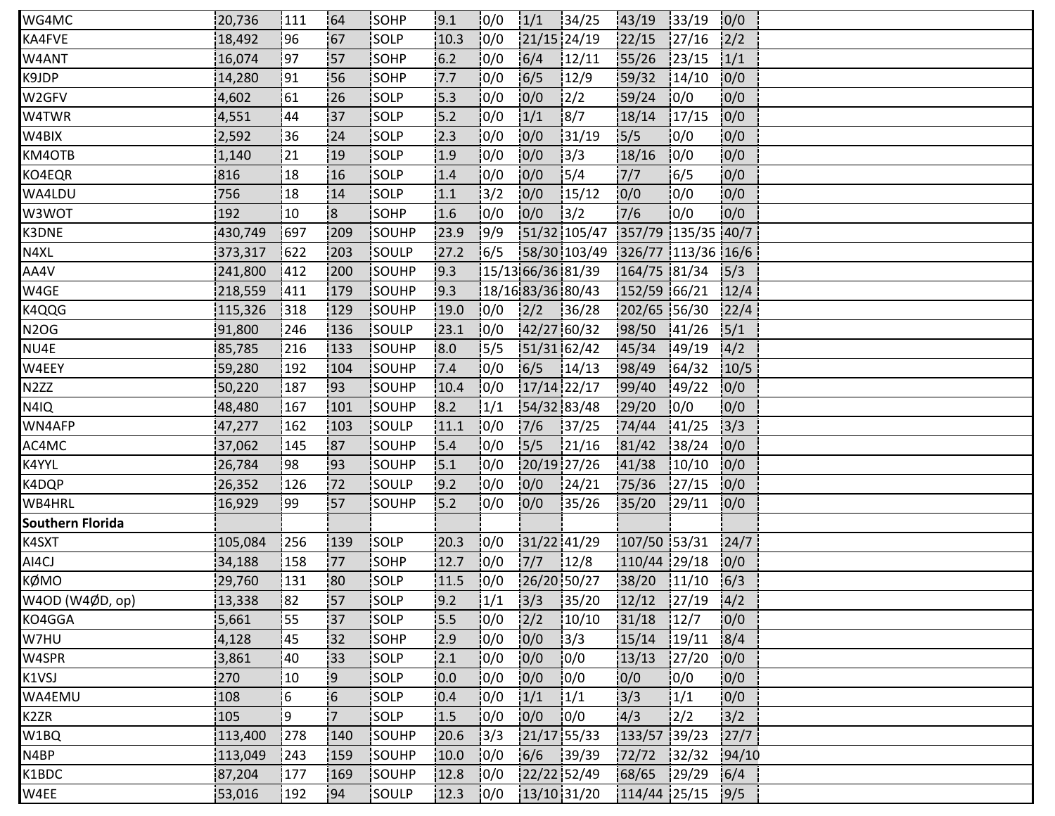| | | | | | | | | | | | | |
|---|---|---|---|---|---|---|---|---|---|---|---|---|
| WG4MC | 20,736 | 111 | 64 | SOHP | 9.1 | 0/0 | 1/1 | 34/25 | 43/19 | 33/19 | 0/0 | |
| KA4FVE | 18,492 | 96 | 67 | SOLP | 10.3 | 0/0 | 21/15 | 24/19 | 22/15 | 27/16 | 2/2 | |
| W4ANT | 16,074 | 97 | 57 | SOHP | 6.2 | 0/0 | 6/4 | 12/11 | 55/26 | 23/15 | 1/1 | |
| K9JDP | 14,280 | 91 | 56 | SOHP | 7.7 | 0/0 | 6/5 | 12/9 | 59/32 | 14/10 | 0/0 | |
| W2GFV | 4,602 | 61 | 26 | SOLP | 5.3 | 0/0 | 0/0 | 2/2 | 59/24 | 0/0 | 0/0 | |
| W4TWR | 4,551 | 44 | 37 | SOLP | 5.2 | 0/0 | 1/1 | 8/7 | 18/14 | 17/15 | 0/0 | |
| W4BIX | 2,592 | 36 | 24 | SOLP | 2.3 | 0/0 | 0/0 | 31/19 | 5/5 | 0/0 | 0/0 | |
| KM4OTB | 1,140 | 21 | 19 | SOLP | 1.9 | 0/0 | 0/0 | 3/3 | 18/16 | 0/0 | 0/0 | |
| KO4EQR | 816 | 18 | 16 | SOLP | 1.4 | 0/0 | 0/0 | 5/4 | 7/7 | 6/5 | 0/0 | |
| WA4LDU | 756 | 18 | 14 | SOLP | 1.1 | 3/2 | 0/0 | 15/12 | 0/0 | 0/0 | 0/0 | |
| W3WOT | 192 | 10 | 8 | SOHP | 1.6 | 0/0 | 0/0 | 3/2 | 7/6 | 0/0 | 0/0 | |
| K3DNE | 430,749 | 697 | 209 | SOUHP | 23.9 | 9/9 | 51/32 | 105/47 | 357/79 | 135/35 | 40/7 | |
| N4XL | 373,317 | 622 | 203 | SOULP | 27.2 | 6/5 | 58/30 | 103/49 | 326/77 | 113/36 | 16/6 | |
| AA4V | 241,800 | 412 | 200 | SOUHP | 9.3 | 15/13 | 66/36 | 81/39 | 164/75 | 81/34 | 5/3 | |
| W4GE | 218,559 | 411 | 179 | SOUHP | 9.3 | 18/16 | 83/36 | 80/43 | 152/59 | 66/21 | 12/4 | |
| K4QQG | 115,326 | 318 | 129 | SOUHP | 19.0 | 0/0 | 2/2 | 36/28 | 202/65 | 56/30 | 22/4 | |
| N2OG | 91,800 | 246 | 136 | SOULP | 23.1 | 0/0 | 42/27 | 60/32 | 98/50 | 41/26 | 5/1 | |
| NU4E | 85,785 | 216 | 133 | SOUHP | 8.0 | 5/5 | 51/31 | 62/42 | 45/34 | 49/19 | 4/2 | |
| W4EEY | 59,280 | 192 | 104 | SOUHP | 7.4 | 0/0 | 6/5 | 14/13 | 98/49 | 64/32 | 10/5 | |
| N2ZZ | 50,220 | 187 | 93 | SOUHP | 10.4 | 0/0 | 17/14 | 22/17 | 99/40 | 49/22 | 0/0 | |
| N4IQ | 48,480 | 167 | 101 | SOUHP | 8.2 | 1/1 | 54/32 | 83/48 | 29/20 | 0/0 | 0/0 | |
| WN4AFP | 47,277 | 162 | 103 | SOULP | 11.1 | 0/0 | 7/6 | 37/25 | 74/44 | 41/25 | 3/3 | |
| AC4MC | 37,062 | 145 | 87 | SOUHP | 5.4 | 0/0 | 5/5 | 21/16 | 81/42 | 38/24 | 0/0 | |
| K4YYL | 26,784 | 98 | 93 | SOUHP | 5.1 | 0/0 | 20/19 | 27/26 | 41/38 | 10/10 | 0/0 | |
| K4DQP | 26,352 | 126 | 72 | SOULP | 9.2 | 0/0 | 0/0 | 24/21 | 75/36 | 27/15 | 0/0 | |
| WB4HRL | 16,929 | 99 | 57 | SOUHP | 5.2 | 0/0 | 0/0 | 35/26 | 35/20 | 29/11 | 0/0 | |
| **Southern Florida** | | | | | | | | | | | | |
| K4SXT | 105,084 | 256 | 139 | SOLP | 20.3 | 0/0 | 31/22 | 41/29 | 107/50 | 53/31 | 24/7 | |
| AI4CJ | 34,188 | 158 | 77 | SOHP | 12.7 | 0/0 | 7/7 | 12/8 | 110/44 | 29/18 | 0/0 | |
| KØMO | 29,760 | 131 | 80 | SOLP | 11.5 | 0/0 | 26/20 | 50/27 | 38/20 | 11/10 | 6/3 | |
| W4OD (W4ØD, op) | 13,338 | 82 | 57 | SOLP | 9.2 | 1/1 | 3/3 | 35/20 | 12/12 | 27/19 | 4/2 | |
| KO4GGA | 5,661 | 55 | 37 | SOLP | 5.5 | 0/0 | 2/2 | 10/10 | 31/18 | 12/7 | 0/0 | |
| W7HU | 4,128 | 45 | 32 | SOHP | 2.9 | 0/0 | 0/0 | 3/3 | 15/14 | 19/11 | 8/4 | |
| W4SPR | 3,861 | 40 | 33 | SOLP | 2.1 | 0/0 | 0/0 | 0/0 | 13/13 | 27/20 | 0/0 | |
| K1VSJ | 270 | 10 | 9 | SOLP | 0.0 | 0/0 | 0/0 | 0/0 | 0/0 | 0/0 | 0/0 | |
| WA4EMU | 108 | 6 | 6 | SOLP | 0.4 | 0/0 | 1/1 | 1/1 | 3/3 | 1/1 | 0/0 | |
| K2ZR | 105 | 9 | 7 | SOLP | 1.5 | 0/0 | 0/0 | 0/0 | 4/3 | 2/2 | 3/2 | |
| W1BQ | 113,400 | 278 | 140 | SOUHP | 20.6 | 3/3 | 21/17 | 55/33 | 133/57 | 39/23 | 27/7 | |
| N4BP | 113,049 | 243 | 159 | SOUHP | 10.0 | 0/0 | 6/6 | 39/39 | 72/72 | 32/32 | 94/10 | |
| K1BDC | 87,204 | 177 | 169 | SOUHP | 12.8 | 0/0 | 22/22 | 52/49 | 68/65 | 29/29 | 6/4 | |
| W4EE | 53,016 | 192 | 94 | SOULP | 12.3 | 0/0 | 13/10 | 31/20 | 114/44 | 25/15 | 9/5 | |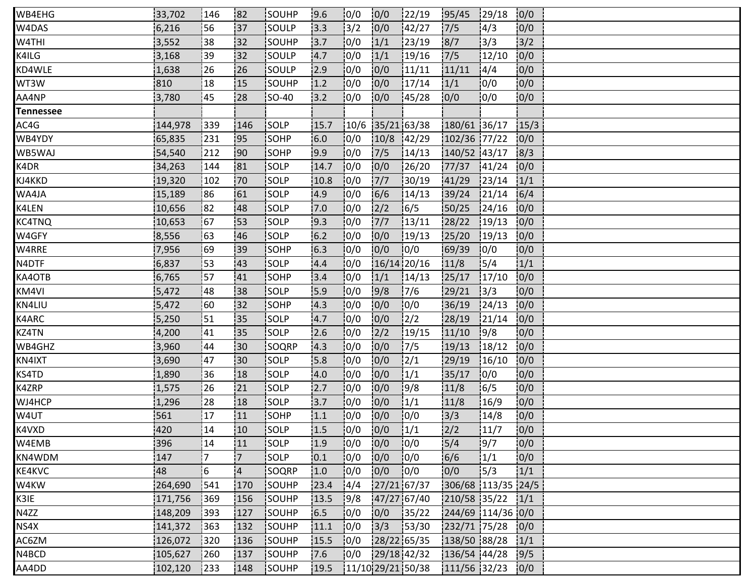| | | | | | | | | | | | | |
|---|---|---|---|---|---|---|---|---|---|---|---|---|
| WB4EHG | 33,702 | 146 | 82 | SOUHP | 9.6 | 0/0 | 0/0 | 22/19 | 95/45 | 29/18 | 0/0 | |
| W4DAS | 6,216 | 56 | 37 | SOULP | 3.3 | 3/2 | 0/0 | 42/27 | 7/5 | 4/3 | 0/0 | |
| W4THI | 3,552 | 38 | 32 | SOUHP | 3.7 | 0/0 | 1/1 | 23/19 | 8/7 | 3/3 | 3/2 | |
| K4ILG | 3,168 | 39 | 32 | SOULP | 4.7 | 0/0 | 1/1 | 19/16 | 7/5 | 12/10 | 0/0 | |
| KD4WLE | 1,638 | 26 | 26 | SOULP | 2.9 | 0/0 | 0/0 | 11/11 | 11/11 | 4/4 | 0/0 | |
| WT3W | 810 | 18 | 15 | SOUHP | 1.2 | 0/0 | 0/0 | 17/14 | 1/1 | 0/0 | 0/0 | |
| AA4NP | 3,780 | 45 | 28 | SO-40 | 3.2 | 0/0 | 0/0 | 45/28 | 0/0 | 0/0 | 0/0 | |
| **Tennessee** | | | | | | | | | | | | |
| AC4G | 144,978 | 339 | 146 | SOLP | 15.7 | 10/6 | 35/21 | 63/38 | 180/61 | 36/17 | 15/3 | |
| WB4YDY | 65,835 | 231 | 95 | SOHP | 6.0 | 0/0 | 10/8 | 42/29 | 102/36 | 77/22 | 0/0 | |
| WB5WAJ | 54,540 | 212 | 90 | SOHP | 9.9 | 0/0 | 7/5 | 14/13 | 140/52 | 43/17 | 8/3 | |
| K4DR | 34,263 | 144 | 81 | SOLP | 14.7 | 0/0 | 0/0 | 26/20 | 77/37 | 41/24 | 0/0 | |
| KJ4KKD | 19,320 | 102 | 70 | SOLP | 10.8 | 0/0 | 7/7 | 30/19 | 41/29 | 23/14 | 1/1 | |
| WA4JA | 15,189 | 86 | 61 | SOLP | 4.9 | 0/0 | 6/6 | 14/13 | 39/24 | 21/14 | 6/4 | |
| K4LEN | 10,656 | 82 | 48 | SOLP | 7.0 | 0/0 | 2/2 | 6/5 | 50/25 | 24/16 | 0/0 | |
| KC4TNQ | 10,653 | 67 | 53 | SOLP | 9.3 | 0/0 | 7/7 | 13/11 | 28/22 | 19/13 | 0/0 | |
| W4GFY | 8,556 | 63 | 46 | SOLP | 6.2 | 0/0 | 0/0 | 19/13 | 25/20 | 19/13 | 0/0 | |
| W4RRE | 7,956 | 69 | 39 | SOHP | 6.3 | 0/0 | 0/0 | 0/0 | 69/39 | 0/0 | 0/0 | |
| N4DTF | 6,837 | 53 | 43 | SOLP | 4.4 | 0/0 | 16/14 | 20/16 | 11/8 | 5/4 | 1/1 | |
| KA4OTB | 6,765 | 57 | 41 | SOHP | 3.4 | 0/0 | 1/1 | 14/13 | 25/17 | 17/10 | 0/0 | |
| KM4VI | 5,472 | 48 | 38 | SOLP | 5.9 | 0/0 | 9/8 | 7/6 | 29/21 | 3/3 | 0/0 | |
| KN4LIU | 5,472 | 60 | 32 | SOHP | 4.3 | 0/0 | 0/0 | 0/0 | 36/19 | 24/13 | 0/0 | |
| K4ARC | 5,250 | 51 | 35 | SOLP | 4.7 | 0/0 | 0/0 | 2/2 | 28/19 | 21/14 | 0/0 | |
| KZ4TN | 4,200 | 41 | 35 | SOLP | 2.6 | 0/0 | 2/2 | 19/15 | 11/10 | 9/8 | 0/0 | |
| WB4GHZ | 3,960 | 44 | 30 | SOQRP | 4.3 | 0/0 | 0/0 | 7/5 | 19/13 | 18/12 | 0/0 | |
| KN4IXT | 3,690 | 47 | 30 | SOLP | 5.8 | 0/0 | 0/0 | 2/1 | 29/19 | 16/10 | 0/0 | |
| KS4TD | 1,890 | 36 | 18 | SOLP | 4.0 | 0/0 | 0/0 | 1/1 | 35/17 | 0/0 | 0/0 | |
| K4ZRP | 1,575 | 26 | 21 | SOLP | 2.7 | 0/0 | 0/0 | 9/8 | 11/8 | 6/5 | 0/0 | |
| WJ4HCP | 1,296 | 28 | 18 | SOLP | 3.7 | 0/0 | 0/0 | 1/1 | 11/8 | 16/9 | 0/0 | |
| W4UT | 561 | 17 | 11 | SOHP | 1.1 | 0/0 | 0/0 | 0/0 | 3/3 | 14/8 | 0/0 | |
| K4VXD | 420 | 14 | 10 | SOLP | 1.5 | 0/0 | 0/0 | 1/1 | 2/2 | 11/7 | 0/0 | |
| W4EMB | 396 | 14 | 11 | SOLP | 1.9 | 0/0 | 0/0 | 0/0 | 5/4 | 9/7 | 0/0 | |
| KN4WDM | 147 | 7 | 7 | SOLP | 0.1 | 0/0 | 0/0 | 0/0 | 6/6 | 1/1 | 0/0 | |
| KE4KVC | 48 | 6 | 4 | SOQRP | 1.0 | 0/0 | 0/0 | 0/0 | 0/0 | 5/3 | 1/1 | |
| W4KW | 264,690 | 541 | 170 | SOUHP | 23.4 | 4/4 | 27/21 | 67/37 | 306/68 | 113/35 | 24/5 | |
| K3IE | 171,756 | 369 | 156 | SOUHP | 13.5 | 9/8 | 47/27 | 67/40 | 210/58 | 35/22 | 1/1 | |
| N4ZZ | 148,209 | 393 | 127 | SOUHP | 6.5 | 0/0 | 0/0 | 35/22 | 244/69 | 114/36 | 0/0 | |
| NS4X | 141,372 | 363 | 132 | SOUHP | 11.1 | 0/0 | 3/3 | 53/30 | 232/71 | 75/28 | 0/0 | |
| AC6ZM | 126,072 | 320 | 136 | SOUHP | 15.5 | 0/0 | 28/22 | 65/35 | 138/50 | 88/28 | 1/1 | |
| N4BCD | 105,627 | 260 | 137 | SOUHP | 7.6 | 0/0 | 29/18 | 42/32 | 136/54 | 44/28 | 9/5 | |
| AA4DD | 102,120 | 233 | 148 | SOUHP | 19.5 | 11/10 | 29/21 | 50/38 | 111/56 | 32/23 | 0/0 | |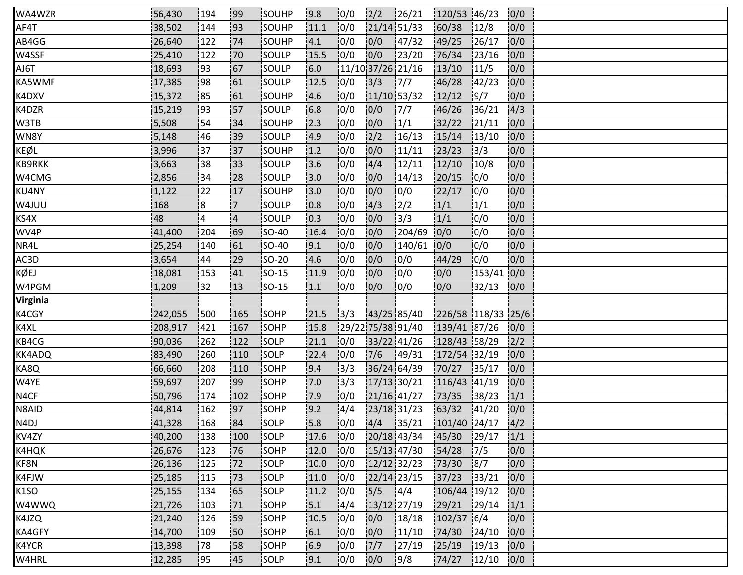| | | | | | | | | | | | | |
|---|---|---|---|---|---|---|---|---|---|---|---|---|
| WA4WZR | 56,430 | 194 | 99 | SOUHP | 9.8 | 0/0 | 2/2 | 26/21 | 120/53 | 46/23 | 0/0 | |
| AF4T | 38,502 | 144 | 93 | SOUHP | 11.1 | 0/0 | 21/14 | 51/33 | 60/38 | 12/8 | 0/0 | |
| AB4GG | 26,640 | 122 | 74 | SOUHP | 4.1 | 0/0 | 0/0 | 47/32 | 49/25 | 26/17 | 0/0 | |
| W4SSF | 25,410 | 122 | 70 | SOULP | 15.5 | 0/0 | 0/0 | 23/20 | 76/34 | 23/16 | 0/0 | |
| AJ6T | 18,693 | 93 | 67 | SOULP | 6.0 | 11/10 | 37/26 | 21/16 | 13/10 | 11/5 | 0/0 | |
| KA5WMF | 17,385 | 98 | 61 | SOULP | 12.5 | 0/0 | 3/3 | 7/7 | 46/28 | 42/23 | 0/0 | |
| K4DXV | 15,372 | 85 | 61 | SOUHP | 4.6 | 0/0 | 11/10 | 53/32 | 12/12 | 9/7 | 0/0 | |
| K4DZR | 15,219 | 93 | 57 | SOULP | 6.8 | 0/0 | 0/0 | 7/7 | 46/26 | 36/21 | 4/3 | |
| W3TB | 5,508 | 54 | 34 | SOUHP | 2.3 | 0/0 | 0/0 | 1/1 | 32/22 | 21/11 | 0/0 | |
| WN8Y | 5,148 | 46 | 39 | SOULP | 4.9 | 0/0 | 2/2 | 16/13 | 15/14 | 13/10 | 0/0 | |
| KEØL | 3,996 | 37 | 37 | SOUHP | 1.2 | 0/0 | 0/0 | 11/11 | 23/23 | 3/3 | 0/0 | |
| KB9RKK | 3,663 | 38 | 33 | SOULP | 3.6 | 0/0 | 4/4 | 12/11 | 12/10 | 10/8 | 0/0 | |
| W4CMG | 2,856 | 34 | 28 | SOULP | 3.0 | 0/0 | 0/0 | 14/13 | 20/15 | 0/0 | 0/0 | |
| KU4NY | 1,122 | 22 | 17 | SOUHP | 3.0 | 0/0 | 0/0 | 0/0 | 22/17 | 0/0 | 0/0 | |
| W4JUU | 168 | 8 | 7 | SOULP | 0.8 | 0/0 | 4/3 | 2/2 | 1/1 | 1/1 | 0/0 | |
| KS4X | 48 | 4 | 4 | SOULP | 0.3 | 0/0 | 0/0 | 3/3 | 1/1 | 0/0 | 0/0 | |
| WV4P | 41,400 | 204 | 69 | SO-40 | 16.4 | 0/0 | 0/0 | 204/69 | 0/0 | 0/0 | 0/0 | |
| NR4L | 25,254 | 140 | 61 | SO-40 | 9.1 | 0/0 | 0/0 | 140/61 | 0/0 | 0/0 | 0/0 | |
| AC3D | 3,654 | 44 | 29 | SO-20 | 4.6 | 0/0 | 0/0 | 0/0 | 44/29 | 0/0 | 0/0 | |
| KØEJ | 18,081 | 153 | 41 | SO-15 | 11.9 | 0/0 | 0/0 | 0/0 | 0/0 | 153/41 | 0/0 | |
| W4PGM | 1,209 | 32 | 13 | SO-15 | 1.1 | 0/0 | 0/0 | 0/0 | 0/0 | 32/13 | 0/0 | |
| **Virginia** | | | | | | | | | | | | |
| K4CGY | 242,055 | 500 | 165 | SOHP | 21.5 | 3/3 | 43/25 | 85/40 | 226/58 | 118/33 | 25/6 | |
| K4XL | 208,917 | 421 | 167 | SOHP | 15.8 | 29/22 | 75/38 | 91/40 | 139/41 | 87/26 | 0/0 | |
| KB4CG | 90,036 | 262 | 122 | SOLP | 21.1 | 0/0 | 33/22 | 41/26 | 128/43 | 58/29 | 2/2 | |
| KK4ADQ | 83,490 | 260 | 110 | SOLP | 22.4 | 0/0 | 7/6 | 49/31 | 172/54 | 32/19 | 0/0 | |
| KA8Q | 66,660 | 208 | 110 | SOHP | 9.4 | 3/3 | 36/24 | 64/39 | 70/27 | 35/17 | 0/0 | |
| W4YE | 59,697 | 207 | 99 | SOHP | 7.0 | 3/3 | 17/13 | 30/21 | 116/43 | 41/19 | 0/0 | |
| N4CF | 50,796 | 174 | 102 | SOHP | 7.9 | 0/0 | 21/16 | 41/27 | 73/35 | 38/23 | 1/1 | |
| N8AID | 44,814 | 162 | 97 | SOHP | 9.2 | 4/4 | 23/18 | 31/23 | 63/32 | 41/20 | 0/0 | |
| N4DJ | 41,328 | 168 | 84 | SOLP | 5.8 | 0/0 | 4/4 | 35/21 | 101/40 | 24/17 | 4/2 | |
| KV4ZY | 40,200 | 138 | 100 | SOLP | 17.6 | 0/0 | 20/18 | 43/34 | 45/30 | 29/17 | 1/1 | |
| K4HQK | 26,676 | 123 | 76 | SOHP | 12.0 | 0/0 | 15/13 | 47/30 | 54/28 | 7/5 | 0/0 | |
| KF8N | 26,136 | 125 | 72 | SOLP | 10.0 | 0/0 | 12/12 | 32/23 | 73/30 | 8/7 | 0/0 | |
| K4FJW | 25,185 | 115 | 73 | SOLP | 11.0 | 0/0 | 22/14 | 23/15 | 37/23 | 33/21 | 0/0 | |
| K1SO | 25,155 | 134 | 65 | SOLP | 11.2 | 0/0 | 5/5 | 4/4 | 106/44 | 19/12 | 0/0 | |
| W4WWQ | 21,726 | 103 | 71 | SOHP | 5.1 | 4/4 | 13/12 | 27/19 | 29/21 | 29/14 | 1/1 | |
| K4JZQ | 21,240 | 126 | 59 | SOHP | 10.5 | 0/0 | 0/0 | 18/18 | 102/37 | 6/4 | 0/0 | |
| KA4GFY | 14,700 | 109 | 50 | SOHP | 6.1 | 0/0 | 0/0 | 11/10 | 74/30 | 24/10 | 0/0 | |
| K4YCR | 13,398 | 78 | 58 | SOHP | 6.9 | 0/0 | 7/7 | 27/19 | 25/19 | 19/13 | 0/0 | |
| W4HRL | 12,285 | 95 | 45 | SOLP | 9.1 | 0/0 | 0/0 | 9/8 | 74/27 | 12/10 | 0/0 | |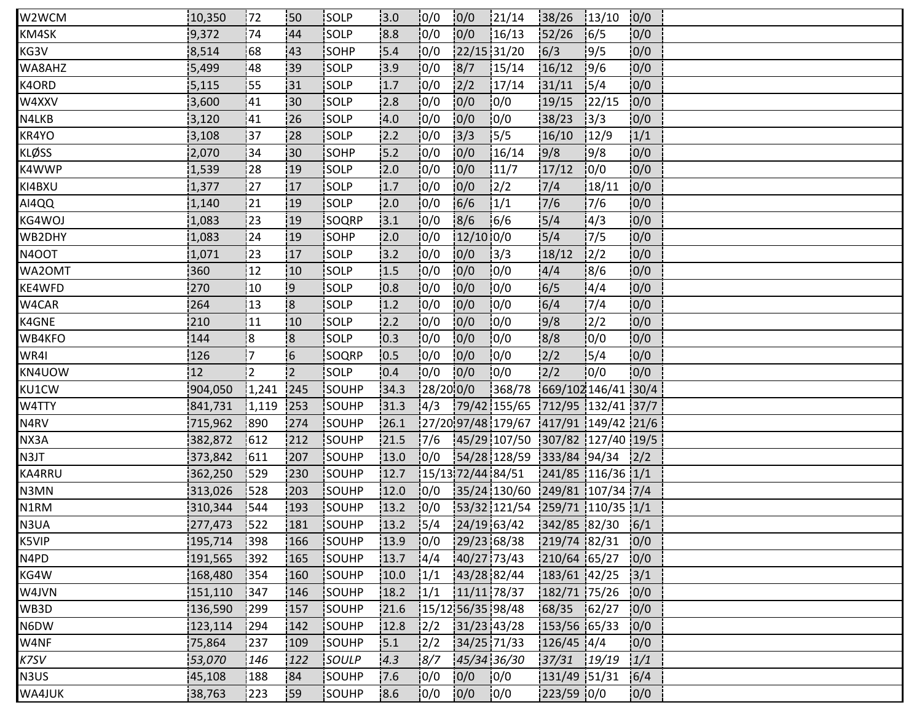| | | | | | | | | | | | | |
|---|---|---|---|---|---|---|---|---|---|---|---|---|
| W2WCM | 10,350 | 72 | 50 | SOLP | 3.0 | 0/0 | 0/0 | 21/14 | 38/26 | 13/10 | 0/0 | |
| KM4SK | 9,372 | 74 | 44 | SOLP | 8.8 | 0/0 | 0/0 | 16/13 | 52/26 | 6/5 | 0/0 | |
| KG3V | 8,514 | 68 | 43 | SOHP | 5.4 | 0/0 | 22/15 | 31/20 | 6/3 | 9/5 | 0/0 | |
| WA8AHZ | 5,499 | 48 | 39 | SOLP | 3.9 | 0/0 | 8/7 | 15/14 | 16/12 | 9/6 | 0/0 | |
| K4ORD | 5,115 | 55 | 31 | SOLP | 1.7 | 0/0 | 2/2 | 17/14 | 31/11 | 5/4 | 0/0 | |
| W4XXV | 3,600 | 41 | 30 | SOLP | 2.8 | 0/0 | 0/0 | 0/0 | 19/15 | 22/15 | 0/0 | |
| N4LKB | 3,120 | 41 | 26 | SOLP | 4.0 | 0/0 | 0/0 | 0/0 | 38/23 | 3/3 | 0/0 | |
| KR4YO | 3,108 | 37 | 28 | SOLP | 2.2 | 0/0 | 3/3 | 5/5 | 16/10 | 12/9 | 1/1 | |
| KLØSS | 2,070 | 34 | 30 | SOHP | 5.2 | 0/0 | 0/0 | 16/14 | 9/8 | 9/8 | 0/0 | |
| K4WWP | 1,539 | 28 | 19 | SOLP | 2.0 | 0/0 | 0/0 | 11/7 | 17/12 | 0/0 | 0/0 | |
| KI4BXU | 1,377 | 27 | 17 | SOLP | 1.7 | 0/0 | 0/0 | 2/2 | 7/4 | 18/11 | 0/0 | |
| AI4QQ | 1,140 | 21 | 19 | SOLP | 2.0 | 0/0 | 6/6 | 1/1 | 7/6 | 7/6 | 0/0 | |
| KG4WOJ | 1,083 | 23 | 19 | SOQRP | 3.1 | 0/0 | 8/6 | 6/6 | 5/4 | 4/3 | 0/0 | |
| WB2DHY | 1,083 | 24 | 19 | SOHP | 2.0 | 0/0 | 12/10 | 0/0 | 5/4 | 7/5 | 0/0 | |
| N4OOT | 1,071 | 23 | 17 | SOLP | 3.2 | 0/0 | 0/0 | 3/3 | 18/12 | 2/2 | 0/0 | |
| WA2OMT | 360 | 12 | 10 | SOLP | 1.5 | 0/0 | 0/0 | 0/0 | 4/4 | 8/6 | 0/0 | |
| KE4WFD | 270 | 10 | 9 | SOLP | 0.8 | 0/0 | 0/0 | 0/0 | 6/5 | 4/4 | 0/0 | |
| W4CAR | 264 | 13 | 8 | SOLP | 1.2 | 0/0 | 0/0 | 0/0 | 6/4 | 7/4 | 0/0 | |
| K4GNE | 210 | 11 | 10 | SOLP | 2.2 | 0/0 | 0/0 | 0/0 | 9/8 | 2/2 | 0/0 | |
| WB4KFO | 144 | 8 | 8 | SOLP | 0.3 | 0/0 | 0/0 | 0/0 | 8/8 | 0/0 | 0/0 | |
| WR4I | 126 | 7 | 6 | SOQRP | 0.5 | 0/0 | 0/0 | 0/0 | 2/2 | 5/4 | 0/0 | |
| KN4UOW | 12 | 2 | 2 | SOLP | 0.4 | 0/0 | 0/0 | 0/0 | 2/2 | 0/0 | 0/0 | |
| KU1CW | 904,050 | 1,241 | 245 | SOUHP | 34.3 | 28/20 | 0/0 | 368/78 | 669/102 | 146/41 | 30/4 | |
| W4TTY | 841,731 | 1,119 | 253 | SOUHP | 31.3 | 4/3 | 79/42 | 155/65 | 712/95 | 132/41 | 37/7 | |
| N4RV | 715,962 | 890 | 274 | SOUHP | 26.1 | 27/20 | 97/48 | 179/67 | 417/91 | 149/42 | 21/6 | |
| NX3A | 382,872 | 612 | 212 | SOUHP | 21.5 | 7/6 | 45/29 | 107/50 | 307/82 | 127/40 | 19/5 | |
| N3JT | 373,842 | 611 | 207 | SOUHP | 13.0 | 0/0 | 54/28 | 128/59 | 333/84 | 94/34 | 2/2 | |
| KA4RRU | 362,250 | 529 | 230 | SOUHP | 12.7 | 15/13 | 72/44 | 84/51 | 241/85 | 116/36 | 1/1 | |
| N3MN | 313,026 | 528 | 203 | SOUHP | 12.0 | 0/0 | 35/24 | 130/60 | 249/81 | 107/34 | 7/4 | |
| N1RM | 310,344 | 544 | 193 | SOUHP | 13.2 | 0/0 | 53/32 | 121/54 | 259/71 | 110/35 | 1/1 | |
| N3UA | 277,473 | 522 | 181 | SOUHP | 13.2 | 5/4 | 24/19 | 63/42 | 342/85 | 82/30 | 6/1 | |
| K5VIP | 195,714 | 398 | 166 | SOUHP | 13.9 | 0/0 | 29/23 | 68/38 | 219/74 | 82/31 | 0/0 | |
| N4PD | 191,565 | 392 | 165 | SOUHP | 13.7 | 4/4 | 40/27 | 73/43 | 210/64 | 65/27 | 0/0 | |
| KG4W | 168,480 | 354 | 160 | SOUHP | 10.0 | 1/1 | 43/28 | 82/44 | 183/61 | 42/25 | 3/1 | |
| W4JVN | 151,110 | 347 | 146 | SOUHP | 18.2 | 1/1 | 11/11 | 78/37 | 182/71 | 75/26 | 0/0 | |
| WB3D | 136,590 | 299 | 157 | SOUHP | 21.6 | 15/12 | 56/35 | 98/48 | 68/35 | 62/27 | 0/0 | |
| N6DW | 123,114 | 294 | 142 | SOUHP | 12.8 | 2/2 | 31/23 | 43/28 | 153/56 | 65/33 | 0/0 | |
| W4NF | 75,864 | 237 | 109 | SOUHP | 5.1 | 2/2 | 34/25 | 71/33 | 126/45 | 4/4 | 0/0 | |
| *K7SV* | *53,070* | *146* | *122* | *SOULP* | *4.3* | *8/7* | *45/34* | *36/30* | *37/31* | *19/19* | *1/1* | |
| N3US | 45,108 | 188 | 84 | SOUHP | 7.6 | 0/0 | 0/0 | 0/0 | 131/49 | 51/31 | 6/4 | |
| WA4JUK | 38,763 | 223 | 59 | SOUHP | 8.6 | 0/0 | 0/0 | 0/0 | 223/59 | 0/0 | 0/0 | |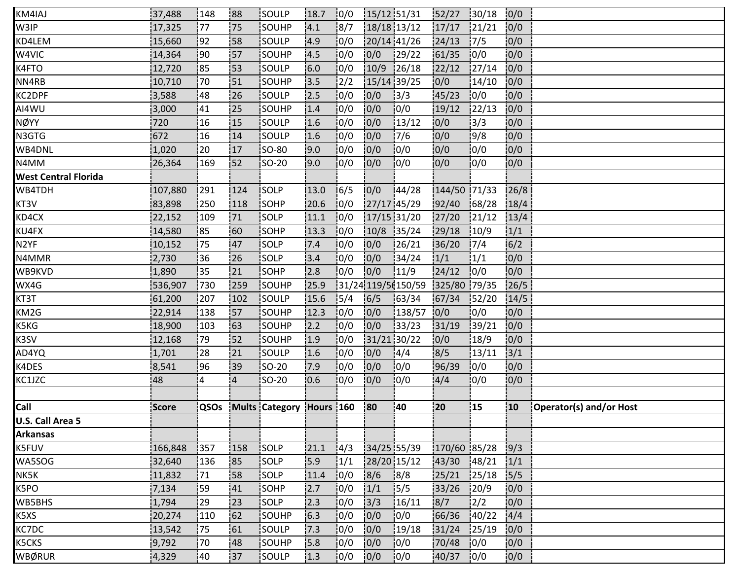| KM4IAJ | 37,488 | 148 | 88 | SOULP | 18.7 | 0/0 | 15/12 | 51/31 | 52/27 | 30/18 | 0/0 | |
|---|---|---|---|---|---|---|---|---|---|---|---|---|
| W3IP | 17,325 | 77 | 75 | SOUHP | 4.1 | 8/7 | 18/18 | 13/12 | 17/17 | 21/21 | 0/0 | |
| KD4LEM | 15,660 | 92 | 58 | SOULP | 4.9 | 0/0 | 20/14 | 41/26 | 24/13 | 7/5 | 0/0 | |
| W4VIC | 14,364 | 90 | 57 | SOUHP | 4.5 | 0/0 | 0/0 | 29/22 | 61/35 | 0/0 | 0/0 | |
| K4FTO | 12,720 | 85 | 53 | SOULP | 6.0 | 0/0 | 10/9 | 26/18 | 22/12 | 27/14 | 0/0 | |
| NN4RB | 10,710 | 70 | 51 | SOUHP | 3.5 | 2/2 | 15/14 | 39/25 | 0/0 | 14/10 | 0/0 | |
| KC2DPF | 3,588 | 48 | 26 | SOULP | 2.5 | 0/0 | 0/0 | 3/3 | 45/23 | 0/0 | 0/0 | |
| AI4WU | 3,000 | 41 | 25 | SOUHP | 1.4 | 0/0 | 0/0 | 0/0 | 19/12 | 22/13 | 0/0 | |
| NØYY | 720 | 16 | 15 | SOULP | 1.6 | 0/0 | 0/0 | 13/12 | 0/0 | 3/3 | 0/0 | |
| N3GTG | 672 | 16 | 14 | SOULP | 1.6 | 0/0 | 0/0 | 7/6 | 0/0 | 9/8 | 0/0 | |
| WB4DNL | 1,020 | 20 | 17 | SO-80 | 9.0 | 0/0 | 0/0 | 0/0 | 0/0 | 0/0 | 0/0 | |
| N4MM | 26,364 | 169 | 52 | SO-20 | 9.0 | 0/0 | 0/0 | 0/0 | 0/0 | 0/0 | 0/0 | |
| **West Central Florida** | | | | | | | | | | | | |
| WB4TDH | 107,880 | 291 | 124 | SOLP | 13.0 | 6/5 | 0/0 | 44/28 | 144/50 | 71/33 | 26/8 | |
| KT3V | 83,898 | 250 | 118 | SOHP | 20.6 | 0/0 | 27/17 | 45/29 | 92/40 | 68/28 | 18/4 | |
| KD4CX | 22,152 | 109 | 71 | SOLP | 11.1 | 0/0 | 17/15 | 31/20 | 27/20 | 21/12 | 13/4 | |
| KU4FX | 14,580 | 85 | 60 | SOHP | 13.3 | 0/0 | 10/8 | 35/24 | 29/18 | 10/9 | 1/1 | |
| N2YF | 10,152 | 75 | 47 | SOLP | 7.4 | 0/0 | 0/0 | 26/21 | 36/20 | 7/4 | 6/2 | |
| N4MMR | 2,730 | 36 | 26 | SOLP | 3.4 | 0/0 | 0/0 | 34/24 | 1/1 | 1/1 | 0/0 | |
| WB9KVD | 1,890 | 35 | 21 | SOHP | 2.8 | 0/0 | 0/0 | 11/9 | 24/12 | 0/0 | 0/0 | |
| WX4G | 536,907 | 730 | 259 | SOUHP | 25.9 | 31/24 | 119/56 | 150/59 | 325/80 | 79/35 | 26/5 | |
| KT3T | 61,200 | 207 | 102 | SOULP | 15.6 | 5/4 | 6/5 | 63/34 | 67/34 | 52/20 | 14/5 | |
| KM2G | 22,914 | 138 | 57 | SOUHP | 12.3 | 0/0 | 0/0 | 138/57 | 0/0 | 0/0 | 0/0 | |
| K5KG | 18,900 | 103 | 63 | SOUHP | 2.2 | 0/0 | 0/0 | 33/23 | 31/19 | 39/21 | 0/0 | |
| K3SV | 12,168 | 79 | 52 | SOUHP | 1.9 | 0/0 | 31/21 | 30/22 | 0/0 | 18/9 | 0/0 | |
| AD4YQ | 1,701 | 28 | 21 | SOULP | 1.6 | 0/0 | 0/0 | 4/4 | 8/5 | 13/11 | 3/1 | |
| K4DES | 8,541 | 96 | 39 | SO-20 | 7.9 | 0/0 | 0/0 | 0/0 | 96/39 | 0/0 | 0/0 | |
| KC1JZC | 48 | 4 | 4 | SO-20 | 0.6 | 0/0 | 0/0 | 0/0 | 4/4 | 0/0 | 0/0 | |
| | | | | | | | | | | | | |
| **Call** | **Score** | **QSOs** | **Mults** | **Category** | **Hours** | **160** | **80** | **40** | **20** | **15** | **10** | **Operator(s) and/or Host** |
| **U.S. Call Area 5** | | | | | | | | | | | | |
| **Arkansas** | | | | | | | | | | | | |
| K5FUV | 166,848 | 357 | 158 | SOLP | 21.1 | 4/3 | 34/25 | 55/39 | 170/60 | 85/28 | 9/3 | |
| WA5SOG | 32,640 | 136 | 85 | SOLP | 5.9 | 1/1 | 28/20 | 15/12 | 43/30 | 48/21 | 1/1 | |
| NK5K | 11,832 | 71 | 58 | SOLP | 11.4 | 0/0 | 8/6 | 8/8 | 25/21 | 25/18 | 5/5 | |
| K5PO | 7,134 | 59 | 41 | SOHP | 2.7 | 0/0 | 1/1 | 5/5 | 33/26 | 20/9 | 0/0 | |
| WB5BHS | 1,794 | 29 | 23 | SOLP | 2.3 | 0/0 | 3/3 | 16/11 | 8/7 | 2/2 | 0/0 | |
| K5XS | 20,274 | 110 | 62 | SOUHP | 6.3 | 0/0 | 0/0 | 0/0 | 66/36 | 40/22 | 4/4 | |
| KC7DC | 13,542 | 75 | 61 | SOULP | 7.3 | 0/0 | 0/0 | 19/18 | 31/24 | 25/19 | 0/0 | |
| K5CKS | 9,792 | 70 | 48 | SOUHP | 5.8 | 0/0 | 0/0 | 0/0 | 70/48 | 0/0 | 0/0 | |
| WBØRUR | 4,329 | 40 | 37 | SOULP | 1.3 | 0/0 | 0/0 | 0/0 | 40/37 | 0/0 | 0/0 | |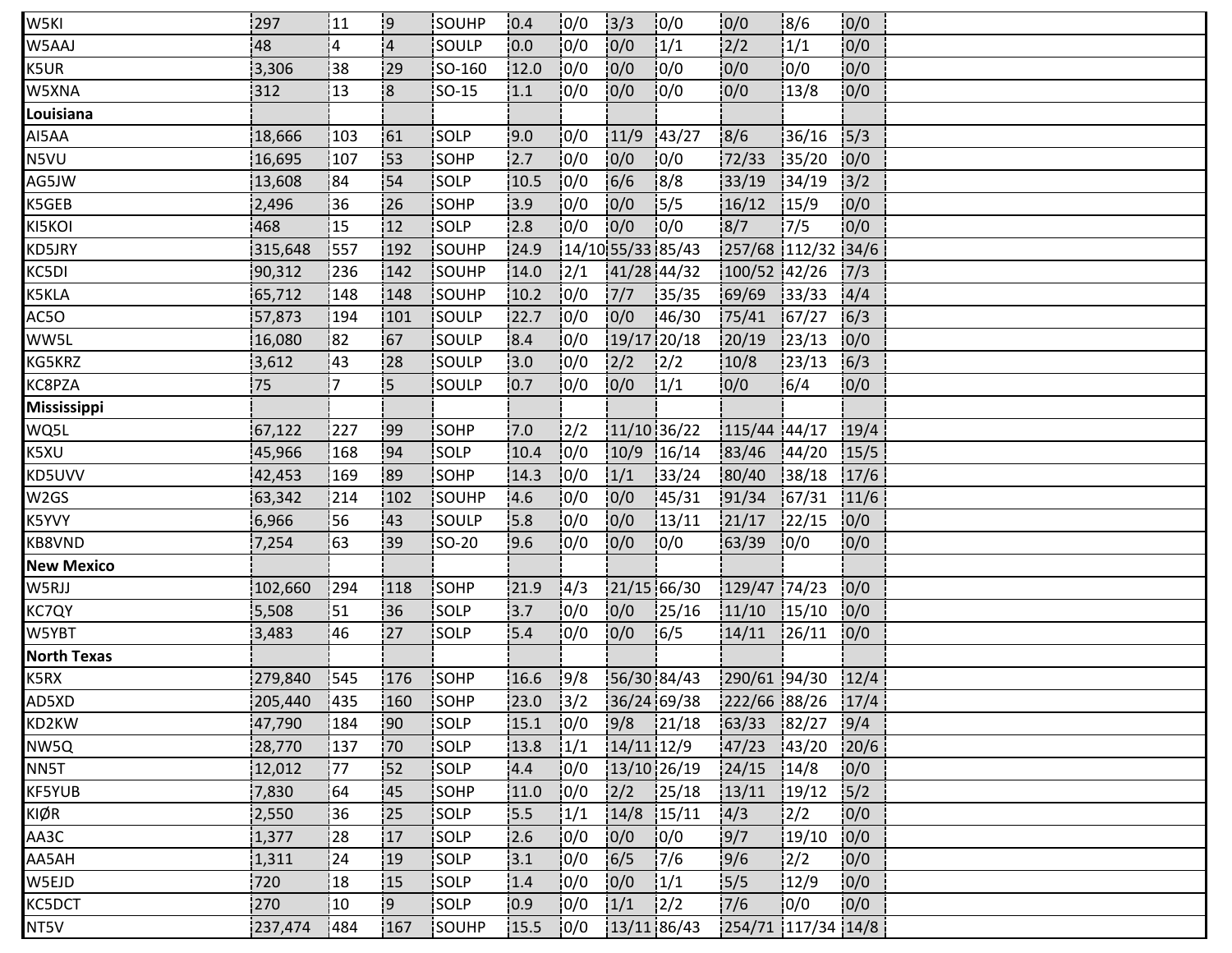| | | | | | | | | | | | | |
|---|---|---|---|---|---|---|---|---|---|---|---|---|
| W5KI | 297 | 11 | 9 | SOUHP | 0.4 | 0/0 | 3/3 | 0/0 | 0/0 | 8/6 | 0/0 | |
| W5AAJ | 48 | 4 | 4 | SOULP | 0.0 | 0/0 | 0/0 | 1/1 | 2/2 | 1/1 | 0/0 | |
| K5UR | 3,306 | 38 | 29 | SO-160 | 12.0 | 0/0 | 0/0 | 0/0 | 0/0 | 0/0 | 0/0 | |
| W5XNA | 312 | 13 | 8 | SO-15 | 1.1 | 0/0 | 0/0 | 0/0 | 0/0 | 13/8 | 0/0 | |
| **Louisiana** | | | | | | | | | | | | |
| AI5AA | 18,666 | 103 | 61 | SOLP | 9.0 | 0/0 | 11/9 | 43/27 | 8/6 | 36/16 | 5/3 | |
| N5VU | 16,695 | 107 | 53 | SOHP | 2.7 | 0/0 | 0/0 | 0/0 | 72/33 | 35/20 | 0/0 | |
| AG5JW | 13,608 | 84 | 54 | SOLP | 10.5 | 0/0 | 6/6 | 8/8 | 33/19 | 34/19 | 3/2 | |
| K5GEB | 2,496 | 36 | 26 | SOHP | 3.9 | 0/0 | 0/0 | 5/5 | 16/12 | 15/9 | 0/0 | |
| KI5KOI | 468 | 15 | 12 | SOLP | 2.8 | 0/0 | 0/0 | 0/0 | 8/7 | 7/5 | 0/0 | |
| KD5JRY | 315,648 | 557 | 192 | SOUHP | 24.9 | 14/10 | 55/33 | 85/43 | 257/68 | 112/32 | 34/6 | |
| KC5DI | 90,312 | 236 | 142 | SOUHP | 14.0 | 2/1 | 41/28 | 44/32 | 100/52 | 42/26 | 7/3 | |
| K5KLA | 65,712 | 148 | 148 | SOUHP | 10.2 | 0/0 | 7/7 | 35/35 | 69/69 | 33/33 | 4/4 | |
| AC5O | 57,873 | 194 | 101 | SOULP | 22.7 | 0/0 | 0/0 | 46/30 | 75/41 | 67/27 | 6/3 | |
| WW5L | 16,080 | 82 | 67 | SOULP | 8.4 | 0/0 | 19/17 | 20/18 | 20/19 | 23/13 | 0/0 | |
| KG5KRZ | 3,612 | 43 | 28 | SOULP | 3.0 | 0/0 | 2/2 | 2/2 | 10/8 | 23/13 | 6/3 | |
| KC8PZA | 75 | 7 | 5 | SOULP | 0.7 | 0/0 | 0/0 | 1/1 | 0/0 | 6/4 | 0/0 | |
| **Mississippi** | | | | | | | | | | | | |
| WQ5L | 67,122 | 227 | 99 | SOHP | 7.0 | 2/2 | 11/10 | 36/22 | 115/44 | 44/17 | 19/4 | |
| K5XU | 45,966 | 168 | 94 | SOLP | 10.4 | 0/0 | 10/9 | 16/14 | 83/46 | 44/20 | 15/5 | |
| KD5UVV | 42,453 | 169 | 89 | SOHP | 14.3 | 0/0 | 1/1 | 33/24 | 80/40 | 38/18 | 17/6 | |
| W2GS | 63,342 | 214 | 102 | SOUHP | 4.6 | 0/0 | 0/0 | 45/31 | 91/34 | 67/31 | 11/6 | |
| K5YVY | 6,966 | 56 | 43 | SOULP | 5.8 | 0/0 | 0/0 | 13/11 | 21/17 | 22/15 | 0/0 | |
| KB8VND | 7,254 | 63 | 39 | SO-20 | 9.6 | 0/0 | 0/0 | 0/0 | 63/39 | 0/0 | 0/0 | |
| **New Mexico** | | | | | | | | | | | | |
| W5RJJ | 102,660 | 294 | 118 | SOHP | 21.9 | 4/3 | 21/15 | 66/30 | 129/47 | 74/23 | 0/0 | |
| KC7QY | 5,508 | 51 | 36 | SOLP | 3.7 | 0/0 | 0/0 | 25/16 | 11/10 | 15/10 | 0/0 | |
| W5YBT | 3,483 | 46 | 27 | SOLP | 5.4 | 0/0 | 0/0 | 6/5 | 14/11 | 26/11 | 0/0 | |
| **North Texas** | | | | | | | | | | | | |
| K5RX | 279,840 | 545 | 176 | SOHP | 16.6 | 9/8 | 56/30 | 84/43 | 290/61 | 94/30 | 12/4 | |
| AD5XD | 205,440 | 435 | 160 | SOHP | 23.0 | 3/2 | 36/24 | 69/38 | 222/66 | 88/26 | 17/4 | |
| KD2KW | 47,790 | 184 | 90 | SOLP | 15.1 | 0/0 | 9/8 | 21/18 | 63/33 | 82/27 | 9/4 | |
| NW5Q | 28,770 | 137 | 70 | SOLP | 13.8 | 1/1 | 14/11 | 12/9 | 47/23 | 43/20 | 20/6 | |
| NN5T | 12,012 | 77 | 52 | SOLP | 4.4 | 0/0 | 13/10 | 26/19 | 24/15 | 14/8 | 0/0 | |
| KF5YUB | 7,830 | 64 | 45 | SOHP | 11.0 | 0/0 | 2/2 | 25/18 | 13/11 | 19/12 | 5/2 | |
| KIØR | 2,550 | 36 | 25 | SOLP | 5.5 | 1/1 | 14/8 | 15/11 | 4/3 | 2/2 | 0/0 | |
| AA3C | 1,377 | 28 | 17 | SOLP | 2.6 | 0/0 | 0/0 | 0/0 | 9/7 | 19/10 | 0/0 | |
| AA5AH | 1,311 | 24 | 19 | SOLP | 3.1 | 0/0 | 6/5 | 7/6 | 9/6 | 2/2 | 0/0 | |
| W5EJD | 720 | 18 | 15 | SOLP | 1.4 | 0/0 | 0/0 | 1/1 | 5/5 | 12/9 | 0/0 | |
| KC5DCT | 270 | 10 | 9 | SOLP | 0.9 | 0/0 | 1/1 | 2/2 | 7/6 | 0/0 | 0/0 | |
| NT5V | 237,474 | 484 | 167 | SOUHP | 15.5 | 0/0 | 13/11 | 86/43 | 254/71 | 117/34 | 14/8 | |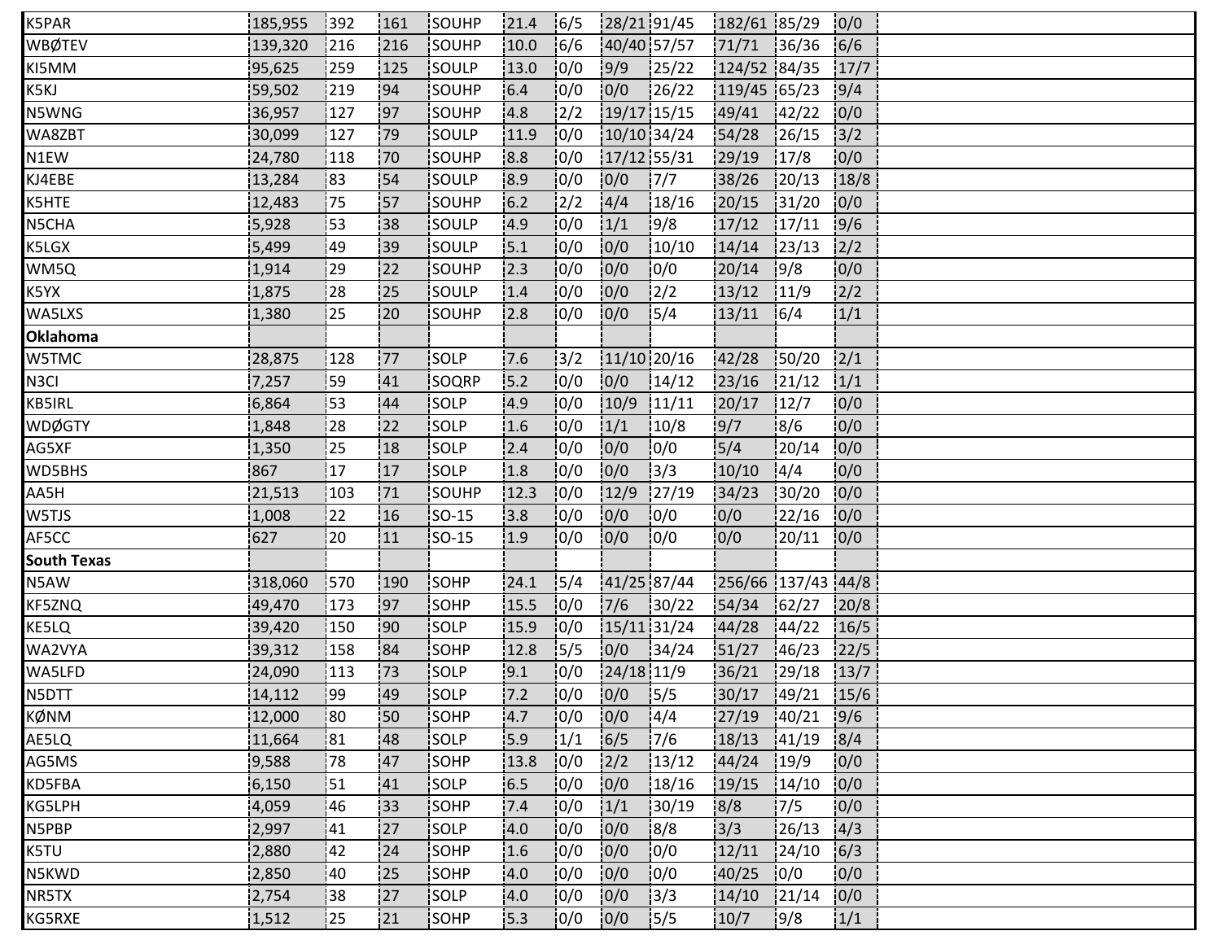| | | | | | | | | | | | | |
|---|---|---|---|---|---|---|---|---|---|---|---|---|
| K5PAR | 185,955 | 392 | 161 | SOUHP | 21.4 | 6/5 | 28/21 | 91/45 | 182/61 | 85/29 | 0/0 | |
| WBØTEV | 139,320 | 216 | 216 | SOUHP | 10.0 | 6/6 | 40/40 | 57/57 | 71/71 | 36/36 | 6/6 | |
| KI5MM | 95,625 | 259 | 125 | SOULP | 13.0 | 0/0 | 9/9 | 25/22 | 124/52 | 84/35 | 17/7 | |
| K5KJ | 59,502 | 219 | 94 | SOUHP | 6.4 | 0/0 | 0/0 | 26/22 | 119/45 | 65/23 | 9/4 | |
| N5WNG | 36,957 | 127 | 97 | SOUHP | 4.8 | 2/2 | 19/17 | 15/15 | 49/41 | 42/22 | 0/0 | |
| WA8ZBT | 30,099 | 127 | 79 | SOULP | 11.9 | 0/0 | 10/10 | 34/24 | 54/28 | 26/15 | 3/2 | |
| N1EW | 24,780 | 118 | 70 | SOUHP | 8.8 | 0/0 | 17/12 | 55/31 | 29/19 | 17/8 | 0/0 | |
| KJ4EBE | 13,284 | 83 | 54 | SOULP | 8.9 | 0/0 | 0/0 | 7/7 | 38/26 | 20/13 | 18/8 | |
| K5HTE | 12,483 | 75 | 57 | SOUHP | 6.2 | 2/2 | 4/4 | 18/16 | 20/15 | 31/20 | 0/0 | |
| N5CHA | 5,928 | 53 | 38 | SOULP | 4.9 | 0/0 | 1/1 | 9/8 | 17/12 | 17/11 | 9/6 | |
| K5LGX | 5,499 | 49 | 39 | SOULP | 5.1 | 0/0 | 0/0 | 10/10 | 14/14 | 23/13 | 2/2 | |
| WM5Q | 1,914 | 29 | 22 | SOUHP | 2.3 | 0/0 | 0/0 | 0/0 | 20/14 | 9/8 | 0/0 | |
| K5YX | 1,875 | 28 | 25 | SOULP | 1.4 | 0/0 | 0/0 | 2/2 | 13/12 | 11/9 | 2/2 | |
| WA5LXS | 1,380 | 25 | 20 | SOUHP | 2.8 | 0/0 | 0/0 | 5/4 | 13/11 | 6/4 | 1/1 | |
| **Oklahoma** | | | | | | | | | | | | |
| W5TMC | 28,875 | 128 | 77 | SOLP | 7.6 | 3/2 | 11/10 | 20/16 | 42/28 | 50/20 | 2/1 | |
| N3CI | 7,257 | 59 | 41 | SOQRP | 5.2 | 0/0 | 0/0 | 14/12 | 23/16 | 21/12 | 1/1 | |
| KB5IRL | 6,864 | 53 | 44 | SOLP | 4.9 | 0/0 | 10/9 | 11/11 | 20/17 | 12/7 | 0/0 | |
| WDØGTY | 1,848 | 28 | 22 | SOLP | 1.6 | 0/0 | 1/1 | 10/8 | 9/7 | 8/6 | 0/0 | |
| AG5XF | 1,350 | 25 | 18 | SOLP | 2.4 | 0/0 | 0/0 | 0/0 | 5/4 | 20/14 | 0/0 | |
| WD5BHS | 867 | 17 | 17 | SOLP | 1.8 | 0/0 | 0/0 | 3/3 | 10/10 | 4/4 | 0/0 | |
| AA5H | 21,513 | 103 | 71 | SOUHP | 12.3 | 0/0 | 12/9 | 27/19 | 34/23 | 30/20 | 0/0 | |
| W5TJS | 1,008 | 22 | 16 | SO-15 | 3.8 | 0/0 | 0/0 | 0/0 | 0/0 | 22/16 | 0/0 | |
| AF5CC | 627 | 20 | 11 | SO-15 | 1.9 | 0/0 | 0/0 | 0/0 | 0/0 | 20/11 | 0/0 | |
| **South Texas** | | | | | | | | | | | | |
| N5AW | 318,060 | 570 | 190 | SOHP | 24.1 | 5/4 | 41/25 | 87/44 | 256/66 | 137/43 | 44/8 | |
| KF5ZNQ | 49,470 | 173 | 97 | SOHP | 15.5 | 0/0 | 7/6 | 30/22 | 54/34 | 62/27 | 20/8 | |
| KE5LQ | 39,420 | 150 | 90 | SOLP | 15.9 | 0/0 | 15/11 | 31/24 | 44/28 | 44/22 | 16/5 | |
| WA2VYA | 39,312 | 158 | 84 | SOHP | 12.8 | 5/5 | 0/0 | 34/24 | 51/27 | 46/23 | 22/5 | |
| WA5LFD | 24,090 | 113 | 73 | SOLP | 9.1 | 0/0 | 24/18 | 11/9 | 36/21 | 29/18 | 13/7 | |
| N5DTT | 14,112 | 99 | 49 | SOLP | 7.2 | 0/0 | 0/0 | 5/5 | 30/17 | 49/21 | 15/6 | |
| KØNM | 12,000 | 80 | 50 | SOHP | 4.7 | 0/0 | 0/0 | 4/4 | 27/19 | 40/21 | 9/6 | |
| AE5LQ | 11,664 | 81 | 48 | SOLP | 5.9 | 1/1 | 6/5 | 7/6 | 18/13 | 41/19 | 8/4 | |
| AG5MS | 9,588 | 78 | 47 | SOHP | 13.8 | 0/0 | 2/2 | 13/12 | 44/24 | 19/9 | 0/0 | |
| KD5FBA | 6,150 | 51 | 41 | SOLP | 6.5 | 0/0 | 0/0 | 18/16 | 19/15 | 14/10 | 0/0 | |
| KG5LPH | 4,059 | 46 | 33 | SOHP | 7.4 | 0/0 | 1/1 | 30/19 | 8/8 | 7/5 | 0/0 | |
| N5PBP | 2,997 | 41 | 27 | SOLP | 4.0 | 0/0 | 0/0 | 8/8 | 3/3 | 26/13 | 4/3 | |
| K5TU | 2,880 | 42 | 24 | SOHP | 1.6 | 0/0 | 0/0 | 0/0 | 12/11 | 24/10 | 6/3 | |
| N5KWD | 2,850 | 40 | 25 | SOHP | 4.0 | 0/0 | 0/0 | 0/0 | 40/25 | 0/0 | 0/0 | |
| NR5TX | 2,754 | 38 | 27 | SOLP | 4.0 | 0/0 | 0/0 | 3/3 | 14/10 | 21/14 | 0/0 | |
| KG5RXE | 1,512 | 25 | 21 | SOHP | 5.3 | 0/0 | 0/0 | 5/5 | 10/7 | 9/8 | 1/1 | |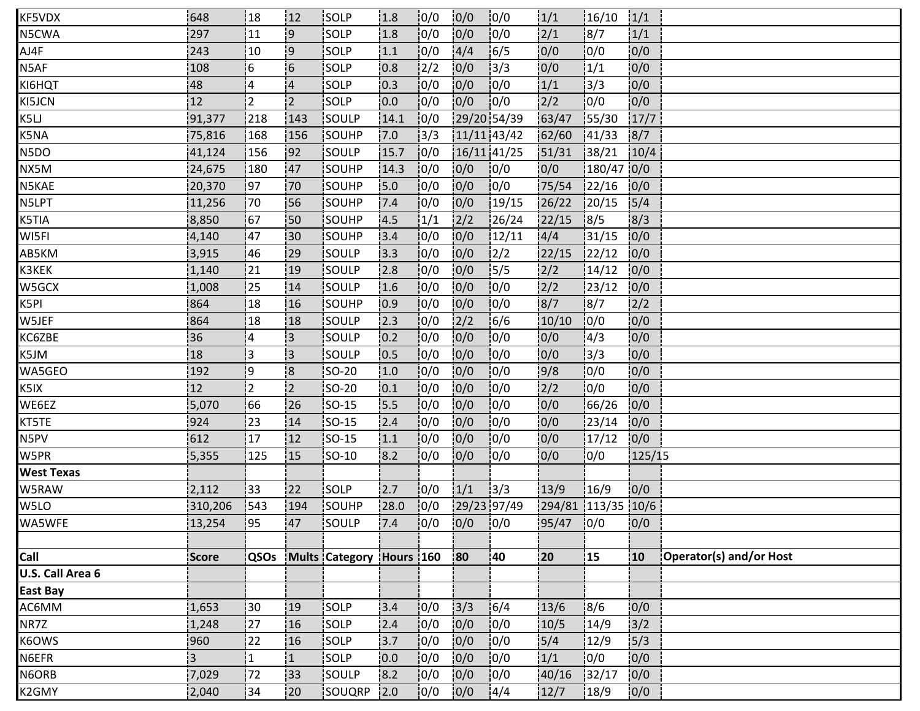| KF5VDX | 648 | 18 | 12 | SOLP | 1.8 | 0/0 | 0/0 | 0/0 | 1/1 | 16/10 | 1/1 | |
|---|---|---|---|---|---|---|---|---|---|---|---|---|
| N5CWA | 297 | 11 | 9 | SOLP | 1.8 | 0/0 | 0/0 | 0/0 | 2/1 | 8/7 | 1/1 | |
| AJ4F | 243 | 10 | 9 | SOLP | 1.1 | 0/0 | 4/4 | 6/5 | 0/0 | 0/0 | 0/0 | |
| N5AF | 108 | 6 | 6 | SOLP | 0.8 | 2/2 | 0/0 | 3/3 | 0/0 | 1/1 | 0/0 | |
| KI6HQT | 48 | 4 | 4 | SOLP | 0.3 | 0/0 | 0/0 | 0/0 | 1/1 | 3/3 | 0/0 | |
| KI5JCN | 12 | 2 | 2 | SOLP | 0.0 | 0/0 | 0/0 | 0/0 | 2/2 | 0/0 | 0/0 | |
| K5LJ | 91,377 | 218 | 143 | SOULP | 14.1 | 0/0 | 29/20 | 54/39 | 63/47 | 55/30 | 17/7 | |
| K5NA | 75,816 | 168 | 156 | SOUHP | 7.0 | 3/3 | 11/11 | 43/42 | 62/60 | 41/33 | 8/7 | |
| N5DO | 41,124 | 156 | 92 | SOULP | 15.7 | 0/0 | 16/11 | 41/25 | 51/31 | 38/21 | 10/4 | |
| NX5M | 24,675 | 180 | 47 | SOUHP | 14.3 | 0/0 | 0/0 | 0/0 | 0/0 | 180/47 | 0/0 | |
| N5KAE | 20,370 | 97 | 70 | SOUHP | 5.0 | 0/0 | 0/0 | 0/0 | 75/54 | 22/16 | 0/0 | |
| N5LPT | 11,256 | 70 | 56 | SOUHP | 7.4 | 0/0 | 0/0 | 19/15 | 26/22 | 20/15 | 5/4 | |
| K5TIA | 8,850 | 67 | 50 | SOUHP | 4.5 | 1/1 | 2/2 | 26/24 | 22/15 | 8/5 | 8/3 | |
| WI5FI | 4,140 | 47 | 30 | SOUHP | 3.4 | 0/0 | 0/0 | 12/11 | 4/4 | 31/15 | 0/0 | |
| AB5KM | 3,915 | 46 | 29 | SOULP | 3.3 | 0/0 | 0/0 | 2/2 | 22/15 | 22/12 | 0/0 | |
| K3KEK | 1,140 | 21 | 19 | SOULP | 2.8 | 0/0 | 0/0 | 5/5 | 2/2 | 14/12 | 0/0 | |
| W5GCX | 1,008 | 25 | 14 | SOULP | 1.6 | 0/0 | 0/0 | 0/0 | 2/2 | 23/12 | 0/0 | |
| K5PI | 864 | 18 | 16 | SOUHP | 0.9 | 0/0 | 0/0 | 0/0 | 8/7 | 8/7 | 2/2 | |
| W5JEF | 864 | 18 | 18 | SOULP | 2.3 | 0/0 | 2/2 | 6/6 | 10/10 | 0/0 | 0/0 | |
| KC6ZBE | 36 | 4 | 3 | SOULP | 0.2 | 0/0 | 0/0 | 0/0 | 0/0 | 4/3 | 0/0 | |
| K5JM | 18 | 3 | 3 | SOULP | 0.5 | 0/0 | 0/0 | 0/0 | 0/0 | 3/3 | 0/0 | |
| WA5GEO | 192 | 9 | 8 | SO-20 | 1.0 | 0/0 | 0/0 | 0/0 | 9/8 | 0/0 | 0/0 | |
| K5IX | 12 | 2 | 2 | SO-20 | 0.1 | 0/0 | 0/0 | 0/0 | 2/2 | 0/0 | 0/0 | |
| WE6EZ | 5,070 | 66 | 26 | SO-15 | 5.5 | 0/0 | 0/0 | 0/0 | 0/0 | 66/26 | 0/0 | |
| KT5TE | 924 | 23 | 14 | SO-15 | 2.4 | 0/0 | 0/0 | 0/0 | 0/0 | 23/14 | 0/0 | |
| N5PV | 612 | 17 | 12 | SO-15 | 1.1 | 0/0 | 0/0 | 0/0 | 0/0 | 17/12 | 0/0 | |
| W5PR | 5,355 | 125 | 15 | SO-10 | 8.2 | 0/0 | 0/0 | 0/0 | 0/0 | 0/0 | 125/15 | |
| **West Texas** | | | | | | | | | | | | |
| W5RAW | 2,112 | 33 | 22 | SOLP | 2.7 | 0/0 | 1/1 | 3/3 | 13/9 | 16/9 | 0/0 | |
| W5LO | 310,206 | 543 | 194 | SOUHP | 28.0 | 0/0 | 29/23 | 97/49 | 294/81 | 113/35 | 10/6 | |
| WA5WFE | 13,254 | 95 | 47 | SOULP | 7.4 | 0/0 | 0/0 | 0/0 | 95/47 | 0/0 | 0/0 | |
| | | | | | | | | | | | | |
| **Call** | **Score** | **QSOs** | **Mults** | **Category** | **Hours** | **160** | **80** | **40** | **20** | **15** | **10** | **Operator(s) and/or Host** |
| **U.S. Call Area 6** | | | | | | | | | | | | |
| **East Bay** | | | | | | | | | | | | |
| AC6MM | 1,653 | 30 | 19 | SOLP | 3.4 | 0/0 | 3/3 | 6/4 | 13/6 | 8/6 | 0/0 | |
| NR7Z | 1,248 | 27 | 16 | SOLP | 2.4 | 0/0 | 0/0 | 0/0 | 10/5 | 14/9 | 3/2 | |
| K6OWS | 960 | 22 | 16 | SOLP | 3.7 | 0/0 | 0/0 | 0/0 | 5/4 | 12/9 | 5/3 | |
| N6EFR | 3 | 1 | 1 | SOLP | 0.0 | 0/0 | 0/0 | 0/0 | 1/1 | 0/0 | 0/0 | |
| N6ORB | 7,029 | 72 | 33 | SOULP | 8.2 | 0/0 | 0/0 | 0/0 | 40/16 | 32/17 | 0/0 | |
| K2GMY | 2,040 | 34 | 20 | SOUQRP | 2.0 | 0/0 | 0/0 | 4/4 | 12/7 | 18/9 | 0/0 | |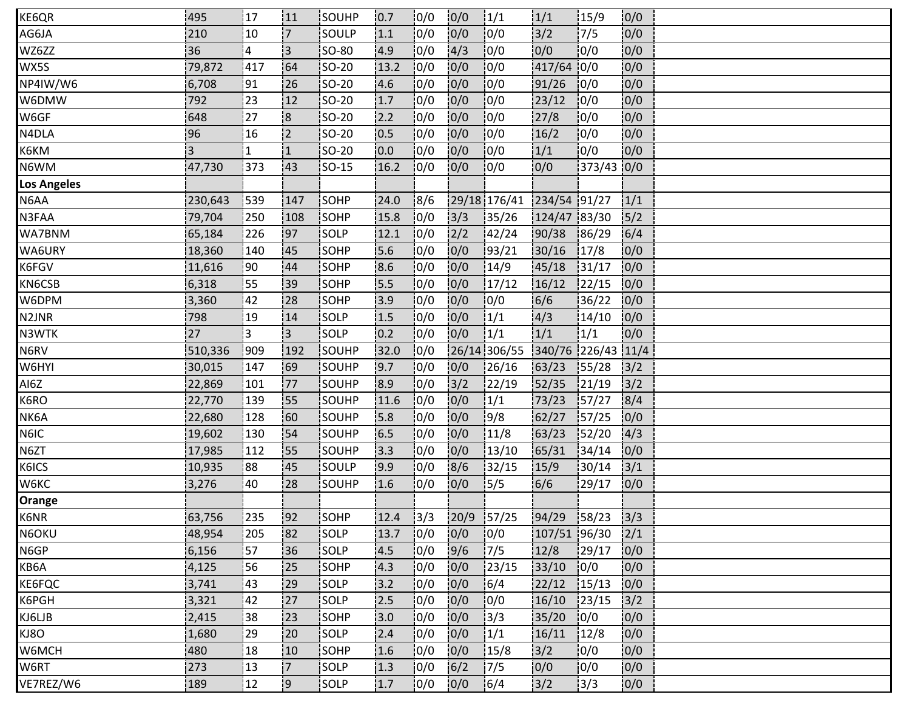| | | | | | | | | | | | | |
|---|---|---|---|---|---|---|---|---|---|---|---|---|
| KE6QR | 495 | 17 | 11 | SOUHP | 0.7 | 0/0 | 0/0 | 1/1 | 1/1 | 15/9 | 0/0 | |
| AG6JA | 210 | 10 | 7 | SOULP | 1.1 | 0/0 | 0/0 | 0/0 | 3/2 | 7/5 | 0/0 | |
| WZ6ZZ | 36 | 4 | 3 | SO-80 | 4.9 | 0/0 | 4/3 | 0/0 | 0/0 | 0/0 | 0/0 | |
| WX5S | 79,872 | 417 | 64 | SO-20 | 13.2 | 0/0 | 0/0 | 0/0 | 417/64 | 0/0 | 0/0 | |
| NP4IW/W6 | 6,708 | 91 | 26 | SO-20 | 4.6 | 0/0 | 0/0 | 0/0 | 91/26 | 0/0 | 0/0 | |
| W6DMW | 792 | 23 | 12 | SO-20 | 1.7 | 0/0 | 0/0 | 0/0 | 23/12 | 0/0 | 0/0 | |
| W6GF | 648 | 27 | 8 | SO-20 | 2.2 | 0/0 | 0/0 | 0/0 | 27/8 | 0/0 | 0/0 | |
| N4DLA | 96 | 16 | 2 | SO-20 | 0.5 | 0/0 | 0/0 | 0/0 | 16/2 | 0/0 | 0/0 | |
| K6KM | 3 | 1 | 1 | SO-20 | 0.0 | 0/0 | 0/0 | 0/0 | 1/1 | 0/0 | 0/0 | |
| N6WM | 47,730 | 373 | 43 | SO-15 | 16.2 | 0/0 | 0/0 | 0/0 | 0/0 | 373/43 | 0/0 | |
| **Los Angeles** | | | | | | | | | | | | |
| N6AA | 230,643 | 539 | 147 | SOHP | 24.0 | 8/6 | 29/18 | 176/41 | 234/54 | 91/27 | 1/1 | |
| N3FAA | 79,704 | 250 | 108 | SOHP | 15.8 | 0/0 | 3/3 | 35/26 | 124/47 | 83/30 | 5/2 | |
| WA7BNM | 65,184 | 226 | 97 | SOLP | 12.1 | 0/0 | 2/2 | 42/24 | 90/38 | 86/29 | 6/4 | |
| WA6URY | 18,360 | 140 | 45 | SOHP | 5.6 | 0/0 | 0/0 | 93/21 | 30/16 | 17/8 | 0/0 | |
| K6FGV | 11,616 | 90 | 44 | SOHP | 8.6 | 0/0 | 0/0 | 14/9 | 45/18 | 31/17 | 0/0 | |
| KN6CSB | 6,318 | 55 | 39 | SOHP | 5.5 | 0/0 | 0/0 | 17/12 | 16/12 | 22/15 | 0/0 | |
| W6DPM | 3,360 | 42 | 28 | SOHP | 3.9 | 0/0 | 0/0 | 0/0 | 6/6 | 36/22 | 0/0 | |
| N2JNR | 798 | 19 | 14 | SOLP | 1.5 | 0/0 | 0/0 | 1/1 | 4/3 | 14/10 | 0/0 | |
| N3WTK | 27 | 3 | 3 | SOLP | 0.2 | 0/0 | 0/0 | 1/1 | 1/1 | 1/1 | 0/0 | |
| N6RV | 510,336 | 909 | 192 | SOUHP | 32.0 | 0/0 | 26/14 | 306/55 | 340/76 | 226/43 | 11/4 | |
| W6HYI | 30,015 | 147 | 69 | SOUHP | 9.7 | 0/0 | 0/0 | 26/16 | 63/23 | 55/28 | 3/2 | |
| AI6Z | 22,869 | 101 | 77 | SOUHP | 8.9 | 0/0 | 3/2 | 22/19 | 52/35 | 21/19 | 3/2 | |
| K6RO | 22,770 | 139 | 55 | SOUHP | 11.6 | 0/0 | 0/0 | 1/1 | 73/23 | 57/27 | 8/4 | |
| NK6A | 22,680 | 128 | 60 | SOUHP | 5.8 | 0/0 | 0/0 | 9/8 | 62/27 | 57/25 | 0/0 | |
| N6IC | 19,602 | 130 | 54 | SOUHP | 6.5 | 0/0 | 0/0 | 11/8 | 63/23 | 52/20 | 4/3 | |
| N6ZT | 17,985 | 112 | 55 | SOUHP | 3.3 | 0/0 | 0/0 | 13/10 | 65/31 | 34/14 | 0/0 | |
| K6ICS | 10,935 | 88 | 45 | SOULP | 9.9 | 0/0 | 8/6 | 32/15 | 15/9 | 30/14 | 3/1 | |
| W6KC | 3,276 | 40 | 28 | SOUHP | 1.6 | 0/0 | 0/0 | 5/5 | 6/6 | 29/17 | 0/0 | |
| **Orange** | | | | | | | | | | | | |
| K6NR | 63,756 | 235 | 92 | SOHP | 12.4 | 3/3 | 20/9 | 57/25 | 94/29 | 58/23 | 3/3 | |
| N6OKU | 48,954 | 205 | 82 | SOLP | 13.7 | 0/0 | 0/0 | 0/0 | 107/51 | 96/30 | 2/1 | |
| N6GP | 6,156 | 57 | 36 | SOLP | 4.5 | 0/0 | 9/6 | 7/5 | 12/8 | 29/17 | 0/0 | |
| KB6A | 4,125 | 56 | 25 | SOHP | 4.3 | 0/0 | 0/0 | 23/15 | 33/10 | 0/0 | 0/0 | |
| KE6FQC | 3,741 | 43 | 29 | SOLP | 3.2 | 0/0 | 0/0 | 6/4 | 22/12 | 15/13 | 0/0 | |
| K6PGH | 3,321 | 42 | 27 | SOLP | 2.5 | 0/0 | 0/0 | 0/0 | 16/10 | 23/15 | 3/2 | |
| KJ6LJB | 2,415 | 38 | 23 | SOHP | 3.0 | 0/0 | 0/0 | 3/3 | 35/20 | 0/0 | 0/0 | |
| KJ8O | 1,680 | 29 | 20 | SOLP | 2.4 | 0/0 | 0/0 | 1/1 | 16/11 | 12/8 | 0/0 | |
| W6MCH | 480 | 18 | 10 | SOHP | 1.6 | 0/0 | 0/0 | 15/8 | 3/2 | 0/0 | 0/0 | |
| W6RT | 273 | 13 | 7 | SOLP | 1.3 | 0/0 | 6/2 | 7/5 | 0/0 | 0/0 | 0/0 | |
| VE7REZ/W6 | 189 | 12 | 9 | SOLP | 1.7 | 0/0 | 0/0 | 6/4 | 3/2 | 3/3 | 0/0 | |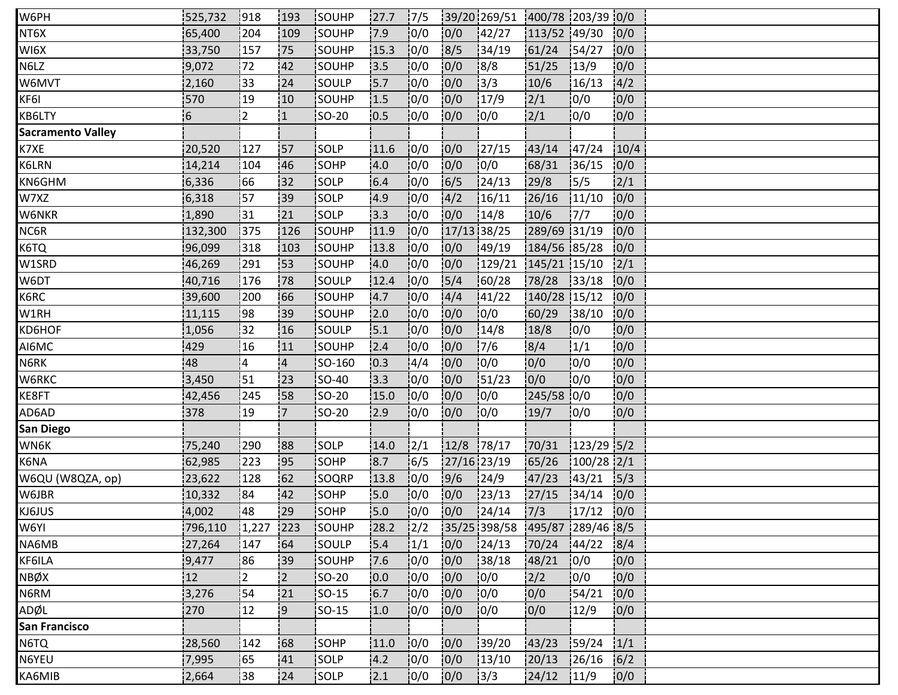| | | | | | | | | | | | | |
|---|---|---|---|---|---|---|---|---|---|---|---|---|
| W6PH | 525,732 | 918 | 193 | SOUHP | 27.7 | 7/5 | 39/20 | 269/51 | 400/78 | 203/39 | 0/0 | |
| NT6X | 65,400 | 204 | 109 | SOUHP | 7.9 | 0/0 | 0/0 | 42/27 | 113/52 | 49/30 | 0/0 | |
| WI6X | 33,750 | 157 | 75 | SOUHP | 15.3 | 0/0 | 8/5 | 34/19 | 61/24 | 54/27 | 0/0 | |
| N6LZ | 9,072 | 72 | 42 | SOUHP | 3.5 | 0/0 | 0/0 | 8/8 | 51/25 | 13/9 | 0/0 | |
| W6MVT | 2,160 | 33 | 24 | SOULP | 5.7 | 0/0 | 0/0 | 3/3 | 10/6 | 16/13 | 4/2 | |
| KF6I | 570 | 19 | 10 | SOUHP | 1.5 | 0/0 | 0/0 | 17/9 | 2/1 | 0/0 | 0/0 | |
| KB6LTY | 6 | 2 | 1 | SO-20 | 0.5 | 0/0 | 0/0 | 0/0 | 2/1 | 0/0 | 0/0 | |
| **Sacramento Valley** | | | | | | | | | | | | |
| K7XE | 20,520 | 127 | 57 | SOLP | 11.6 | 0/0 | 0/0 | 27/15 | 43/14 | 47/24 | 10/4 | |
| K6LRN | 14,214 | 104 | 46 | SOHP | 4.0 | 0/0 | 0/0 | 0/0 | 68/31 | 36/15 | 0/0 | |
| KN6GHM | 6,336 | 66 | 32 | SOLP | 6.4 | 0/0 | 6/5 | 24/13 | 29/8 | 5/5 | 2/1 | |
| W7XZ | 6,318 | 57 | 39 | SOLP | 4.9 | 0/0 | 4/2 | 16/11 | 26/16 | 11/10 | 0/0 | |
| W6NKR | 1,890 | 31 | 21 | SOLP | 3.3 | 0/0 | 0/0 | 14/8 | 10/6 | 7/7 | 0/0 | |
| NC6R | 132,300 | 375 | 126 | SOUHP | 11.9 | 0/0 | 17/13 | 38/25 | 289/69 | 31/19 | 0/0 | |
| K6TQ | 96,099 | 318 | 103 | SOUHP | 13.8 | 0/0 | 0/0 | 49/19 | 184/56 | 85/28 | 0/0 | |
| W1SRD | 46,269 | 291 | 53 | SOUHP | 4.0 | 0/0 | 0/0 | 129/21 | 145/21 | 15/10 | 2/1 | |
| W6DT | 40,716 | 176 | 78 | SOULP | 12.4 | 0/0 | 5/4 | 60/28 | 78/28 | 33/18 | 0/0 | |
| K6RC | 39,600 | 200 | 66 | SOUHP | 4.7 | 0/0 | 4/4 | 41/22 | 140/28 | 15/12 | 0/0 | |
| W1RH | 11,115 | 98 | 39 | SOUHP | 2.0 | 0/0 | 0/0 | 0/0 | 60/29 | 38/10 | 0/0 | |
| KD6HOF | 1,056 | 32 | 16 | SOULP | 5.1 | 0/0 | 0/0 | 14/8 | 18/8 | 0/0 | 0/0 | |
| AI6MC | 429 | 16 | 11 | SOUHP | 2.4 | 0/0 | 0/0 | 7/6 | 8/4 | 1/1 | 0/0 | |
| N6RK | 48 | 4 | 4 | SO-160 | 0.3 | 4/4 | 0/0 | 0/0 | 0/0 | 0/0 | 0/0 | |
| W6RKC | 3,450 | 51 | 23 | SO-40 | 3.3 | 0/0 | 0/0 | 51/23 | 0/0 | 0/0 | 0/0 | |
| KE8FT | 42,456 | 245 | 58 | SO-20 | 15.0 | 0/0 | 0/0 | 0/0 | 245/58 | 0/0 | 0/0 | |
| AD6AD | 378 | 19 | 7 | SO-20 | 2.9 | 0/0 | 0/0 | 0/0 | 19/7 | 0/0 | 0/0 | |
| **San Diego** | | | | | | | | | | | | |
| WN6K | 75,240 | 290 | 88 | SOLP | 14.0 | 2/1 | 12/8 | 78/17 | 70/31 | 123/29 | 5/2 | |
| K6NA | 62,985 | 223 | 95 | SOHP | 8.7 | 6/5 | 27/16 | 23/19 | 65/26 | 100/28 | 2/1 | |
| W6QU (W8QZA, op) | 23,622 | 128 | 62 | SOQRP | 13.8 | 0/0 | 9/6 | 24/9 | 47/23 | 43/21 | 5/3 | |
| W6JBR | 10,332 | 84 | 42 | SOHP | 5.0 | 0/0 | 0/0 | 23/13 | 27/15 | 34/14 | 0/0 | |
| KJ6JUS | 4,002 | 48 | 29 | SOHP | 5.0 | 0/0 | 0/0 | 24/14 | 7/3 | 17/12 | 0/0 | |
| W6YI | 796,110 | 1,227 | 223 | SOUHP | 28.2 | 2/2 | 35/25 | 398/58 | 495/87 | 289/46 | 8/5 | |
| NA6MB | 27,264 | 147 | 64 | SOULP | 5.4 | 1/1 | 0/0 | 24/13 | 70/24 | 44/22 | 8/4 | |
| KF6ILA | 9,477 | 86 | 39 | SOUHP | 7.6 | 0/0 | 0/0 | 38/18 | 48/21 | 0/0 | 0/0 | |
| NBØX | 12 | 2 | 2 | SO-20 | 0.0 | 0/0 | 0/0 | 0/0 | 2/2 | 0/0 | 0/0 | |
| N6RM | 3,276 | 54 | 21 | SO-15 | 6.7 | 0/0 | 0/0 | 0/0 | 0/0 | 54/21 | 0/0 | |
| ADØL | 270 | 12 | 9 | SO-15 | 1.0 | 0/0 | 0/0 | 0/0 | 0/0 | 12/9 | 0/0 | |
| **San Francisco** | | | | | | | | | | | | |
| N6TQ | 28,560 | 142 | 68 | SOHP | 11.0 | 0/0 | 0/0 | 39/20 | 43/23 | 59/24 | 1/1 | |
| N6YEU | 7,995 | 65 | 41 | SOLP | 4.2 | 0/0 | 0/0 | 13/10 | 20/13 | 26/16 | 6/2 | |
| KA6MIB | 2,664 | 38 | 24 | SOLP | 2.1 | 0/0 | 0/0 | 3/3 | 24/12 | 11/9 | 0/0 | |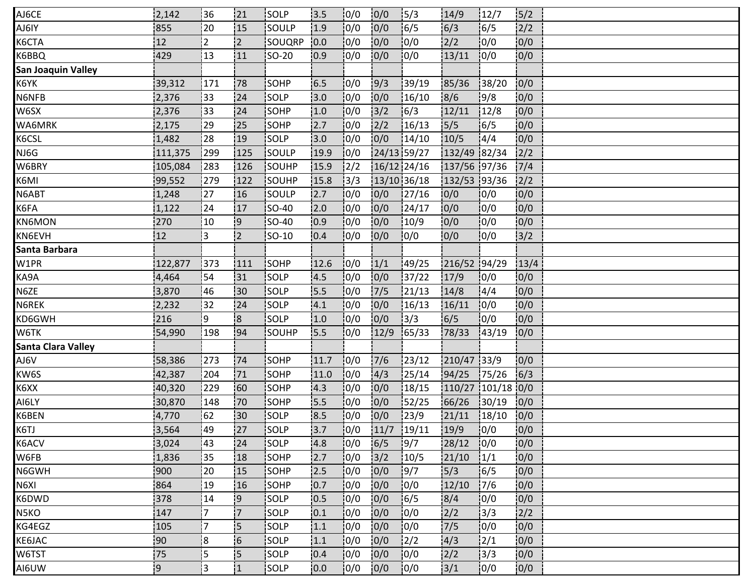| | | | | | | | | | | | | |
|---|---|---|---|---|---|---|---|---|---|---|---|---|
| AJ6CE | 2,142 | 36 | 21 | SOLP | 3.5 | 0/0 | 0/0 | 5/3 | 14/9 | 12/7 | 5/2 | |
| AJ6IY | 855 | 20 | 15 | SOULP | 1.9 | 0/0 | 0/0 | 6/5 | 6/3 | 6/5 | 2/2 | |
| K6CTA | 12 | 2 | 2 | SOUQRP | 0.0 | 0/0 | 0/0 | 0/0 | 2/2 | 0/0 | 0/0 | |
| K6BBQ | 429 | 13 | 11 | SO-20 | 0.9 | 0/0 | 0/0 | 0/0 | 13/11 | 0/0 | 0/0 | |
| **San Joaquin Valley** | | | | | | | | | | | | |
| K6YK | 39,312 | 171 | 78 | SOHP | 6.5 | 0/0 | 9/3 | 39/19 | 85/36 | 38/20 | 0/0 | |
| N6NFB | 2,376 | 33 | 24 | SOLP | 3.0 | 0/0 | 0/0 | 16/10 | 8/6 | 9/8 | 0/0 | |
| W6SX | 2,376 | 33 | 24 | SOHP | 1.0 | 0/0 | 3/2 | 6/3 | 12/11 | 12/8 | 0/0 | |
| WA6MRK | 2,175 | 29 | 25 | SOHP | 2.7 | 0/0 | 2/2 | 16/13 | 5/5 | 6/5 | 0/0 | |
| K6CSL | 1,482 | 28 | 19 | SOLP | 3.0 | 0/0 | 0/0 | 14/10 | 10/5 | 4/4 | 0/0 | |
| NJ6G | 111,375 | 299 | 125 | SOULP | 19.9 | 0/0 | 24/13 | 59/27 | 132/49 | 82/34 | 2/2 | |
| W6BRY | 105,084 | 283 | 126 | SOUHP | 15.9 | 2/2 | 16/12 | 24/16 | 137/56 | 97/36 | 7/4 | |
| K6MI | 99,552 | 279 | 122 | SOUHP | 15.8 | 3/3 | 13/10 | 36/18 | 132/53 | 93/36 | 2/2 | |
| N6ABT | 1,248 | 27 | 16 | SOULP | 2.7 | 0/0 | 0/0 | 27/16 | 0/0 | 0/0 | 0/0 | |
| K6FA | 1,122 | 24 | 17 | SO-40 | 2.0 | 0/0 | 0/0 | 24/17 | 0/0 | 0/0 | 0/0 | |
| KN6MON | 270 | 10 | 9 | SO-40 | 0.9 | 0/0 | 0/0 | 10/9 | 0/0 | 0/0 | 0/0 | |
| KN6EVH | 12 | 3 | 2 | SO-10 | 0.4 | 0/0 | 0/0 | 0/0 | 0/0 | 0/0 | 3/2 | |
| **Santa Barbara** | | | | | | | | | | | | |
| W1PR | 122,877 | 373 | 111 | SOHP | 12.6 | 0/0 | 1/1 | 49/25 | 216/52 | 94/29 | 13/4 | |
| KA9A | 4,464 | 54 | 31 | SOLP | 4.5 | 0/0 | 0/0 | 37/22 | 17/9 | 0/0 | 0/0 | |
| N6ZE | 3,870 | 46 | 30 | SOLP | 5.5 | 0/0 | 7/5 | 21/13 | 14/8 | 4/4 | 0/0 | |
| N6REK | 2,232 | 32 | 24 | SOLP | 4.1 | 0/0 | 0/0 | 16/13 | 16/11 | 0/0 | 0/0 | |
| KD6GWH | 216 | 9 | 8 | SOLP | 1.0 | 0/0 | 0/0 | 3/3 | 6/5 | 0/0 | 0/0 | |
| W6TK | 54,990 | 198 | 94 | SOUHP | 5.5 | 0/0 | 12/9 | 65/33 | 78/33 | 43/19 | 0/0 | |
| **Santa Clara Valley** | | | | | | | | | | | | |
| AJ6V | 58,386 | 273 | 74 | SOHP | 11.7 | 0/0 | 7/6 | 23/12 | 210/47 | 33/9 | 0/0 | |
| KW6S | 42,387 | 204 | 71 | SOHP | 11.0 | 0/0 | 4/3 | 25/14 | 94/25 | 75/26 | 6/3 | |
| K6XX | 40,320 | 229 | 60 | SOHP | 4.3 | 0/0 | 0/0 | 18/15 | 110/27 | 101/18 | 0/0 | |
| AI6LY | 30,870 | 148 | 70 | SOHP | 5.5 | 0/0 | 0/0 | 52/25 | 66/26 | 30/19 | 0/0 | |
| K6BEN | 4,770 | 62 | 30 | SOLP | 8.5 | 0/0 | 0/0 | 23/9 | 21/11 | 18/10 | 0/0 | |
| K6TJ | 3,564 | 49 | 27 | SOLP | 3.7 | 0/0 | 11/7 | 19/11 | 19/9 | 0/0 | 0/0 | |
| K6ACV | 3,024 | 43 | 24 | SOLP | 4.8 | 0/0 | 6/5 | 9/7 | 28/12 | 0/0 | 0/0 | |
| W6FB | 1,836 | 35 | 18 | SOHP | 2.7 | 0/0 | 3/2 | 10/5 | 21/10 | 1/1 | 0/0 | |
| N6GWH | 900 | 20 | 15 | SOHP | 2.5 | 0/0 | 0/0 | 9/7 | 5/3 | 6/5 | 0/0 | |
| N6XI | 864 | 19 | 16 | SOHP | 0.7 | 0/0 | 0/0 | 0/0 | 12/10 | 7/6 | 0/0 | |
| K6DWD | 378 | 14 | 9 | SOLP | 0.5 | 0/0 | 0/0 | 6/5 | 8/4 | 0/0 | 0/0 | |
| N5KO | 147 | 7 | 7 | SOLP | 0.1 | 0/0 | 0/0 | 0/0 | 2/2 | 3/3 | 2/2 | |
| KG4EGZ | 105 | 7 | 5 | SOLP | 1.1 | 0/0 | 0/0 | 0/0 | 7/5 | 0/0 | 0/0 | |
| KE6JAC | 90 | 8 | 6 | SOLP | 1.1 | 0/0 | 0/0 | 2/2 | 4/3 | 2/1 | 0/0 | |
| W6TST | 75 | 5 | 5 | SOLP | 0.4 | 0/0 | 0/0 | 0/0 | 2/2 | 3/3 | 0/0 | |
| AI6UW | 9 | 3 | 1 | SOLP | 0.0 | 0/0 | 0/0 | 0/0 | 3/1 | 0/0 | 0/0 | |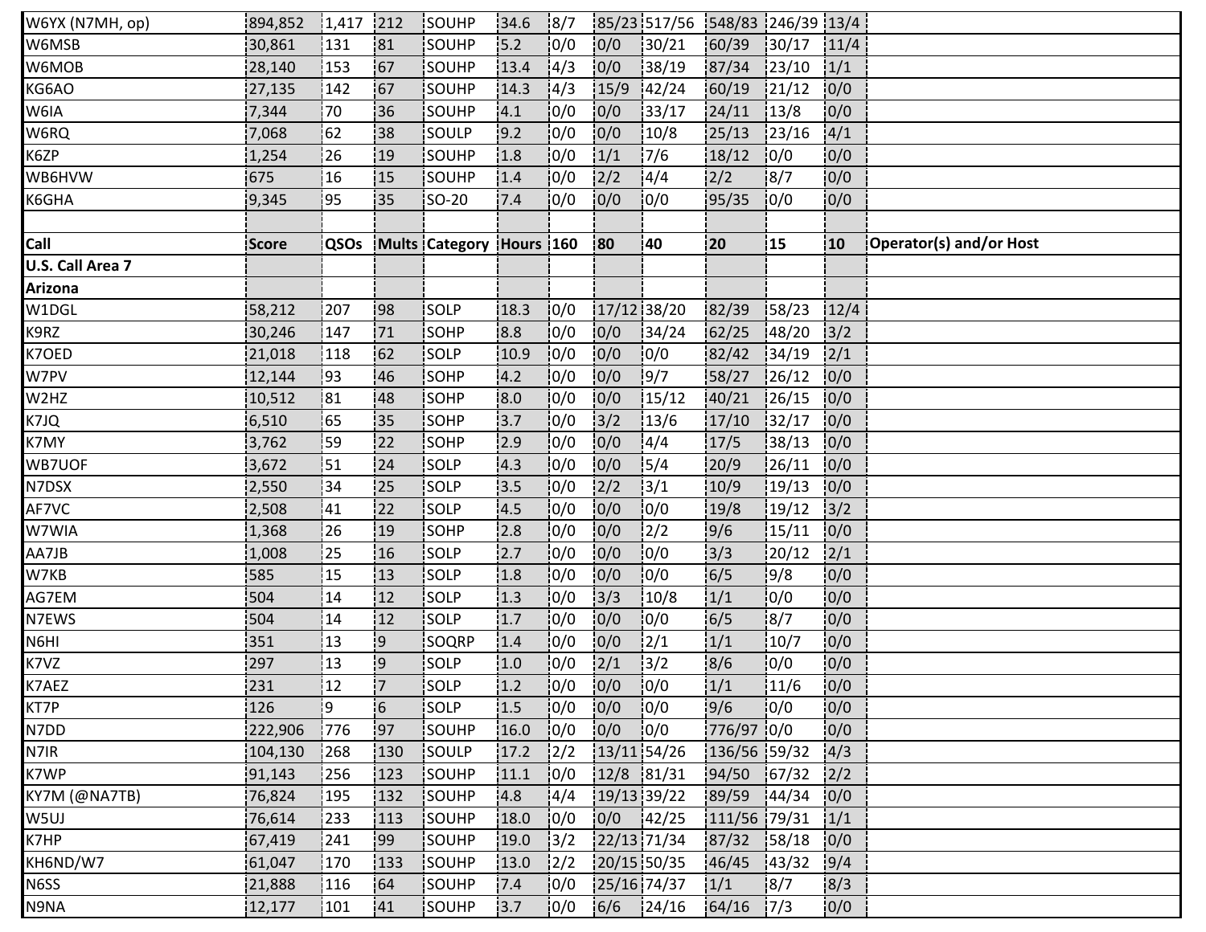| Call | Score | QSOs | Mults | Category | Hours | 160 | 80 | 40 | 20 | 15 | 10 | Operator(s) and/or Host |
|---|---|---|---|---|---|---|---|---|---|---|---|---|
| W6YX (N7MH, op) | 894,852 | 1,417 | 212 | SOUHP | 34.6 | 8/7 | 85/23 | 517/56 | 548/83 | 246/39 | 13/4 | |
| W6MSB | 30,861 | 131 | 81 | SOUHP | 5.2 | 0/0 | 0/0 | 30/21 | 60/39 | 30/17 | 11/4 | |
| W6MOB | 28,140 | 153 | 67 | SOUHP | 13.4 | 4/3 | 0/0 | 38/19 | 87/34 | 23/10 | 1/1 | |
| KG6AO | 27,135 | 142 | 67 | SOUHP | 14.3 | 4/3 | 15/9 | 42/24 | 60/19 | 21/12 | 0/0 | |
| W6IA | 7,344 | 70 | 36 | SOUHP | 4.1 | 0/0 | 0/0 | 33/17 | 24/11 | 13/8 | 0/0 | |
| W6RQ | 7,068 | 62 | 38 | SOULP | 9.2 | 0/0 | 0/0 | 10/8 | 25/13 | 23/16 | 4/1 | |
| K6ZP | 1,254 | 26 | 19 | SOUHP | 1.8 | 0/0 | 1/1 | 7/6 | 18/12 | 0/0 | 0/0 | |
| WB6HVW | 675 | 16 | 15 | SOUHP | 1.4 | 0/0 | 2/2 | 4/4 | 2/2 | 8/7 | 0/0 | |
| K6GHA | 9,345 | 95 | 35 | SO-20 | 7.4 | 0/0 | 0/0 | 0/0 | 95/35 | 0/0 | 0/0 | |
| | | | | | | | | | | | | |
| **Call** | **Score** | **QSOs** | **Mults** | **Category** | **Hours** | **160** | **80** | **40** | **20** | **15** | **10** | **Operator(s) and/or Host** |
| **U.S. Call Area 7** | | | | | | | | | | | | |
| **Arizona** | | | | | | | | | | | | |
| W1DGL | 58,212 | 207 | 98 | SOLP | 18.3 | 0/0 | 17/12 | 38/20 | 82/39 | 58/23 | 12/4 | |
| K9RZ | 30,246 | 147 | 71 | SOHP | 8.8 | 0/0 | 0/0 | 34/24 | 62/25 | 48/20 | 3/2 | |
| K7OED | 21,018 | 118 | 62 | SOLP | 10.9 | 0/0 | 0/0 | 0/0 | 82/42 | 34/19 | 2/1 | |
| W7PV | 12,144 | 93 | 46 | SOHP | 4.2 | 0/0 | 0/0 | 9/7 | 58/27 | 26/12 | 0/0 | |
| W2HZ | 10,512 | 81 | 48 | SOHP | 8.0 | 0/0 | 0/0 | 15/12 | 40/21 | 26/15 | 0/0 | |
| K7JQ | 6,510 | 65 | 35 | SOHP | 3.7 | 0/0 | 3/2 | 13/6 | 17/10 | 32/17 | 0/0 | |
| K7MY | 3,762 | 59 | 22 | SOHP | 2.9 | 0/0 | 0/0 | 4/4 | 17/5 | 38/13 | 0/0 | |
| WB7UOF | 3,672 | 51 | 24 | SOLP | 4.3 | 0/0 | 0/0 | 5/4 | 20/9 | 26/11 | 0/0 | |
| N7DSX | 2,550 | 34 | 25 | SOLP | 3.5 | 0/0 | 2/2 | 3/1 | 10/9 | 19/13 | 0/0 | |
| AF7VC | 2,508 | 41 | 22 | SOLP | 4.5 | 0/0 | 0/0 | 0/0 | 19/8 | 19/12 | 3/2 | |
| W7WIA | 1,368 | 26 | 19 | SOHP | 2.8 | 0/0 | 0/0 | 2/2 | 9/6 | 15/11 | 0/0 | |
| AA7JB | 1,008 | 25 | 16 | SOLP | 2.7 | 0/0 | 0/0 | 0/0 | 3/3 | 20/12 | 2/1 | |
| W7KB | 585 | 15 | 13 | SOLP | 1.8 | 0/0 | 0/0 | 0/0 | 6/5 | 9/8 | 0/0 | |
| AG7EM | 504 | 14 | 12 | SOLP | 1.3 | 0/0 | 3/3 | 10/8 | 1/1 | 0/0 | 0/0 | |
| N7EWS | 504 | 14 | 12 | SOLP | 1.7 | 0/0 | 0/0 | 0/0 | 6/5 | 8/7 | 0/0 | |
| N6HI | 351 | 13 | 9 | SOQRP | 1.4 | 0/0 | 0/0 | 2/1 | 1/1 | 10/7 | 0/0 | |
| K7VZ | 297 | 13 | 9 | SOLP | 1.0 | 0/0 | 2/1 | 3/2 | 8/6 | 0/0 | 0/0 | |
| K7AEZ | 231 | 12 | 7 | SOLP | 1.2 | 0/0 | 0/0 | 0/0 | 1/1 | 11/6 | 0/0 | |
| KT7P | 126 | 9 | 6 | SOLP | 1.5 | 0/0 | 0/0 | 0/0 | 9/6 | 0/0 | 0/0 | |
| N7DD | 222,906 | 776 | 97 | SOUHP | 16.0 | 0/0 | 0/0 | 0/0 | 776/97 | 0/0 | 0/0 | |
| N7IR | 104,130 | 268 | 130 | SOULP | 17.2 | 2/2 | 13/11 | 54/26 | 136/56 | 59/32 | 4/3 | |
| K7WP | 91,143 | 256 | 123 | SOUHP | 11.1 | 0/0 | 12/8 | 81/31 | 94/50 | 67/32 | 2/2 | |
| KY7M (@NA7TB) | 76,824 | 195 | 132 | SOUHP | 4.8 | 4/4 | 19/13 | 39/22 | 89/59 | 44/34 | 0/0 | |
| W5UJ | 76,614 | 233 | 113 | SOUHP | 18.0 | 0/0 | 0/0 | 42/25 | 111/56 | 79/31 | 1/1 | |
| K7HP | 67,419 | 241 | 99 | SOUHP | 19.0 | 3/2 | 22/13 | 71/34 | 87/32 | 58/18 | 0/0 | |
| KH6ND/W7 | 61,047 | 170 | 133 | SOUHP | 13.0 | 2/2 | 20/15 | 50/35 | 46/45 | 43/32 | 9/4 | |
| N6SS | 21,888 | 116 | 64 | SOUHP | 7.4 | 0/0 | 25/16 | 74/37 | 1/1 | 8/7 | 8/3 | |
| N9NA | 12,177 | 101 | 41 | SOUHP | 3.7 | 0/0 | 6/6 | 24/16 | 64/16 | 7/3 | 0/0 | |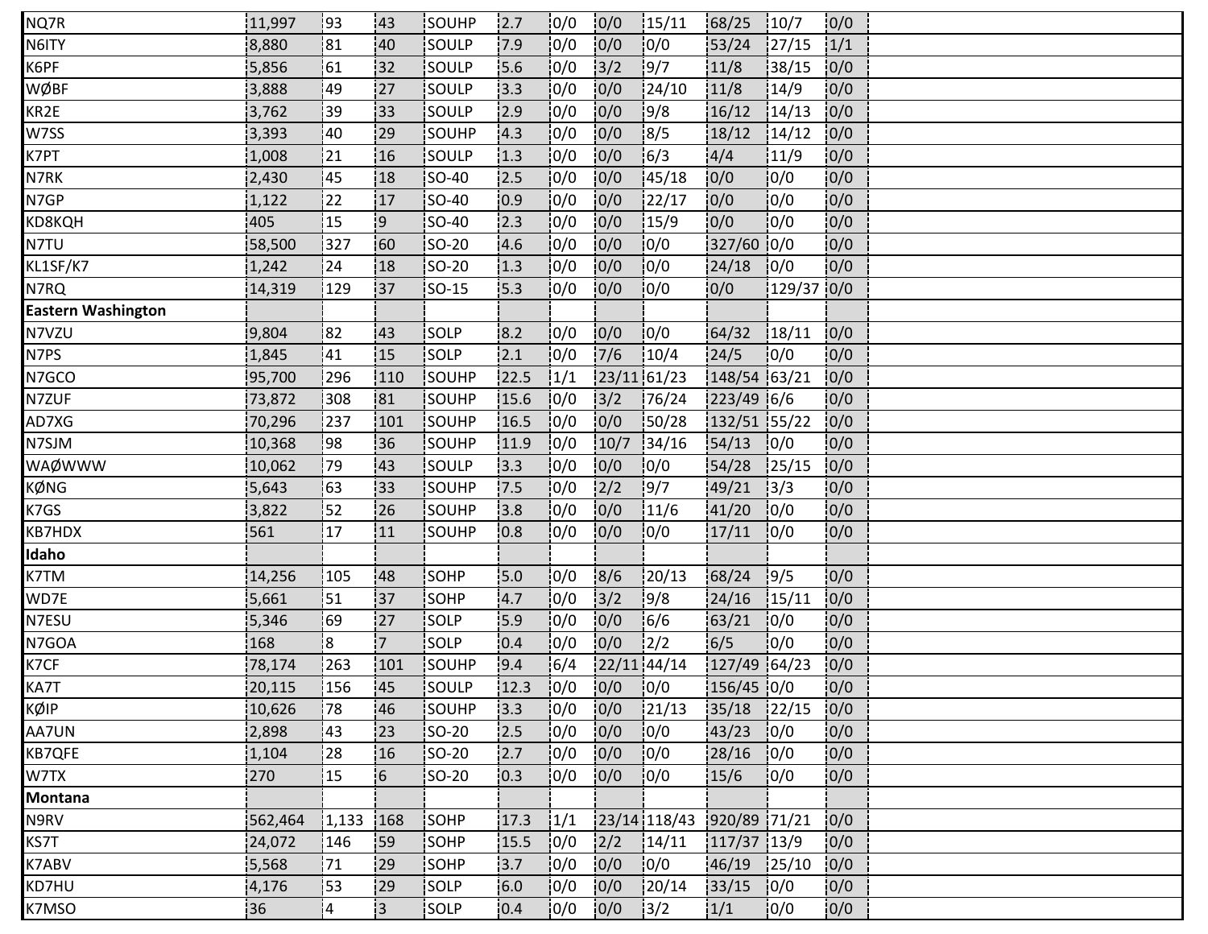| | | | | | | | | | | | | |
|---|---|---|---|---|---|---|---|---|---|---|---|---|
| NQ7R | 11,997 | 93 | 43 | SOUHP | 2.7 | 0/0 | 0/0 | 15/11 | 68/25 | 10/7 | 0/0 | |
| N6ITY | 8,880 | 81 | 40 | SOULP | 7.9 | 0/0 | 0/0 | 0/0 | 53/24 | 27/15 | 1/1 | |
| K6PF | 5,856 | 61 | 32 | SOULP | 5.6 | 0/0 | 3/2 | 9/7 | 11/8 | 38/15 | 0/0 | |
| WØBF | 3,888 | 49 | 27 | SOULP | 3.3 | 0/0 | 0/0 | 24/10 | 11/8 | 14/9 | 0/0 | |
| KR2E | 3,762 | 39 | 33 | SOULP | 2.9 | 0/0 | 0/0 | 9/8 | 16/12 | 14/13 | 0/0 | |
| W7SS | 3,393 | 40 | 29 | SOUHP | 4.3 | 0/0 | 0/0 | 8/5 | 18/12 | 14/12 | 0/0 | |
| K7PT | 1,008 | 21 | 16 | SOULP | 1.3 | 0/0 | 0/0 | 6/3 | 4/4 | 11/9 | 0/0 | |
| N7RK | 2,430 | 45 | 18 | SO-40 | 2.5 | 0/0 | 0/0 | 45/18 | 0/0 | 0/0 | 0/0 | |
| N7GP | 1,122 | 22 | 17 | SO-40 | 0.9 | 0/0 | 0/0 | 22/17 | 0/0 | 0/0 | 0/0 | |
| KD8KQH | 405 | 15 | 9 | SO-40 | 2.3 | 0/0 | 0/0 | 15/9 | 0/0 | 0/0 | 0/0 | |
| N7TU | 58,500 | 327 | 60 | SO-20 | 4.6 | 0/0 | 0/0 | 0/0 | 327/60 | 0/0 | 0/0 | |
| KL1SF/K7 | 1,242 | 24 | 18 | SO-20 | 1.3 | 0/0 | 0/0 | 0/0 | 24/18 | 0/0 | 0/0 | |
| N7RQ | 14,319 | 129 | 37 | SO-15 | 5.3 | 0/0 | 0/0 | 0/0 | 0/0 | 129/37 | 0/0 | |
| **Eastern Washington** | | | | | | | | | | | | |
| N7VZU | 9,804 | 82 | 43 | SOLP | 8.2 | 0/0 | 0/0 | 0/0 | 64/32 | 18/11 | 0/0 | |
| N7PS | 1,845 | 41 | 15 | SOLP | 2.1 | 0/0 | 7/6 | 10/4 | 24/5 | 0/0 | 0/0 | |
| N7GCO | 95,700 | 296 | 110 | SOUHP | 22.5 | 1/1 | 23/11 | 61/23 | 148/54 | 63/21 | 0/0 | |
| N7ZUF | 73,872 | 308 | 81 | SOUHP | 15.6 | 0/0 | 3/2 | 76/24 | 223/49 | 6/6 | 0/0 | |
| AD7XG | 70,296 | 237 | 101 | SOUHP | 16.5 | 0/0 | 0/0 | 50/28 | 132/51 | 55/22 | 0/0 | |
| N7SJM | 10,368 | 98 | 36 | SOUHP | 11.9 | 0/0 | 10/7 | 34/16 | 54/13 | 0/0 | 0/0 | |
| WAØWWW | 10,062 | 79 | 43 | SOULP | 3.3 | 0/0 | 0/0 | 0/0 | 54/28 | 25/15 | 0/0 | |
| KØNG | 5,643 | 63 | 33 | SOUHP | 7.5 | 0/0 | 2/2 | 9/7 | 49/21 | 3/3 | 0/0 | |
| K7GS | 3,822 | 52 | 26 | SOUHP | 3.8 | 0/0 | 0/0 | 11/6 | 41/20 | 0/0 | 0/0 | |
| KB7HDX | 561 | 17 | 11 | SOUHP | 0.8 | 0/0 | 0/0 | 0/0 | 17/11 | 0/0 | 0/0 | |
| **Idaho** | | | | | | | | | | | | |
| K7TM | 14,256 | 105 | 48 | SOHP | 5.0 | 0/0 | 8/6 | 20/13 | 68/24 | 9/5 | 0/0 | |
| WD7E | 5,661 | 51 | 37 | SOHP | 4.7 | 0/0 | 3/2 | 9/8 | 24/16 | 15/11 | 0/0 | |
| N7ESU | 5,346 | 69 | 27 | SOLP | 5.9 | 0/0 | 0/0 | 6/6 | 63/21 | 0/0 | 0/0 | |
| N7GOA | 168 | 8 | 7 | SOLP | 0.4 | 0/0 | 0/0 | 2/2 | 6/5 | 0/0 | 0/0 | |
| K7CF | 78,174 | 263 | 101 | SOUHP | 9.4 | 6/4 | 22/11 | 44/14 | 127/49 | 64/23 | 0/0 | |
| KA7T | 20,115 | 156 | 45 | SOULP | 12.3 | 0/0 | 0/0 | 0/0 | 156/45 | 0/0 | 0/0 | |
| KØIP | 10,626 | 78 | 46 | SOUHP | 3.3 | 0/0 | 0/0 | 21/13 | 35/18 | 22/15 | 0/0 | |
| AA7UN | 2,898 | 43 | 23 | SO-20 | 2.5 | 0/0 | 0/0 | 0/0 | 43/23 | 0/0 | 0/0 | |
| KB7QFE | 1,104 | 28 | 16 | SO-20 | 2.7 | 0/0 | 0/0 | 0/0 | 28/16 | 0/0 | 0/0 | |
| W7TX | 270 | 15 | 6 | SO-20 | 0.3 | 0/0 | 0/0 | 0/0 | 15/6 | 0/0 | 0/0 | |
| **Montana** | | | | | | | | | | | | |
| N9RV | 562,464 | 1,133 | 168 | SOHP | 17.3 | 1/1 | 23/14 | 118/43 | 920/89 | 71/21 | 0/0 | |
| KS7T | 24,072 | 146 | 59 | SOHP | 15.5 | 0/0 | 2/2 | 14/11 | 117/37 | 13/9 | 0/0 | |
| K7ABV | 5,568 | 71 | 29 | SOHP | 3.7 | 0/0 | 0/0 | 0/0 | 46/19 | 25/10 | 0/0 | |
| KD7HU | 4,176 | 53 | 29 | SOLP | 6.0 | 0/0 | 0/0 | 20/14 | 33/15 | 0/0 | 0/0 | |
| K7MSO | 36 | 4 | 3 | SOLP | 0.4 | 0/0 | 0/0 | 3/2 | 1/1 | 0/0 | 0/0 | |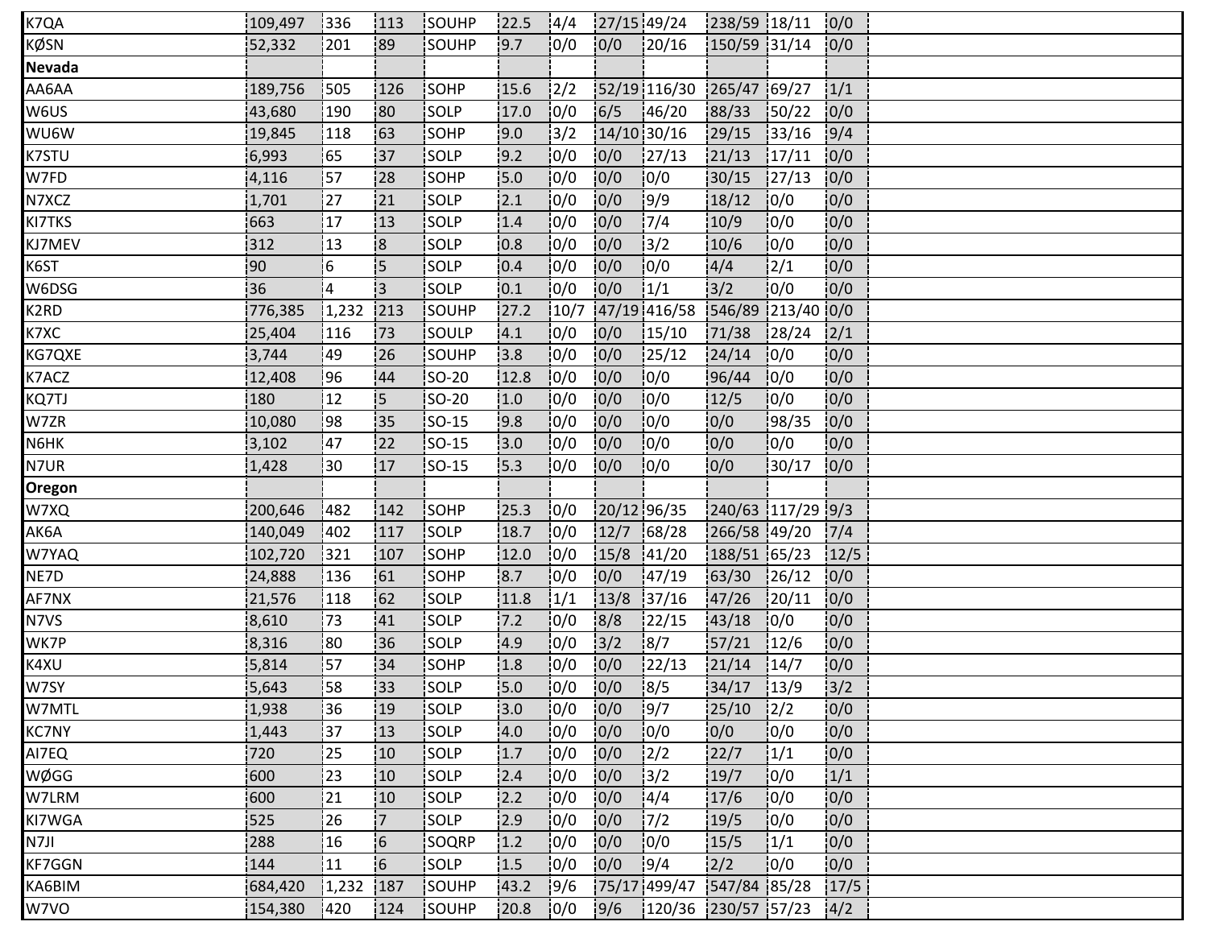| | | | | | | | | | | | | |
|---|---|---|---|---|---|---|---|---|---|---|---|---|
| K7QA | 109,497 | 336 | 113 | SOUHP | 22.5 | 4/4 | 27/15 | 49/24 | 238/59 | 18/11 | 0/0 | |
| KØSN | 52,332 | 201 | 89 | SOUHP | 9.7 | 0/0 | 0/0 | 20/16 | 150/59 | 31/14 | 0/0 | |
| **Nevada** | | | | | | | | | | | | |
| AA6AA | 189,756 | 505 | 126 | SOHP | 15.6 | 2/2 | 52/19 | 116/30 | 265/47 | 69/27 | 1/1 | |
| W6US | 43,680 | 190 | 80 | SOLP | 17.0 | 0/0 | 6/5 | 46/20 | 88/33 | 50/22 | 0/0 | |
| WU6W | 19,845 | 118 | 63 | SOHP | 9.0 | 3/2 | 14/10 | 30/16 | 29/15 | 33/16 | 9/4 | |
| K7STU | 6,993 | 65 | 37 | SOLP | 9.2 | 0/0 | 0/0 | 27/13 | 21/13 | 17/11 | 0/0 | |
| W7FD | 4,116 | 57 | 28 | SOHP | 5.0 | 0/0 | 0/0 | 0/0 | 30/15 | 27/13 | 0/0 | |
| N7XCZ | 1,701 | 27 | 21 | SOLP | 2.1 | 0/0 | 0/0 | 9/9 | 18/12 | 0/0 | 0/0 | |
| KI7TKS | 663 | 17 | 13 | SOLP | 1.4 | 0/0 | 0/0 | 7/4 | 10/9 | 0/0 | 0/0 | |
| KJ7MEV | 312 | 13 | 8 | SOLP | 0.8 | 0/0 | 0/0 | 3/2 | 10/6 | 0/0 | 0/0 | |
| K6ST | 90 | 6 | 5 | SOLP | 0.4 | 0/0 | 0/0 | 0/0 | 4/4 | 2/1 | 0/0 | |
| W6DSG | 36 | 4 | 3 | SOLP | 0.1 | 0/0 | 0/0 | 1/1 | 3/2 | 0/0 | 0/0 | |
| K2RD | 776,385 | 1,232 | 213 | SOUHP | 27.2 | 10/7 | 47/19 | 416/58 | 546/89 | 213/40 | 0/0 | |
| K7XC | 25,404 | 116 | 73 | SOULP | 4.1 | 0/0 | 0/0 | 15/10 | 71/38 | 28/24 | 2/1 | |
| KG7QXE | 3,744 | 49 | 26 | SOUHP | 3.8 | 0/0 | 0/0 | 25/12 | 24/14 | 0/0 | 0/0 | |
| K7ACZ | 12,408 | 96 | 44 | SO-20 | 12.8 | 0/0 | 0/0 | 0/0 | 96/44 | 0/0 | 0/0 | |
| KQ7TJ | 180 | 12 | 5 | SO-20 | 1.0 | 0/0 | 0/0 | 0/0 | 12/5 | 0/0 | 0/0 | |
| W7ZR | 10,080 | 98 | 35 | SO-15 | 9.8 | 0/0 | 0/0 | 0/0 | 0/0 | 98/35 | 0/0 | |
| N6HK | 3,102 | 47 | 22 | SO-15 | 3.0 | 0/0 | 0/0 | 0/0 | 0/0 | 0/0 | 0/0 | |
| N7UR | 1,428 | 30 | 17 | SO-15 | 5.3 | 0/0 | 0/0 | 0/0 | 0/0 | 30/17 | 0/0 | |
| **Oregon** | | | | | | | | | | | | |
| W7XQ | 200,646 | 482 | 142 | SOHP | 25.3 | 0/0 | 20/12 | 96/35 | 240/63 | 117/29 | 9/3 | |
| AK6A | 140,049 | 402 | 117 | SOLP | 18.7 | 0/0 | 12/7 | 68/28 | 266/58 | 49/20 | 7/4 | |
| W7YAQ | 102,720 | 321 | 107 | SOHP | 12.0 | 0/0 | 15/8 | 41/20 | 188/51 | 65/23 | 12/5 | |
| NE7D | 24,888 | 136 | 61 | SOHP | 8.7 | 0/0 | 0/0 | 47/19 | 63/30 | 26/12 | 0/0 | |
| AF7NX | 21,576 | 118 | 62 | SOLP | 11.8 | 1/1 | 13/8 | 37/16 | 47/26 | 20/11 | 0/0 | |
| N7VS | 8,610 | 73 | 41 | SOLP | 7.2 | 0/0 | 8/8 | 22/15 | 43/18 | 0/0 | 0/0 | |
| WK7P | 8,316 | 80 | 36 | SOLP | 4.9 | 0/0 | 3/2 | 8/7 | 57/21 | 12/6 | 0/0 | |
| K4XU | 5,814 | 57 | 34 | SOHP | 1.8 | 0/0 | 0/0 | 22/13 | 21/14 | 14/7 | 0/0 | |
| W7SY | 5,643 | 58 | 33 | SOLP | 5.0 | 0/0 | 0/0 | 8/5 | 34/17 | 13/9 | 3/2 | |
| W7MTL | 1,938 | 36 | 19 | SOLP | 3.0 | 0/0 | 0/0 | 9/7 | 25/10 | 2/2 | 0/0 | |
| KC7NY | 1,443 | 37 | 13 | SOLP | 4.0 | 0/0 | 0/0 | 0/0 | 0/0 | 0/0 | 0/0 | |
| AI7EQ | 720 | 25 | 10 | SOLP | 1.7 | 0/0 | 0/0 | 2/2 | 22/7 | 1/1 | 0/0 | |
| WØGG | 600 | 23 | 10 | SOLP | 2.4 | 0/0 | 0/0 | 3/2 | 19/7 | 0/0 | 1/1 | |
| W7LRM | 600 | 21 | 10 | SOLP | 2.2 | 0/0 | 0/0 | 4/4 | 17/6 | 0/0 | 0/0 | |
| KI7WGA | 525 | 26 | 7 | SOLP | 2.9 | 0/0 | 0/0 | 7/2 | 19/5 | 0/0 | 0/0 | |
| N7JI | 288 | 16 | 6 | SOQRP | 1.2 | 0/0 | 0/0 | 0/0 | 15/5 | 1/1 | 0/0 | |
| KF7GGN | 144 | 11 | 6 | SOLP | 1.5 | 0/0 | 0/0 | 9/4 | 2/2 | 0/0 | 0/0 | |
| KA6BIM | 684,420 | 1,232 | 187 | SOUHP | 43.2 | 9/6 | 75/17 | 499/47 | 547/84 | 85/28 | 17/5 | |
| W7VO | 154,380 | 420 | 124 | SOUHP | 20.8 | 0/0 | 9/6 | 120/36 | 230/57 | 57/23 | 4/2 | |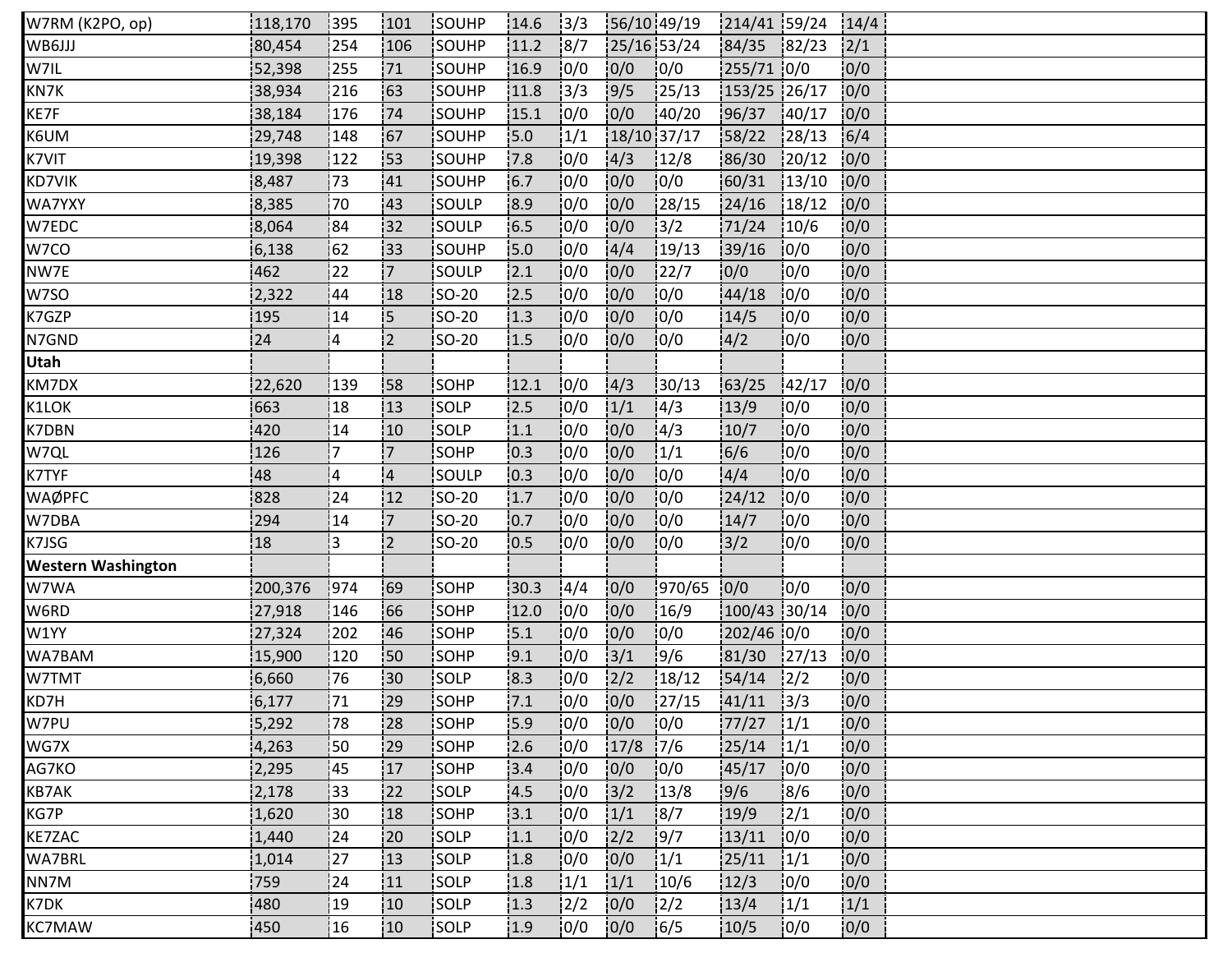| W7RM (K2PO, op) | 118,170 | 395 | 101 | SOUHP | 14.6 | 3/3 | 56/10 | 49/19 | 214/41 | 59/24 | 14/4 |  |
|---|---|---|---|---|---|---|---|---|---|---|---|---|
| WB6JJJ | 80,454 | 254 | 106 | SOUHP | 11.2 | 8/7 | 25/16 | 53/24 | 84/35 | 82/23 | 2/1 |  |
| W7IL | 52,398 | 255 | 71 | SOUHP | 16.9 | 0/0 | 0/0 | 0/0 | 255/71 | 0/0 | 0/0 |  |
| KN7K | 38,934 | 216 | 63 | SOUHP | 11.8 | 3/3 | 9/5 | 25/13 | 153/25 | 26/17 | 0/0 |  |
| KE7F | 38,184 | 176 | 74 | SOUHP | 15.1 | 0/0 | 0/0 | 40/20 | 96/37 | 40/17 | 0/0 |  |
| K6UM | 29,748 | 148 | 67 | SOUHP | 5.0 | 1/1 | 18/10 | 37/17 | 58/22 | 28/13 | 6/4 |  |
| K7VIT | 19,398 | 122 | 53 | SOUHP | 7.8 | 0/0 | 4/3 | 12/8 | 86/30 | 20/12 | 0/0 |  |
| KD7VIK | 8,487 | 73 | 41 | SOUHP | 6.7 | 0/0 | 0/0 | 0/0 | 60/31 | 13/10 | 0/0 |  |
| WA7YXY | 8,385 | 70 | 43 | SOULP | 8.9 | 0/0 | 0/0 | 28/15 | 24/16 | 18/12 | 0/0 |  |
| W7EDC | 8,064 | 84 | 32 | SOULP | 6.5 | 0/0 | 0/0 | 3/2 | 71/24 | 10/6 | 0/0 |  |
| W7CO | 6,138 | 62 | 33 | SOUHP | 5.0 | 0/0 | 4/4 | 19/13 | 39/16 | 0/0 | 0/0 |  |
| NW7E | 462 | 22 | 7 | SOULP | 2.1 | 0/0 | 0/0 | 22/7 | 0/0 | 0/0 | 0/0 |  |
| W7SO | 2,322 | 44 | 18 | SO-20 | 2.5 | 0/0 | 0/0 | 0/0 | 44/18 | 0/0 | 0/0 |  |
| K7GZP | 195 | 14 | 5 | SO-20 | 1.3 | 0/0 | 0/0 | 0/0 | 14/5 | 0/0 | 0/0 |  |
| N7GND | 24 | 4 | 2 | SO-20 | 1.5 | 0/0 | 0/0 | 0/0 | 4/2 | 0/0 | 0/0 |  |
| **Utah** |  |  |  |  |  |  |  |  |  |  |  |  |
| KM7DX | 22,620 | 139 | 58 | SOHP | 12.1 | 0/0 | 4/3 | 30/13 | 63/25 | 42/17 | 0/0 |  |
| K1LOK | 663 | 18 | 13 | SOLP | 2.5 | 0/0 | 1/1 | 4/3 | 13/9 | 0/0 | 0/0 |  |
| K7DBN | 420 | 14 | 10 | SOLP | 1.1 | 0/0 | 0/0 | 4/3 | 10/7 | 0/0 | 0/0 |  |
| W7QL | 126 | 7 | 7 | SOHP | 0.3 | 0/0 | 0/0 | 1/1 | 6/6 | 0/0 | 0/0 |  |
| K7TYF | 48 | 4 | 4 | SOULP | 0.3 | 0/0 | 0/0 | 0/0 | 4/4 | 0/0 | 0/0 |  |
| WAØPFC | 828 | 24 | 12 | SO-20 | 1.7 | 0/0 | 0/0 | 0/0 | 24/12 | 0/0 | 0/0 |  |
| W7DBA | 294 | 14 | 7 | SO-20 | 0.7 | 0/0 | 0/0 | 0/0 | 14/7 | 0/0 | 0/0 |  |
| K7JSG | 18 | 3 | 2 | SO-20 | 0.5 | 0/0 | 0/0 | 0/0 | 3/2 | 0/0 | 0/0 |  |
| **Western Washington** |  |  |  |  |  |  |  |  |  |  |  |  |
| W7WA | 200,376 | 974 | 69 | SOHP | 30.3 | 4/4 | 0/0 | 970/65 | 0/0 | 0/0 | 0/0 |  |
| W6RD | 27,918 | 146 | 66 | SOHP | 12.0 | 0/0 | 0/0 | 16/9 | 100/43 | 30/14 | 0/0 |  |
| W1YY | 27,324 | 202 | 46 | SOHP | 5.1 | 0/0 | 0/0 | 0/0 | 202/46 | 0/0 | 0/0 |  |
| WA7BAM | 15,900 | 120 | 50 | SOHP | 9.1 | 0/0 | 3/1 | 9/6 | 81/30 | 27/13 | 0/0 |  |
| W7TMT | 6,660 | 76 | 30 | SOLP | 8.3 | 0/0 | 2/2 | 18/12 | 54/14 | 2/2 | 0/0 |  |
| KD7H | 6,177 | 71 | 29 | SOHP | 7.1 | 0/0 | 0/0 | 27/15 | 41/11 | 3/3 | 0/0 |  |
| W7PU | 5,292 | 78 | 28 | SOHP | 5.9 | 0/0 | 0/0 | 0/0 | 77/27 | 1/1 | 0/0 |  |
| WG7X | 4,263 | 50 | 29 | SOHP | 2.6 | 0/0 | 17/8 | 7/6 | 25/14 | 1/1 | 0/0 |  |
| AG7KO | 2,295 | 45 | 17 | SOHP | 3.4 | 0/0 | 0/0 | 0/0 | 45/17 | 0/0 | 0/0 |  |
| KB7AK | 2,178 | 33 | 22 | SOLP | 4.5 | 0/0 | 3/2 | 13/8 | 9/6 | 8/6 | 0/0 |  |
| KG7P | 1,620 | 30 | 18 | SOHP | 3.1 | 0/0 | 1/1 | 8/7 | 19/9 | 2/1 | 0/0 |  |
| KE7ZAC | 1,440 | 24 | 20 | SOLP | 1.1 | 0/0 | 2/2 | 9/7 | 13/11 | 0/0 | 0/0 |  |
| WA7BRL | 1,014 | 27 | 13 | SOLP | 1.8 | 0/0 | 0/0 | 1/1 | 25/11 | 1/1 | 0/0 |  |
| NN7M | 759 | 24 | 11 | SOLP | 1.8 | 1/1 | 1/1 | 10/6 | 12/3 | 0/0 | 0/0 |  |
| K7DK | 480 | 19 | 10 | SOLP | 1.3 | 2/2 | 0/0 | 2/2 | 13/4 | 1/1 | 1/1 |  |
| KC7MAW | 450 | 16 | 10 | SOLP | 1.9 | 0/0 | 0/0 | 6/5 | 10/5 | 0/0 | 0/0 |  |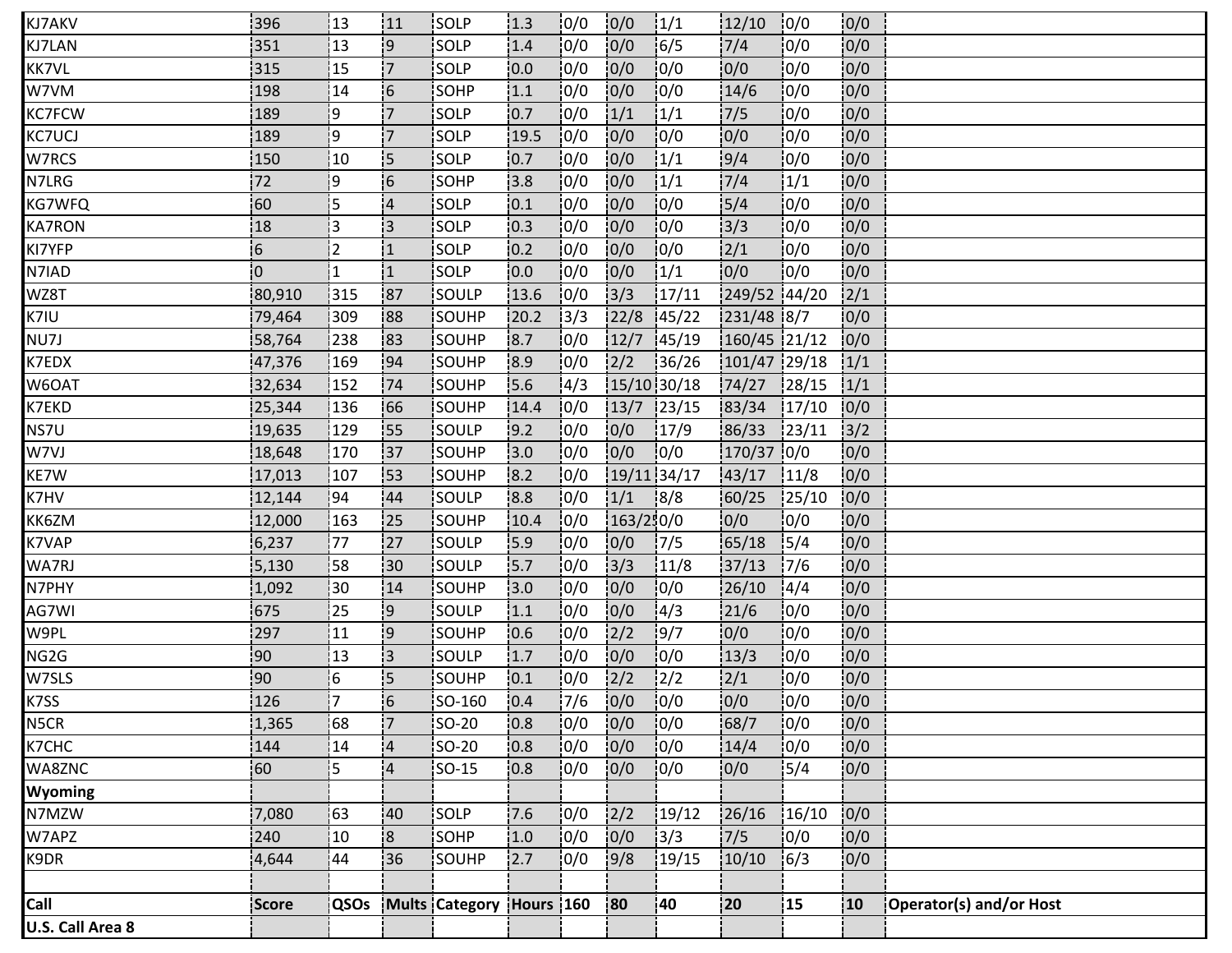| KJ7AKV | 396 | 13 | 11 | SOLP | 1.3 | 0/0 | 0/0 | 1/1 | 12/10 | 0/0 | 0/0 | |
|---|---|---|---|---|---|---|---|---|---|---|---|---|
| KJ7LAN | 351 | 13 | 9 | SOLP | 1.4 | 0/0 | 0/0 | 6/5 | 7/4 | 0/0 | 0/0 | |
| KK7VL | 315 | 15 | 7 | SOLP | 0.0 | 0/0 | 0/0 | 0/0 | 0/0 | 0/0 | 0/0 | |
| W7VM | 198 | 14 | 6 | SOHP | 1.1 | 0/0 | 0/0 | 0/0 | 14/6 | 0/0 | 0/0 | |
| KC7FCW | 189 | 9 | 7 | SOLP | 0.7 | 0/0 | 1/1 | 1/1 | 7/5 | 0/0 | 0/0 | |
| KC7UCJ | 189 | 9 | 7 | SOLP | 19.5 | 0/0 | 0/0 | 0/0 | 0/0 | 0/0 | 0/0 | |
| W7RCS | 150 | 10 | 5 | SOLP | 0.7 | 0/0 | 0/0 | 1/1 | 9/4 | 0/0 | 0/0 | |
| N7LRG | 72 | 9 | 6 | SOHP | 3.8 | 0/0 | 0/0 | 1/1 | 7/4 | 1/1 | 0/0 | |
| KG7WFQ | 60 | 5 | 4 | SOLP | 0.1 | 0/0 | 0/0 | 0/0 | 5/4 | 0/0 | 0/0 | |
| KA7RON | 18 | 3 | 3 | SOLP | 0.3 | 0/0 | 0/0 | 0/0 | 3/3 | 0/0 | 0/0 | |
| KI7YFP | 6 | 2 | 1 | SOLP | 0.2 | 0/0 | 0/0 | 0/0 | 2/1 | 0/0 | 0/0 | |
| N7IAD | 0 | 1 | 1 | SOLP | 0.0 | 0/0 | 0/0 | 1/1 | 0/0 | 0/0 | 0/0 | |
| WZ8T | 80,910 | 315 | 87 | SOULP | 13.6 | 0/0 | 3/3 | 17/11 | 249/52 | 44/20 | 2/1 | |
| K7IU | 79,464 | 309 | 88 | SOUHP | 20.2 | 3/3 | 22/8 | 45/22 | 231/48 | 8/7 | 0/0 | |
| NU7J | 58,764 | 238 | 83 | SOUHP | 8.7 | 0/0 | 12/7 | 45/19 | 160/45 | 21/12 | 0/0 | |
| K7EDX | 47,376 | 169 | 94 | SOUHP | 8.9 | 0/0 | 2/2 | 36/26 | 101/47 | 29/18 | 1/1 | |
| W6OAT | 32,634 | 152 | 74 | SOUHP | 5.6 | 4/3 | 15/10 | 30/18 | 74/27 | 28/15 | 1/1 | |
| K7EKD | 25,344 | 136 | 66 | SOUHP | 14.4 | 0/0 | 13/7 | 23/15 | 83/34 | 17/10 | 0/0 | |
| NS7U | 19,635 | 129 | 55 | SOULP | 9.2 | 0/0 | 0/0 | 17/9 | 86/33 | 23/11 | 3/2 | |
| W7VJ | 18,648 | 170 | 37 | SOUHP | 3.0 | 0/0 | 0/0 | 0/0 | 170/37 | 0/0 | 0/0 | |
| KE7W | 17,013 | 107 | 53 | SOUHP | 8.2 | 0/0 | 19/11 | 34/17 | 43/17 | 11/8 | 0/0 | |
| K7HV | 12,144 | 94 | 44 | SOULP | 8.8 | 0/0 | 1/1 | 8/8 | 60/25 | 25/10 | 0/0 | |
| KK6ZM | 12,000 | 163 | 25 | SOUHP | 10.4 | 0/0 | 163/2 | 0/0 | 0/0 | 0/0 | 0/0 | |
| K7VAP | 6,237 | 77 | 27 | SOULP | 5.9 | 0/0 | 0/0 | 7/5 | 65/18 | 5/4 | 0/0 | |
| WA7RJ | 5,130 | 58 | 30 | SOULP | 5.7 | 0/0 | 3/3 | 11/8 | 37/13 | 7/6 | 0/0 | |
| N7PHY | 1,092 | 30 | 14 | SOUHP | 3.0 | 0/0 | 0/0 | 0/0 | 26/10 | 4/4 | 0/0 | |
| AG7WI | 675 | 25 | 9 | SOULP | 1.1 | 0/0 | 0/0 | 4/3 | 21/6 | 0/0 | 0/0 | |
| W9PL | 297 | 11 | 9 | SOUHP | 0.6 | 0/0 | 2/2 | 9/7 | 0/0 | 0/0 | 0/0 | |
| NG2G | 90 | 13 | 3 | SOULP | 1.7 | 0/0 | 0/0 | 0/0 | 13/3 | 0/0 | 0/0 | |
| W7SLS | 90 | 6 | 5 | SOUHP | 0.1 | 0/0 | 2/2 | 2/2 | 2/1 | 0/0 | 0/0 | |
| K7SS | 126 | 7 | 6 | SO-160 | 0.4 | 7/6 | 0/0 | 0/0 | 0/0 | 0/0 | 0/0 | |
| N5CR | 1,365 | 68 | 7 | SO-20 | 0.8 | 0/0 | 0/0 | 0/0 | 68/7 | 0/0 | 0/0 | |
| K7CHC | 144 | 14 | 4 | SO-20 | 0.8 | 0/0 | 0/0 | 0/0 | 14/4 | 0/0 | 0/0 | |
| WA8ZNC | 60 | 5 | 4 | SO-15 | 0.8 | 0/0 | 0/0 | 0/0 | 0/0 | 5/4 | 0/0 | |
| **Wyoming** | | | | | | | | | | | | |
| N7MZW | 7,080 | 63 | 40 | SOLP | 7.6 | 0/0 | 2/2 | 19/12 | 26/16 | 16/10 | 0/0 | |
| W7APZ | 240 | 10 | 8 | SOHP | 1.0 | 0/0 | 0/0 | 3/3 | 7/5 | 0/0 | 0/0 | |
| K9DR | 4,644 | 44 | 36 | SOUHP | 2.7 | 0/0 | 9/8 | 19/15 | 10/10 | 6/3 | 0/0 | |
| | | | | | | | | | | | | |
| **Call** | **Score** | **QSOs** | **Mults** | **Category** | **Hours** | **160** | **80** | **40** | **20** | **15** | **10** | **Operator(s) and/or Host** |
| **U.S. Call Area 8** | | | | | | | | | | | | |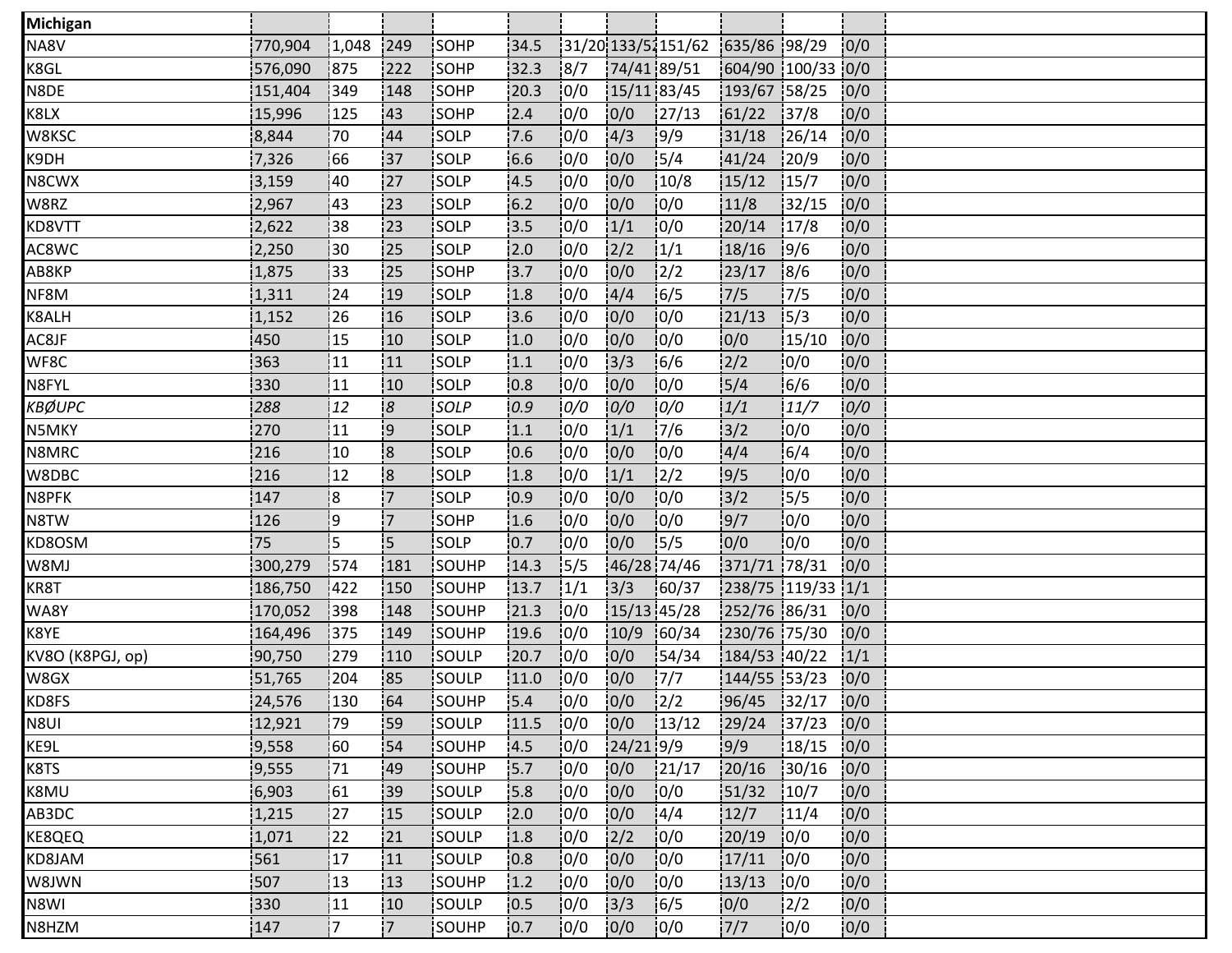| Michigan | | | | | | | | | | | | |
|---|---|---|---|---|---|---|---|---|---|---|---|---|
| NA8V | 770,904 | 1,048 | 249 | SOHP | 34.5 | 31/20 | 133/52 | 151/62 | 635/86 | 98/29 | 0/0 | |
| K8GL | 576,090 | 875 | 222 | SOHP | 32.3 | 8/7 | 74/41 | 89/51 | 604/90 | 100/33 | 0/0 | |
| N8DE | 151,404 | 349 | 148 | SOHP | 20.3 | 0/0 | 15/11 | 83/45 | 193/67 | 58/25 | 0/0 | |
| K8LX | 15,996 | 125 | 43 | SOHP | 2.4 | 0/0 | 0/0 | 27/13 | 61/22 | 37/8 | 0/0 | |
| W8KSC | 8,844 | 70 | 44 | SOLP | 7.6 | 0/0 | 4/3 | 9/9 | 31/18 | 26/14 | 0/0 | |
| K9DH | 7,326 | 66 | 37 | SOLP | 6.6 | 0/0 | 0/0 | 5/4 | 41/24 | 20/9 | 0/0 | |
| N8CWX | 3,159 | 40 | 27 | SOLP | 4.5 | 0/0 | 0/0 | 10/8 | 15/12 | 15/7 | 0/0 | |
| W8RZ | 2,967 | 43 | 23 | SOLP | 6.2 | 0/0 | 0/0 | 0/0 | 11/8 | 32/15 | 0/0 | |
| KD8VTT | 2,622 | 38 | 23 | SOLP | 3.5 | 0/0 | 1/1 | 0/0 | 20/14 | 17/8 | 0/0 | |
| AC8WC | 2,250 | 30 | 25 | SOLP | 2.0 | 0/0 | 2/2 | 1/1 | 18/16 | 9/6 | 0/0 | |
| AB8KP | 1,875 | 33 | 25 | SOHP | 3.7 | 0/0 | 0/0 | 2/2 | 23/17 | 8/6 | 0/0 | |
| NF8M | 1,311 | 24 | 19 | SOLP | 1.8 | 0/0 | 4/4 | 6/5 | 7/5 | 7/5 | 0/0 | |
| K8ALH | 1,152 | 26 | 16 | SOLP | 3.6 | 0/0 | 0/0 | 0/0 | 21/13 | 5/3 | 0/0 | |
| AC8JF | 450 | 15 | 10 | SOLP | 1.0 | 0/0 | 0/0 | 0/0 | 0/0 | 15/10 | 0/0 | |
| WF8C | 363 | 11 | 11 | SOLP | 1.1 | 0/0 | 3/3 | 6/6 | 2/2 | 0/0 | 0/0 | |
| N8FYL | 330 | 11 | 10 | SOLP | 0.8 | 0/0 | 0/0 | 0/0 | 5/4 | 6/6 | 0/0 | |
| *KBØUPC* | *288* | *12* | *8* | *SOLP* | *0.9* | *0/0* | *0/0* | *0/0* | *1/1* | *11/7* | *0/0* | |
| N5MKY | 270 | 11 | 9 | SOLP | 1.1 | 0/0 | 1/1 | 7/6 | 3/2 | 0/0 | 0/0 | |
| N8MRC | 216 | 10 | 8 | SOLP | 0.6 | 0/0 | 0/0 | 0/0 | 4/4 | 6/4 | 0/0 | |
| W8DBC | 216 | 12 | 8 | SOLP | 1.8 | 0/0 | 1/1 | 2/2 | 9/5 | 0/0 | 0/0 | |
| N8PFK | 147 | 8 | 7 | SOLP | 0.9 | 0/0 | 0/0 | 0/0 | 3/2 | 5/5 | 0/0 | |
| N8TW | 126 | 9 | 7 | SOHP | 1.6 | 0/0 | 0/0 | 0/0 | 9/7 | 0/0 | 0/0 | |
| KD8OSM | 75 | 5 | 5 | SOLP | 0.7 | 0/0 | 0/0 | 5/5 | 0/0 | 0/0 | 0/0 | |
| W8MJ | 300,279 | 574 | 181 | SOUHP | 14.3 | 5/5 | 46/28 | 74/46 | 371/71 | 78/31 | 0/0 | |
| KR8T | 186,750 | 422 | 150 | SOUHP | 13.7 | 1/1 | 3/3 | 60/37 | 238/75 | 119/33 | 1/1 | |
| WA8Y | 170,052 | 398 | 148 | SOUHP | 21.3 | 0/0 | 15/13 | 45/28 | 252/76 | 86/31 | 0/0 | |
| K8YE | 164,496 | 375 | 149 | SOUHP | 19.6 | 0/0 | 10/9 | 60/34 | 230/76 | 75/30 | 0/0 | |
| KV8O (K8PGJ, op) | 90,750 | 279 | 110 | SOULP | 20.7 | 0/0 | 0/0 | 54/34 | 184/53 | 40/22 | 1/1 | |
| W8GX | 51,765 | 204 | 85 | SOULP | 11.0 | 0/0 | 0/0 | 7/7 | 144/55 | 53/23 | 0/0 | |
| KD8FS | 24,576 | 130 | 64 | SOUHP | 5.4 | 0/0 | 0/0 | 2/2 | 96/45 | 32/17 | 0/0 | |
| N8UI | 12,921 | 79 | 59 | SOULP | 11.5 | 0/0 | 0/0 | 13/12 | 29/24 | 37/23 | 0/0 | |
| KE9L | 9,558 | 60 | 54 | SOUHP | 4.5 | 0/0 | 24/21 | 9/9 | 9/9 | 18/15 | 0/0 | |
| K8TS | 9,555 | 71 | 49 | SOUHP | 5.7 | 0/0 | 0/0 | 21/17 | 20/16 | 30/16 | 0/0 | |
| K8MU | 6,903 | 61 | 39 | SOULP | 5.8 | 0/0 | 0/0 | 0/0 | 51/32 | 10/7 | 0/0 | |
| AB3DC | 1,215 | 27 | 15 | SOULP | 2.0 | 0/0 | 0/0 | 4/4 | 12/7 | 11/4 | 0/0 | |
| KE8QEQ | 1,071 | 22 | 21 | SOULP | 1.8 | 0/0 | 2/2 | 0/0 | 20/19 | 0/0 | 0/0 | |
| KD8JAM | 561 | 17 | 11 | SOULP | 0.8 | 0/0 | 0/0 | 0/0 | 17/11 | 0/0 | 0/0 | |
| W8JWN | 507 | 13 | 13 | SOUHP | 1.2 | 0/0 | 0/0 | 0/0 | 13/13 | 0/0 | 0/0 | |
| N8WI | 330 | 11 | 10 | SOULP | 0.5 | 0/0 | 3/3 | 6/5 | 0/0 | 2/2 | 0/0 | |
| N8HZM | 147 | 7 | 7 | SOUHP | 0.7 | 0/0 | 0/0 | 0/0 | 7/7 | 0/0 | 0/0 | |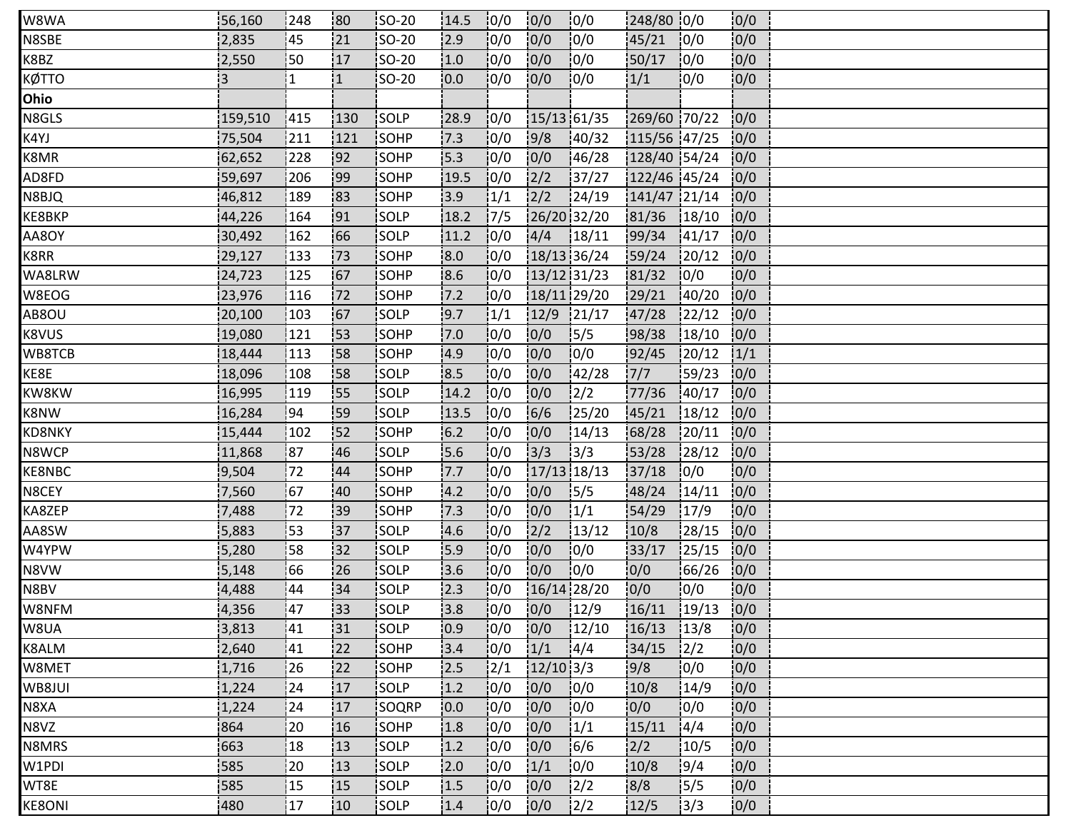| | | | | | | | | | | | | |
|---|---|---|---|---|---|---|---|---|---|---|---|---|
| W8WA | 56,160 | 248 | 80 | SO-20 | 14.5 | 0/0 | 0/0 | 0/0 | 248/80 | 0/0 | 0/0 | |
| N8SBE | 2,835 | 45 | 21 | SO-20 | 2.9 | 0/0 | 0/0 | 0/0 | 45/21 | 0/0 | 0/0 | |
| K8BZ | 2,550 | 50 | 17 | SO-20 | 1.0 | 0/0 | 0/0 | 0/0 | 50/17 | 0/0 | 0/0 | |
| KØTTO | 3 | 1 | 1 | SO-20 | 0.0 | 0/0 | 0/0 | 0/0 | 1/1 | 0/0 | 0/0 | |
| **Ohio** | | | | | | | | | | | | |
| N8GLS | 159,510 | 415 | 130 | SOLP | 28.9 | 0/0 | 15/13 | 61/35 | 269/60 | 70/22 | 0/0 | |
| K4YJ | 75,504 | 211 | 121 | SOHP | 7.3 | 0/0 | 9/8 | 40/32 | 115/56 | 47/25 | 0/0 | |
| K8MR | 62,652 | 228 | 92 | SOHP | 5.3 | 0/0 | 0/0 | 46/28 | 128/40 | 54/24 | 0/0 | |
| AD8FD | 59,697 | 206 | 99 | SOHP | 19.5 | 0/0 | 2/2 | 37/27 | 122/46 | 45/24 | 0/0 | |
| N8BJQ | 46,812 | 189 | 83 | SOHP | 3.9 | 1/1 | 2/2 | 24/19 | 141/47 | 21/14 | 0/0 | |
| KE8BKP | 44,226 | 164 | 91 | SOLP | 18.2 | 7/5 | 26/20 | 32/20 | 81/36 | 18/10 | 0/0 | |
| AA8OY | 30,492 | 162 | 66 | SOLP | 11.2 | 0/0 | 4/4 | 18/11 | 99/34 | 41/17 | 0/0 | |
| K8RR | 29,127 | 133 | 73 | SOHP | 8.0 | 0/0 | 18/13 | 36/24 | 59/24 | 20/12 | 0/0 | |
| WA8LRW | 24,723 | 125 | 67 | SOHP | 8.6 | 0/0 | 13/12 | 31/23 | 81/32 | 0/0 | 0/0 | |
| W8EOG | 23,976 | 116 | 72 | SOHP | 7.2 | 0/0 | 18/11 | 29/20 | 29/21 | 40/20 | 0/0 | |
| AB8OU | 20,100 | 103 | 67 | SOLP | 9.7 | 1/1 | 12/9 | 21/17 | 47/28 | 22/12 | 0/0 | |
| K8VUS | 19,080 | 121 | 53 | SOHP | 7.0 | 0/0 | 0/0 | 5/5 | 98/38 | 18/10 | 0/0 | |
| WB8TCB | 18,444 | 113 | 58 | SOHP | 4.9 | 0/0 | 0/0 | 0/0 | 92/45 | 20/12 | 1/1 | |
| KE8E | 18,096 | 108 | 58 | SOLP | 8.5 | 0/0 | 0/0 | 42/28 | 7/7 | 59/23 | 0/0 | |
| KW8KW | 16,995 | 119 | 55 | SOLP | 14.2 | 0/0 | 0/0 | 2/2 | 77/36 | 40/17 | 0/0 | |
| K8NW | 16,284 | 94 | 59 | SOLP | 13.5 | 0/0 | 6/6 | 25/20 | 45/21 | 18/12 | 0/0 | |
| KD8NKY | 15,444 | 102 | 52 | SOHP | 6.2 | 0/0 | 0/0 | 14/13 | 68/28 | 20/11 | 0/0 | |
| N8WCP | 11,868 | 87 | 46 | SOLP | 5.6 | 0/0 | 3/3 | 3/3 | 53/28 | 28/12 | 0/0 | |
| KE8NBC | 9,504 | 72 | 44 | SOHP | 7.7 | 0/0 | 17/13 | 18/13 | 37/18 | 0/0 | 0/0 | |
| N8CEY | 7,560 | 67 | 40 | SOHP | 4.2 | 0/0 | 0/0 | 5/5 | 48/24 | 14/11 | 0/0 | |
| KA8ZEP | 7,488 | 72 | 39 | SOHP | 7.3 | 0/0 | 0/0 | 1/1 | 54/29 | 17/9 | 0/0 | |
| AA8SW | 5,883 | 53 | 37 | SOLP | 4.6 | 0/0 | 2/2 | 13/12 | 10/8 | 28/15 | 0/0 | |
| W4YPW | 5,280 | 58 | 32 | SOLP | 5.9 | 0/0 | 0/0 | 0/0 | 33/17 | 25/15 | 0/0 | |
| N8VW | 5,148 | 66 | 26 | SOLP | 3.6 | 0/0 | 0/0 | 0/0 | 0/0 | 66/26 | 0/0 | |
| N8BV | 4,488 | 44 | 34 | SOLP | 2.3 | 0/0 | 16/14 | 28/20 | 0/0 | 0/0 | 0/0 | |
| W8NFM | 4,356 | 47 | 33 | SOLP | 3.8 | 0/0 | 0/0 | 12/9 | 16/11 | 19/13 | 0/0 | |
| W8UA | 3,813 | 41 | 31 | SOLP | 0.9 | 0/0 | 0/0 | 12/10 | 16/13 | 13/8 | 0/0 | |
| K8ALM | 2,640 | 41 | 22 | SOHP | 3.4 | 0/0 | 1/1 | 4/4 | 34/15 | 2/2 | 0/0 | |
| W8MET | 1,716 | 26 | 22 | SOHP | 2.5 | 2/1 | 12/10 | 3/3 | 9/8 | 0/0 | 0/0 | |
| WB8JUI | 1,224 | 24 | 17 | SOLP | 1.2 | 0/0 | 0/0 | 0/0 | 10/8 | 14/9 | 0/0 | |
| N8XA | 1,224 | 24 | 17 | SOQRP | 0.0 | 0/0 | 0/0 | 0/0 | 0/0 | 0/0 | 0/0 | |
| N8VZ | 864 | 20 | 16 | SOHP | 1.8 | 0/0 | 0/0 | 1/1 | 15/11 | 4/4 | 0/0 | |
| N8MRS | 663 | 18 | 13 | SOLP | 1.2 | 0/0 | 0/0 | 6/6 | 2/2 | 10/5 | 0/0 | |
| W1PDI | 585 | 20 | 13 | SOLP | 2.0 | 0/0 | 1/1 | 0/0 | 10/8 | 9/4 | 0/0 | |
| WT8E | 585 | 15 | 15 | SOLP | 1.5 | 0/0 | 0/0 | 2/2 | 8/8 | 5/5 | 0/0 | |
| KE8ONI | 480 | 17 | 10 | SOLP | 1.4 | 0/0 | 0/0 | 2/2 | 12/5 | 3/3 | 0/0 | |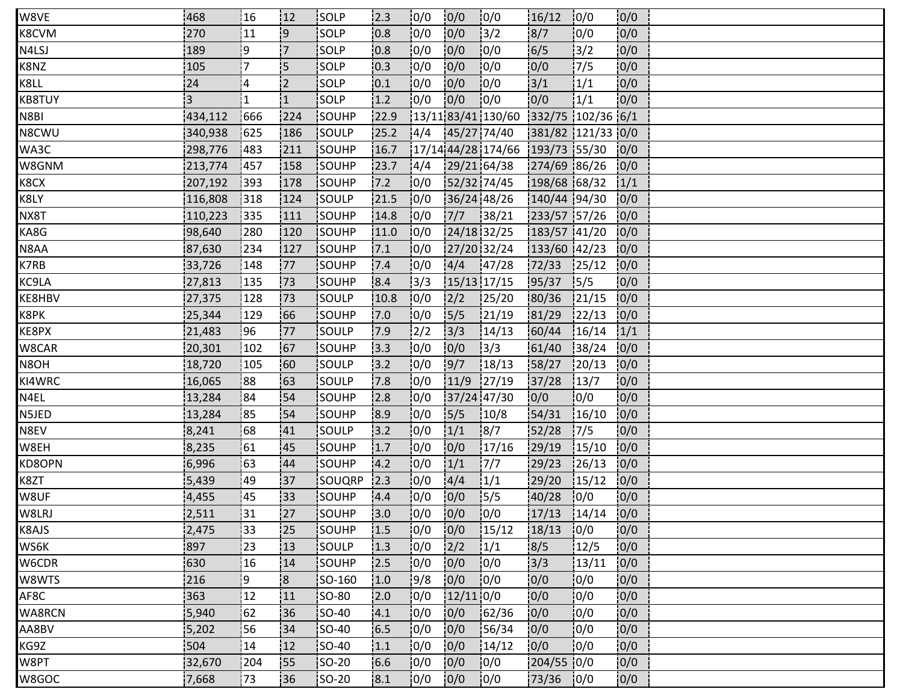| | | | | | | | | | | | |
|---|---|---|---|---|---|---|---|---|---|---|---|
| W8VE | 468 | 16 | 12 | SOLP | 2.3 | 0/0 | 0/0 | 0/0 | 16/12 | 0/0 | 0/0 |
| K8CVM | 270 | 11 | 9 | SOLP | 0.8 | 0/0 | 0/0 | 3/2 | 8/7 | 0/0 | 0/0 |
| N4LSJ | 189 | 9 | 7 | SOLP | 0.8 | 0/0 | 0/0 | 0/0 | 6/5 | 3/2 | 0/0 |
| K8NZ | 105 | 7 | 5 | SOLP | 0.3 | 0/0 | 0/0 | 0/0 | 0/0 | 7/5 | 0/0 |
| K8LL | 24 | 4 | 2 | SOLP | 0.1 | 0/0 | 0/0 | 0/0 | 3/1 | 1/1 | 0/0 |
| KB8TUY | 3 | 1 | 1 | SOLP | 1.2 | 0/0 | 0/0 | 0/0 | 0/0 | 1/1 | 0/0 |
| N8BI | 434,112 | 666 | 224 | SOUHP | 22.9 | 13/11 | 83/41 | 130/60 | 332/75 | 102/36 | 6/1 |
| N8CWU | 340,938 | 625 | 186 | SOULP | 25.2 | 4/4 | 45/27 | 74/40 | 381/82 | 121/33 | 0/0 |
| WA3C | 298,776 | 483 | 211 | SOUHP | 16.7 | 17/14 | 44/28 | 174/66 | 193/73 | 55/30 | 0/0 |
| W8GNM | 213,774 | 457 | 158 | SOUHP | 23.7 | 4/4 | 29/21 | 64/38 | 274/69 | 86/26 | 0/0 |
| K8CX | 207,192 | 393 | 178 | SOUHP | 7.2 | 0/0 | 52/32 | 74/45 | 198/68 | 68/32 | 1/1 |
| K8LY | 116,808 | 318 | 124 | SOULP | 21.5 | 0/0 | 36/24 | 48/26 | 140/44 | 94/30 | 0/0 |
| NX8T | 110,223 | 335 | 111 | SOUHP | 14.8 | 0/0 | 7/7 | 38/21 | 233/57 | 57/26 | 0/0 |
| KA8G | 98,640 | 280 | 120 | SOUHP | 11.0 | 0/0 | 24/18 | 32/25 | 183/57 | 41/20 | 0/0 |
| N8AA | 87,630 | 234 | 127 | SOUHP | 7.1 | 0/0 | 27/20 | 32/24 | 133/60 | 42/23 | 0/0 |
| K7RB | 33,726 | 148 | 77 | SOUHP | 7.4 | 0/0 | 4/4 | 47/28 | 72/33 | 25/12 | 0/0 |
| KC9LA | 27,813 | 135 | 73 | SOUHP | 8.4 | 3/3 | 15/13 | 17/15 | 95/37 | 5/5 | 0/0 |
| KE8HBV | 27,375 | 128 | 73 | SOULP | 10.8 | 0/0 | 2/2 | 25/20 | 80/36 | 21/15 | 0/0 |
| K8PK | 25,344 | 129 | 66 | SOUHP | 7.0 | 0/0 | 5/5 | 21/19 | 81/29 | 22/13 | 0/0 |
| KE8PX | 21,483 | 96 | 77 | SOULP | 7.9 | 2/2 | 3/3 | 14/13 | 60/44 | 16/14 | 1/1 |
| W8CAR | 20,301 | 102 | 67 | SOUHP | 3.3 | 0/0 | 0/0 | 3/3 | 61/40 | 38/24 | 0/0 |
| N8OH | 18,720 | 105 | 60 | SOULP | 3.2 | 0/0 | 9/7 | 18/13 | 58/27 | 20/13 | 0/0 |
| KI4WRC | 16,065 | 88 | 63 | SOULP | 7.8 | 0/0 | 11/9 | 27/19 | 37/28 | 13/7 | 0/0 |
| N4EL | 13,284 | 84 | 54 | SOUHP | 2.8 | 0/0 | 37/24 | 47/30 | 0/0 | 0/0 | 0/0 |
| N5JED | 13,284 | 85 | 54 | SOUHP | 8.9 | 0/0 | 5/5 | 10/8 | 54/31 | 16/10 | 0/0 |
| N8EV | 8,241 | 68 | 41 | SOULP | 3.2 | 0/0 | 1/1 | 8/7 | 52/28 | 7/5 | 0/0 |
| W8EH | 8,235 | 61 | 45 | SOUHP | 1.7 | 0/0 | 0/0 | 17/16 | 29/19 | 15/10 | 0/0 |
| KD8OPN | 6,996 | 63 | 44 | SOUHP | 4.2 | 0/0 | 1/1 | 7/7 | 29/23 | 26/13 | 0/0 |
| K8ZT | 5,439 | 49 | 37 | SOUQRP | 2.3 | 0/0 | 4/4 | 1/1 | 29/20 | 15/12 | 0/0 |
| W8UF | 4,455 | 45 | 33 | SOUHP | 4.4 | 0/0 | 0/0 | 5/5 | 40/28 | 0/0 | 0/0 |
| W8LRJ | 2,511 | 31 | 27 | SOUHP | 3.0 | 0/0 | 0/0 | 0/0 | 17/13 | 14/14 | 0/0 |
| K8AJS | 2,475 | 33 | 25 | SOUHP | 1.5 | 0/0 | 0/0 | 15/12 | 18/13 | 0/0 | 0/0 |
| WS6K | 897 | 23 | 13 | SOULP | 1.3 | 0/0 | 2/2 | 1/1 | 8/5 | 12/5 | 0/0 |
| W6CDR | 630 | 16 | 14 | SOUHP | 2.5 | 0/0 | 0/0 | 0/0 | 3/3 | 13/11 | 0/0 |
| W8WTS | 216 | 9 | 8 | SO-160 | 1.0 | 9/8 | 0/0 | 0/0 | 0/0 | 0/0 | 0/0 |
| AF8C | 363 | 12 | 11 | SO-80 | 2.0 | 0/0 | 12/11 | 0/0 | 0/0 | 0/0 | 0/0 |
| WA8RCN | 5,940 | 62 | 36 | SO-40 | 4.1 | 0/0 | 0/0 | 62/36 | 0/0 | 0/0 | 0/0 |
| AA8BV | 5,202 | 56 | 34 | SO-40 | 6.5 | 0/0 | 0/0 | 56/34 | 0/0 | 0/0 | 0/0 |
| KG9Z | 504 | 14 | 12 | SO-40 | 1.1 | 0/0 | 0/0 | 14/12 | 0/0 | 0/0 | 0/0 |
| W8PT | 32,670 | 204 | 55 | SO-20 | 6.6 | 0/0 | 0/0 | 0/0 | 204/55 | 0/0 | 0/0 |
| W8GOC | 7,668 | 73 | 36 | SO-20 | 8.1 | 0/0 | 0/0 | 0/0 | 73/36 | 0/0 | 0/0 |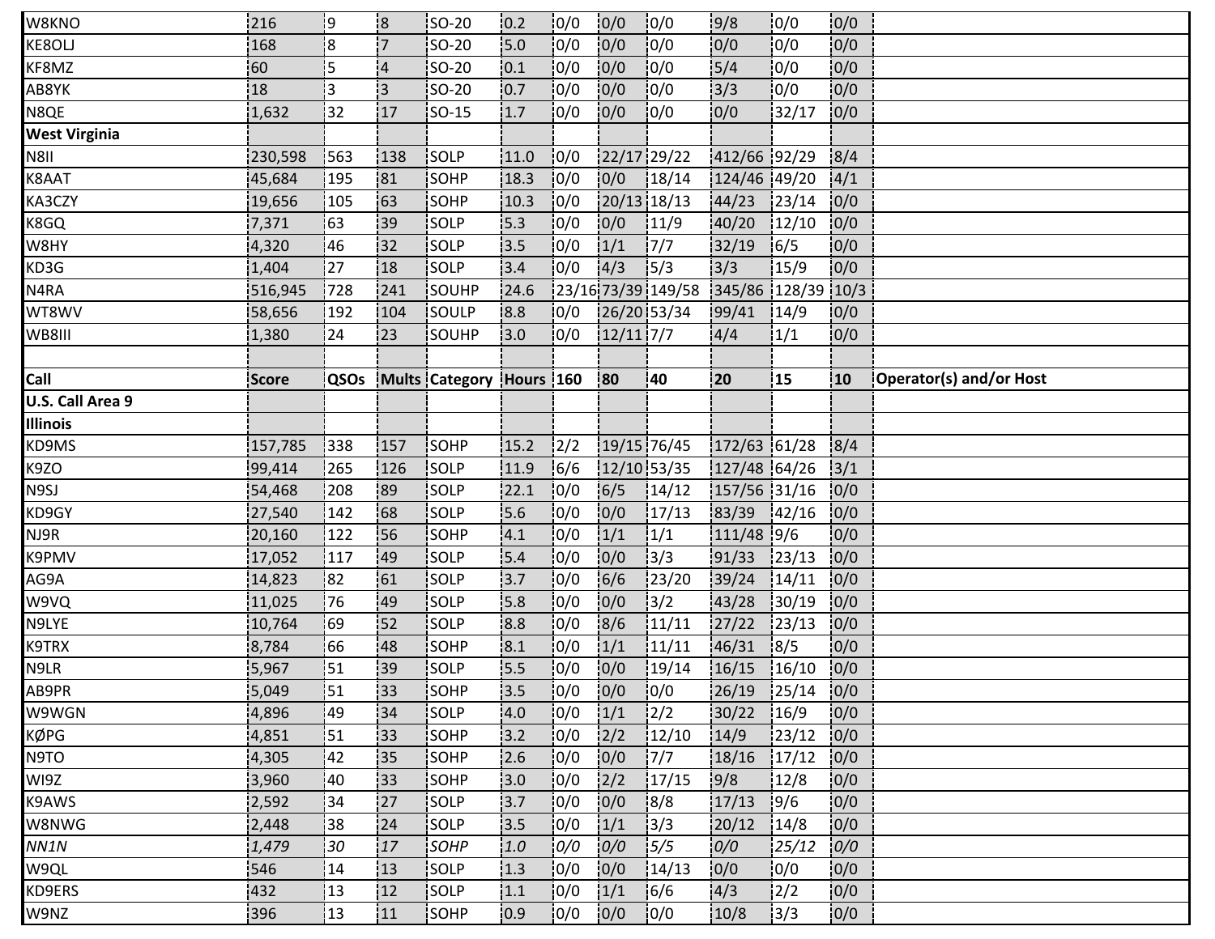| W8KNO | 216 | 9 | 8 | SO-20 | 0.2 | 0/0 | 0/0 | 0/0 | 9/8 | 0/0 | 0/0 | |
|---|---|---|---|---|---|---|---|---|---|---|---|---|
| KE8OLJ | 168 | 8 | 7 | SO-20 | 5.0 | 0/0 | 0/0 | 0/0 | 0/0 | 0/0 | 0/0 | |
| KF8MZ | 60 | 5 | 4 | SO-20 | 0.1 | 0/0 | 0/0 | 0/0 | 5/4 | 0/0 | 0/0 | |
| AB8YK | 18 | 3 | 3 | SO-20 | 0.7 | 0/0 | 0/0 | 0/0 | 3/3 | 0/0 | 0/0 | |
| N8QE | 1,632 | 32 | 17 | SO-15 | 1.7 | 0/0 | 0/0 | 0/0 | 0/0 | 32/17 | 0/0 | |
| **West Virginia** | | | | | | | | | | | | |
| N8II | 230,598 | 563 | 138 | SOLP | 11.0 | 0/0 | 22/17 | 29/22 | 412/66 | 92/29 | 8/4 | |
| K8AAT | 45,684 | 195 | 81 | SOHP | 18.3 | 0/0 | 0/0 | 18/14 | 124/46 | 49/20 | 4/1 | |
| KA3CZY | 19,656 | 105 | 63 | SOHP | 10.3 | 0/0 | 20/13 | 18/13 | 44/23 | 23/14 | 0/0 | |
| K8GQ | 7,371 | 63 | 39 | SOLP | 5.3 | 0/0 | 0/0 | 11/9 | 40/20 | 12/10 | 0/0 | |
| W8HY | 4,320 | 46 | 32 | SOLP | 3.5 | 0/0 | 1/1 | 7/7 | 32/19 | 6/5 | 0/0 | |
| KD3G | 1,404 | 27 | 18 | SOLP | 3.4 | 0/0 | 4/3 | 5/3 | 3/3 | 15/9 | 0/0 | |
| N4RA | 516,945 | 728 | 241 | SOUHP | 24.6 | 23/16 | 73/39 | 149/58 | 345/86 | 128/39 | 10/3 | |
| WT8WV | 58,656 | 192 | 104 | SOULP | 8.8 | 0/0 | 26/20 | 53/34 | 99/41 | 14/9 | 0/0 | |
| WB8III | 1,380 | 24 | 23 | SOUHP | 3.0 | 0/0 | 12/11 | 7/7 | 4/4 | 1/1 | 0/0 | |
| | | | | | | | | | | | | |
| **Call** | **Score** | **QSOs** | **Mults** | **Category** | **Hours** | **160** | **80** | **40** | **20** | **15** | **10** | **Operator(s) and/or Host** |
| **U.S. Call Area 9** | | | | | | | | | | | | |
| **Illinois** | | | | | | | | | | | | |
| KD9MS | 157,785 | 338 | 157 | SOHP | 15.2 | 2/2 | 19/15 | 76/45 | 172/63 | 61/28 | 8/4 | |
| K9ZO | 99,414 | 265 | 126 | SOLP | 11.9 | 6/6 | 12/10 | 53/35 | 127/48 | 64/26 | 3/1 | |
| N9SJ | 54,468 | 208 | 89 | SOLP | 22.1 | 0/0 | 6/5 | 14/12 | 157/56 | 31/16 | 0/0 | |
| KD9GY | 27,540 | 142 | 68 | SOLP | 5.6 | 0/0 | 0/0 | 17/13 | 83/39 | 42/16 | 0/0 | |
| NJ9R | 20,160 | 122 | 56 | SOHP | 4.1 | 0/0 | 1/1 | 1/1 | 111/48 | 9/6 | 0/0 | |
| K9PMV | 17,052 | 117 | 49 | SOLP | 5.4 | 0/0 | 0/0 | 3/3 | 91/33 | 23/13 | 0/0 | |
| AG9A | 14,823 | 82 | 61 | SOLP | 3.7 | 0/0 | 6/6 | 23/20 | 39/24 | 14/11 | 0/0 | |
| W9VQ | 11,025 | 76 | 49 | SOLP | 5.8 | 0/0 | 0/0 | 3/2 | 43/28 | 30/19 | 0/0 | |
| N9LYE | 10,764 | 69 | 52 | SOLP | 8.8 | 0/0 | 8/6 | 11/11 | 27/22 | 23/13 | 0/0 | |
| K9TRX | 8,784 | 66 | 48 | SOHP | 8.1 | 0/0 | 1/1 | 11/11 | 46/31 | 8/5 | 0/0 | |
| N9LR | 5,967 | 51 | 39 | SOLP | 5.5 | 0/0 | 0/0 | 19/14 | 16/15 | 16/10 | 0/0 | |
| AB9PR | 5,049 | 51 | 33 | SOHP | 3.5 | 0/0 | 0/0 | 0/0 | 26/19 | 25/14 | 0/0 | |
| W9WGN | 4,896 | 49 | 34 | SOLP | 4.0 | 0/0 | 1/1 | 2/2 | 30/22 | 16/9 | 0/0 | |
| KØPG | 4,851 | 51 | 33 | SOHP | 3.2 | 0/0 | 2/2 | 12/10 | 14/9 | 23/12 | 0/0 | |
| N9TO | 4,305 | 42 | 35 | SOHP | 2.6 | 0/0 | 0/0 | 7/7 | 18/16 | 17/12 | 0/0 | |
| WI9Z | 3,960 | 40 | 33 | SOHP | 3.0 | 0/0 | 2/2 | 17/15 | 9/8 | 12/8 | 0/0 | |
| K9AWS | 2,592 | 34 | 27 | SOLP | 3.7 | 0/0 | 0/0 | 8/8 | 17/13 | 9/6 | 0/0 | |
| W8NWG | 2,448 | 38 | 24 | SOLP | 3.5 | 0/0 | 1/1 | 3/3 | 20/12 | 14/8 | 0/0 | |
| *NN1N* | *1,479* | *30* | *17* | *SOHP* | *1.0* | *0/0* | *0/0* | *5/5* | *0/0* | *25/12* | *0/0* | |
| W9QL | 546 | 14 | 13 | SOLP | 1.3 | 0/0 | 0/0 | 14/13 | 0/0 | 0/0 | 0/0 | |
| KD9ERS | 432 | 13 | 12 | SOLP | 1.1 | 0/0 | 1/1 | 6/6 | 4/3 | 2/2 | 0/0 | |
| W9NZ | 396 | 13 | 11 | SOHP | 0.9 | 0/0 | 0/0 | 0/0 | 10/8 | 3/3 | 0/0 | |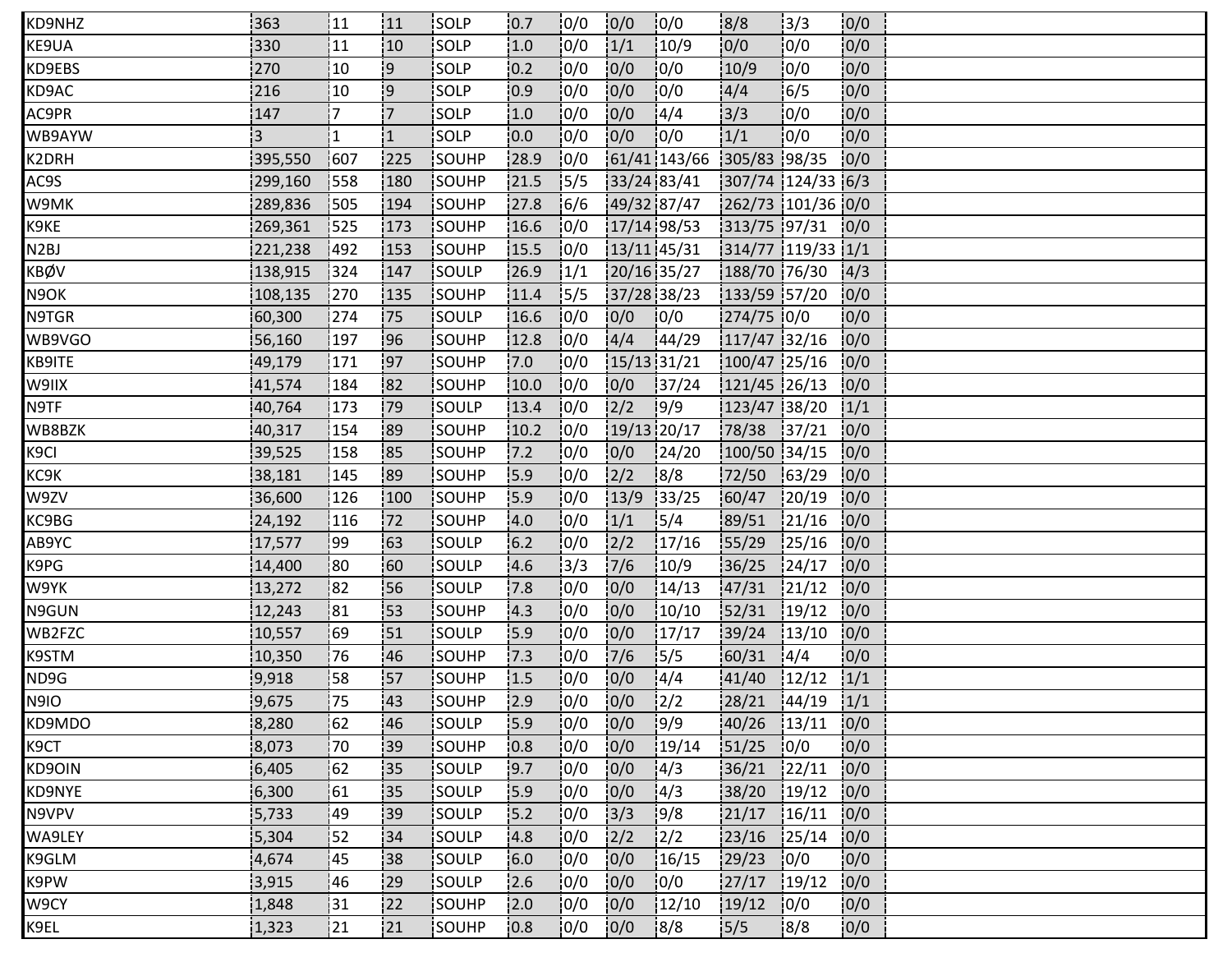| | | | | | | | | | | | | |
|---|---|---|---|---|---|---|---|---|---|---|---|---|
| KD9NHZ | 363 | 11 | 11 | SOLP | 0.7 | 0/0 | 0/0 | 0/0 | 8/8 | 3/3 | 0/0 | |
| KE9UA | 330 | 11 | 10 | SOLP | 1.0 | 0/0 | 1/1 | 10/9 | 0/0 | 0/0 | 0/0 | |
| KD9EBS | 270 | 10 | 9 | SOLP | 0.2 | 0/0 | 0/0 | 0/0 | 10/9 | 0/0 | 0/0 | |
| KD9AC | 216 | 10 | 9 | SOLP | 0.9 | 0/0 | 0/0 | 0/0 | 4/4 | 6/5 | 0/0 | |
| AC9PR | 147 | 7 | 7 | SOLP | 1.0 | 0/0 | 0/0 | 4/4 | 3/3 | 0/0 | 0/0 | |
| WB9AYW | 3 | 1 | 1 | SOLP | 0.0 | 0/0 | 0/0 | 0/0 | 1/1 | 0/0 | 0/0 | |
| K2DRH | 395,550 | 607 | 225 | SOUHP | 28.9 | 0/0 | 61/41 | 143/66 | 305/83 | 98/35 | 0/0 | |
| AC9S | 299,160 | 558 | 180 | SOUHP | 21.5 | 5/5 | 33/24 | 83/41 | 307/74 | 124/33 | 6/3 | |
| W9MK | 289,836 | 505 | 194 | SOUHP | 27.8 | 6/6 | 49/32 | 87/47 | 262/73 | 101/36 | 0/0 | |
| K9KE | 269,361 | 525 | 173 | SOUHP | 16.6 | 0/0 | 17/14 | 98/53 | 313/75 | 97/31 | 0/0 | |
| N2BJ | 221,238 | 492 | 153 | SOUHP | 15.5 | 0/0 | 13/11 | 45/31 | 314/77 | 119/33 | 1/1 | |
| KBØV | 138,915 | 324 | 147 | SOULP | 26.9 | 1/1 | 20/16 | 35/27 | 188/70 | 76/30 | 4/3 | |
| N9OK | 108,135 | 270 | 135 | SOUHP | 11.4 | 5/5 | 37/28 | 38/23 | 133/59 | 57/20 | 0/0 | |
| N9TGR | 60,300 | 274 | 75 | SOULP | 16.6 | 0/0 | 0/0 | 0/0 | 274/75 | 0/0 | 0/0 | |
| WB9VGO | 56,160 | 197 | 96 | SOUHP | 12.8 | 0/0 | 4/4 | 44/29 | 117/47 | 32/16 | 0/0 | |
| KB9ITE | 49,179 | 171 | 97 | SOUHP | 7.0 | 0/0 | 15/13 | 31/21 | 100/47 | 25/16 | 0/0 | |
| W9IIX | 41,574 | 184 | 82 | SOUHP | 10.0 | 0/0 | 0/0 | 37/24 | 121/45 | 26/13 | 0/0 | |
| N9TF | 40,764 | 173 | 79 | SOULP | 13.4 | 0/0 | 2/2 | 9/9 | 123/47 | 38/20 | 1/1 | |
| WB8BZK | 40,317 | 154 | 89 | SOUHP | 10.2 | 0/0 | 19/13 | 20/17 | 78/38 | 37/21 | 0/0 | |
| K9CI | 39,525 | 158 | 85 | SOUHP | 7.2 | 0/0 | 0/0 | 24/20 | 100/50 | 34/15 | 0/0 | |
| KC9K | 38,181 | 145 | 89 | SOUHP | 5.9 | 0/0 | 2/2 | 8/8 | 72/50 | 63/29 | 0/0 | |
| W9ZV | 36,600 | 126 | 100 | SOUHP | 5.9 | 0/0 | 13/9 | 33/25 | 60/47 | 20/19 | 0/0 | |
| KC9BG | 24,192 | 116 | 72 | SOUHP | 4.0 | 0/0 | 1/1 | 5/4 | 89/51 | 21/16 | 0/0 | |
| AB9YC | 17,577 | 99 | 63 | SOULP | 6.2 | 0/0 | 2/2 | 17/16 | 55/29 | 25/16 | 0/0 | |
| K9PG | 14,400 | 80 | 60 | SOULP | 4.6 | 3/3 | 7/6 | 10/9 | 36/25 | 24/17 | 0/0 | |
| W9YK | 13,272 | 82 | 56 | SOULP | 7.8 | 0/0 | 0/0 | 14/13 | 47/31 | 21/12 | 0/0 | |
| N9GUN | 12,243 | 81 | 53 | SOUHP | 4.3 | 0/0 | 0/0 | 10/10 | 52/31 | 19/12 | 0/0 | |
| WB2FZC | 10,557 | 69 | 51 | SOULP | 5.9 | 0/0 | 0/0 | 17/17 | 39/24 | 13/10 | 0/0 | |
| K9STM | 10,350 | 76 | 46 | SOUHP | 7.3 | 0/0 | 7/6 | 5/5 | 60/31 | 4/4 | 0/0 | |
| ND9G | 9,918 | 58 | 57 | SOUHP | 1.5 | 0/0 | 0/0 | 4/4 | 41/40 | 12/12 | 1/1 | |
| N9IO | 9,675 | 75 | 43 | SOUHP | 2.9 | 0/0 | 0/0 | 2/2 | 28/21 | 44/19 | 1/1 | |
| KD9MDO | 8,280 | 62 | 46 | SOULP | 5.9 | 0/0 | 0/0 | 9/9 | 40/26 | 13/11 | 0/0 | |
| K9CT | 8,073 | 70 | 39 | SOUHP | 0.8 | 0/0 | 0/0 | 19/14 | 51/25 | 0/0 | 0/0 | |
| KD9OIN | 6,405 | 62 | 35 | SOULP | 9.7 | 0/0 | 0/0 | 4/3 | 36/21 | 22/11 | 0/0 | |
| KD9NYE | 6,300 | 61 | 35 | SOULP | 5.9 | 0/0 | 0/0 | 4/3 | 38/20 | 19/12 | 0/0 | |
| N9VPV | 5,733 | 49 | 39 | SOULP | 5.2 | 0/0 | 3/3 | 9/8 | 21/17 | 16/11 | 0/0 | |
| WA9LEY | 5,304 | 52 | 34 | SOULP | 4.8 | 0/0 | 2/2 | 2/2 | 23/16 | 25/14 | 0/0 | |
| K9GLM | 4,674 | 45 | 38 | SOULP | 6.0 | 0/0 | 0/0 | 16/15 | 29/23 | 0/0 | 0/0 | |
| K9PW | 3,915 | 46 | 29 | SOULP | 2.6 | 0/0 | 0/0 | 0/0 | 27/17 | 19/12 | 0/0 | |
| W9CY | 1,848 | 31 | 22 | SOUHP | 2.0 | 0/0 | 0/0 | 12/10 | 19/12 | 0/0 | 0/0 | |
| K9EL | 1,323 | 21 | 21 | SOUHP | 0.8 | 0/0 | 0/0 | 8/8 | 5/5 | 8/8 | 0/0 | |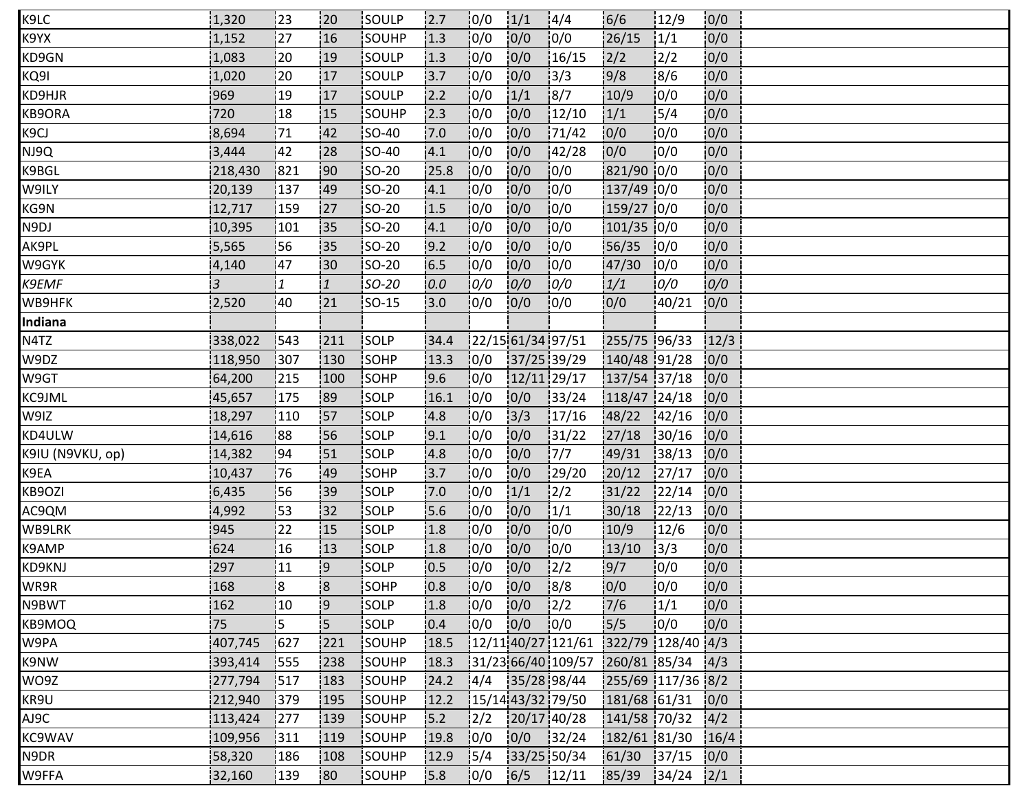| | | | | | | | | | | | |
|---|---|---|---|---|---|---|---|---|---|---|---|
| K9LC | 1,320 | 23 | 20 | SOULP | 2.7 | 0/0 | 1/1 | 4/4 | 6/6 | 12/9 | 0/0 |
| K9YX | 1,152 | 27 | 16 | SOUHP | 1.3 | 0/0 | 0/0 | 0/0 | 26/15 | 1/1 | 0/0 |
| KD9GN | 1,083 | 20 | 19 | SOULP | 1.3 | 0/0 | 0/0 | 16/15 | 2/2 | 2/2 | 0/0 |
| KQ9I | 1,020 | 20 | 17 | SOULP | 3.7 | 0/0 | 0/0 | 3/3 | 9/8 | 8/6 | 0/0 |
| KD9HJR | 969 | 19 | 17 | SOULP | 2.2 | 0/0 | 1/1 | 8/7 | 10/9 | 0/0 | 0/0 |
| KB9ORA | 720 | 18 | 15 | SOUHP | 2.3 | 0/0 | 0/0 | 12/10 | 1/1 | 5/4 | 0/0 |
| K9CJ | 8,694 | 71 | 42 | SO-40 | 7.0 | 0/0 | 0/0 | 71/42 | 0/0 | 0/0 | 0/0 |
| NJ9Q | 3,444 | 42 | 28 | SO-40 | 4.1 | 0/0 | 0/0 | 42/28 | 0/0 | 0/0 | 0/0 |
| K9BGL | 218,430 | 821 | 90 | SO-20 | 25.8 | 0/0 | 0/0 | 0/0 | 821/90 | 0/0 | 0/0 |
| W9ILY | 20,139 | 137 | 49 | SO-20 | 4.1 | 0/0 | 0/0 | 0/0 | 137/49 | 0/0 | 0/0 |
| KG9N | 12,717 | 159 | 27 | SO-20 | 1.5 | 0/0 | 0/0 | 0/0 | 159/27 | 0/0 | 0/0 |
| N9DJ | 10,395 | 101 | 35 | SO-20 | 4.1 | 0/0 | 0/0 | 0/0 | 101/35 | 0/0 | 0/0 |
| AK9PL | 5,565 | 56 | 35 | SO-20 | 9.2 | 0/0 | 0/0 | 0/0 | 56/35 | 0/0 | 0/0 |
| W9GYK | 4,140 | 47 | 30 | SO-20 | 6.5 | 0/0 | 0/0 | 0/0 | 47/30 | 0/0 | 0/0 |
| *K9EMF* | *3* | *1* | *1* | *SO-20* | *0.0* | *0/0* | *0/0* | *0/0* | *1/1* | *0/0* | *0/0* |
| WB9HFK | 2,520 | 40 | 21 | SO-15 | 3.0 | 0/0 | 0/0 | 0/0 | 0/0 | 40/21 | 0/0 |
| **Indiana** | | | | | | | | | | | |
| N4TZ | 338,022 | 543 | 211 | SOLP | 34.4 | 22/15 | 61/34 | 97/51 | 255/75 | 96/33 | 12/3 |
| W9DZ | 118,950 | 307 | 130 | SOHP | 13.3 | 0/0 | 37/25 | 39/29 | 140/48 | 91/28 | 0/0 |
| W9GT | 64,200 | 215 | 100 | SOHP | 9.6 | 0/0 | 12/11 | 29/17 | 137/54 | 37/18 | 0/0 |
| KC9JML | 45,657 | 175 | 89 | SOLP | 16.1 | 0/0 | 0/0 | 33/24 | 118/47 | 24/18 | 0/0 |
| W9IZ | 18,297 | 110 | 57 | SOLP | 4.8 | 0/0 | 3/3 | 17/16 | 48/22 | 42/16 | 0/0 |
| KD4ULW | 14,616 | 88 | 56 | SOLP | 9.1 | 0/0 | 0/0 | 31/22 | 27/18 | 30/16 | 0/0 |
| K9IU (N9VKU, op) | 14,382 | 94 | 51 | SOLP | 4.8 | 0/0 | 0/0 | 7/7 | 49/31 | 38/13 | 0/0 |
| K9EA | 10,437 | 76 | 49 | SOHP | 3.7 | 0/0 | 0/0 | 29/20 | 20/12 | 27/17 | 0/0 |
| KB9OZI | 6,435 | 56 | 39 | SOLP | 7.0 | 0/0 | 1/1 | 2/2 | 31/22 | 22/14 | 0/0 |
| AC9QM | 4,992 | 53 | 32 | SOLP | 5.6 | 0/0 | 0/0 | 1/1 | 30/18 | 22/13 | 0/0 |
| WB9LRK | 945 | 22 | 15 | SOLP | 1.8 | 0/0 | 0/0 | 0/0 | 10/9 | 12/6 | 0/0 |
| K9AMP | 624 | 16 | 13 | SOLP | 1.8 | 0/0 | 0/0 | 0/0 | 13/10 | 3/3 | 0/0 |
| KD9KNJ | 297 | 11 | 9 | SOLP | 0.5 | 0/0 | 0/0 | 2/2 | 9/7 | 0/0 | 0/0 |
| WR9R | 168 | 8 | 8 | SOHP | 0.8 | 0/0 | 0/0 | 8/8 | 0/0 | 0/0 | 0/0 |
| N9BWT | 162 | 10 | 9 | SOLP | 1.8 | 0/0 | 0/0 | 2/2 | 7/6 | 1/1 | 0/0 |
| KB9MOQ | 75 | 5 | 5 | SOLP | 0.4 | 0/0 | 0/0 | 0/0 | 5/5 | 0/0 | 0/0 |
| W9PA | 407,745 | 627 | 221 | SOUHP | 18.5 | 12/11 | 40/27 | 121/61 | 322/79 | 128/40 | 4/3 |
| K9NW | 393,414 | 555 | 238 | SOUHP | 18.3 | 31/23 | 66/40 | 109/57 | 260/81 | 85/34 | 4/3 |
| WO9Z | 277,794 | 517 | 183 | SOUHP | 24.2 | 4/4 | 35/28 | 98/44 | 255/69 | 117/36 | 8/2 |
| KR9U | 212,940 | 379 | 195 | SOUHP | 12.2 | 15/14 | 43/32 | 79/50 | 181/68 | 61/31 | 0/0 |
| AJ9C | 113,424 | 277 | 139 | SOUHP | 5.2 | 2/2 | 20/17 | 40/28 | 141/58 | 70/32 | 4/2 |
| KC9WAV | 109,956 | 311 | 119 | SOUHP | 19.8 | 0/0 | 0/0 | 32/24 | 182/61 | 81/30 | 16/4 |
| N9DR | 58,320 | 186 | 108 | SOUHP | 12.9 | 5/4 | 33/25 | 50/34 | 61/30 | 37/15 | 0/0 |
| W9FFA | 32,160 | 139 | 80 | SOUHP | 5.8 | 0/0 | 6/5 | 12/11 | 85/39 | 34/24 | 2/1 |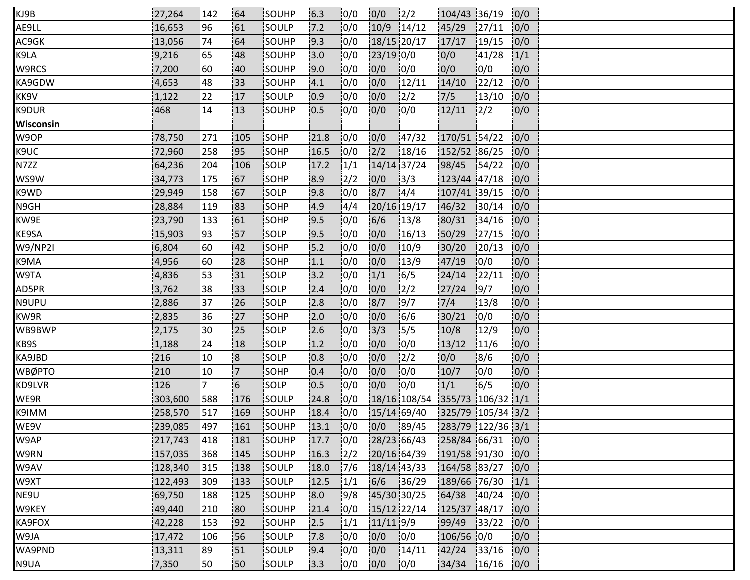| | | | | | | | | | | | | |
|---|---|---|---|---|---|---|---|---|---|---|---|---|
| KJ9B | 27,264 | 142 | 64 | SOUHP | 6.3 | 0/0 | 0/0 | 2/2 | 104/43 | 36/19 | 0/0 | |
| AE9LL | 16,653 | 96 | 61 | SOULP | 7.2 | 0/0 | 10/9 | 14/12 | 45/29 | 27/11 | 0/0 | |
| AC9GK | 13,056 | 74 | 64 | SOUHP | 9.3 | 0/0 | 18/15 | 20/17 | 17/17 | 19/15 | 0/0 | |
| K9LA | 9,216 | 65 | 48 | SOUHP | 3.0 | 0/0 | 23/19 | 0/0 | 0/0 | 41/28 | 1/1 | |
| W9RCS | 7,200 | 60 | 40 | SOUHP | 9.0 | 0/0 | 0/0 | 0/0 | 0/0 | 0/0 | 0/0 | |
| KA9GDW | 4,653 | 48 | 33 | SOUHP | 4.1 | 0/0 | 0/0 | 12/11 | 14/10 | 22/12 | 0/0 | |
| KK9V | 1,122 | 22 | 17 | SOULP | 0.9 | 0/0 | 0/0 | 2/2 | 7/5 | 13/10 | 0/0 | |
| K9DUR | 468 | 14 | 13 | SOUHP | 0.5 | 0/0 | 0/0 | 0/0 | 12/11 | 2/2 | 0/0 | |
| **Wisconsin** | | | | | | | | | | | | |
| W9OP | 78,750 | 271 | 105 | SOHP | 21.8 | 0/0 | 0/0 | 47/32 | 170/51 | 54/22 | 0/0 | |
| K9UC | 72,960 | 258 | 95 | SOHP | 16.5 | 0/0 | 2/2 | 18/16 | 152/52 | 86/25 | 0/0 | |
| N7ZZ | 64,236 | 204 | 106 | SOLP | 17.2 | 1/1 | 14/14 | 37/24 | 98/45 | 54/22 | 0/0 | |
| WS9W | 34,773 | 175 | 67 | SOHP | 8.9 | 2/2 | 0/0 | 3/3 | 123/44 | 47/18 | 0/0 | |
| K9WD | 29,949 | 158 | 67 | SOLP | 9.8 | 0/0 | 8/7 | 4/4 | 107/41 | 39/15 | 0/0 | |
| N9GH | 28,884 | 119 | 83 | SOHP | 4.9 | 4/4 | 20/16 | 19/17 | 46/32 | 30/14 | 0/0 | |
| KW9E | 23,790 | 133 | 61 | SOHP | 9.5 | 0/0 | 6/6 | 13/8 | 80/31 | 34/16 | 0/0 | |
| KE9SA | 15,903 | 93 | 57 | SOLP | 9.5 | 0/0 | 0/0 | 16/13 | 50/29 | 27/15 | 0/0 | |
| W9/NP2I | 6,804 | 60 | 42 | SOHP | 5.2 | 0/0 | 0/0 | 10/9 | 30/20 | 20/13 | 0/0 | |
| K9MA | 4,956 | 60 | 28 | SOHP | 1.1 | 0/0 | 0/0 | 13/9 | 47/19 | 0/0 | 0/0 | |
| W9TA | 4,836 | 53 | 31 | SOLP | 3.2 | 0/0 | 1/1 | 6/5 | 24/14 | 22/11 | 0/0 | |
| AD5PR | 3,762 | 38 | 33 | SOLP | 2.4 | 0/0 | 0/0 | 2/2 | 27/24 | 9/7 | 0/0 | |
| N9UPU | 2,886 | 37 | 26 | SOLP | 2.8 | 0/0 | 8/7 | 9/7 | 7/4 | 13/8 | 0/0 | |
| KW9R | 2,835 | 36 | 27 | SOHP | 2.0 | 0/0 | 0/0 | 6/6 | 30/21 | 0/0 | 0/0 | |
| WB9BWP | 2,175 | 30 | 25 | SOLP | 2.6 | 0/0 | 3/3 | 5/5 | 10/8 | 12/9 | 0/0 | |
| KB9S | 1,188 | 24 | 18 | SOLP | 1.2 | 0/0 | 0/0 | 0/0 | 13/12 | 11/6 | 0/0 | |
| KA9JBD | 216 | 10 | 8 | SOLP | 0.8 | 0/0 | 0/0 | 2/2 | 0/0 | 8/6 | 0/0 | |
| WBØPTO | 210 | 10 | 7 | SOHP | 0.4 | 0/0 | 0/0 | 0/0 | 10/7 | 0/0 | 0/0 | |
| KD9LVR | 126 | 7 | 6 | SOLP | 0.5 | 0/0 | 0/0 | 0/0 | 1/1 | 6/5 | 0/0 | |
| WE9R | 303,600 | 588 | 176 | SOULP | 24.8 | 0/0 | 18/16 | 108/54 | 355/73 | 106/32 | 1/1 | |
| K9IMM | 258,570 | 517 | 169 | SOUHP | 18.4 | 0/0 | 15/14 | 69/40 | 325/79 | 105/34 | 3/2 | |
| WE9V | 239,085 | 497 | 161 | SOUHP | 13.1 | 0/0 | 0/0 | 89/45 | 283/79 | 122/36 | 3/1 | |
| W9AP | 217,743 | 418 | 181 | SOUHP | 17.7 | 0/0 | 28/23 | 66/43 | 258/84 | 66/31 | 0/0 | |
| W9RN | 157,035 | 368 | 145 | SOUHP | 16.3 | 2/2 | 20/16 | 64/39 | 191/58 | 91/30 | 0/0 | |
| W9AV | 128,340 | 315 | 138 | SOULP | 18.0 | 7/6 | 18/14 | 43/33 | 164/58 | 83/27 | 0/0 | |
| W9XT | 122,493 | 309 | 133 | SOULP | 12.5 | 1/1 | 6/6 | 36/29 | 189/66 | 76/30 | 1/1 | |
| NE9U | 69,750 | 188 | 125 | SOUHP | 8.0 | 9/8 | 45/30 | 30/25 | 64/38 | 40/24 | 0/0 | |
| W9KEY | 49,440 | 210 | 80 | SOUHP | 21.4 | 0/0 | 15/12 | 22/14 | 125/37 | 48/17 | 0/0 | |
| KA9FOX | 42,228 | 153 | 92 | SOUHP | 2.5 | 1/1 | 11/11 | 9/9 | 99/49 | 33/22 | 0/0 | |
| W9JA | 17,472 | 106 | 56 | SOULP | 7.8 | 0/0 | 0/0 | 0/0 | 106/56 | 0/0 | 0/0 | |
| WA9PND | 13,311 | 89 | 51 | SOULP | 9.4 | 0/0 | 0/0 | 14/11 | 42/24 | 33/16 | 0/0 | |
| N9UA | 7,350 | 50 | 50 | SOULP | 3.3 | 0/0 | 0/0 | 0/0 | 34/34 | 16/16 | 0/0 | |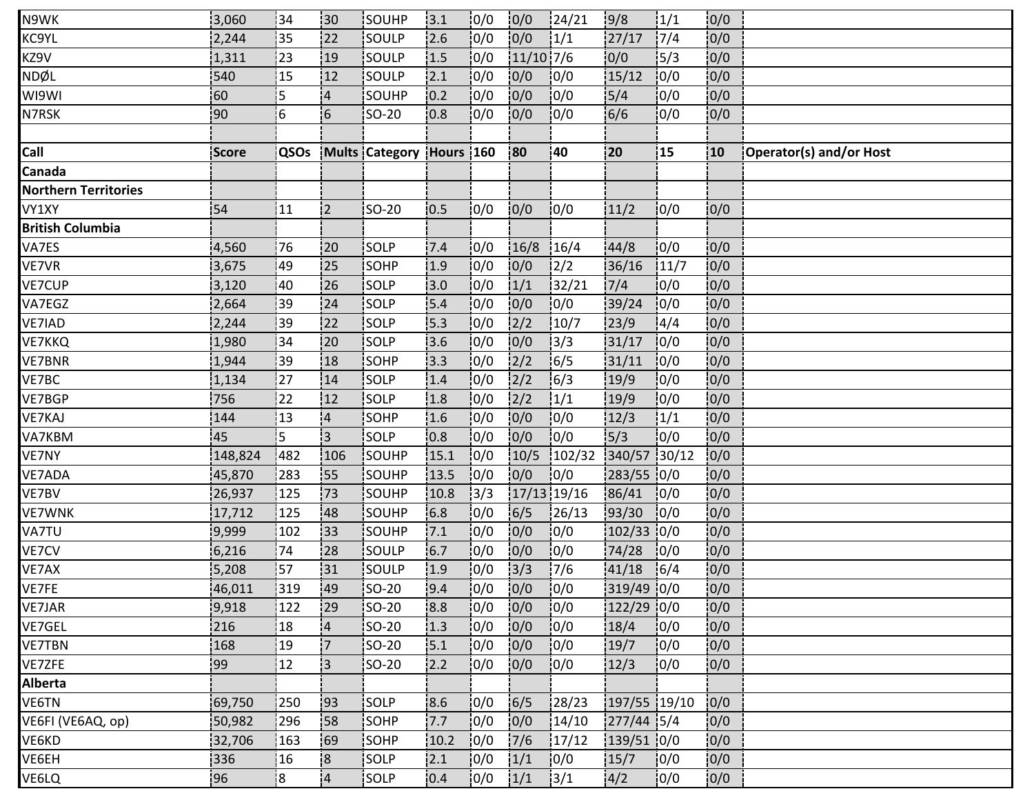| N9WK | 3,060 | 34 | 30 | SOUHP | 3.1 | 0/0 | 0/0 | 24/21 | 9/8 | 1/1 | 0/0 | |
|---|---|---|---|---|---|---|---|---|---|---|---|---|
| KC9YL | 2,244 | 35 | 22 | SOULP | 2.6 | 0/0 | 0/0 | 1/1 | 27/17 | 7/4 | 0/0 | |
| KZ9V | 1,311 | 23 | 19 | SOULP | 1.5 | 0/0 | 11/10 | 7/6 | 0/0 | 5/3 | 0/0 | |
| NDØL | 540 | 15 | 12 | SOULP | 2.1 | 0/0 | 0/0 | 0/0 | 15/12 | 0/0 | 0/0 | |
| WI9WI | 60 | 5 | 4 | SOUHP | 0.2 | 0/0 | 0/0 | 0/0 | 5/4 | 0/0 | 0/0 | |
| N7RSK | 90 | 6 | 6 | SO-20 | 0.8 | 0/0 | 0/0 | 0/0 | 6/6 | 0/0 | 0/0 | |
| | | | | | | | | | | | | |
| **Call** | **Score** | **QSOs** | **Mults** | **Category** | **Hours** | **160** | **80** | **40** | **20** | **15** | **10** | **Operator(s) and/or Host** |
| **Canada** | | | | | | | | | | | | |
| **Northern Territories** | | | | | | | | | | | | |
| VY1XY | 54 | 11 | 2 | SO-20 | 0.5 | 0/0 | 0/0 | 0/0 | 11/2 | 0/0 | 0/0 | |
| **British Columbia** | | | | | | | | | | | | |
| VA7ES | 4,560 | 76 | 20 | SOLP | 7.4 | 0/0 | 16/8 | 16/4 | 44/8 | 0/0 | 0/0 | |
| VE7VR | 3,675 | 49 | 25 | SOHP | 1.9 | 0/0 | 0/0 | 2/2 | 36/16 | 11/7 | 0/0 | |
| VE7CUP | 3,120 | 40 | 26 | SOLP | 3.0 | 0/0 | 1/1 | 32/21 | 7/4 | 0/0 | 0/0 | |
| VA7EGZ | 2,664 | 39 | 24 | SOLP | 5.4 | 0/0 | 0/0 | 0/0 | 39/24 | 0/0 | 0/0 | |
| VE7IAD | 2,244 | 39 | 22 | SOLP | 5.3 | 0/0 | 2/2 | 10/7 | 23/9 | 4/4 | 0/0 | |
| VE7KKQ | 1,980 | 34 | 20 | SOLP | 3.6 | 0/0 | 0/0 | 3/3 | 31/17 | 0/0 | 0/0 | |
| VE7BNR | 1,944 | 39 | 18 | SOHP | 3.3 | 0/0 | 2/2 | 6/5 | 31/11 | 0/0 | 0/0 | |
| VE7BC | 1,134 | 27 | 14 | SOLP | 1.4 | 0/0 | 2/2 | 6/3 | 19/9 | 0/0 | 0/0 | |
| VE7BGP | 756 | 22 | 12 | SOLP | 1.8 | 0/0 | 2/2 | 1/1 | 19/9 | 0/0 | 0/0 | |
| VE7KAJ | 144 | 13 | 4 | SOHP | 1.6 | 0/0 | 0/0 | 0/0 | 12/3 | 1/1 | 0/0 | |
| VA7KBM | 45 | 5 | 3 | SOLP | 0.8 | 0/0 | 0/0 | 0/0 | 5/3 | 0/0 | 0/0 | |
| VE7NY | 148,824 | 482 | 106 | SOUHP | 15.1 | 0/0 | 10/5 | 102/32 | 340/57 | 30/12 | 0/0 | |
| VE7ADA | 45,870 | 283 | 55 | SOUHP | 13.5 | 0/0 | 0/0 | 0/0 | 283/55 | 0/0 | 0/0 | |
| VE7BV | 26,937 | 125 | 73 | SOUHP | 10.8 | 3/3 | 17/13 | 19/16 | 86/41 | 0/0 | 0/0 | |
| VE7WNK | 17,712 | 125 | 48 | SOUHP | 6.8 | 0/0 | 6/5 | 26/13 | 93/30 | 0/0 | 0/0 | |
| VA7TU | 9,999 | 102 | 33 | SOUHP | 7.1 | 0/0 | 0/0 | 0/0 | 102/33 | 0/0 | 0/0 | |
| VE7CV | 6,216 | 74 | 28 | SOULP | 6.7 | 0/0 | 0/0 | 0/0 | 74/28 | 0/0 | 0/0 | |
| VE7AX | 5,208 | 57 | 31 | SOULP | 1.9 | 0/0 | 3/3 | 7/6 | 41/18 | 6/4 | 0/0 | |
| VE7FE | 46,011 | 319 | 49 | SO-20 | 9.4 | 0/0 | 0/0 | 0/0 | 319/49 | 0/0 | 0/0 | |
| VE7JAR | 9,918 | 122 | 29 | SO-20 | 8.8 | 0/0 | 0/0 | 0/0 | 122/29 | 0/0 | 0/0 | |
| VE7GEL | 216 | 18 | 4 | SO-20 | 1.3 | 0/0 | 0/0 | 0/0 | 18/4 | 0/0 | 0/0 | |
| VE7TBN | 168 | 19 | 7 | SO-20 | 5.1 | 0/0 | 0/0 | 0/0 | 19/7 | 0/0 | 0/0 | |
| VE7ZFE | 99 | 12 | 3 | SO-20 | 2.2 | 0/0 | 0/0 | 0/0 | 12/3 | 0/0 | 0/0 | |
| **Alberta** | | | | | | | | | | | | |
| VE6TN | 69,750 | 250 | 93 | SOLP | 8.6 | 0/0 | 6/5 | 28/23 | 197/55 | 19/10 | 0/0 | |
| VE6FI (VE6AQ, op) | 50,982 | 296 | 58 | SOHP | 7.7 | 0/0 | 0/0 | 14/10 | 277/44 | 5/4 | 0/0 | |
| VE6KD | 32,706 | 163 | 69 | SOHP | 10.2 | 0/0 | 7/6 | 17/12 | 139/51 | 0/0 | 0/0 | |
| VE6EH | 336 | 16 | 8 | SOLP | 2.1 | 0/0 | 1/1 | 0/0 | 15/7 | 0/0 | 0/0 | |
| VE6LQ | 96 | 8 | 4 | SOLP | 0.4 | 0/0 | 1/1 | 3/1 | 4/2 | 0/0 | 0/0 | |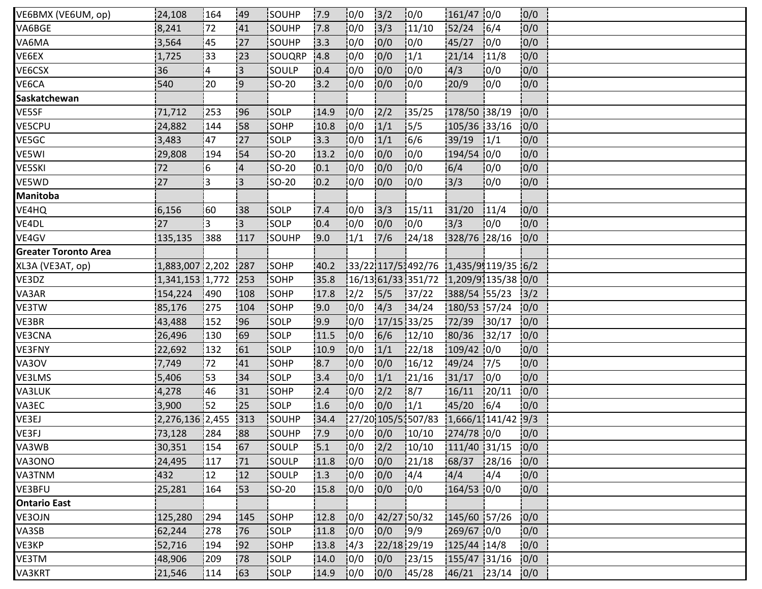| | | | | | | | | | | | | |
|---|---|---|---|---|---|---|---|---|---|---|---|---|
| VE6BMX (VE6UM, op) | 24,108 | 164 | 49 | SOUHP | 7.9 | 0/0 | 3/2 | 0/0 | 161/47 | 0/0 | 0/0 | |
| VA6BGE | 8,241 | 72 | 41 | SOUHP | 7.8 | 0/0 | 3/3 | 11/10 | 52/24 | 6/4 | 0/0 | |
| VA6MA | 3,564 | 45 | 27 | SOUHP | 3.3 | 0/0 | 0/0 | 0/0 | 45/27 | 0/0 | 0/0 | |
| VE6EX | 1,725 | 33 | 23 | SOUQRP | 4.8 | 0/0 | 0/0 | 1/1 | 21/14 | 11/8 | 0/0 | |
| VE6CSX | 36 | 4 | 3 | SOULP | 0.4 | 0/0 | 0/0 | 0/0 | 4/3 | 0/0 | 0/0 | |
| VE6CA | 540 | 20 | 9 | SO-20 | 3.2 | 0/0 | 0/0 | 0/0 | 20/9 | 0/0 | 0/0 | |
| **Saskatchewan** | | | | | | | | | | | | |
| VE5SF | 71,712 | 253 | 96 | SOLP | 14.9 | 0/0 | 2/2 | 35/25 | 178/50 | 38/19 | 0/0 | |
| VE5CPU | 24,882 | 144 | 58 | SOHP | 10.8 | 0/0 | 1/1 | 5/5 | 105/36 | 33/16 | 0/0 | |
| VE5GC | 3,483 | 47 | 27 | SOLP | 3.3 | 0/0 | 1/1 | 6/6 | 39/19 | 1/1 | 0/0 | |
| VE5WI | 29,808 | 194 | 54 | SO-20 | 13.2 | 0/0 | 0/0 | 0/0 | 194/54 | 0/0 | 0/0 | |
| VE5SKI | 72 | 6 | 4 | SO-20 | 0.1 | 0/0 | 0/0 | 0/0 | 6/4 | 0/0 | 0/0 | |
| VE5WD | 27 | 3 | 3 | SO-20 | 0.2 | 0/0 | 0/0 | 0/0 | 3/3 | 0/0 | 0/0 | |
| **Manitoba** | | | | | | | | | | | | |
| VE4HQ | 6,156 | 60 | 38 | SOLP | 7.4 | 0/0 | 3/3 | 15/11 | 31/20 | 11/4 | 0/0 | |
| VE4DL | 27 | 3 | 3 | SOLP | 0.4 | 0/0 | 0/0 | 0/0 | 3/3 | 0/0 | 0/0 | |
| VE4GV | 135,135 | 388 | 117 | SOUHP | 9.0 | 1/1 | 7/6 | 24/18 | 328/76 | 28/16 | 0/0 | |
| **Greater Toronto Area** | | | | | | | | | | | | |
| XL3A (VE3AT, op) | 1,883,007 | 2,202 | 287 | SOHP | 40.2 | 33/22 | 117/5 | 492/76 | 1,435/9 | 119/35 | 6/2 | |
| VE3DZ | 1,341,153 | 1,772 | 253 | SOHP | 35.8 | 16/13 | 61/33 | 351/72 | 1,209/9 | 135/38 | 0/0 | |
| VA3AR | 154,224 | 490 | 108 | SOHP | 17.8 | 2/2 | 5/5 | 37/22 | 388/54 | 55/23 | 3/2 | |
| VE3TW | 85,176 | 275 | 104 | SOHP | 9.0 | 0/0 | 4/3 | 34/24 | 180/53 | 57/24 | 0/0 | |
| VE3BR | 43,488 | 152 | 96 | SOLP | 9.9 | 0/0 | 17/15 | 33/25 | 72/39 | 30/17 | 0/0 | |
| VE3CNA | 26,496 | 130 | 69 | SOLP | 11.5 | 0/0 | 6/6 | 12/10 | 80/36 | 32/17 | 0/0 | |
| VE3FNY | 22,692 | 132 | 61 | SOLP | 10.9 | 0/0 | 1/1 | 22/18 | 109/42 | 0/0 | 0/0 | |
| VA3OV | 7,749 | 72 | 41 | SOHP | 8.7 | 0/0 | 0/0 | 16/12 | 49/24 | 7/5 | 0/0 | |
| VE3LMS | 5,406 | 53 | 34 | SOLP | 3.4 | 0/0 | 1/1 | 21/16 | 31/17 | 0/0 | 0/0 | |
| VA3LUK | 4,278 | 46 | 31 | SOHP | 2.4 | 0/0 | 2/2 | 8/7 | 16/11 | 20/11 | 0/0 | |
| VA3EC | 3,900 | 52 | 25 | SOLP | 1.6 | 0/0 | 0/0 | 1/1 | 45/20 | 6/4 | 0/0 | |
| VE3EJ | 2,276,136 | 2,455 | 313 | SOUHP | 34.4 | 27/20 | 105/5 | 507/83 | 1,666/1 | 141/42 | 9/3 | |
| VE3FJ | 73,128 | 284 | 88 | SOUHP | 7.9 | 0/0 | 0/0 | 10/10 | 274/78 | 0/0 | 0/0 | |
| VA3WB | 30,351 | 154 | 67 | SOULP | 5.1 | 0/0 | 2/2 | 10/10 | 111/40 | 31/15 | 0/0 | |
| VA3ONO | 24,495 | 117 | 71 | SOULP | 11.8 | 0/0 | 0/0 | 21/18 | 68/37 | 28/16 | 0/0 | |
| VA3TNM | 432 | 12 | 12 | SOULP | 1.3 | 0/0 | 0/0 | 4/4 | 4/4 | 4/4 | 0/0 | |
| VE3BFU | 25,281 | 164 | 53 | SO-20 | 15.8 | 0/0 | 0/0 | 0/0 | 164/53 | 0/0 | 0/0 | |
| **Ontario East** | | | | | | | | | | | | |
| VE3OJN | 125,280 | 294 | 145 | SOHP | 12.8 | 0/0 | 42/27 | 50/32 | 145/60 | 57/26 | 0/0 | |
| VA3SB | 62,244 | 278 | 76 | SOLP | 11.8 | 0/0 | 0/0 | 9/9 | 269/67 | 0/0 | 0/0 | |
| VE3KP | 52,716 | 194 | 92 | SOHP | 13.8 | 4/3 | 22/18 | 29/19 | 125/44 | 14/8 | 0/0 | |
| VE3TM | 48,906 | 209 | 78 | SOLP | 14.0 | 0/0 | 0/0 | 23/15 | 155/47 | 31/16 | 0/0 | |
| VA3KRT | 21,546 | 114 | 63 | SOLP | 14.9 | 0/0 | 0/0 | 45/28 | 46/21 | 23/14 | 0/0 | |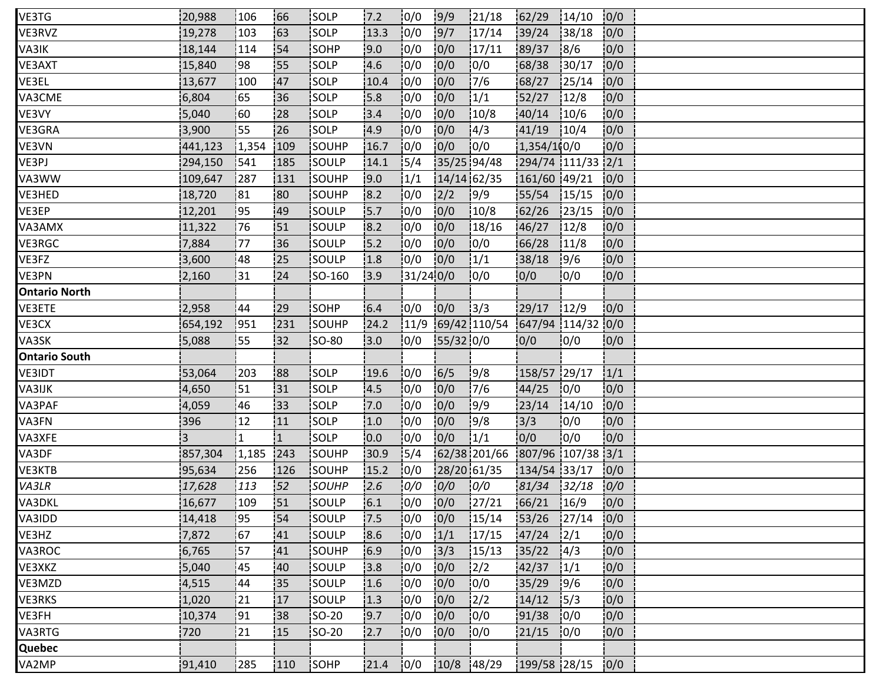| | | | | | | | | | | | | |
|---|---|---|---|---|---|---|---|---|---|---|---|---|
| VE3TG | 20,988 | 106 | 66 | SOLP | 7.2 | 0/0 | 9/9 | 21/18 | 62/29 | 14/10 | 0/0 | |
| VE3RVZ | 19,278 | 103 | 63 | SOLP | 13.3 | 0/0 | 9/7 | 17/14 | 39/24 | 38/18 | 0/0 | |
| VA3IK | 18,144 | 114 | 54 | SOHP | 9.0 | 0/0 | 0/0 | 17/11 | 89/37 | 8/6 | 0/0 | |
| VE3AXT | 15,840 | 98 | 55 | SOLP | 4.6 | 0/0 | 0/0 | 0/0 | 68/38 | 30/17 | 0/0 | |
| VE3EL | 13,677 | 100 | 47 | SOLP | 10.4 | 0/0 | 0/0 | 7/6 | 68/27 | 25/14 | 0/0 | |
| VA3CME | 6,804 | 65 | 36 | SOLP | 5.8 | 0/0 | 0/0 | 1/1 | 52/27 | 12/8 | 0/0 | |
| VE3VY | 5,040 | 60 | 28 | SOLP | 3.4 | 0/0 | 0/0 | 10/8 | 40/14 | 10/6 | 0/0 | |
| VE3GRA | 3,900 | 55 | 26 | SOLP | 4.9 | 0/0 | 0/0 | 4/3 | 41/19 | 10/4 | 0/0 | |
| VE3VN | 441,123 | 1,354 | 109 | SOUHP | 16.7 | 0/0 | 0/0 | 0/0 | 1,354/10 | 0/0 | 0/0 | |
| VE3PJ | 294,150 | 541 | 185 | SOULP | 14.1 | 5/4 | 35/25 | 94/48 | 294/74 | 111/33 | 2/1 | |
| VA3WW | 109,647 | 287 | 131 | SOUHP | 9.0 | 1/1 | 14/14 | 62/35 | 161/60 | 49/21 | 0/0 | |
| VE3HED | 18,720 | 81 | 80 | SOUHP | 8.2 | 0/0 | 2/2 | 9/9 | 55/54 | 15/15 | 0/0 | |
| VE3EP | 12,201 | 95 | 49 | SOULP | 5.7 | 0/0 | 0/0 | 10/8 | 62/26 | 23/15 | 0/0 | |
| VA3AMX | 11,322 | 76 | 51 | SOULP | 8.2 | 0/0 | 0/0 | 18/16 | 46/27 | 12/8 | 0/0 | |
| VE3RGC | 7,884 | 77 | 36 | SOULP | 5.2 | 0/0 | 0/0 | 0/0 | 66/28 | 11/8 | 0/0 | |
| VE3FZ | 3,600 | 48 | 25 | SOULP | 1.8 | 0/0 | 0/0 | 1/1 | 38/18 | 9/6 | 0/0 | |
| VE3PN | 2,160 | 31 | 24 | SO-160 | 3.9 | 31/24 | 0/0 | 0/0 | 0/0 | 0/0 | 0/0 | |
| **Ontario North** | | | | | | | | | | | | |
| VE3ETE | 2,958 | 44 | 29 | SOHP | 6.4 | 0/0 | 0/0 | 3/3 | 29/17 | 12/9 | 0/0 | |
| VE3CX | 654,192 | 951 | 231 | SOUHP | 24.2 | 11/9 | 69/42 | 110/54 | 647/94 | 114/32 | 0/0 | |
| VA3SK | 5,088 | 55 | 32 | SO-80 | 3.0 | 0/0 | 55/32 | 0/0 | 0/0 | 0/0 | 0/0 | |
| **Ontario South** | | | | | | | | | | | | |
| VE3IDT | 53,064 | 203 | 88 | SOLP | 19.6 | 0/0 | 6/5 | 9/8 | 158/57 | 29/17 | 1/1 | |
| VA3IJK | 4,650 | 51 | 31 | SOLP | 4.5 | 0/0 | 0/0 | 7/6 | 44/25 | 0/0 | 0/0 | |
| VA3PAF | 4,059 | 46 | 33 | SOLP | 7.0 | 0/0 | 0/0 | 9/9 | 23/14 | 14/10 | 0/0 | |
| VA3FN | 396 | 12 | 11 | SOLP | 1.0 | 0/0 | 0/0 | 9/8 | 3/3 | 0/0 | 0/0 | |
| VA3XFE | 3 | 1 | 1 | SOLP | 0.0 | 0/0 | 0/0 | 1/1 | 0/0 | 0/0 | 0/0 | |
| VA3DF | 857,304 | 1,185 | 243 | SOUHP | 30.9 | 5/4 | 62/38 | 201/66 | 807/96 | 107/38 | 3/1 | |
| VE3KTB | 95,634 | 256 | 126 | SOUHP | 15.2 | 0/0 | 28/20 | 61/35 | 134/54 | 33/17 | 0/0 | |
| *VA3LR* | *17,628* | *113* | *52* | *SOUHP* | *2.6* | *0/0* | *0/0* | *0/0* | *81/34* | *32/18* | *0/0* | |
| VA3DKL | 16,677 | 109 | 51 | SOULP | 6.1 | 0/0 | 0/0 | 27/21 | 66/21 | 16/9 | 0/0 | |
| VA3IDD | 14,418 | 95 | 54 | SOULP | 7.5 | 0/0 | 0/0 | 15/14 | 53/26 | 27/14 | 0/0 | |
| VE3HZ | 7,872 | 67 | 41 | SOULP | 8.6 | 0/0 | 1/1 | 17/15 | 47/24 | 2/1 | 0/0 | |
| VA3ROC | 6,765 | 57 | 41 | SOUHP | 6.9 | 0/0 | 3/3 | 15/13 | 35/22 | 4/3 | 0/0 | |
| VE3XKZ | 5,040 | 45 | 40 | SOULP | 3.8 | 0/0 | 0/0 | 2/2 | 42/37 | 1/1 | 0/0 | |
| VE3MZD | 4,515 | 44 | 35 | SOULP | 1.6 | 0/0 | 0/0 | 0/0 | 35/29 | 9/6 | 0/0 | |
| VE3RKS | 1,020 | 21 | 17 | SOULP | 1.3 | 0/0 | 0/0 | 2/2 | 14/12 | 5/3 | 0/0 | |
| VE3FH | 10,374 | 91 | 38 | SO-20 | 9.7 | 0/0 | 0/0 | 0/0 | 91/38 | 0/0 | 0/0 | |
| VA3RTG | 720 | 21 | 15 | SO-20 | 2.7 | 0/0 | 0/0 | 0/0 | 21/15 | 0/0 | 0/0 | |
| **Quebec** | | | | | | | | | | | | |
| VA2MP | 91,410 | 285 | 110 | SOHP | 21.4 | 0/0 | 10/8 | 48/29 | 199/58 | 28/15 | 0/0 | |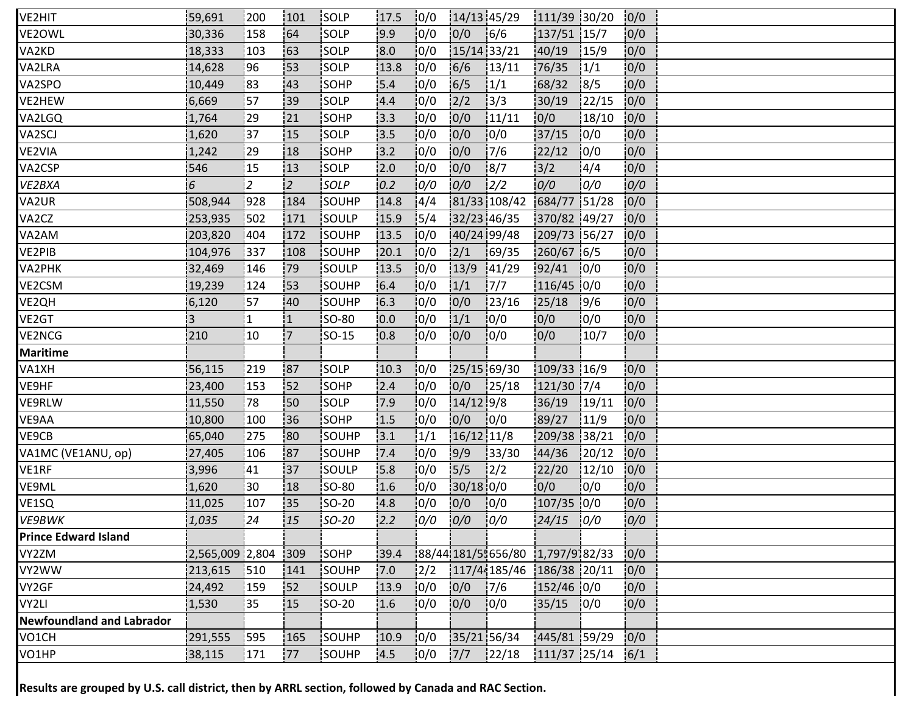| | | | | | | | | | | | |
|---|---|---|---|---|---|---|---|---|---|---|---|
| VE2HIT | 59,691 | 200 | 101 | SOLP | 17.5 | 0/0 | 14/13 | 45/29 | 111/39 | 30/20 | 0/0 |
| VE2OWL | 30,336 | 158 | 64 | SOLP | 9.9 | 0/0 | 0/0 | 6/6 | 137/51 | 15/7 | 0/0 |
| VA2KD | 18,333 | 103 | 63 | SOLP | 8.0 | 0/0 | 15/14 | 33/21 | 40/19 | 15/9 | 0/0 |
| VA2LRA | 14,628 | 96 | 53 | SOLP | 13.8 | 0/0 | 6/6 | 13/11 | 76/35 | 1/1 | 0/0 |
| VA2SPO | 10,449 | 83 | 43 | SOHP | 5.4 | 0/0 | 6/5 | 1/1 | 68/32 | 8/5 | 0/0 |
| VE2HEW | 6,669 | 57 | 39 | SOLP | 4.4 | 0/0 | 2/2 | 3/3 | 30/19 | 22/15 | 0/0 |
| VA2LGQ | 1,764 | 29 | 21 | SOHP | 3.3 | 0/0 | 0/0 | 11/11 | 0/0 | 18/10 | 0/0 |
| VA2SCJ | 1,620 | 37 | 15 | SOLP | 3.5 | 0/0 | 0/0 | 0/0 | 37/15 | 0/0 | 0/0 |
| VE2VIA | 1,242 | 29 | 18 | SOHP | 3.2 | 0/0 | 0/0 | 7/6 | 22/12 | 0/0 | 0/0 |
| VA2CSP | 546 | 15 | 13 | SOLP | 2.0 | 0/0 | 0/0 | 8/7 | 3/2 | 4/4 | 0/0 |
| *VE2BXA* | *6* | *2* | *2* | *SOLP* | *0.2* | *0/0* | *0/0* | *2/2* | *0/0* | *0/0* | *0/0* |
| VA2UR | 508,944 | 928 | 184 | SOUHP | 14.8 | 4/4 | 81/33 | 108/42 | 684/77 | 51/28 | 0/0 |
| VA2CZ | 253,935 | 502 | 171 | SOULP | 15.9 | 5/4 | 32/23 | 46/35 | 370/82 | 49/27 | 0/0 |
| VA2AM | 203,820 | 404 | 172 | SOUHP | 13.5 | 0/0 | 40/24 | 99/48 | 209/73 | 56/27 | 0/0 |
| VE2PIB | 104,976 | 337 | 108 | SOUHP | 20.1 | 0/0 | 2/1 | 69/35 | 260/67 | 6/5 | 0/0 |
| VA2PHK | 32,469 | 146 | 79 | SOULP | 13.5 | 0/0 | 13/9 | 41/29 | 92/41 | 0/0 | 0/0 |
| VE2CSM | 19,239 | 124 | 53 | SOUHP | 6.4 | 0/0 | 1/1 | 7/7 | 116/45 | 0/0 | 0/0 |
| VE2QH | 6,120 | 57 | 40 | SOUHP | 6.3 | 0/0 | 0/0 | 23/16 | 25/18 | 9/6 | 0/0 |
| VE2GT | 3 | 1 | 1 | SO-80 | 0.0 | 0/0 | 1/1 | 0/0 | 0/0 | 0/0 | 0/0 |
| VE2NCG | 210 | 10 | 7 | SO-15 | 0.8 | 0/0 | 0/0 | 0/0 | 0/0 | 10/7 | 0/0 |
| **Maritime** | | | | | | | | | | | |
| VA1XH | 56,115 | 219 | 87 | SOLP | 10.3 | 0/0 | 25/15 | 69/30 | 109/33 | 16/9 | 0/0 |
| VE9HF | 23,400 | 153 | 52 | SOHP | 2.4 | 0/0 | 0/0 | 25/18 | 121/30 | 7/4 | 0/0 |
| VE9RLW | 11,550 | 78 | 50 | SOLP | 7.9 | 0/0 | 14/12 | 9/8 | 36/19 | 19/11 | 0/0 |
| VE9AA | 10,800 | 100 | 36 | SOHP | 1.5 | 0/0 | 0/0 | 0/0 | 89/27 | 11/9 | 0/0 |
| VE9CB | 65,040 | 275 | 80 | SOUHP | 3.1 | 1/1 | 16/12 | 11/8 | 209/38 | 38/21 | 0/0 |
| VA1MC (VE1ANU, op) | 27,405 | 106 | 87 | SOUHP | 7.4 | 0/0 | 9/9 | 33/30 | 44/36 | 20/12 | 0/0 |
| VE1RF | 3,996 | 41 | 37 | SOULP | 5.8 | 0/0 | 5/5 | 2/2 | 22/20 | 12/10 | 0/0 |
| VE9ML | 1,620 | 30 | 18 | SO-80 | 1.6 | 0/0 | 30/18 | 0/0 | 0/0 | 0/0 | 0/0 |
| VE1SQ | 11,025 | 107 | 35 | SO-20 | 4.8 | 0/0 | 0/0 | 0/0 | 107/35 | 0/0 | 0/0 |
| *VE9BWK* | *1,035* | *24* | *15* | *SO-20* | *2.2* | *0/0* | *0/0* | *0/0* | *24/15* | *0/0* | *0/0* |
| **Prince Edward Island** | | | | | | | | | | | |
| VY2ZM | 2,565,009 | 2,804 | 309 | SOHP | 39.4 | 88/44 | 181/5 | 656/80 | 1,797/9 | 82/33 | 0/0 |
| VY2WW | 213,615 | 510 | 141 | SOUHP | 7.0 | 2/2 | 117/4 | 185/46 | 186/38 | 20/11 | 0/0 |
| VY2GF | 24,492 | 159 | 52 | SOULP | 13.9 | 0/0 | 0/0 | 7/6 | 152/46 | 0/0 | 0/0 |
| VY2LI | 1,530 | 35 | 15 | SO-20 | 1.6 | 0/0 | 0/0 | 0/0 | 35/15 | 0/0 | 0/0 |
| **Newfoundland and Labrador** | | | | | | | | | | | |
| VO1CH | 291,555 | 595 | 165 | SOUHP | 10.9 | 0/0 | 35/21 | 56/34 | 445/81 | 59/29 | 0/0 |
| VO1HP | 38,115 | 171 | 77 | SOUHP | 4.5 | 0/0 | 7/7 | 22/18 | 111/37 | 25/14 | 6/1 |

**Results are grouped by U.S. call district, then by ARRL section, followed by Canada and RAC Section.**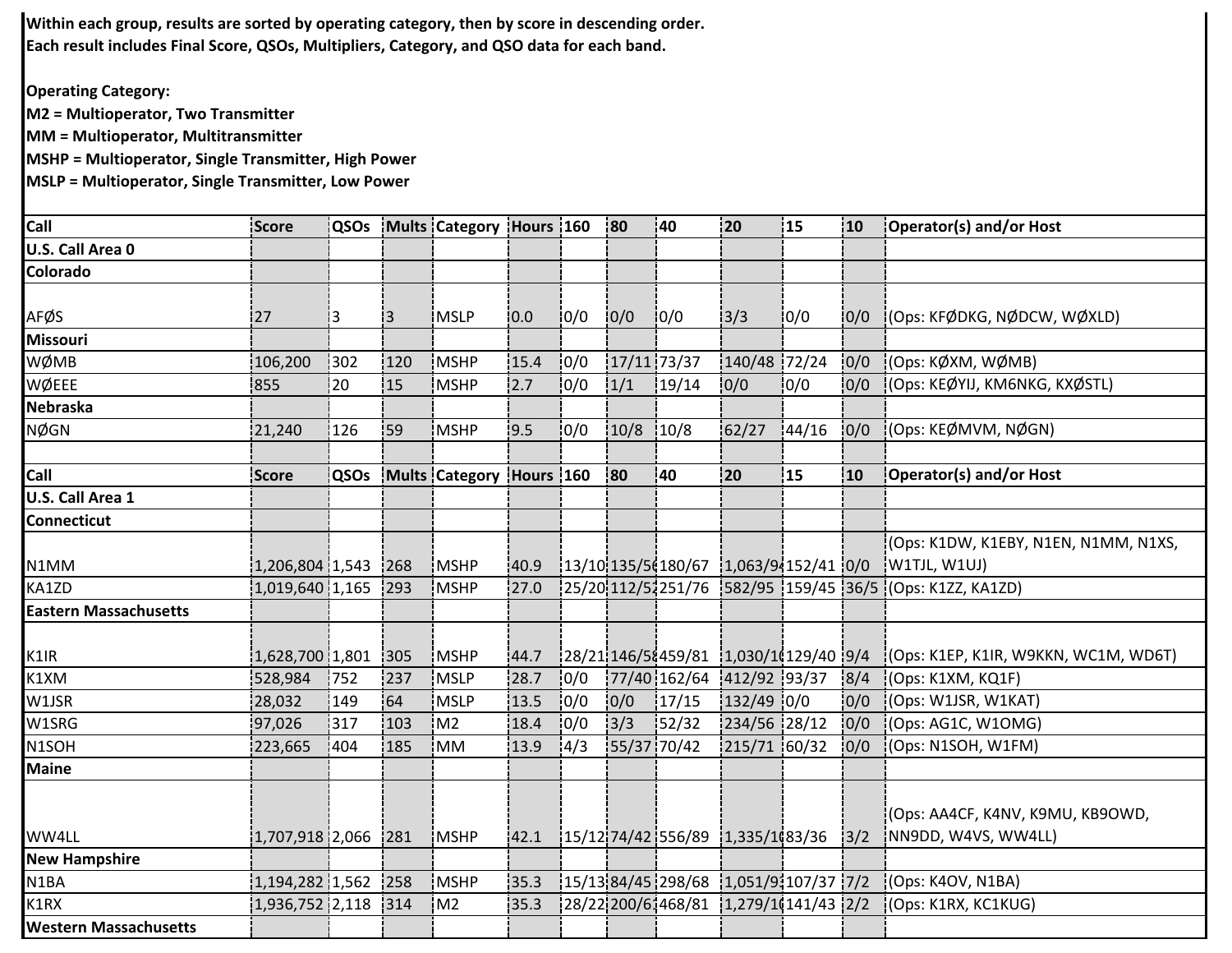**Within each group, results are sorted by operating category, then by score in descending order.**
**Each result includes Final Score, QSOs, Multipliers, Category, and QSO data for each band.**

**Operating Category:**
**M2 = Multioperator, Two Transmitter**
**MM = Multioperator, Multitransmitter**
**MSHP = Multioperator, Single Transmitter, High Power**
**MSLP = Multioperator, Single Transmitter, Low Power**

| Call | Score | QSOs | Mults | Category | Hours | 160 | 80 | 40 | 20 | 15 | 10 | Operator(s) and/or Host |
|---|---|---|---|---|---|---|---|---|---|---|---|---|
| **U.S. Call Area 0** | | | | | | | | | | | | |
| **Colorado** | | | | | | | | | | | | |
| AFØS | 27 | 3 | 3 | MSLP | 0.0 | 0/0 | 0/0 | 0/0 | 3/3 | 0/0 | 0/0 | (Ops: KFØDKG, NØDCW, WØXLD) |
| **Missouri** | | | | | | | | | | | | |
| WØMB | 106,200 | 302 | 120 | MSHP | 15.4 | 0/0 | 17/11 | 73/37 | 140/48 | 72/24 | 0/0 | (Ops: KØXM, WØMB) |
| WØEEE | 855 | 20 | 15 | MSHP | 2.7 | 0/0 | 1/1 | 19/14 | 0/0 | 0/0 | 0/0 | (Ops: KEØYIJ, KM6NKG, KXØSTL) |
| **Nebraska** | | | | | | | | | | | | |
| NØGN | 21,240 | 126 | 59 | MSHP | 9.5 | 0/0 | 10/8 | 10/8 | 62/27 | 44/16 | 0/0 | (Ops: KEØMVM, NØGN) |

| Call | Score | QSOs | Mults | Category | Hours | 160 | 80 | 40 | 20 | 15 | 10 | Operator(s) and/or Host |
|---|---|---|---|---|---|---|---|---|---|---|---|---|
| **U.S. Call Area 1** | | | | | | | | | | | | |
| **Connecticut** | | | | | | | | | | | | |
| N1MM | 1,206,804 | 1,543 | 268 | MSHP | 40.9 | 13/10 | 135/5 | 180/67 | 1,063/9 | 152/41 | 0/0 | (Ops: K1DW, K1EBY, N1EN, N1MM, N1XS, W1TJL, W1UJ) |
| KA1ZD | 1,019,640 | 1,165 | 293 | MSHP | 27.0 | 25/20 | 112/5 | 251/76 | 582/95 | 159/45 | 36/5 | (Ops: K1ZZ, KA1ZD) |
| **Eastern Massachusetts** | | | | | | | | | | | | |
| K1IR | 1,628,700 | 1,801 | 305 | MSHP | 44.7 | 28/21 | 146/5 | 459/81 | 1,030/1 | 129/40 | 9/4 | (Ops: K1EP, K1IR, W9KKN, WC1M, WD6T) |
| K1XM | 528,984 | 752 | 237 | MSLP | 28.7 | 0/0 | 77/40 | 162/64 | 412/92 | 93/37 | 8/4 | (Ops: K1XM, KQ1F) |
| W1JSR | 28,032 | 149 | 64 | MSLP | 13.5 | 0/0 | 0/0 | 17/15 | 132/49 | 0/0 | 0/0 | (Ops: W1JSR, W1KAT) |
| W1SRG | 97,026 | 317 | 103 | M2 | 18.4 | 0/0 | 3/3 | 52/32 | 234/56 | 28/12 | 0/0 | (Ops: AG1C, W1OMG) |
| N1SOH | 223,665 | 404 | 185 | MM | 13.9 | 4/3 | 55/37 | 70/42 | 215/71 | 60/32 | 0/0 | (Ops: N1SOH, W1FM) |
| **Maine** | | | | | | | | | | | | |
| WW4LL | 1,707,918 | 2,066 | 281 | MSHP | 42.1 | 15/12 | 74/42 | 556/89 | 1,335/1 | 83/36 | 3/2 | (Ops: AA4CF, K4NV, K9MU, KB9OWD, NN9DD, W4VS, WW4LL) |
| **New Hampshire** | | | | | | | | | | | | |
| N1BA | 1,194,282 | 1,562 | 258 | MSHP | 35.3 | 15/13 | 84/45 | 298/68 | 1,051/9 | 107/37 | 7/2 | (Ops: K4OV, N1BA) |
| K1RX | 1,936,752 | 2,118 | 314 | M2 | 35.3 | 28/22 | 200/6 | 468/81 | 1,279/1 | 141/43 | 2/2 | (Ops: K1RX, KC1KUG) |
| **Western Massachusetts** | | | | | | | | | | | | |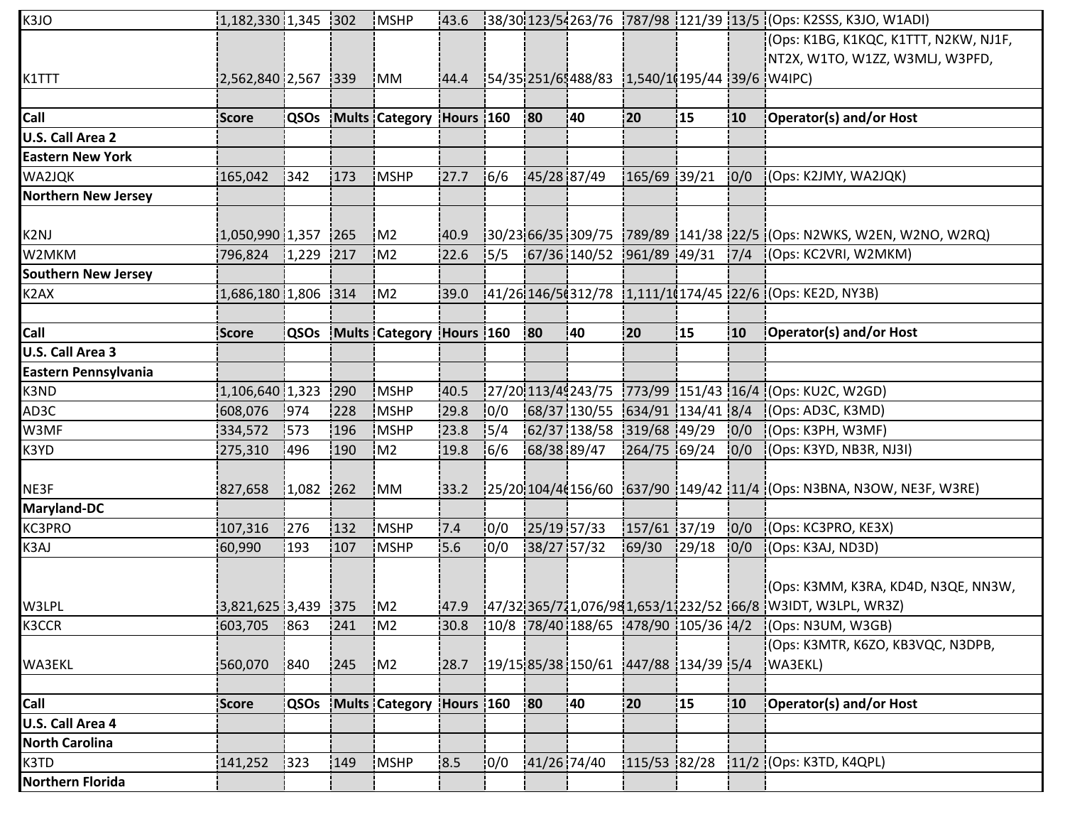| Call | Score | QSOs | Mults | Category | Hours | 160 | 80 | 40 | 20 | 15 | 10 | Operator(s) and/or Host |
|---|---|---|---|---|---|---|---|---|---|---|---|---|
| K3JO | 1,182,330 | 1,345 | 302 | MSHP | 43.6 | 38/30 | 123/54 | 263/76 | 787/98 | 121/39 | 13/5 | (Ops: K2SSS, K3JO, W1ADI) |
| K1TTT | 2,562,840 | 2,567 | 339 | MM | 44.4 | 54/35 | 251/65 | 488/83 | 1,540/10 | 195/44 | 39/6 | (Ops: K1BG, K1KQC, K1TTT, N2KW, NJ1F, NT2X, W1TO, W1ZZ, W3MLJ, W3PFD, W4IPC) |
| | | | | | | | | | | | | |
| **Call** | **Score** | **QSOs** | **Mults** | **Category** | **Hours** | **160** | **80** | **40** | **20** | **15** | **10** | **Operator(s) and/or Host** |
| **U.S. Call Area 2** | | | | | | | | | | | | |
| **Eastern New York** | | | | | | | | | | | | |
| WA2JQK | 165,042 | 342 | 173 | MSHP | 27.7 | 6/6 | 45/28 | 87/49 | 165/69 | 39/21 | 0/0 | (Ops: K2JMY, WA2JQK) |
| **Northern New Jersey** | | | | | | | | | | | | |
| K2NJ | 1,050,990 | 1,357 | 265 | M2 | 40.9 | 30/23 | 66/35 | 309/75 | 789/89 | 141/38 | 22/5 | (Ops: N2WKS, W2EN, W2NO, W2RQ) |
| W2MKM | 796,824 | 1,229 | 217 | M2 | 22.6 | 5/5 | 67/36 | 140/52 | 961/89 | 49/31 | 7/4 | (Ops: KC2VRI, W2MKM) |
| **Southern New Jersey** | | | | | | | | | | | | |
| K2AX | 1,686,180 | 1,806 | 314 | M2 | 39.0 | 41/26 | 146/56 | 312/78 | 1,111/10 | 174/45 | 22/6 | (Ops: KE2D, NY3B) |
| | | | | | | | | | | | | |
| **Call** | **Score** | **QSOs** | **Mults** | **Category** | **Hours** | **160** | **80** | **40** | **20** | **15** | **10** | **Operator(s) and/or Host** |
| **U.S. Call Area 3** | | | | | | | | | | | | |
| **Eastern Pennsylvania** | | | | | | | | | | | | |
| K3ND | 1,106,640 | 1,323 | 290 | MSHP | 40.5 | 27/20 | 113/49 | 243/75 | 773/99 | 151/43 | 16/4 | (Ops: KU2C, W2GD) |
| AD3C | 608,076 | 974 | 228 | MSHP | 29.8 | 0/0 | 68/37 | 130/55 | 634/91 | 134/41 | 8/4 | (Ops: AD3C, K3MD) |
| W3MF | 334,572 | 573 | 196 | MSHP | 23.8 | 5/4 | 62/37 | 138/58 | 319/68 | 49/29 | 0/0 | (Ops: K3PH, W3MF) |
| K3YD | 275,310 | 496 | 190 | M2 | 19.8 | 6/6 | 68/38 | 89/47 | 264/75 | 69/24 | 0/0 | (Ops: K3YD, NB3R, NJ3I) |
| NE3F | 827,658 | 1,082 | 262 | MM | 33.2 | 25/20 | 104/46 | 156/60 | 637/90 | 149/42 | 11/4 | (Ops: N3BNA, N3OW, NE3F, W3RE) |
| **Maryland-DC** | | | | | | | | | | | | |
| KC3PRO | 107,316 | 276 | 132 | MSHP | 7.4 | 0/0 | 25/19 | 57/33 | 157/61 | 37/19 | 0/0 | (Ops: KC3PRO, KE3X) |
| K3AJ | 60,990 | 193 | 107 | MSHP | 5.6 | 0/0 | 38/27 | 57/32 | 69/30 | 29/18 | 0/0 | (Ops: K3AJ, ND3D) |
| W3LPL | 3,821,625 | 3,439 | 375 | M2 | 47.9 | 47/32 | 365/72 | 1,076/98 | 1,653/1 | 232/52 | 66/8 | (Ops: K3MM, K3RA, KD4D, N3QE, NN3W, W3IDT, W3LPL, WR3Z) |
| K3CCR | 603,705 | 863 | 241 | M2 | 30.8 | 10/8 | 78/40 | 188/65 | 478/90 | 105/36 | 4/2 | (Ops: N3UM, W3GB) |
| WA3EKL | 560,070 | 840 | 245 | M2 | 28.7 | 19/15 | 85/38 | 150/61 | 447/88 | 134/39 | 5/4 | (Ops: K3MTR, K6ZO, KB3VQC, N3DPB, WA3EKL) |
| | | | | | | | | | | | | |
| **Call** | **Score** | **QSOs** | **Mults** | **Category** | **Hours** | **160** | **80** | **40** | **20** | **15** | **10** | **Operator(s) and/or Host** |
| **U.S. Call Area 4** | | | | | | | | | | | | |
| **North Carolina** | | | | | | | | | | | | |
| K3TD | 141,252 | 323 | 149 | MSHP | 8.5 | 0/0 | 41/26 | 74/40 | 115/53 | 82/28 | 11/2 | (Ops: K3TD, K4QPL) |
| **Northern Florida** | | | | | | | | | | | | |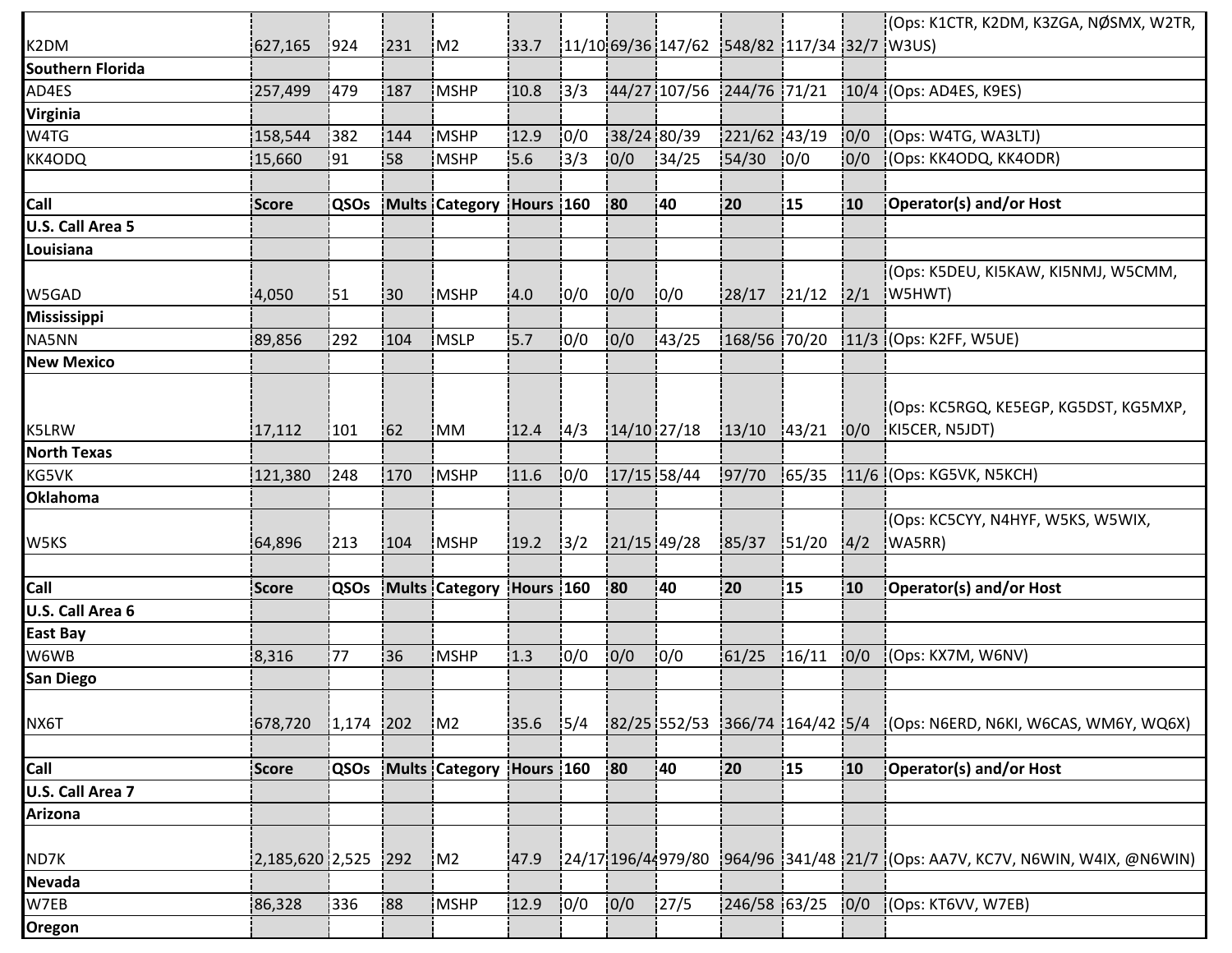| Call | Score | QSOs | Mults | Category | Hours | 160 | 80 | 40 | 20 | 15 | 10 | Operator(s) and/or Host |
|---|---|---|---|---|---|---|---|---|---|---|---|---|
| K2DM | 627,165 | 924 | 231 | M2 | 33.7 | 11/10 | 69/36 | 147/62 | 548/82 | 117/34 | 32/7 | (Ops: K1CTR, K2DM, K3ZGA, NØSMX, W2TR, W3US) |
| **Southern Florida** | | | | | | | | | | | | |
| AD4ES | 257,499 | 479 | 187 | MSHP | 10.8 | 3/3 | 44/27 | 107/56 | 244/76 | 71/21 | 10/4 | (Ops: AD4ES, K9ES) |
| **Virginia** | | | | | | | | | | | | |
| W4TG | 158,544 | 382 | 144 | MSHP | 12.9 | 0/0 | 38/24 | 80/39 | 221/62 | 43/19 | 0/0 | (Ops: W4TG, WA3LTJ) |
| KK4ODQ | 15,660 | 91 | 58 | MSHP | 5.6 | 3/3 | 0/0 | 34/25 | 54/30 | 0/0 | 0/0 | (Ops: KK4ODQ, KK4ODR) |
| | | | | | | | | | | | | |
| **Call** | **Score** | **QSOs** | **Mults** | **Category** | **Hours** | **160** | **80** | **40** | **20** | **15** | **10** | **Operator(s) and/or Host** |
| **U.S. Call Area 5** | | | | | | | | | | | | |
| **Louisiana** | | | | | | | | | | | | |
| W5GAD | 4,050 | 51 | 30 | MSHP | 4.0 | 0/0 | 0/0 | 0/0 | 28/17 | 21/12 | 2/1 | (Ops: K5DEU, KI5KAW, KI5NMJ, W5CMM, W5HWT) |
| **Mississippi** | | | | | | | | | | | | |
| NA5NN | 89,856 | 292 | 104 | MSLP | 5.7 | 0/0 | 0/0 | 43/25 | 168/56 | 70/20 | 11/3 | (Ops: K2FF, W5UE) |
| **New Mexico** | | | | | | | | | | | | |
| K5LRW | 17,112 | 101 | 62 | MM | 12.4 | 4/3 | 14/10 | 27/18 | 13/10 | 43/21 | 0/0 | (Ops: KC5RGQ, KE5EGP, KG5DST, KG5MXP, KI5CER, N5JDT) |
| **North Texas** | | | | | | | | | | | | |
| KG5VK | 121,380 | 248 | 170 | MSHP | 11.6 | 0/0 | 17/15 | 58/44 | 97/70 | 65/35 | 11/6 | (Ops: KG5VK, N5KCH) |
| **Oklahoma** | | | | | | | | | | | | |
| W5KS | 64,896 | 213 | 104 | MSHP | 19.2 | 3/2 | 21/15 | 49/28 | 85/37 | 51/20 | 4/2 | (Ops: KC5CYY, N4HYF, W5KS, W5WIX, WA5RR) |
| | | | | | | | | | | | | |
| **Call** | **Score** | **QSOs** | **Mults** | **Category** | **Hours** | **160** | **80** | **40** | **20** | **15** | **10** | **Operator(s) and/or Host** |
| **U.S. Call Area 6** | | | | | | | | | | | | |
| **East Bay** | | | | | | | | | | | | |
| W6WB | 8,316 | 77 | 36 | MSHP | 1.3 | 0/0 | 0/0 | 0/0 | 61/25 | 16/11 | 0/0 | (Ops: KX7M, W6NV) |
| **San Diego** | | | | | | | | | | | | |
| NX6T | 678,720 | 1,174 | 202 | M2 | 35.6 | 5/4 | 82/25 | 552/53 | 366/74 | 164/42 | 5/4 | (Ops: N6ERD, N6KI, W6CAS, WM6Y, WQ6X) |
| | | | | | | | | | | | | |
| **Call** | **Score** | **QSOs** | **Mults** | **Category** | **Hours** | **160** | **80** | **40** | **20** | **15** | **10** | **Operator(s) and/or Host** |
| **U.S. Call Area 7** | | | | | | | | | | | | |
| **Arizona** | | | | | | | | | | | | |
| ND7K | 2,185,620 | 2,525 | 292 | M2 | 47.9 | 24/17 | 196/44 | 979/80 | 964/96 | 341/48 | 21/7 | (Ops: AA7V, KC7V, N6WIN, W4IX, @N6WIN) |
| **Nevada** | | | | | | | | | | | | |
| W7EB | 86,328 | 336 | 88 | MSHP | 12.9 | 0/0 | 0/0 | 27/5 | 246/58 | 63/25 | 0/0 | (Ops: KT6VV, W7EB) |
| **Oregon** | | | | | | | | | | | | |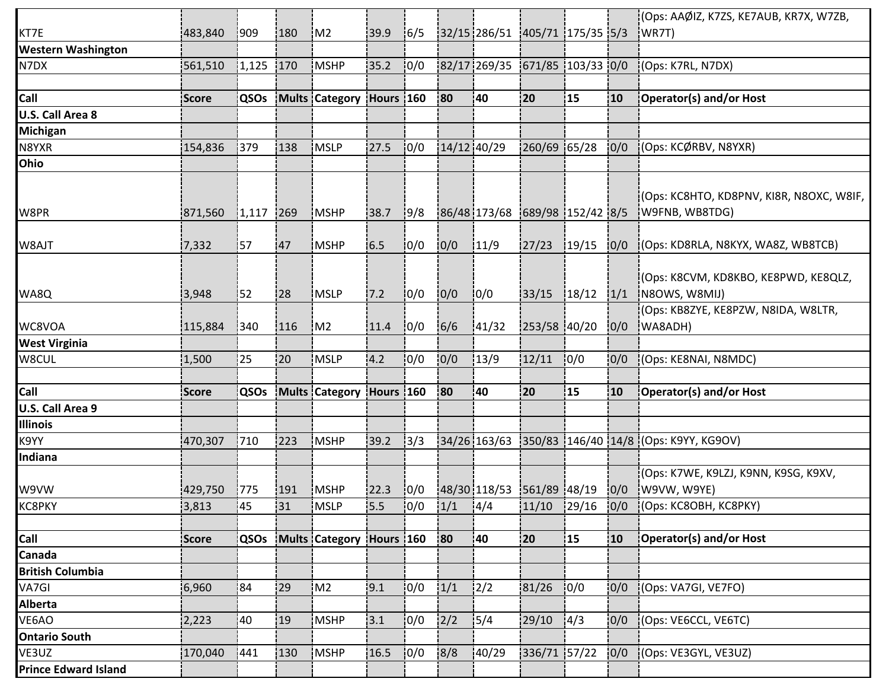| Call | Score | QSOs | Mults | Category | Hours | 160 | 80 | 40 | 20 | 15 | 10 | Operator(s) and/or Host |
|---|---|---|---|---|---|---|---|---|---|---|---|---|
| KT7E | 483,840 | 909 | 180 | M2 | 39.9 | 6/5 | 32/15 | 286/51 | 405/71 | 175/35 | 5/3 | (Ops: AAØIZ, K7ZS, KE7AUB, KR7X, W7ZB, WR7T) |
| **Western Washington** | | | | | | | | | | | | |
| N7DX | 561,510 | 1,125 | 170 | MSHP | 35.2 | 0/0 | 82/17 | 269/35 | 671/85 | 103/33 | 0/0 | (Ops: K7RL, N7DX) |
| | | | | | | | | | | | | |
| **Call** | **Score** | **QSOs** | **Mults** | **Category** | **Hours** | **160** | **80** | **40** | **20** | **15** | **10** | **Operator(s) and/or Host** |
| **U.S. Call Area 8** | | | | | | | | | | | | |
| **Michigan** | | | | | | | | | | | | |
| N8YXR | 154,836 | 379 | 138 | MSLP | 27.5 | 0/0 | 14/12 | 40/29 | 260/69 | 65/28 | 0/0 | (Ops: KCØRBV, N8YXR) |
| **Ohio** | | | | | | | | | | | | |
| W8PR | 871,560 | 1,117 | 269 | MSHP | 38.7 | 9/8 | 86/48 | 173/68 | 689/98 | 152/42 | 8/5 | (Ops: KC8HTO, KD8PNV, KI8R, N8OXC, W8IF, W9FNB, WB8TDG) |
| W8AJT | 7,332 | 57 | 47 | MSHP | 6.5 | 0/0 | 0/0 | 11/9 | 27/23 | 19/15 | 0/0 | (Ops: KD8RLA, N8KYX, WA8Z, WB8TCB) |
| WA8Q | 3,948 | 52 | 28 | MSLP | 7.2 | 0/0 | 0/0 | 0/0 | 33/15 | 18/12 | 1/1 | (Ops: K8CVM, KD8KBO, KE8PWD, KE8QLZ, N8OWS, W8MIJ) |
| WC8VOA | 115,884 | 340 | 116 | M2 | 11.4 | 0/0 | 6/6 | 41/32 | 253/58 | 40/20 | 0/0 | (Ops: KB8ZYE, KE8PZW, N8IDA, W8LTR, WA8ADH) |
| **West Virginia** | | | | | | | | | | | | |
| W8CUL | 1,500 | 25 | 20 | MSLP | 4.2 | 0/0 | 0/0 | 13/9 | 12/11 | 0/0 | 0/0 | (Ops: KE8NAI, N8MDC) |
| | | | | | | | | | | | | |
| **Call** | **Score** | **QSOs** | **Mults** | **Category** | **Hours** | **160** | **80** | **40** | **20** | **15** | **10** | **Operator(s) and/or Host** |
| **U.S. Call Area 9** | | | | | | | | | | | | |
| **Illinois** | | | | | | | | | | | | |
| K9YY | 470,307 | 710 | 223 | MSHP | 39.2 | 3/3 | 34/26 | 163/63 | 350/83 | 146/40 | 14/8 | (Ops: K9YY, KG9OV) |
| **Indiana** | | | | | | | | | | | | |
| W9VW | 429,750 | 775 | 191 | MSHP | 22.3 | 0/0 | 48/30 | 118/53 | 561/89 | 48/19 | 0/0 | (Ops: K7WE, K9LZJ, K9NN, K9SG, K9XV, W9VW, W9YE) |
| KC8PKY | 3,813 | 45 | 31 | MSLP | 5.5 | 0/0 | 1/1 | 4/4 | 11/10 | 29/16 | 0/0 | (Ops: KC8OBH, KC8PKY) |
| | | | | | | | | | | | | |
| **Call** | **Score** | **QSOs** | **Mults** | **Category** | **Hours** | **160** | **80** | **40** | **20** | **15** | **10** | **Operator(s) and/or Host** |
| **Canada** | | | | | | | | | | | | |
| **British Columbia** | | | | | | | | | | | | |
| VA7GI | 6,960 | 84 | 29 | M2 | 9.1 | 0/0 | 1/1 | 2/2 | 81/26 | 0/0 | 0/0 | (Ops: VA7GI, VE7FO) |
| **Alberta** | | | | | | | | | | | | |
| VE6AO | 2,223 | 40 | 19 | MSHP | 3.1 | 0/0 | 2/2 | 5/4 | 29/10 | 4/3 | 0/0 | (Ops: VE6CCL, VE6TC) |
| **Ontario South** | | | | | | | | | | | | |
| VE3UZ | 170,040 | 441 | 130 | MSHP | 16.5 | 0/0 | 8/8 | 40/29 | 336/71 | 57/22 | 0/0 | (Ops: VE3GYL, VE3UZ) |
| **Prince Edward Island** | | | | | | | | | | | | |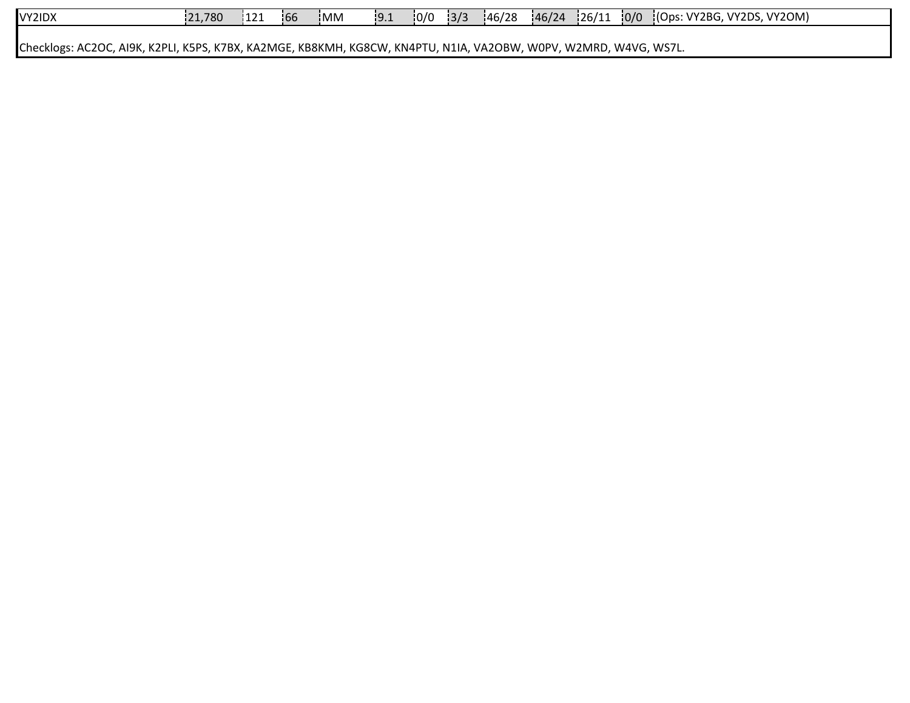| | | | | | | | | | | | |
|---|---|---|---|---|---|---|---|---|---|---|---|
| VY2IDX | 21,780 | 121 | 66 | MM | 9.1 | 0/0 | 3/3 | 46/28 | 46/24 | 26/11 | 0/0 | (Ops: VY2BG, VY2DS, VY2OM) |

Checklogs: AC2OC, AI9K, K2PLI, K5PS, K7BX, KA2MGE, KB8KMH, KG8CW, KN4PTU, N1IA, VA2OBW, W0PV, W2MRD, W4VG, WS7L.